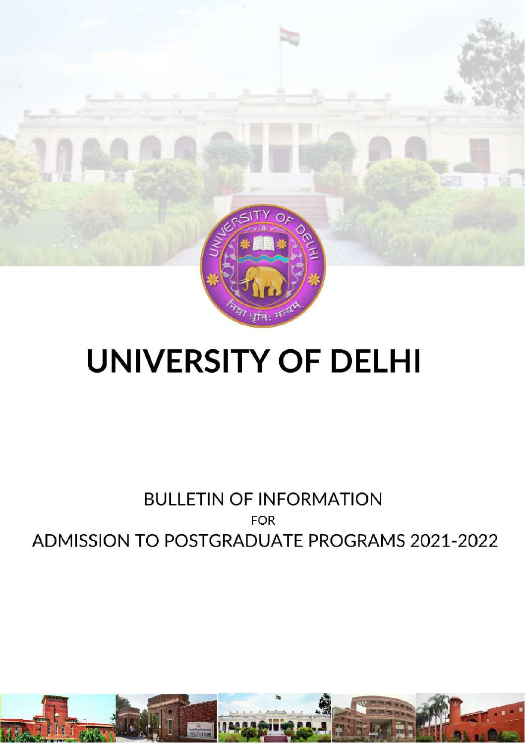# UNIVERSITY OF DELHI

BULLETIN OF INFORMATION

FOR

ADMISSION TO POSTGRADUATE PROGRAMS 2021-2022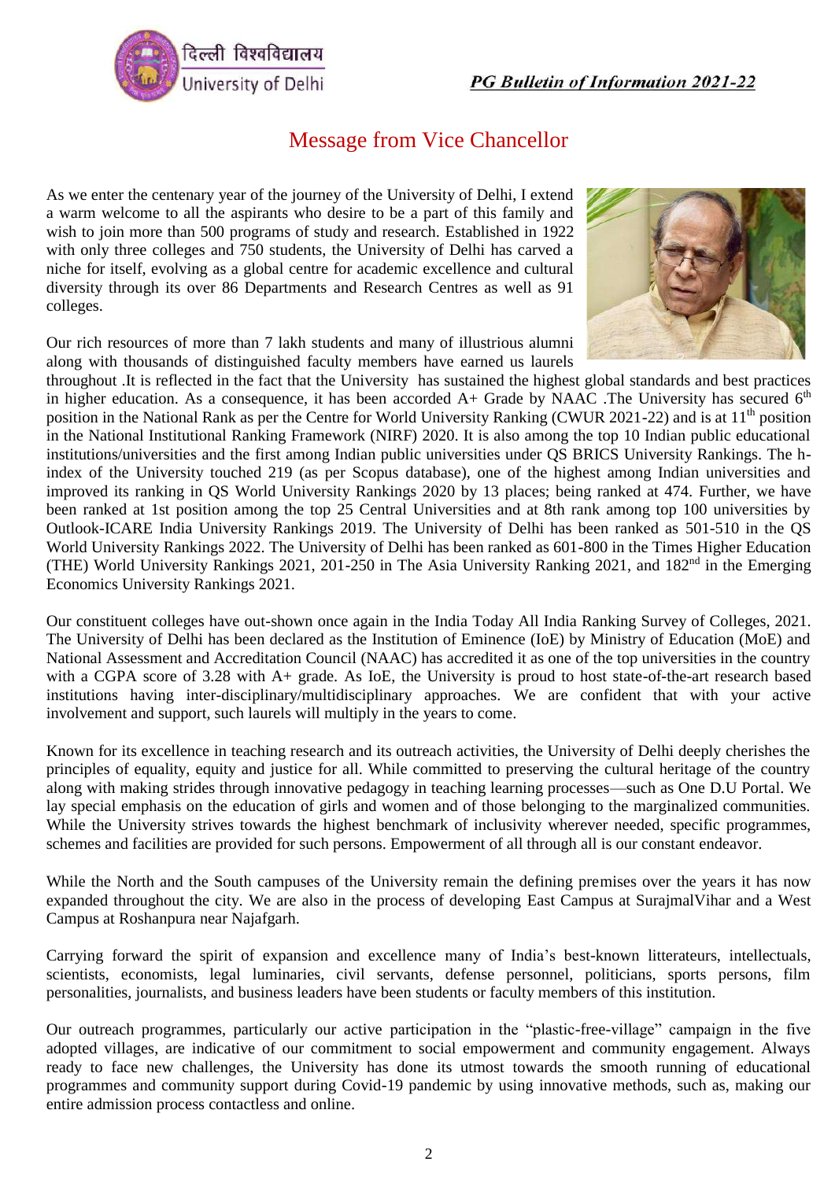# Message from Vice Chancellor

As we enter the centenary year of the journey of the University of Delhi, I extend a warm welcome to all the aspirants who desire to be a part of this family and wish to join more than 500 programs of study and research. Established in 1922 with only three colleges and 750 students, the University of Delhi has carved a niche for itself, evolving as a global centre for academic excellence and cultural diversity through its over 86 Departments and Research Centres as well as 91 colleges.

Our rich resources of more than 7 lakh students and many of illustrious alumni along with thousands of distinguished faculty members have earned us laurels throughout .It is reflected in the fact that the University has sustained the highest global standards and best practices in higher education. As a consequence, it has been accorded A+ Grade by NAAC .The University has secured 6th position in the National Rank as per the Centre for World University Ranking (CWUR 2021-22) and is at 11th position in the National Institutional Ranking Framework (NIRF) 2020. It is also among the top 10 Indian public educational institutions/universities and the first among Indian public universities under QS BRICS University Rankings. The h-index of the University touched 219 (as per Scopus database), one of the highest among Indian universities and improved its ranking in QS World University Rankings 2020 by 13 places; being ranked at 474. Further, we have been ranked at 1st position among the top 25 Central Universities and at 8th rank among top 100 universities by Outlook-ICARE India University Rankings 2019. The University of Delhi has been ranked as 501-510 in the QS World University Rankings 2022. The University of Delhi has been ranked as 601-800 in the Times Higher Education (THE) World University Rankings 2021, 201-250 in The Asia University Ranking 2021, and 182nd in the Emerging Economics University Rankings 2021.

Our constituent colleges have out-shown once again in the India Today All India Ranking Survey of Colleges, 2021. The University of Delhi has been declared as the Institution of Eminence (IoE) by Ministry of Education (MoE) and National Assessment and Accreditation Council (NAAC) has accredited it as one of the top universities in the country with a CGPA score of 3.28 with A+ grade. As IoE, the University is proud to host state-of-the-art research based institutions having inter-disciplinary/multidisciplinary approaches. We are confident that with your active involvement and support, such laurels will multiply in the years to come.

Known for its excellence in teaching research and its outreach activities, the University of Delhi deeply cherishes the principles of equality, equity and justice for all. While committed to preserving the cultural heritage of the country along with making strides through innovative pedagogy in teaching learning processes—such as One D.U Portal. We lay special emphasis on the education of girls and women and of those belonging to the marginalized communities. While the University strives towards the highest benchmark of inclusivity wherever needed, specific programmes, schemes and facilities are provided for such persons. Empowerment of all through all is our constant endeavor.

While the North and the South campuses of the University remain the defining premises over the years it has now expanded throughout the city. We are also in the process of developing East Campus at SurajmalVihar and a West Campus at Roshanpura near Najafgarh.

Carrying forward the spirit of expansion and excellence many of India's best-known litterateurs, intellectuals, scientists, economists, legal luminaries, civil servants, defense personnel, politicians, sports persons, film personalities, journalists, and business leaders have been students or faculty members of this institution.

Our outreach programmes, particularly our active participation in the "plastic-free-village" campaign in the five adopted villages, are indicative of our commitment to social empowerment and community engagement. Always ready to face new challenges, the University has done its utmost towards the smooth running of educational programmes and community support during Covid-19 pandemic by using innovative methods, such as, making our entire admission process contactless and online.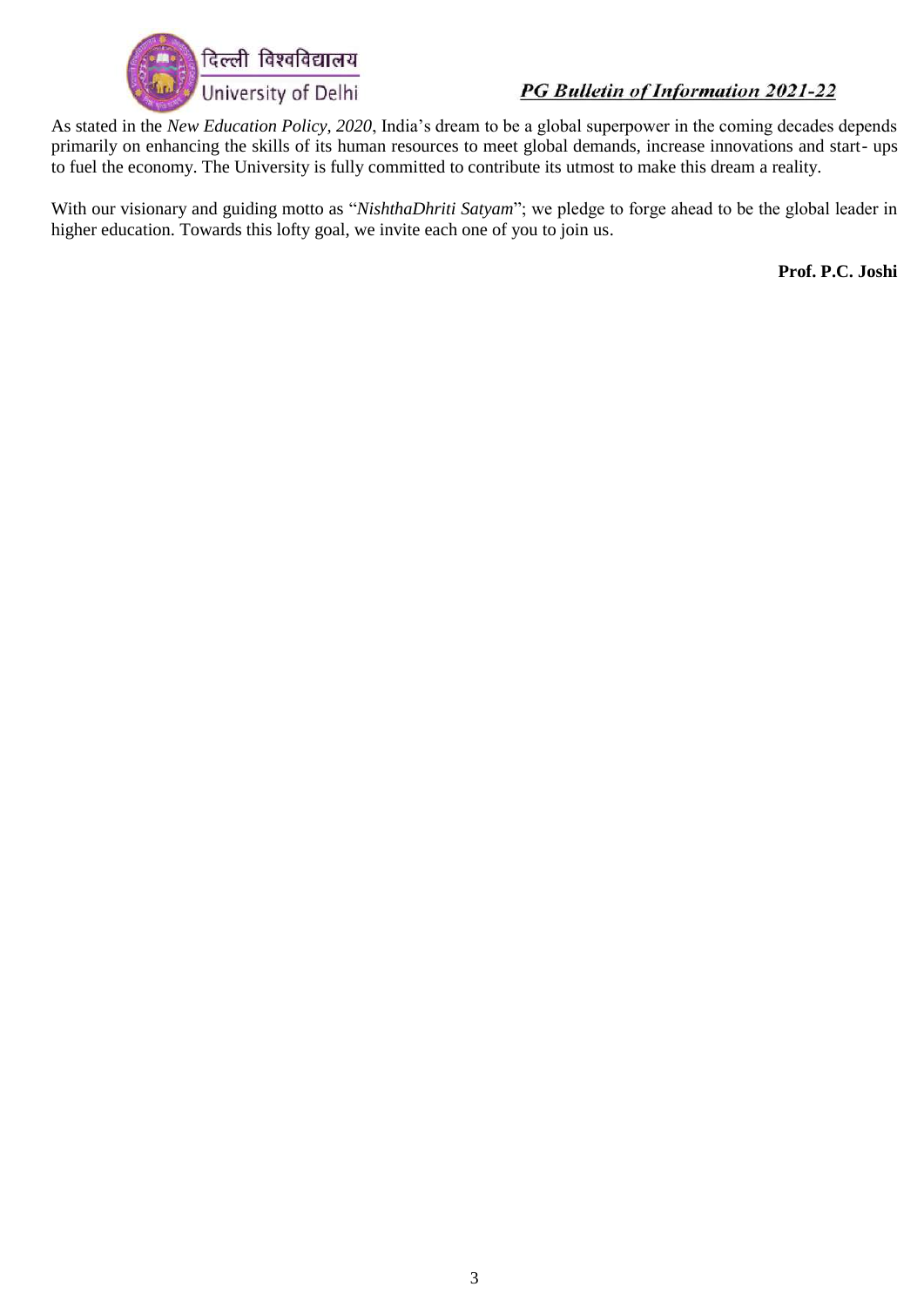As stated in the *New Education Policy, 2020*, India's dream to be a global superpower in the coming decades depends primarily on enhancing the skills of its human resources to meet global demands, increase innovations and start- ups to fuel the economy. The University is fully committed to contribute its utmost to make this dream a reality.

With our visionary and guiding motto as "*NishthaDhriti Satyam*"; we pledge to forge ahead to be the global leader in higher education. Towards this lofty goal, we invite each one of you to join us.

**Prof. P.C. Joshi**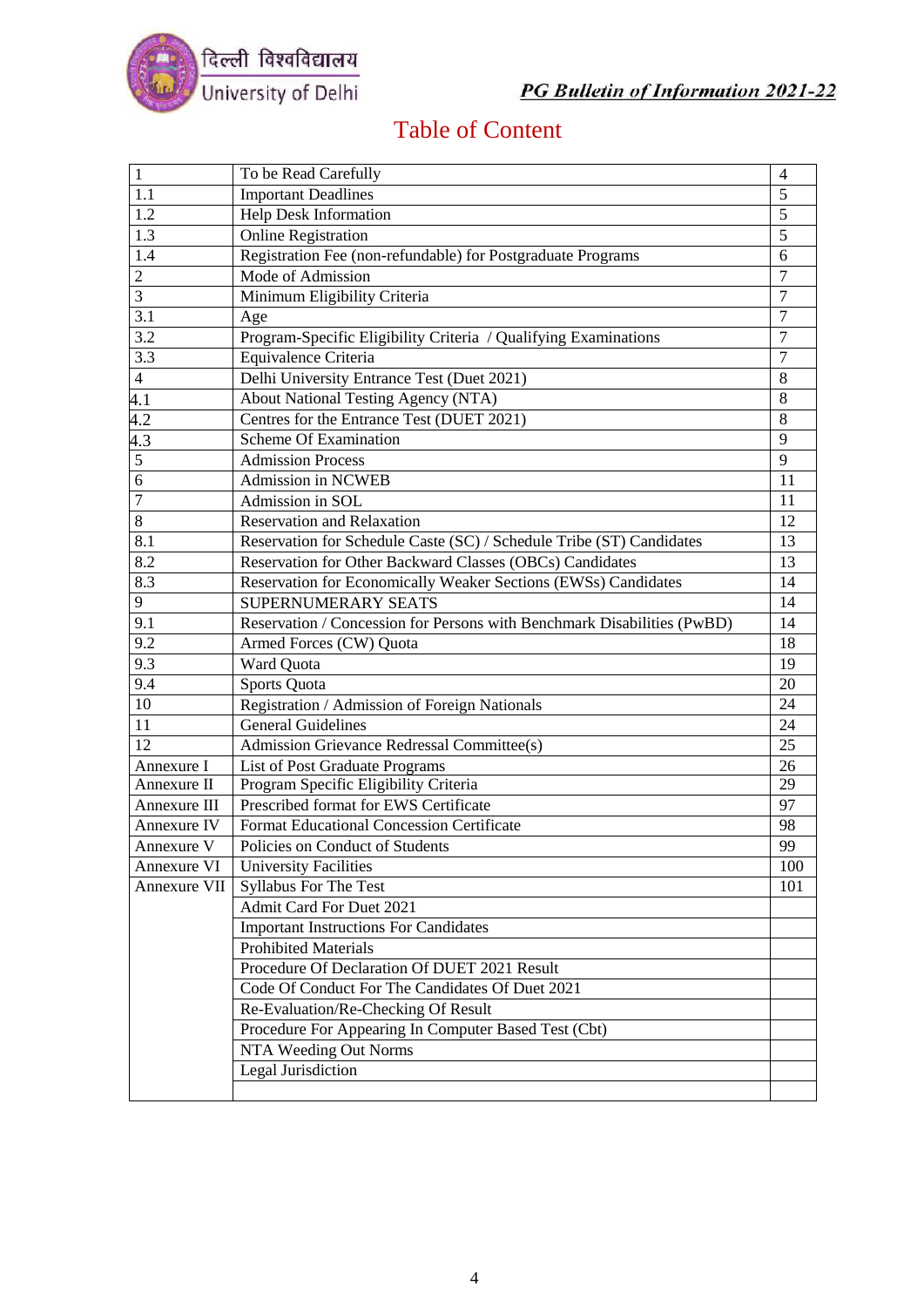# Table of Content

| | | |
|---|---|---|
| 1 | To be Read Carefully | 4 |
| 1.1 | Important Deadlines | 5 |
| 1.2 | Help Desk Information | 5 |
| 1.3 | Online Registration | 5 |
| 1.4 | Registration Fee (non-refundable) for Postgraduate Programs | 6 |
| 2 | Mode of Admission | 7 |
| 3 | Minimum Eligibility Criteria | 7 |
| 3.1 | Age | 7 |
| 3.2 | Program-Specific Eligibility Criteria / Qualifying Examinations | 7 |
| 3.3 | Equivalence Criteria | 7 |
| 4 | Delhi University Entrance Test (Duet 2021) | 8 |
| 4.1 | About National Testing Agency (NTA) | 8 |
| 4.2 | Centres for the Entrance Test (DUET 2021) | 8 |
| 4.3 | Scheme Of Examination | 9 |
| 5 | Admission Process | 9 |
| 6 | Admission in NCWEB | 11 |
| 7 | Admission in SOL | 11 |
| 8 | Reservation and Relaxation | 12 |
| 8.1 | Reservation for Schedule Caste (SC) / Schedule Tribe (ST) Candidates | 13 |
| 8.2 | Reservation for Other Backward Classes (OBCs) Candidates | 13 |
| 8.3 | Reservation for Economically Weaker Sections (EWSs) Candidates | 14 |
| 9 | SUPERNUMERARY SEATS | 14 |
| 9.1 | Reservation / Concession for Persons with Benchmark Disabilities (PwBD) | 14 |
| 9.2 | Armed Forces (CW) Quota | 18 |
| 9.3 | Ward Quota | 19 |
| 9.4 | Sports Quota | 20 |
| 10 | Registration / Admission of Foreign Nationals | 24 |
| 11 | General Guidelines | 24 |
| 12 | Admission Grievance Redressal Committee(s) | 25 |
| Annexure I | List of Post Graduate Programs | 26 |
| Annexure II | Program Specific Eligibility Criteria | 29 |
| Annexure III | Prescribed format for EWS Certificate | 97 |
| Annexure IV | Format Educational Concession Certificate | 98 |
| Annexure V | Policies on Conduct of Students | 99 |
| Annexure VI | University Facilities | 100 |
| Annexure VII | Syllabus For The Test | 101 |
| | Admit Card For Duet 2021 | |
| | Important Instructions For Candidates | |
| | Prohibited Materials | |
| | Procedure Of Declaration Of DUET 2021 Result | |
| | Code Of Conduct For The Candidates Of Duet 2021 | |
| | Re-Evaluation/Re-Checking Of Result | |
| | Procedure For Appearing In Computer Based Test (Cbt) | |
| | NTA Weeding Out Norms | |
| | Legal Jurisdiction | |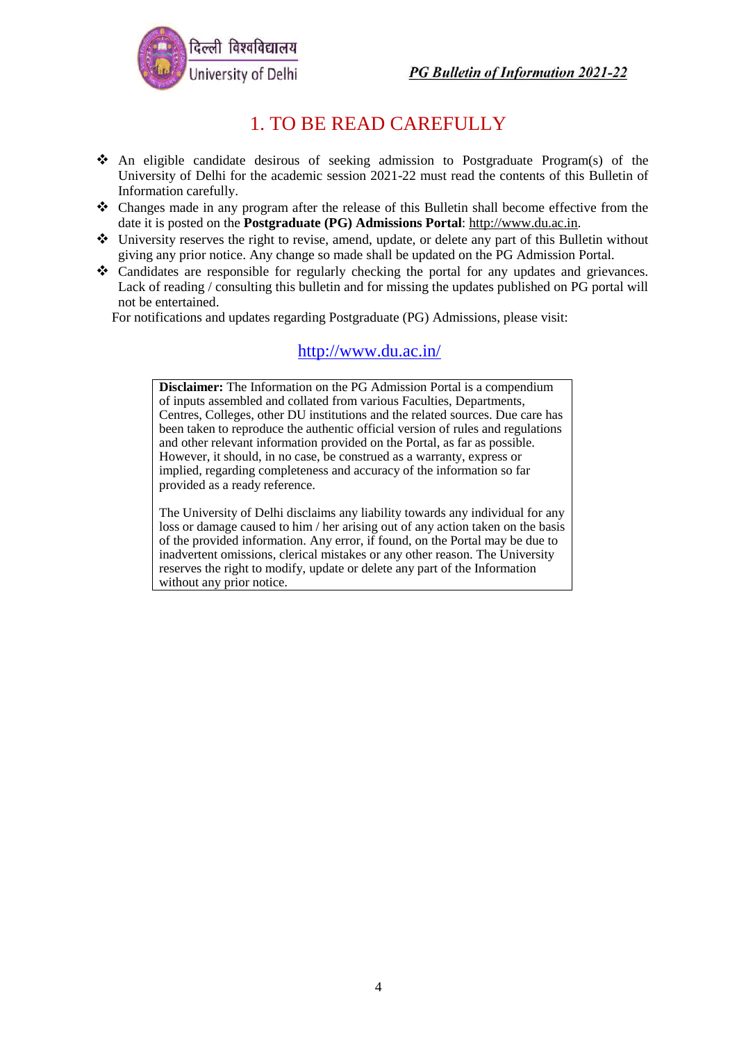# 1. TO BE READ CAREFULLY

- An eligible candidate desirous of seeking admission to Postgraduate Program(s) of the University of Delhi for the academic session 2021-22 must read the contents of this Bulletin of Information carefully.
- Changes made in any program after the release of this Bulletin shall become effective from the date it is posted on the **Postgraduate (PG) Admissions Portal**: http://www.du.ac.in.
- University reserves the right to revise, amend, update, or delete any part of this Bulletin without giving any prior notice. Any change so made shall be updated on the PG Admission Portal.
- Candidates are responsible for regularly checking the portal for any updates and grievances. Lack of reading / consulting this bulletin and for missing the updates published on PG portal will not be entertained.

For notifications and updates regarding Postgraduate (PG) Admissions, please visit:

http://www.du.ac.in/

> **Disclaimer:** The Information on the PG Admission Portal is a compendium of inputs assembled and collated from various Faculties, Departments, Centres, Colleges, other DU institutions and the related sources. Due care has been taken to reproduce the authentic official version of rules and regulations and other relevant information provided on the Portal, as far as possible. However, it should, in no case, be construed as a warranty, express or implied, regarding completeness and accuracy of the information so far provided as a ready reference.
>
> The University of Delhi disclaims any liability towards any individual for any loss or damage caused to him / her arising out of any action taken on the basis of the provided information. Any error, if found, on the Portal may be due to inadvertent omissions, clerical mistakes or any other reason. The University reserves the right to modify, update or delete any part of the Information without any prior notice.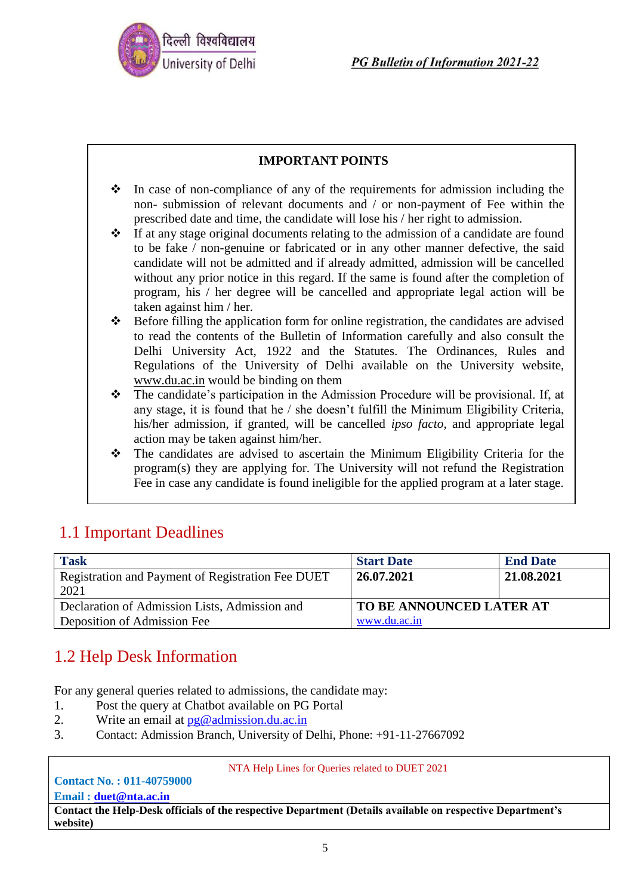**IMPORTANT POINTS**

- In case of non-compliance of any of the requirements for admission including the non- submission of relevant documents and / or non-payment of Fee within the prescribed date and time, the candidate will lose his / her right to admission.
- If at any stage original documents relating to the admission of a candidate are found to be fake / non-genuine or fabricated or in any other manner defective, the said candidate will not be admitted and if already admitted, admission will be cancelled without any prior notice in this regard. If the same is found after the completion of program, his / her degree will be cancelled and appropriate legal action will be taken against him / her.
- Before filling the application form for online registration, the candidates are advised to read the contents of the Bulletin of Information carefully and also consult the Delhi University Act, 1922 and the Statutes. The Ordinances, Rules and Regulations of the University of Delhi available on the University website, www.du.ac.in would be binding on them
- The candidate's participation in the Admission Procedure will be provisional. If, at any stage, it is found that he / she doesn't fulfill the Minimum Eligibility Criteria, his/her admission, if granted, will be cancelled *ipso facto*, and appropriate legal action may be taken against him/her.
- The candidates are advised to ascertain the Minimum Eligibility Criteria for the program(s) they are applying for. The University will not refund the Registration Fee in case any candidate is found ineligible for the applied program at a later stage.

## 1.1 Important Deadlines

| Task | Start Date | End Date |
|---|---|---|
| Registration and Payment of Registration Fee DUET 2021 | **26.07.2021** | **21.08.2021** |
| Declaration of Admission Lists, Admission and Deposition of Admission Fee | **TO BE ANNOUNCED LATER AT** www.du.ac.in | |

## 1.2 Help Desk Information

For any general queries related to admissions, the candidate may:

1. Post the query at Chatbot available on PG Portal
2. Write an email at pg@admission.du.ac.in
3. Contact: Admission Branch, University of Delhi, Phone: +91-11-27667092

NTA Help Lines for Queries related to DUET 2021

**Contact No. : 011-40759000**

**Email : duet@nta.ac.in**

**Contact the Help-Desk officials of the respective Department (Details available on respective Department's website)**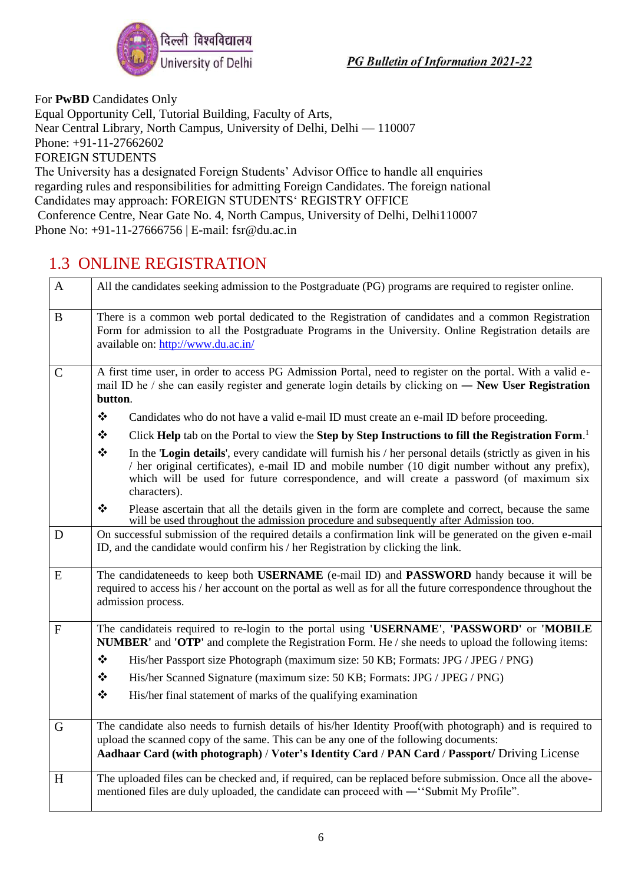For **PwBD** Candidates Only
Equal Opportunity Cell, Tutorial Building, Faculty of Arts,
Near Central Library, North Campus, University of Delhi, Delhi — 110007
Phone: +91-11-27662602
FOREIGN STUDENTS
The University has a designated Foreign Students' Advisor Office to handle all enquiries regarding rules and responsibilities for admitting Foreign Candidates. The foreign national Candidates may approach: FOREIGN STUDENTS' REGISTRY OFFICE
Conference Centre, Near Gate No. 4, North Campus, University of Delhi, Delhi110007
Phone No: +91-11-27666756 | E-mail: fsr@du.ac.in

## 1.3 ONLINE REGISTRATION

| | |
|---|---|
| A | All the candidates seeking admission to the Postgraduate (PG) programs are required to register online. |
| B | There is a common web portal dedicated to the Registration of candidates and a common Registration Form for admission to all the Postgraduate Programs in the University. Online Registration details are available on: http://www.du.ac.in/ |
| C | A first time user, in order to access PG Admission Portal, need to register on the portal. With a valid e-mail ID he / she can easily register and generate login details by clicking on — **New User Registration button**.<br>❖ Candidates who do not have a valid e-mail ID must create an e-mail ID before proceeding.<br>❖ Click **Help** tab on the Portal to view the **Step by Step Instructions to fill the Registration Form**.[1]<br>❖ In the '**Login details**', every candidate will furnish his / her personal details (strictly as given in his / her original certificates), e-mail ID and mobile number (10 digit number without any prefix), which will be used for future correspondence, and will create a password (of maximum six characters).<br>❖ Please ascertain that all the details given in the form are complete and correct, because the same will be used throughout the admission procedure and subsequently after Admission too. |
| D | On successful submission of the required details a confirmation link will be generated on the given e-mail ID, and the candidate would confirm his / her Registration by clicking the link. |
| E | The candidateneeds to keep both **USERNAME** (e-mail ID) and **PASSWORD** handy because it will be required to access his / her account on the portal as well as for all the future correspondence throughout the admission process. |
| F | The candidateis required to re-login to the portal using **'USERNAME'**, **'PASSWORD'** or **'MOBILE NUMBER'** and **'OTP'** and complete the Registration Form. He / she needs to upload the following items:<br>❖ His/her Passport size Photograph (maximum size: 50 KB; Formats: JPG / JPEG / PNG)<br>❖ His/her Scanned Signature (maximum size: 50 KB; Formats: JPG / JPEG / PNG)<br>❖ His/her final statement of marks of the qualifying examination |
| G | The candidate also needs to furnish details of his/her Identity Proof(with photograph) and is required to upload the scanned copy of the same. This can be any one of the following documents:<br>**Aadhaar Card (with photograph)** / **Voter's Identity Card** / **PAN Card** / **Passport/** Driving License |
| H | The uploaded files can be checked and, if required, can be replaced before submission. Once all the above-mentioned files are duly uploaded, the candidate can proceed with —''Submit My Profile". |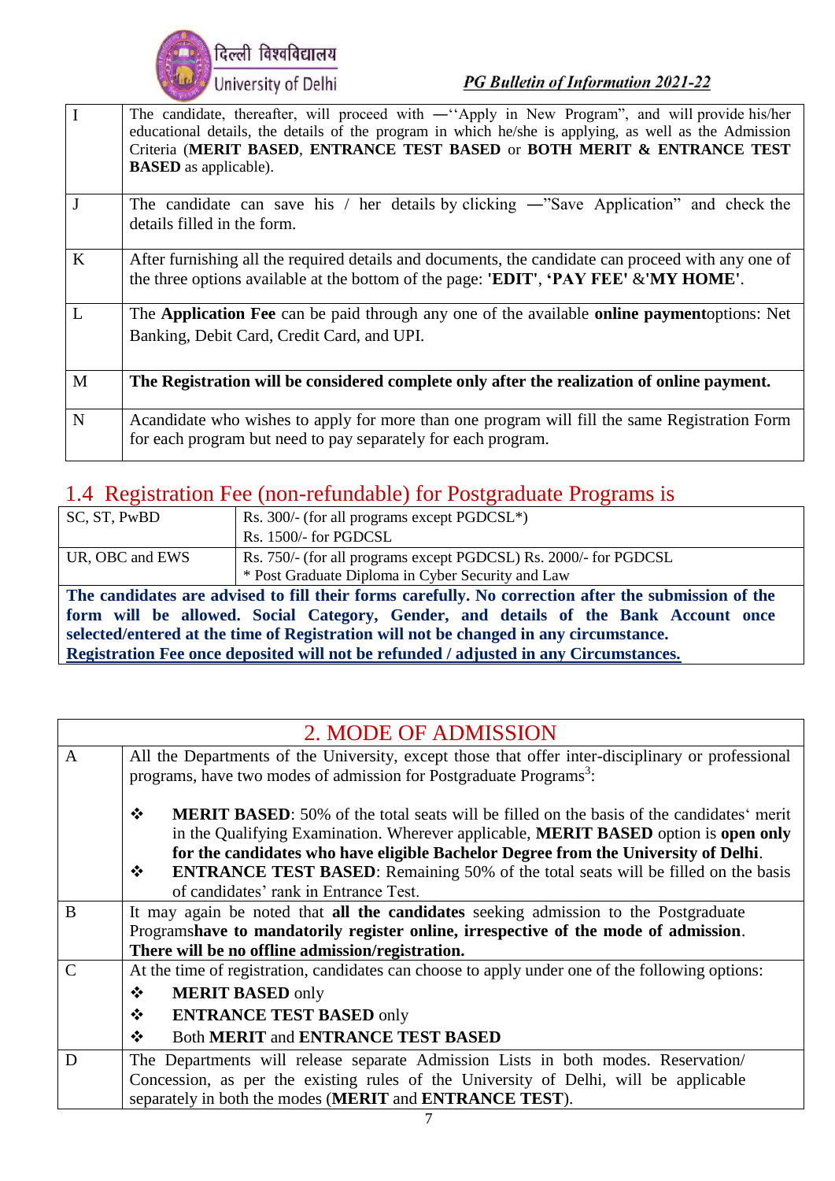| | |
|---|---|
| I | The candidate, thereafter, will proceed with ―''Apply in New Program", and will provide his/her educational details, the details of the program in which he/she is applying, as well as the Admission Criteria (**MERIT BASED**, **ENTRANCE TEST BASED** or **BOTH MERIT & ENTRANCE TEST BASED** as applicable). |
| J | The candidate can save his / her details by clicking ―"Save Application" and check the details filled in the form. |
| K | After furnishing all the required details and documents, the candidate can proceed with any one of the three options available at the bottom of the page: **'EDIT'**, **'PAY FEE'** &**'MY HOME'**. |
| L | The **Application Fee** can be paid through any one of the available **online payment**options: Net Banking, Debit Card, Credit Card, and UPI. |
| M | **The Registration will be considered complete only after the realization of online payment.** |
| N | Acandidate who wishes to apply for more than one program will fill the same Registration Form for each program but need to pay separately for each program. |

## 1.4 Registration Fee (non-refundable) for Postgraduate Programs is

| | |
|---|---|
| SC, ST, PwBD | Rs. 300/- (for all programs except PGDCSL*)<br>Rs. 1500/- for PGDCSL |
| UR, OBC and EWS | Rs. 750/- (for all programs except PGDCSL) Rs. 2000/- for PGDCSL<br>* Post Graduate Diploma in Cyber Security and Law |

**The candidates are advised to fill their forms carefully. No correction after the submission of the form will be allowed. Social Category, Gender, and details of the Bank Account once selected/entered at the time of Registration will not be changed in any circumstance.**
**Registration Fee once deposited will not be refunded / adjusted in any Circumstances.**

## 2. MODE OF ADMISSION

| | |
|---|---|
| A | All the Departments of the University, except those that offer inter-disciplinary or professional programs, have two modes of admission for Postgraduate Programs[3]:<br><br>❖ **MERIT BASED**: 50% of the total seats will be filled on the basis of the candidates' merit in the Qualifying Examination. Wherever applicable, **MERIT BASED** option is **open only for the candidates who have eligible Bachelor Degree from the University of Delhi**.<br>❖ **ENTRANCE TEST BASED**: Remaining 50% of the total seats will be filled on the basis of candidates' rank in Entrance Test. |
| B | It may again be noted that **all the candidates** seeking admission to the Postgraduate Programs**have to mandatorily register online, irrespective of the mode of admission**. **There will be no offline admission/registration.** |
| C | At the time of registration, candidates can choose to apply under one of the following options:<br>❖ **MERIT BASED** only<br>❖ **ENTRANCE TEST BASED** only<br>❖ Both **MERIT** and **ENTRANCE TEST BASED** |
| D | The Departments will release separate Admission Lists in both modes. Reservation/ Concession, as per the existing rules of the University of Delhi, will be applicable separately in both the modes (**MERIT** and **ENTRANCE TEST**). |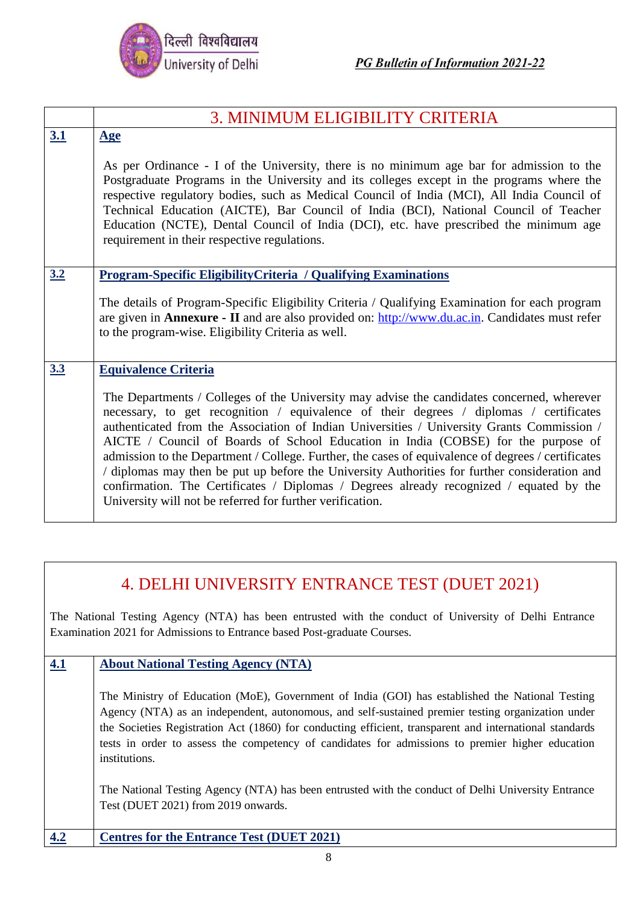## 3. MINIMUM ELIGIBILITY CRITERIA

### 3.1 Age

As per Ordinance - I of the University, there is no minimum age bar for admission to the Postgraduate Programs in the University and its colleges except in the programs where the respective regulatory bodies, such as Medical Council of India (MCI), All India Council of Technical Education (AICTE), Bar Council of India (BCI), National Council of Teacher Education (NCTE), Dental Council of India (DCI), etc. have prescribed the minimum age requirement in their respective regulations.

### 3.2 Program-Specific EligibilityCriteria / Qualifying Examinations

The details of Program-Specific Eligibility Criteria / Qualifying Examination for each program are given in **Annexure - II** and are also provided on: http://www.du.ac.in. Candidates must refer to the program-wise. Eligibility Criteria as well.

### 3.3 Equivalence Criteria

The Departments / Colleges of the University may advise the candidates concerned, wherever necessary, to get recognition / equivalence of their degrees / diplomas / certificates authenticated from the Association of Indian Universities / University Grants Commission / AICTE / Council of Boards of School Education in India (COBSE) for the purpose of admission to the Department / College. Further, the cases of equivalence of degrees / certificates / diplomas may then be put up before the University Authorities for further consideration and confirmation. The Certificates / Diplomas / Degrees already recognized / equated by the University will not be referred for further verification.

## 4. DELHI UNIVERSITY ENTRANCE TEST (DUET 2021)

The National Testing Agency (NTA) has been entrusted with the conduct of University of Delhi Entrance Examination 2021 for Admissions to Entrance based Post-graduate Courses.

### 4.1 About National Testing Agency (NTA)

The Ministry of Education (MoE), Government of India (GOI) has established the National Testing Agency (NTA) as an independent, autonomous, and self-sustained premier testing organization under the Societies Registration Act (1860) for conducting efficient, transparent and international standards tests in order to assess the competency of candidates for admissions to premier higher education institutions.

The National Testing Agency (NTA) has been entrusted with the conduct of Delhi University Entrance Test (DUET 2021) from 2019 onwards.

### 4.2 Centres for the Entrance Test (DUET 2021)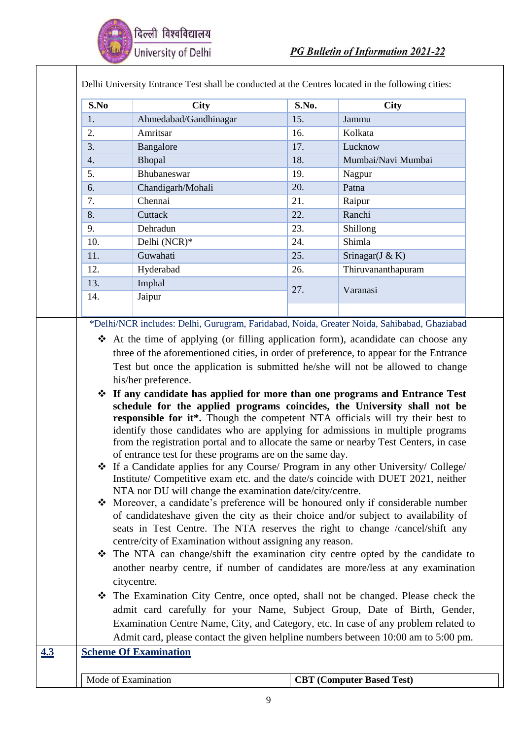Delhi University Entrance Test shall be conducted at the Centres located in the following cities:

| S.No | City | S.No. | City |
|---|---|---|---|
| 1. | Ahmedabad/Gandhinagar | 15. | Jammu |
| 2. | Amritsar | 16. | Kolkata |
| 3. | Bangalore | 17. | Lucknow |
| 4. | Bhopal | 18. | Mumbai/Navi Mumbai |
| 5. | Bhubaneswar | 19. | Nagpur |
| 6. | Chandigarh/Mohali | 20. | Patna |
| 7. | Chennai | 21. | Raipur |
| 8. | Cuttack | 22. | Ranchi |
| 9. | Dehradun | 23. | Shillong |
| 10. | Delhi (NCR)* | 24. | Shimla |
| 11. | Guwahati | 25. | Srinagar(J & K) |
| 12. | Hyderabad | 26. | Thiruvananthapuram |
| 13. | Imphal | 27. | Varanasi |
| 14. | Jaipur | | |

*Delhi/NCR includes: Delhi, Gurugram, Faridabad, Noida, Greater Noida, Sahibabad, Ghaziabad

- At the time of applying (or filling application form), acandidate can choose any three of the aforementioned cities, in order of preference, to appear for the Entrance Test but once the application is submitted he/she will not be allowed to change his/her preference.
- **If any candidate has applied for more than one programs and Entrance Test schedule for the applied programs coincides, the University shall not be responsible for it*.** Though the competent NTA officials will try their best to identify those candidates who are applying for admissions in multiple programs from the registration portal and to allocate the same or nearby Test Centers, in case of entrance test for these programs are on the same day.
- If a Candidate applies for any Course/ Program in any other University/ College/ Institute/ Competitive exam etc. and the date/s coincide with DUET 2021, neither NTA nor DU will change the examination date/city/centre.
- Moreover, a candidate's preference will be honoured only if considerable number of candidateshave given the city as their choice and/or subject to availability of seats in Test Centre. The NTA reserves the right to change /cancel/shift any centre/city of Examination without assigning any reason.
- The NTA can change/shift the examination city centre opted by the candidate to another nearby centre, if number of candidates are more/less at any examination citycentre.
- The Examination City Centre, once opted, shall not be changed. Please check the admit card carefully for your Name, Subject Group, Date of Birth, Gender, Examination Centre Name, City, and Category, etc. In case of any problem related to Admit card, please contact the given helpline numbers between 10:00 am to 5:00 pm.

## 4.3 Scheme Of Examination

| Mode of Examination | **CBT (Computer Based Test)** |
|---|---|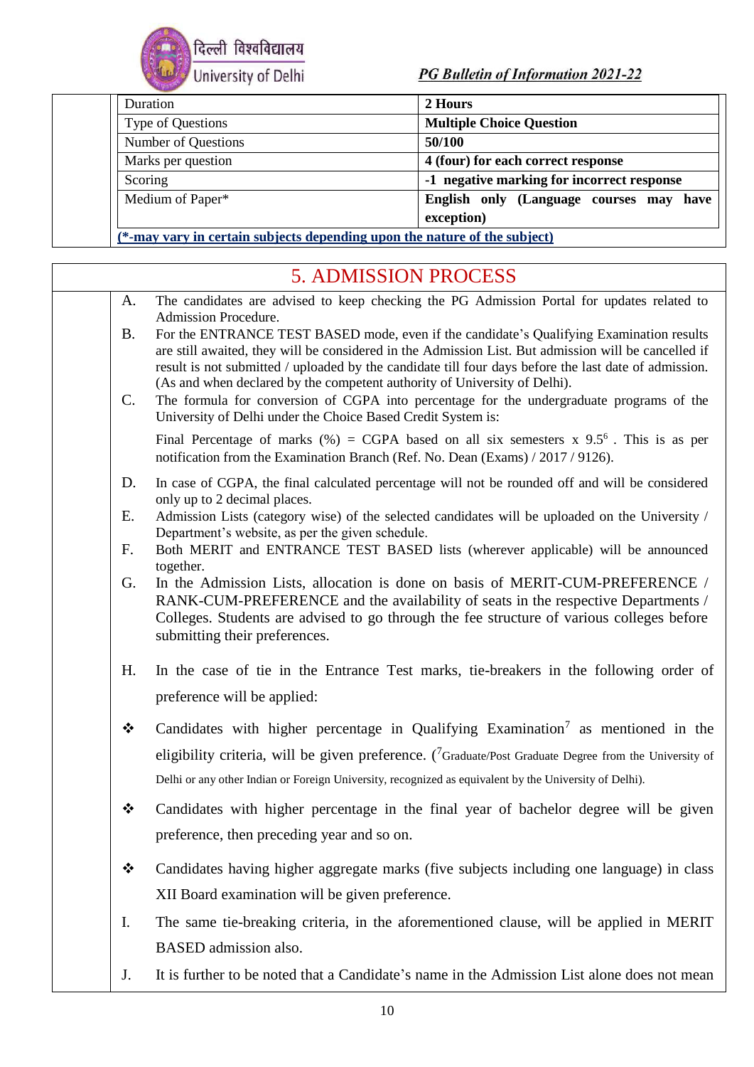| Duration | **2 Hours** |
|---|---|
| Type of Questions | **Multiple Choice Question** |
| Number of Questions | **50/100** |
| Marks per question | **4 (four) for each correct response** |
| Scoring | **-1 negative marking for incorrect response** |
| Medium of Paper* | **English only (Language courses may have exception)** |

**(*-may vary in certain subjects depending upon the nature of the subject)**

## 5. ADMISSION PROCESS

A. The candidates are advised to keep checking the PG Admission Portal for updates related to Admission Procedure.

B. For the ENTRANCE TEST BASED mode, even if the candidate's Qualifying Examination results are still awaited, they will be considered in the Admission List. But admission will be cancelled if result is not submitted / uploaded by the candidate till four days before the last date of admission. (As and when declared by the competent authority of University of Delhi).

C. The formula for conversion of CGPA into percentage for the undergraduate programs of the University of Delhi under the Choice Based Credit System is:

Final Percentage of marks (%) = CGPA based on all six semesters x 9.5[6] . This is as per notification from the Examination Branch (Ref. No. Dean (Exams) / 2017 / 9126).

D. In case of CGPA, the final calculated percentage will not be rounded off and will be considered only up to 2 decimal places.

E. Admission Lists (category wise) of the selected candidates will be uploaded on the University / Department's website, as per the given schedule.

F. Both MERIT and ENTRANCE TEST BASED lists (wherever applicable) will be announced together.

G. In the Admission Lists, allocation is done on basis of MERIT-CUM-PREFERENCE / RANK-CUM-PREFERENCE and the availability of seats in the respective Departments / Colleges. Students are advised to go through the fee structure of various colleges before submitting their preferences.

H. In the case of tie in the Entrance Test marks, tie-breakers in the following order of preference will be applied:

- Candidates with higher percentage in Qualifying Examination[7] as mentioned in the eligibility criteria, will be given preference. ([7]Graduate/Post Graduate Degree from the University of Delhi or any other Indian or Foreign University, recognized as equivalent by the University of Delhi).
- Candidates with higher percentage in the final year of bachelor degree will be given preference, then preceding year and so on.
- Candidates having higher aggregate marks (five subjects including one language) in class XII Board examination will be given preference.

I. The same tie-breaking criteria, in the aforementioned clause, will be applied in MERIT BASED admission also.

J. It is further to be noted that a Candidate's name in the Admission List alone does not mean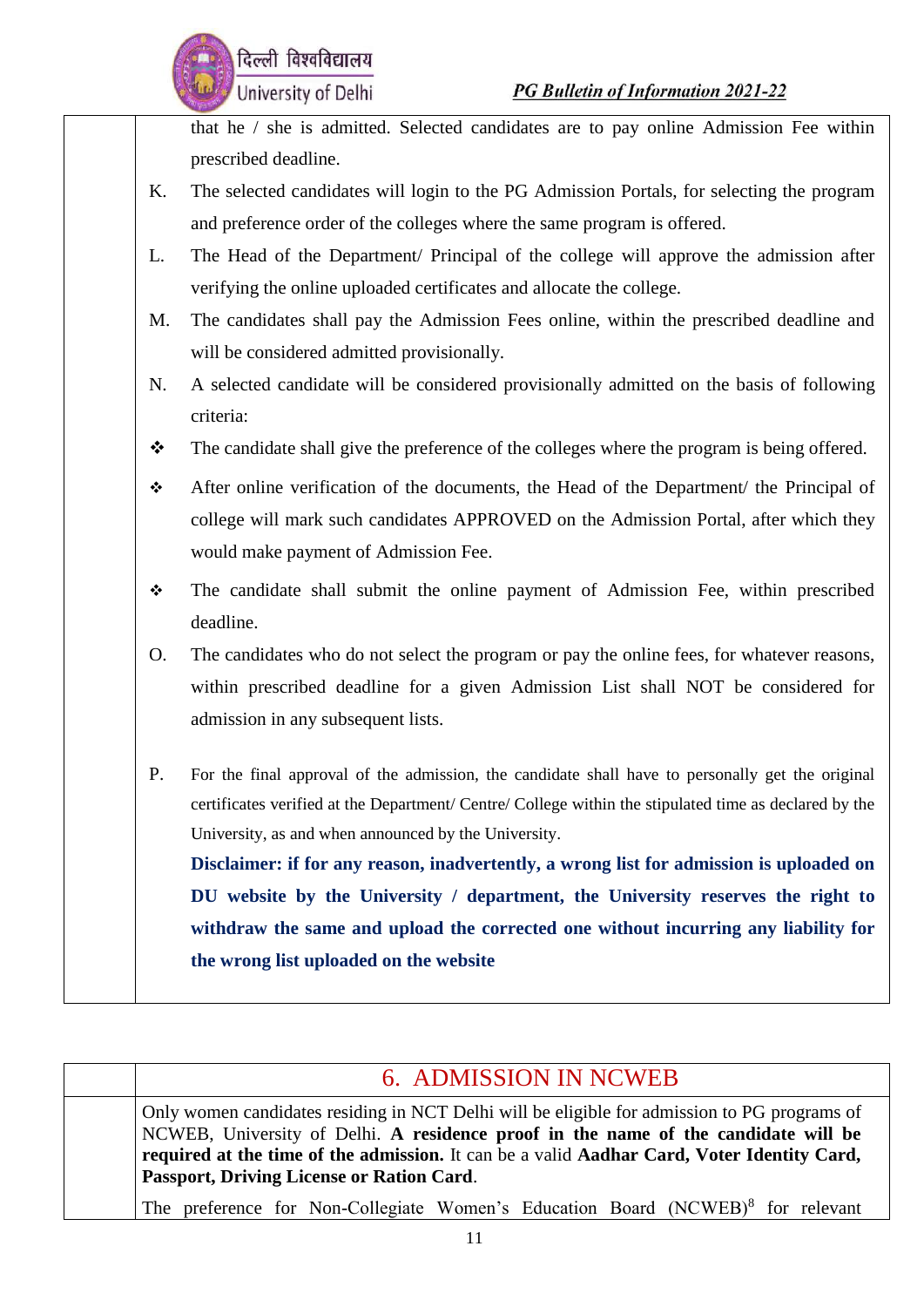that he / she is admitted. Selected candidates are to pay online Admission Fee within prescribed deadline.

K. The selected candidates will login to the PG Admission Portals, for selecting the program and preference order of the colleges where the same program is offered.

L. The Head of the Department/ Principal of the college will approve the admission after verifying the online uploaded certificates and allocate the college.

M. The candidates shall pay the Admission Fees online, within the prescribed deadline and will be considered admitted provisionally.

N. A selected candidate will be considered provisionally admitted on the basis of following criteria:

- The candidate shall give the preference of the colleges where the program is being offered.
- After online verification of the documents, the Head of the Department/ the Principal of college will mark such candidates APPROVED on the Admission Portal, after which they would make payment of Admission Fee.
- The candidate shall submit the online payment of Admission Fee, within prescribed deadline.

O. The candidates who do not select the program or pay the online fees, for whatever reasons, within prescribed deadline for a given Admission List shall NOT be considered for admission in any subsequent lists.

P. For the final approval of the admission, the candidate shall have to personally get the original certificates verified at the Department/ Centre/ College within the stipulated time as declared by the University, as and when announced by the University.

**Disclaimer: if for any reason, inadvertently, a wrong list for admission is uploaded on DU website by the University / department, the University reserves the right to withdraw the same and upload the corrected one without incurring any liability for the wrong list uploaded on the website**

## 6. ADMISSION IN NCWEB

Only women candidates residing in NCT Delhi will be eligible for admission to PG programs of NCWEB, University of Delhi. **A residence proof in the name of the candidate will be required at the time of the admission.** It can be a valid **Aadhar Card, Voter Identity Card, Passport, Driving License or Ration Card**.

The preference for Non-Collegiate Women's Education Board (NCWEB)[8] for relevant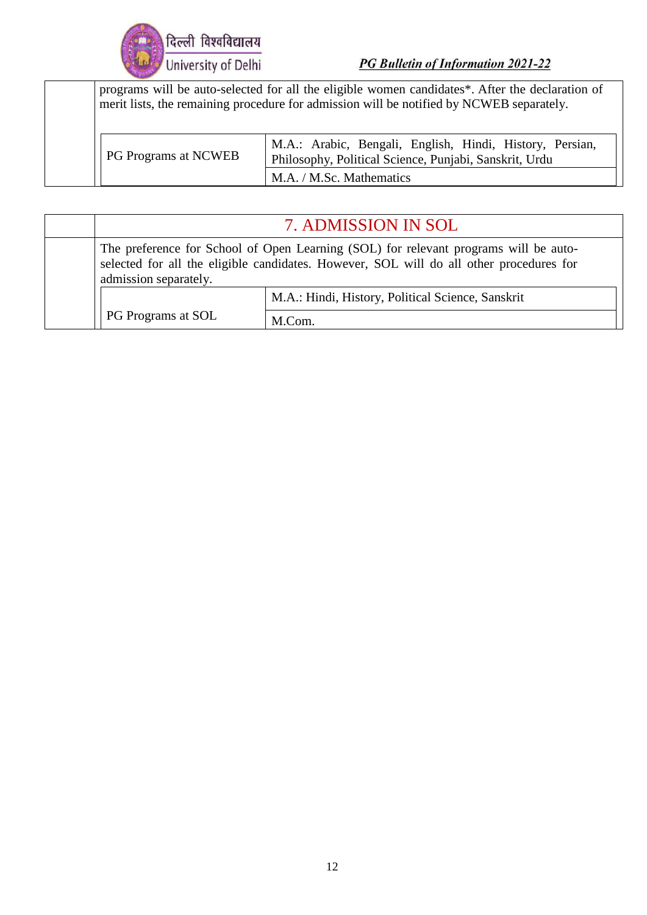programs will be auto-selected for all the eligible women candidates*. After the declaration of merit lists, the remaining procedure for admission will be notified by NCWEB separately.

| | |
|---|---|
| PG Programs at NCWEB | M.A.: Arabic, Bengali, English, Hindi, History, Persian, Philosophy, Political Science, Punjabi, Sanskrit, Urdu |
| | M.A. / M.Sc. Mathematics |

## 7. ADMISSION IN SOL

The preference for School of Open Learning (SOL) for relevant programs will be auto-selected for all the eligible candidates. However, SOL will do all other procedures for admission separately.

| | |
|---|---|
| PG Programs at SOL | M.A.: Hindi, History, Political Science, Sanskrit |
| | M.Com. |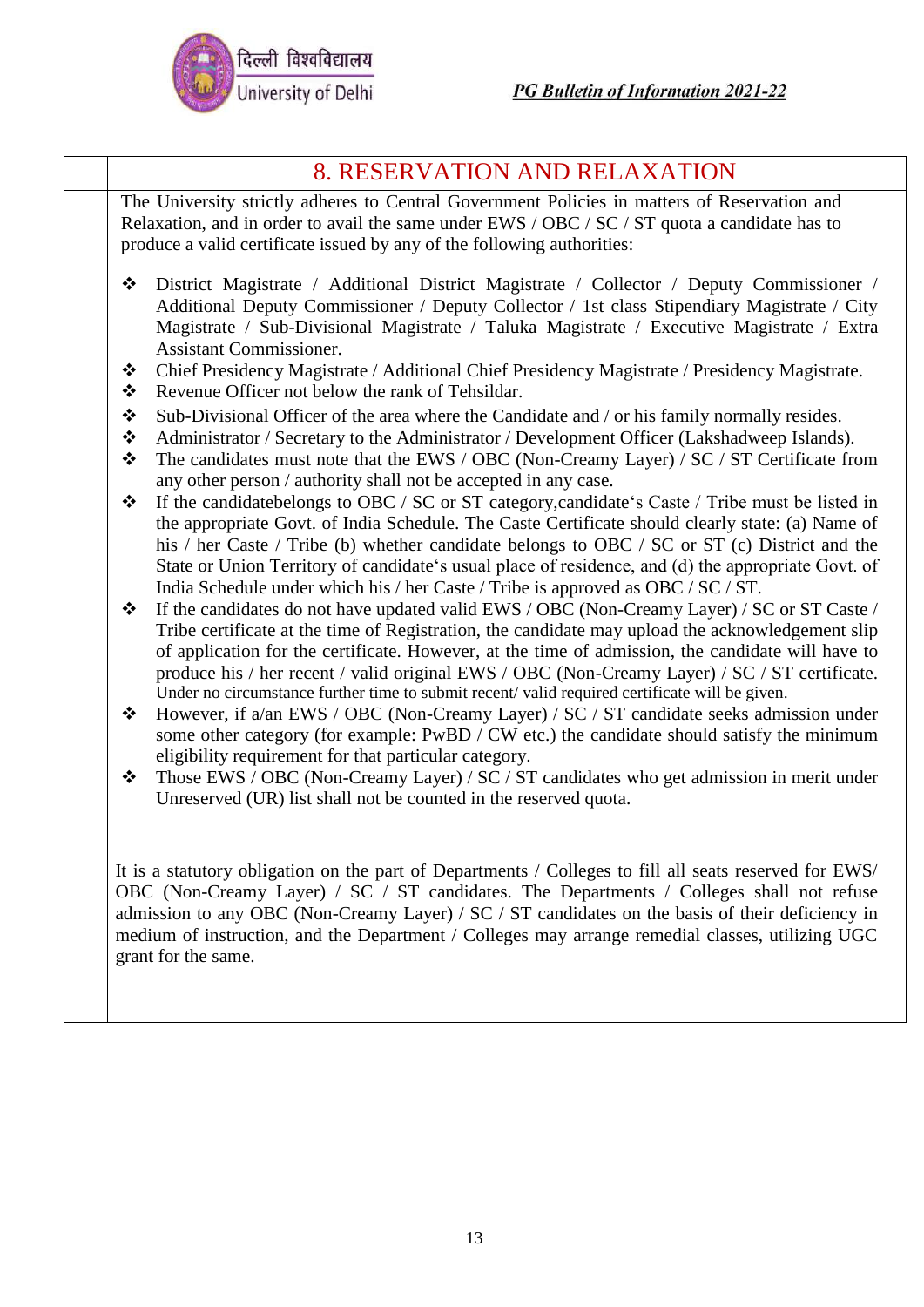# 8. RESERVATION AND RELAXATION

The University strictly adheres to Central Government Policies in matters of Reservation and Relaxation, and in order to avail the same under EWS / OBC / SC / ST quota a candidate has to produce a valid certificate issued by any of the following authorities:

- District Magistrate / Additional District Magistrate / Collector / Deputy Commissioner / Additional Deputy Commissioner / Deputy Collector / 1st class Stipendiary Magistrate / City Magistrate / Sub-Divisional Magistrate / Taluka Magistrate / Executive Magistrate / Extra Assistant Commissioner.
- Chief Presidency Magistrate / Additional Chief Presidency Magistrate / Presidency Magistrate.
- Revenue Officer not below the rank of Tehsildar.
- Sub-Divisional Officer of the area where the Candidate and / or his family normally resides.
- Administrator / Secretary to the Administrator / Development Officer (Lakshadweep Islands).
- The candidates must note that the EWS / OBC (Non-Creamy Layer) / SC / ST Certificate from any other person / authority shall not be accepted in any case.
- If the candidatebelongs to OBC / SC or ST category,candidate‘s Caste / Tribe must be listed in the appropriate Govt. of India Schedule. The Caste Certificate should clearly state: (a) Name of his / her Caste / Tribe (b) whether candidate belongs to OBC / SC or ST (c) District and the State or Union Territory of candidate‘s usual place of residence, and (d) the appropriate Govt. of India Schedule under which his / her Caste / Tribe is approved as OBC / SC / ST.
- If the candidates do not have updated valid EWS / OBC (Non-Creamy Layer) / SC or ST Caste / Tribe certificate at the time of Registration, the candidate may upload the acknowledgement slip of application for the certificate. However, at the time of admission, the candidate will have to produce his / her recent / valid original EWS / OBC (Non-Creamy Layer) / SC / ST certificate. Under no circumstance further time to submit recent/ valid required certificate will be given.
- However, if a/an EWS / OBC (Non-Creamy Layer) / SC / ST candidate seeks admission under some other category (for example: PwBD / CW etc.) the candidate should satisfy the minimum eligibility requirement for that particular category.
- Those EWS / OBC (Non-Creamy Layer) / SC / ST candidates who get admission in merit under Unreserved (UR) list shall not be counted in the reserved quota.

It is a statutory obligation on the part of Departments / Colleges to fill all seats reserved for EWS/ OBC (Non-Creamy Layer) / SC / ST candidates. The Departments / Colleges shall not refuse admission to any OBC (Non-Creamy Layer) / SC / ST candidates on the basis of their deficiency in medium of instruction, and the Department / Colleges may arrange remedial classes, utilizing UGC grant for the same.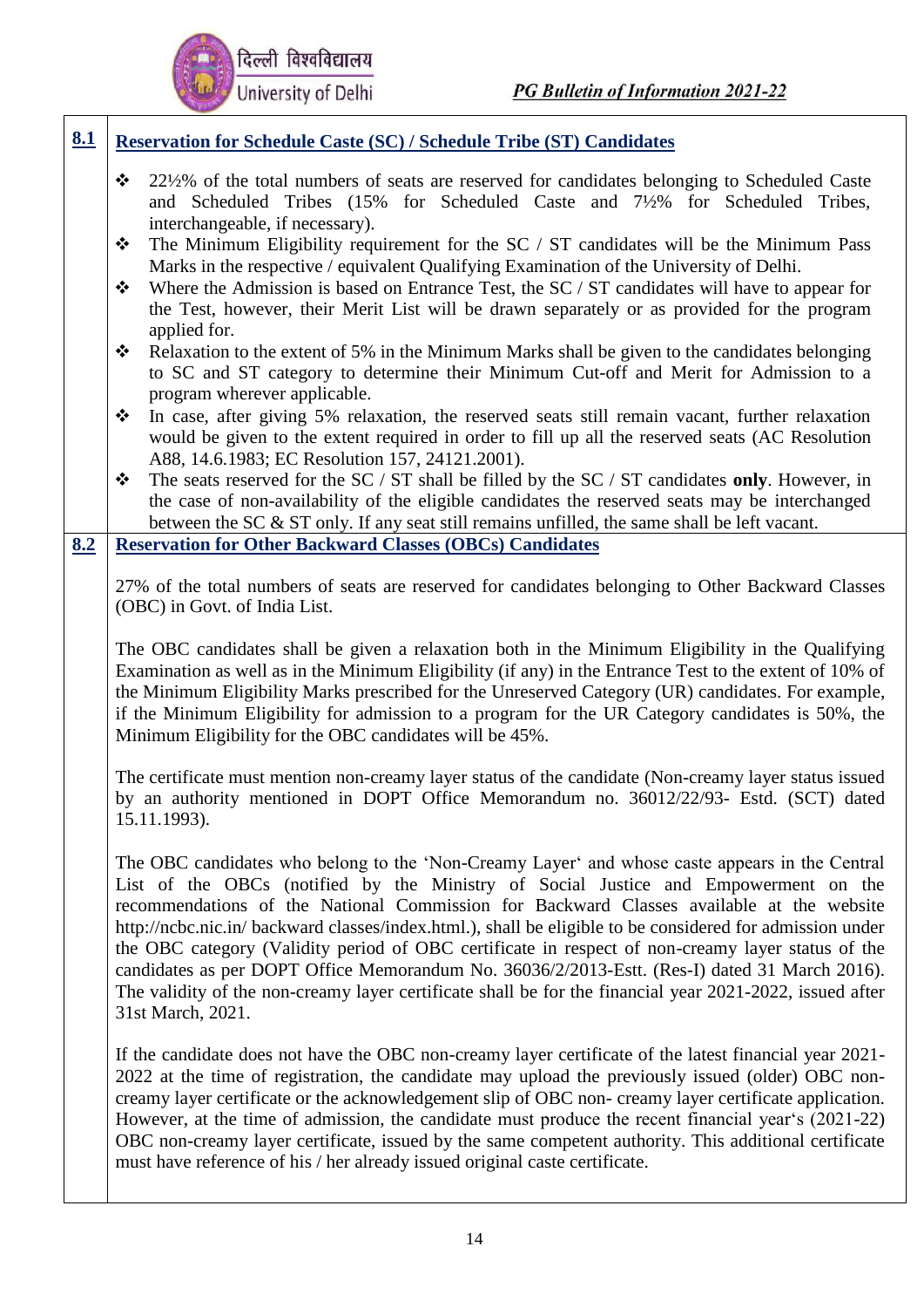## 8.1 Reservation for Schedule Caste (SC) / Schedule Tribe (ST) Candidates

- 22½% of the total numbers of seats are reserved for candidates belonging to Scheduled Caste and Scheduled Tribes (15% for Scheduled Caste and 7½% for Scheduled Tribes, interchangeable, if necessary).
- The Minimum Eligibility requirement for the SC / ST candidates will be the Minimum Pass Marks in the respective / equivalent Qualifying Examination of the University of Delhi.
- Where the Admission is based on Entrance Test, the SC / ST candidates will have to appear for the Test, however, their Merit List will be drawn separately or as provided for the program applied for.
- Relaxation to the extent of 5% in the Minimum Marks shall be given to the candidates belonging to SC and ST category to determine their Minimum Cut-off and Merit for Admission to a program wherever applicable.
- In case, after giving 5% relaxation, the reserved seats still remain vacant, further relaxation would be given to the extent required in order to fill up all the reserved seats (AC Resolution A88, 14.6.1983; EC Resolution 157, 24121.2001).
- The seats reserved for the SC / ST shall be filled by the SC / ST candidates **only**. However, in the case of non-availability of the eligible candidates the reserved seats may be interchanged between the SC & ST only. If any seat still remains unfilled, the same shall be left vacant.

## 8.2 Reservation for Other Backward Classes (OBCs) Candidates

27% of the total numbers of seats are reserved for candidates belonging to Other Backward Classes (OBC) in Govt. of India List.

The OBC candidates shall be given a relaxation both in the Minimum Eligibility in the Qualifying Examination as well as in the Minimum Eligibility (if any) in the Entrance Test to the extent of 10% of the Minimum Eligibility Marks prescribed for the Unreserved Category (UR) candidates. For example, if the Minimum Eligibility for admission to a program for the UR Category candidates is 50%, the Minimum Eligibility for the OBC candidates will be 45%.

The certificate must mention non-creamy layer status of the candidate (Non-creamy layer status issued by an authority mentioned in DOPT Office Memorandum no. 36012/22/93- Estd. (SCT) dated 15.11.1993).

The OBC candidates who belong to the 'Non-Creamy Layer' and whose caste appears in the Central List of the OBCs (notified by the Ministry of Social Justice and Empowerment on the recommendations of the National Commission for Backward Classes available at the website http://ncbc.nic.in/ backward classes/index.html.), shall be eligible to be considered for admission under the OBC category (Validity period of OBC certificate in respect of non-creamy layer status of the candidates as per DOPT Office Memorandum No. 36036/2/2013-Estt. (Res-I) dated 31 March 2016). The validity of the non-creamy layer certificate shall be for the financial year 2021-2022, issued after 31st March, 2021.

If the candidate does not have the OBC non-creamy layer certificate of the latest financial year 2021-2022 at the time of registration, the candidate may upload the previously issued (older) OBC non-creamy layer certificate or the acknowledgement slip of OBC non- creamy layer certificate application. However, at the time of admission, the candidate must produce the recent financial year's (2021-22) OBC non-creamy layer certificate, issued by the same competent authority. This additional certificate must have reference of his / her already issued original caste certificate.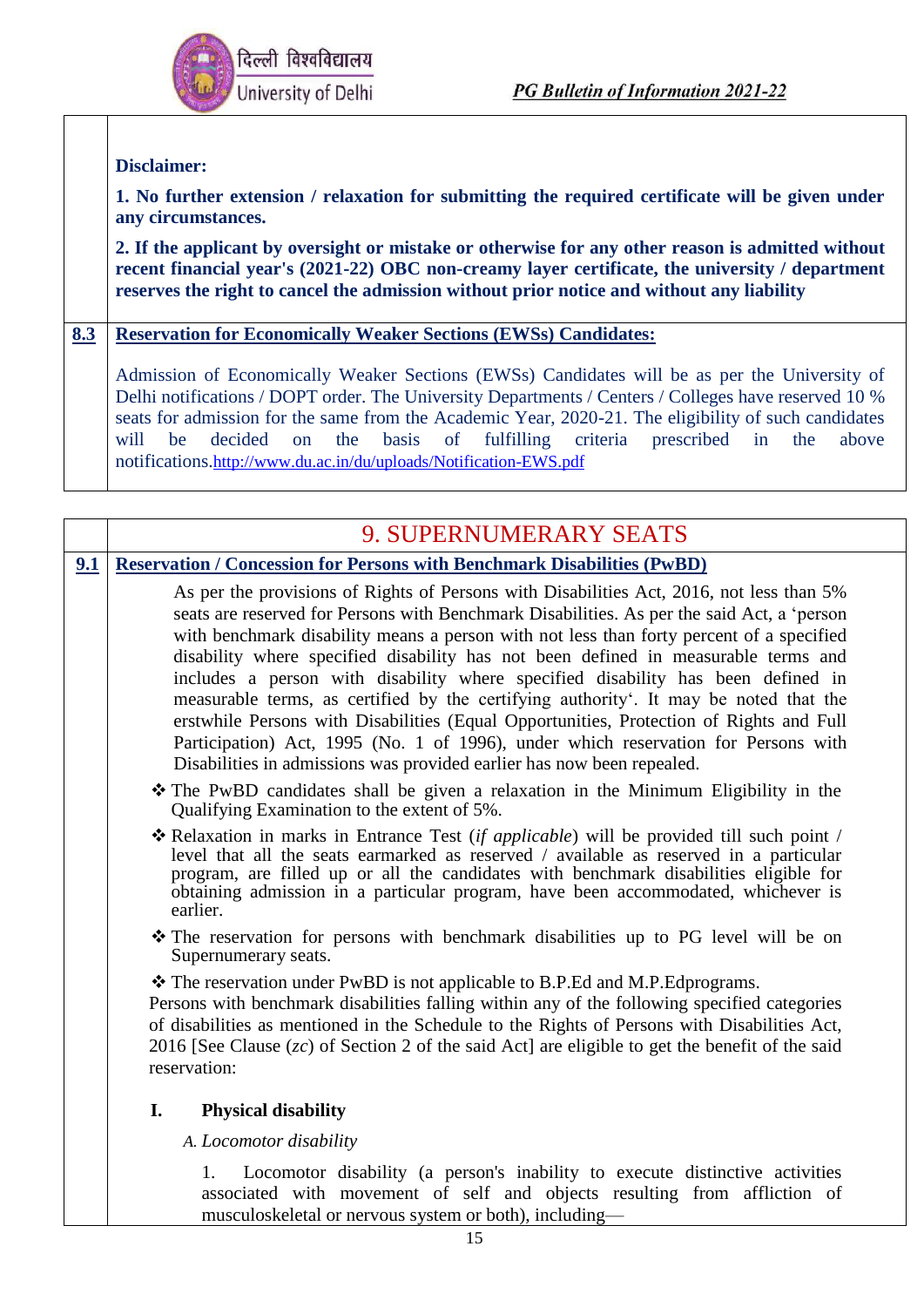**Disclaimer:**

**1. No further extension / relaxation for submitting the required certificate will be given under any circumstances.**

**2. If the applicant by oversight or mistake or otherwise for any other reason is admitted without recent financial year's (2021-22) OBC non-creamy layer certificate, the university / department reserves the right to cancel the admission without prior notice and without any liability**

### 8.3 Reservation for Economically Weaker Sections (EWSs) Candidates:

Admission of Economically Weaker Sections (EWSs) Candidates will be as per the University of Delhi notifications / DOPT order. The University Departments / Centers / Colleges have reserved 10 % seats for admission for the same from the Academic Year, 2020-21. The eligibility of such candidates will be decided on the basis of fulfilling criteria prescribed in the above notifications.http://www.du.ac.in/du/uploads/Notification-EWS.pdf

## 9. SUPERNUMERARY SEATS

### 9.1 Reservation / Concession for Persons with Benchmark Disabilities (PwBD)

As per the provisions of Rights of Persons with Disabilities Act, 2016, not less than 5% seats are reserved for Persons with Benchmark Disabilities. As per the said Act, a 'person with benchmark disability means a person with not less than forty percent of a specified disability where specified disability has not been defined in measurable terms and includes a person with disability where specified disability has been defined in measurable terms, as certified by the certifying authority'. It may be noted that the erstwhile Persons with Disabilities (Equal Opportunities, Protection of Rights and Full Participation) Act, 1995 (No. 1 of 1996), under which reservation for Persons with Disabilities in admissions was provided earlier has now been repealed.

- ❖ The PwBD candidates shall be given a relaxation in the Minimum Eligibility in the Qualifying Examination to the extent of 5%.
- ❖ Relaxation in marks in Entrance Test (*if applicable*) will be provided till such point / level that all the seats earmarked as reserved / available as reserved in a particular program, are filled up or all the candidates with benchmark disabilities eligible for obtaining admission in a particular program, have been accommodated, whichever is earlier.
- ❖ The reservation for persons with benchmark disabilities up to PG level will be on Supernumerary seats.
- ❖ The reservation under PwBD is not applicable to B.P.Ed and M.P.Edprograms.

Persons with benchmark disabilities falling within any of the following specified categories of disabilities as mentioned in the Schedule to the Rights of Persons with Disabilities Act, 2016 [See Clause (*zc*) of Section 2 of the said Act] are eligible to get the benefit of the said reservation:

**I. Physical disability**

*A. Locomotor disability*

1. Locomotor disability (a person's inability to execute distinctive activities associated with movement of self and objects resulting from affliction of musculoskeletal or nervous system or both), including—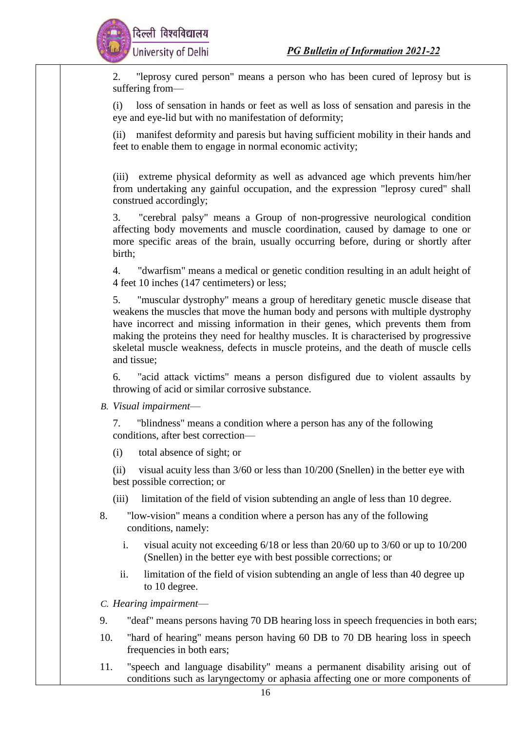2. "leprosy cured person" means a person who has been cured of leprosy but is suffering from—

(i) loss of sensation in hands or feet as well as loss of sensation and paresis in the eye and eye-lid but with no manifestation of deformity;

(ii) manifest deformity and paresis but having sufficient mobility in their hands and feet to enable them to engage in normal economic activity;

(iii) extreme physical deformity as well as advanced age which prevents him/her from undertaking any gainful occupation, and the expression "leprosy cured" shall construed accordingly;

3. "cerebral palsy" means a Group of non-progressive neurological condition affecting body movements and muscle coordination, caused by damage to one or more specific areas of the brain, usually occurring before, during or shortly after birth;

4. "dwarfism" means a medical or genetic condition resulting in an adult height of 4 feet 10 inches (147 centimeters) or less;

5. "muscular dystrophy" means a group of hereditary genetic muscle disease that weakens the muscles that move the human body and persons with multiple dystrophy have incorrect and missing information in their genes, which prevents them from making the proteins they need for healthy muscles. It is characterised by progressive skeletal muscle weakness, defects in muscle proteins, and the death of muscle cells and tissue;

6. "acid attack victims" means a person disfigured due to violent assaults by throwing of acid or similar corrosive substance.

*B. Visual impairment*—

7. "blindness" means a condition where a person has any of the following conditions, after best correction—

(i) total absence of sight; or

(ii) visual acuity less than 3/60 or less than 10/200 (Snellen) in the better eye with best possible correction; or

(iii) limitation of the field of vision subtending an angle of less than 10 degree.

8. "low-vision" means a condition where a person has any of the following conditions, namely:

   i. visual acuity not exceeding 6/18 or less than 20/60 up to 3/60 or up to 10/200 (Snellen) in the better eye with best possible corrections; or

   ii. limitation of the field of vision subtending an angle of less than 40 degree up to 10 degree.

*C. Hearing impairment*—

9. "deaf" means persons having 70 DB hearing loss in speech frequencies in both ears;

10. "hard of hearing" means person having 60 DB to 70 DB hearing loss in speech frequencies in both ears;

11. "speech and language disability" means a permanent disability arising out of conditions such as laryngectomy or aphasia affecting one or more components of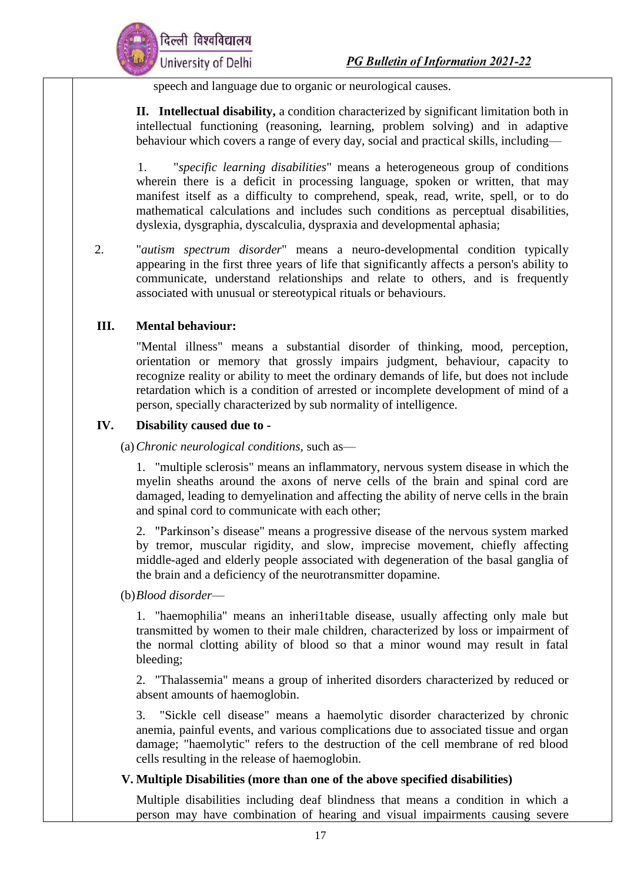speech and language due to organic or neurological causes.

**II. Intellectual disability,** a condition characterized by significant limitation both in intellectual functioning (reasoning, learning, problem solving) and in adaptive behaviour which covers a range of every day, social and practical skills, including—

1. "*specific learning disabilities*" means a heterogeneous group of conditions wherein there is a deficit in processing language, spoken or written, that may manifest itself as a difficulty to comprehend, speak, read, write, spell, or to do mathematical calculations and includes such conditions as perceptual disabilities, dyslexia, dysgraphia, dyscalculia, dyspraxia and developmental aphasia;

2. "*autism spectrum disorder*" means a neuro-developmental condition typically appearing in the first three years of life that significantly affects a person's ability to communicate, understand relationships and relate to others, and is frequently associated with unusual or stereotypical rituals or behaviours.

**III. Mental behaviour:**

"Mental illness" means a substantial disorder of thinking, mood, perception, orientation or memory that grossly impairs judgment, behaviour, capacity to recognize reality or ability to meet the ordinary demands of life, but does not include retardation which is a condition of arrested or incomplete development of mind of a person, specially characterized by sub normality of intelligence.

**IV. Disability caused due to -**

(a) *Chronic neurological conditions,* such as—

1. "multiple sclerosis" means an inflammatory, nervous system disease in which the myelin sheaths around the axons of nerve cells of the brain and spinal cord are damaged, leading to demyelination and affecting the ability of nerve cells in the brain and spinal cord to communicate with each other;

2. "Parkinson's disease" means a progressive disease of the nervous system marked by tremor, muscular rigidity, and slow, imprecise movement, chiefly affecting middle-aged and elderly people associated with degeneration of the basal ganglia of the brain and a deficiency of the neurotransmitter dopamine.

(b) *Blood disorder*—

1. "haemophilia" means an inheri1table disease, usually affecting only male but transmitted by women to their male children, characterized by loss or impairment of the normal clotting ability of blood so that a minor wound may result in fatal bleeding;

2. "Thalassemia" means a group of inherited disorders characterized by reduced or absent amounts of haemoglobin.

3. "Sickle cell disease" means a haemolytic disorder characterized by chronic anemia, painful events, and various complications due to associated tissue and organ damage; "haemolytic" refers to the destruction of the cell membrane of red blood cells resulting in the release of haemoglobin.

**V. Multiple Disabilities (more than one of the above specified disabilities)**

Multiple disabilities including deaf blindness that means a condition in which a person may have combination of hearing and visual impairments causing severe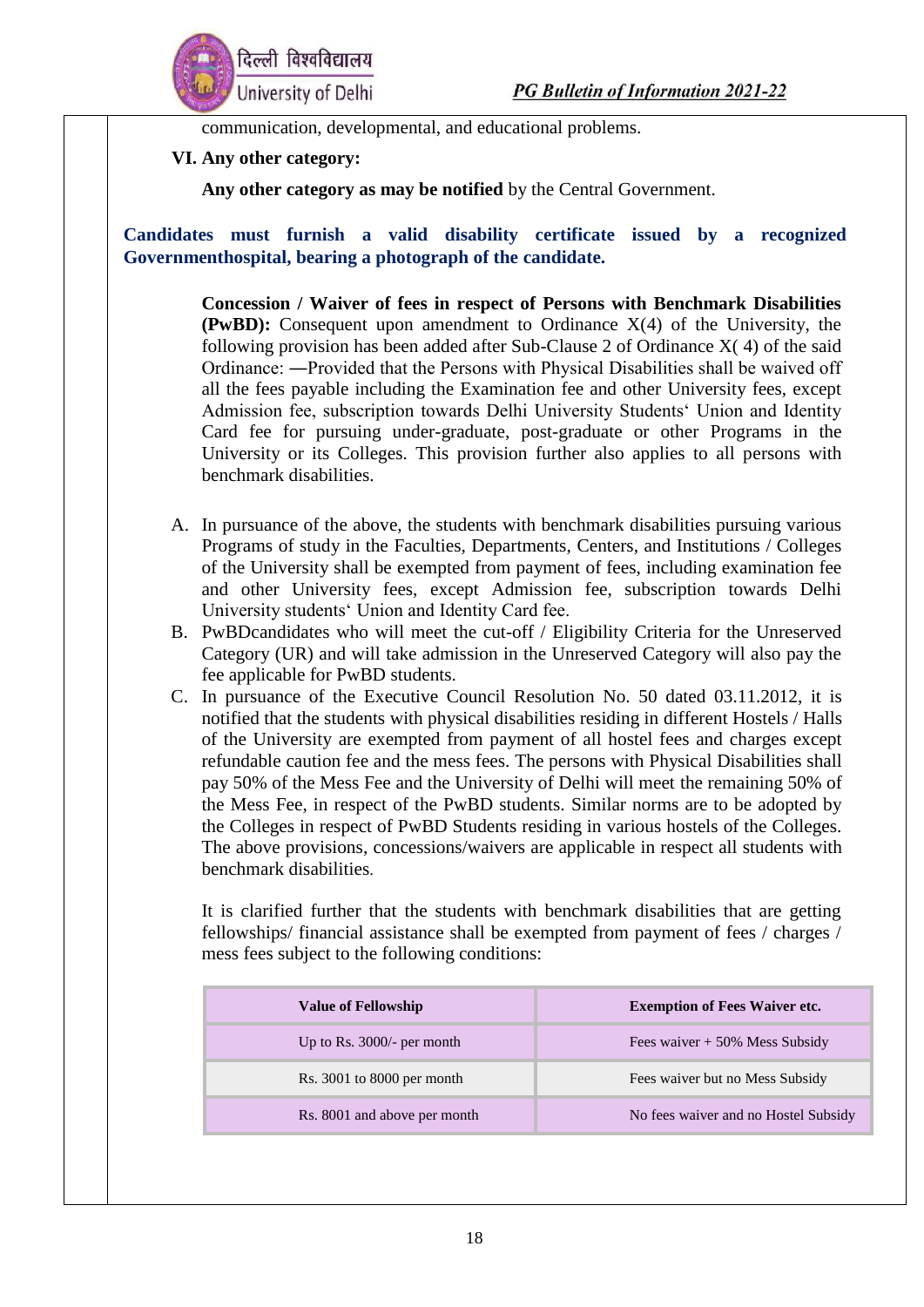communication, developmental, and educational problems.

**VI. Any other category:**

**Any other category as may be notified** by the Central Government.

**Candidates must furnish a valid disability certificate issued by a recognized Governmenthospital, bearing a photograph of the candidate.**

**Concession / Waiver of fees in respect of Persons with Benchmark Disabilities (PwBD):** Consequent upon amendment to Ordinance X(4) of the University, the following provision has been added after Sub-Clause 2 of Ordinance X( 4) of the said Ordinance: ―Provided that the Persons with Physical Disabilities shall be waived off all the fees payable including the Examination fee and other University fees, except Admission fee, subscription towards Delhi University Students' Union and Identity Card fee for pursuing under-graduate, post-graduate or other Programs in the University or its Colleges. This provision further also applies to all persons with benchmark disabilities.

A. In pursuance of the above, the students with benchmark disabilities pursuing various Programs of study in the Faculties, Departments, Centers, and Institutions / Colleges of the University shall be exempted from payment of fees, including examination fee and other University fees, except Admission fee, subscription towards Delhi University students' Union and Identity Card fee.
B. PwBDcandidates who will meet the cut-off / Eligibility Criteria for the Unreserved Category (UR) and will take admission in the Unreserved Category will also pay the fee applicable for PwBD students.
C. In pursuance of the Executive Council Resolution No. 50 dated 03.11.2012, it is notified that the students with physical disabilities residing in different Hostels / Halls of the University are exempted from payment of all hostel fees and charges except refundable caution fee and the mess fees. The persons with Physical Disabilities shall pay 50% of the Mess Fee and the University of Delhi will meet the remaining 50% of the Mess Fee, in respect of the PwBD students. Similar norms are to be adopted by the Colleges in respect of PwBD Students residing in various hostels of the Colleges. The above provisions, concessions/waivers are applicable in respect all students with benchmark disabilities.

It is clarified further that the students with benchmark disabilities that are getting fellowships/ financial assistance shall be exempted from payment of fees / charges / mess fees subject to the following conditions:

| Value of Fellowship | Exemption of Fees Waiver etc. |
|---|---|
| Up to Rs. 3000/- per month | Fees waiver + 50% Mess Subsidy |
| Rs. 3001 to 8000 per month | Fees waiver but no Mess Subsidy |
| Rs. 8001 and above per month | No fees waiver and no Hostel Subsidy |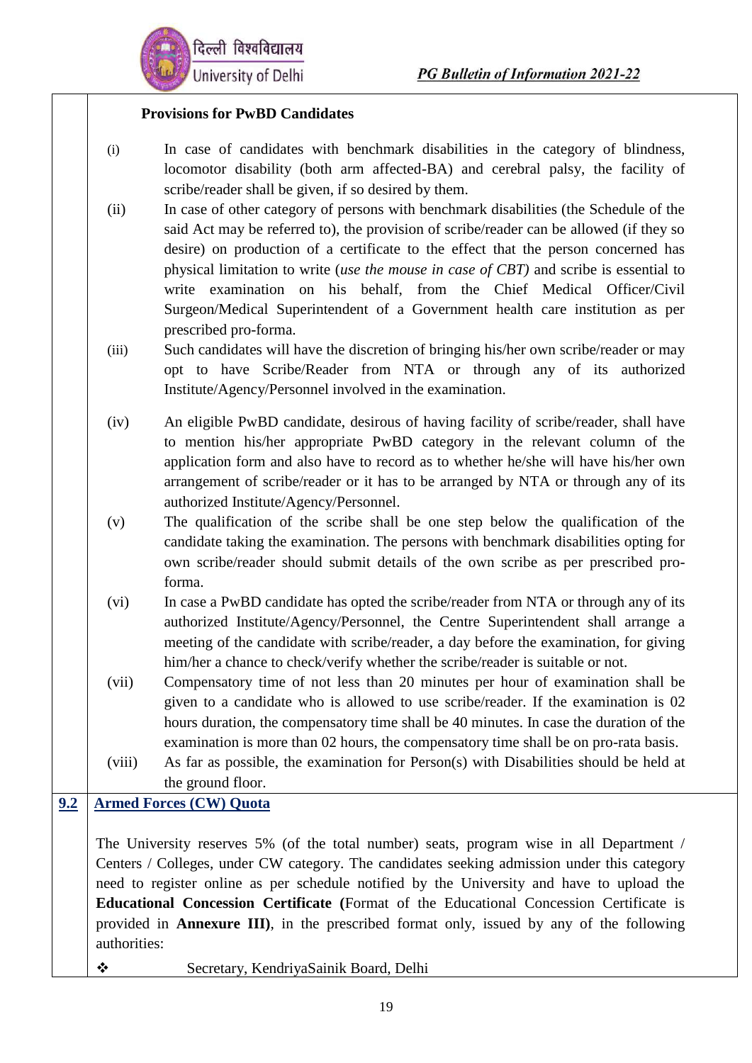**Provisions for PwBD Candidates**

(i) In case of candidates with benchmark disabilities in the category of blindness, locomotor disability (both arm affected-BA) and cerebral palsy, the facility of scribe/reader shall be given, if so desired by them.

(ii) In case of other category of persons with benchmark disabilities (the Schedule of the said Act may be referred to), the provision of scribe/reader can be allowed (if they so desire) on production of a certificate to the effect that the person concerned has physical limitation to write (*use the mouse in case of CBT)* and scribe is essential to write examination on his behalf, from the Chief Medical Officer/Civil Surgeon/Medical Superintendent of a Government health care institution as per prescribed pro-forma.

(iii) Such candidates will have the discretion of bringing his/her own scribe/reader or may opt to have Scribe/Reader from NTA or through any of its authorized Institute/Agency/Personnel involved in the examination.

(iv) An eligible PwBD candidate, desirous of having facility of scribe/reader, shall have to mention his/her appropriate PwBD category in the relevant column of the application form and also have to record as to whether he/she will have his/her own arrangement of scribe/reader or it has to be arranged by NTA or through any of its authorized Institute/Agency/Personnel.

(v) The qualification of the scribe shall be one step below the qualification of the candidate taking the examination. The persons with benchmark disabilities opting for own scribe/reader should submit details of the own scribe as per prescribed pro-forma.

(vi) In case a PwBD candidate has opted the scribe/reader from NTA or through any of its authorized Institute/Agency/Personnel, the Centre Superintendent shall arrange a meeting of the candidate with scribe/reader, a day before the examination, for giving him/her a chance to check/verify whether the scribe/reader is suitable or not.

(vii) Compensatory time of not less than 20 minutes per hour of examination shall be given to a candidate who is allowed to use scribe/reader. If the examination is 02 hours duration, the compensatory time shall be 40 minutes. In case the duration of the examination is more than 02 hours, the compensatory time shall be on pro-rata basis.

(viii) As far as possible, the examination for Person(s) with Disabilities should be held at the ground floor.

## 9.2 Armed Forces (CW) Quota

The University reserves 5% (of the total number) seats, program wise in all Department / Centers / Colleges, under CW category. The candidates seeking admission under this category need to register online as per schedule notified by the University and have to upload the **Educational Concession Certificate (**Format of the Educational Concession Certificate is provided in **Annexure III)**, in the prescribed format only, issued by any of the following authorities:

- Secretary, KendriyaSainik Board, Delhi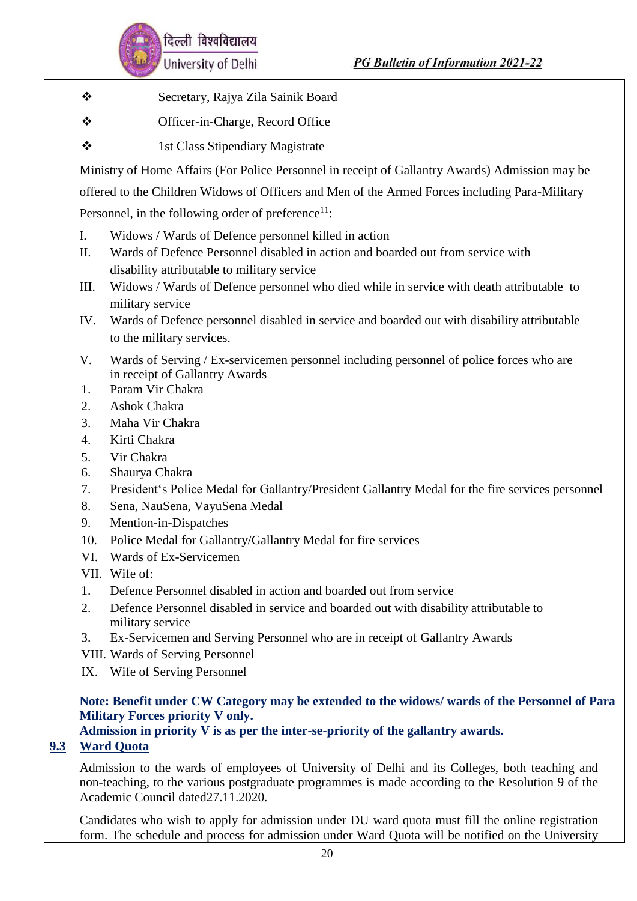- Secretary, Rajya Zila Sainik Board
- Officer-in-Charge, Record Office
- 1st Class Stipendiary Magistrate

Ministry of Home Affairs (For Police Personnel in receipt of Gallantry Awards) Admission may be offered to the Children Widows of Officers and Men of the Armed Forces including Para-Military Personnel, in the following order of preference[11]:

I. Widows / Wards of Defence personnel killed in action

II. Wards of Defence Personnel disabled in action and boarded out from service with disability attributable to military service

III. Widows / Wards of Defence personnel who died while in service with death attributable to military service

IV. Wards of Defence personnel disabled in service and boarded out with disability attributable to the military services.

V. Wards of Serving / Ex-servicemen personnel including personnel of police forces who are in receipt of Gallantry Awards

1. Param Vir Chakra
2. Ashok Chakra
3. Maha Vir Chakra
4. Kirti Chakra
5. Vir Chakra
6. Shaurya Chakra
7. President's Police Medal for Gallantry/President Gallantry Medal for the fire services personnel
8. Sena, NauSena, VayuSena Medal
9. Mention-in-Dispatches
10. Police Medal for Gallantry/Gallantry Medal for fire services

VI. Wards of Ex-Servicemen

VII. Wife of:

1. Defence Personnel disabled in action and boarded out from service
2. Defence Personnel disabled in service and boarded out with disability attributable to military service
3. Ex-Servicemen and Serving Personnel who are in receipt of Gallantry Awards

VIII. Wards of Serving Personnel

IX. Wife of Serving Personnel

**Note: Benefit under CW Category may be extended to the widows/ wards of the Personnel of Para Military Forces priority V only.**
**Admission in priority V is as per the inter-se-priority of the gallantry awards.**

## 9.3 Ward Quota

Admission to the wards of employees of University of Delhi and its Colleges, both teaching and non-teaching, to the various postgraduate programmes is made according to the Resolution 9 of the Academic Council dated27.11.2020.

Candidates who wish to apply for admission under DU ward quota must fill the online registration form. The schedule and process for admission under Ward Quota will be notified on the University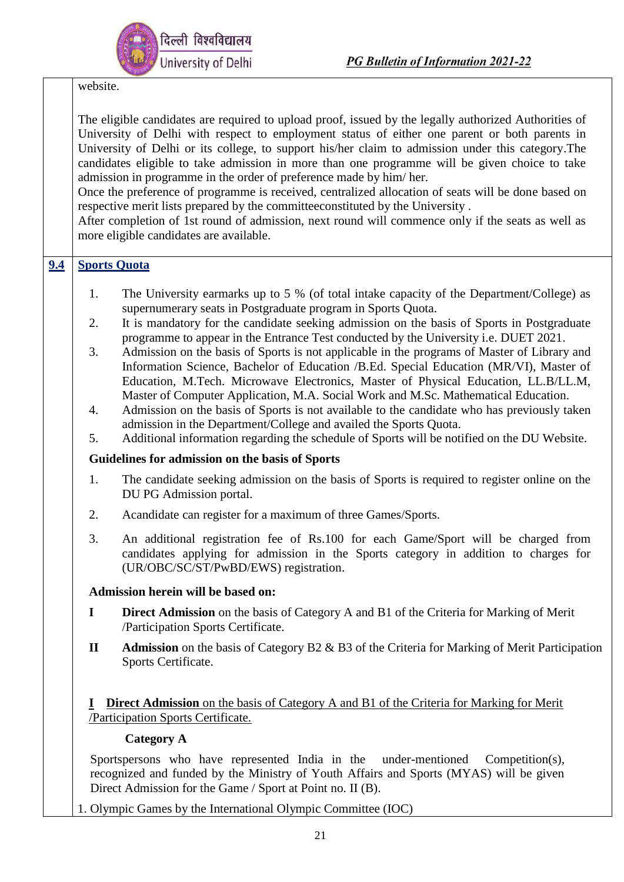website.

The eligible candidates are required to upload proof, issued by the legally authorized Authorities of University of Delhi with respect to employment status of either one parent or both parents in University of Delhi or its college, to support his/her claim to admission under this category.The candidates eligible to take admission in more than one programme will be given choice to take admission in programme in the order of preference made by him/ her.
Once the preference of programme is received, centralized allocation of seats will be done based on respective merit lists prepared by the committeeconstituted by the University .
After completion of 1st round of admission, next round will commence only if the seats as well as more eligible candidates are available.

## 9.4 Sports Quota

1. The University earmarks up to 5 % (of total intake capacity of the Department/College) as supernumerary seats in Postgraduate program in Sports Quota.
2. It is mandatory for the candidate seeking admission on the basis of Sports in Postgraduate programme to appear in the Entrance Test conducted by the University i.e. DUET 2021.
3. Admission on the basis of Sports is not applicable in the programs of Master of Library and Information Science, Bachelor of Education /B.Ed. Special Education (MR/VI), Master of Education, M.Tech. Microwave Electronics, Master of Physical Education, LL.B/LL.M, Master of Computer Application, M.A. Social Work and M.Sc. Mathematical Education.
4. Admission on the basis of Sports is not available to the candidate who has previously taken admission in the Department/College and availed the Sports Quota.
5. Additional information regarding the schedule of Sports will be notified on the DU Website.

**Guidelines for admission on the basis of Sports**

1. The candidate seeking admission on the basis of Sports is required to register online on the DU PG Admission portal.
2. Acandidate can register for a maximum of three Games/Sports.
3. An additional registration fee of Rs.100 for each Game/Sport will be charged from candidates applying for admission in the Sports category in addition to charges for (UR/OBC/SC/ST/PwBD/EWS) registration.

**Admission herein will be based on:**

**I** **Direct Admission** on the basis of Category A and B1 of the Criteria for Marking of Merit /Participation Sports Certificate.

**II** **Admission** on the basis of Category B2 & B3 of the Criteria for Marking of Merit Participation Sports Certificate.

**I Direct Admission** on the basis of Category A and B1 of the Criteria for Marking for Merit /Participation Sports Certificate.

**Category A**

Sportspersons who have represented India in the under-mentioned Competition(s), recognized and funded by the Ministry of Youth Affairs and Sports (MYAS) will be given Direct Admission for the Game / Sport at Point no. II (B).

1. Olympic Games by the International Olympic Committee (IOC)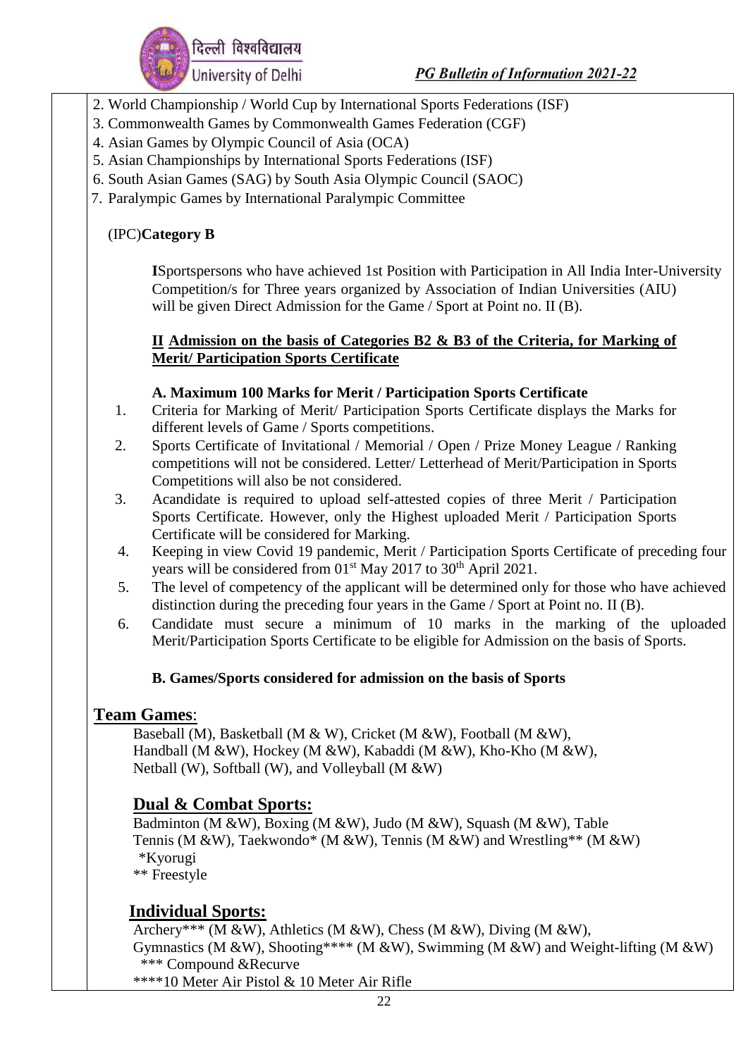2. World Championship / World Cup by International Sports Federations (ISF)
3. Commonwealth Games by Commonwealth Games Federation (CGF)
4. Asian Games by Olympic Council of Asia (OCA)
5. Asian Championships by International Sports Federations (ISF)
6. South Asian Games (SAG) by South Asia Olympic Council (SAOC)
7. Paralympic Games by International Paralympic Committee

(IPC)**Category B**

**I**Sportspersons who have achieved 1st Position with Participation in All India Inter-University Competition/s for Three years organized by Association of Indian Universities (AIU) will be given Direct Admission for the Game / Sport at Point no. II (B).

**II Admission on the basis of Categories B2 & B3 of the Criteria, for Marking of Merit/ Participation Sports Certificate**

**A. Maximum 100 Marks for Merit / Participation Sports Certificate**

1. Criteria for Marking of Merit/ Participation Sports Certificate displays the Marks for different levels of Game / Sports competitions.
2. Sports Certificate of Invitational / Memorial / Open / Prize Money League / Ranking competitions will not be considered. Letter/ Letterhead of Merit/Participation in Sports Competitions will also be not considered.
3. Acandidate is required to upload self-attested copies of three Merit / Participation Sports Certificate. However, only the Highest uploaded Merit / Participation Sports Certificate will be considered for Marking.
4. Keeping in view Covid 19 pandemic, Merit / Participation Sports Certificate of preceding four years will be considered from 01st May 2017 to 30th April 2021.
5. The level of competency of the applicant will be determined only for those who have achieved distinction during the preceding four years in the Game / Sport at Point no. II (B).
6. Candidate must secure a minimum of 10 marks in the marking of the uploaded Merit/Participation Sports Certificate to be eligible for Admission on the basis of Sports.

**B. Games/Sports considered for admission on the basis of Sports**

## Team Games:

Baseball (M), Basketball (M & W), Cricket (M &W), Football (M &W), Handball (M &W), Hockey (M &W), Kabaddi (M &W), Kho-Kho (M &W), Netball (W), Softball (W), and Volleyball (M &W)

## Dual & Combat Sports:

Badminton (M &W), Boxing (M &W), Judo (M &W), Squash (M &W), Table Tennis (M &W), Taekwondo* (M &W), Tennis (M &W) and Wrestling** (M &W)
*Kyorugi
** Freestyle

## Individual Sports:

Archery*** (M &W), Athletics (M &W), Chess (M &W), Diving (M &W), Gymnastics (M &W), Shooting**** (M &W), Swimming (M &W) and Weight-lifting (M &W)
*** Compound &Recurve
****10 Meter Air Pistol & 10 Meter Air Rifle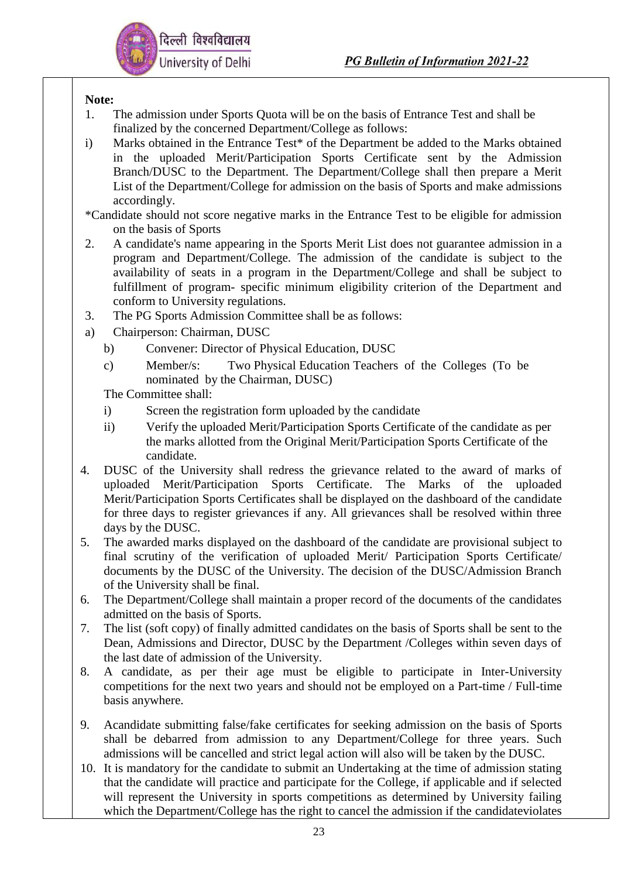**Note:**

1. The admission under Sports Quota will be on the basis of Entrance Test and shall be finalized by the concerned Department/College as follows:

i) Marks obtained in the Entrance Test* of the Department be added to the Marks obtained in the uploaded Merit/Participation Sports Certificate sent by the Admission Branch/DUSC to the Department. The Department/College shall then prepare a Merit List of the Department/College for admission on the basis of Sports and make admissions accordingly.

*Candidate should not score negative marks in the Entrance Test to be eligible for admission on the basis of Sports

2. A candidate's name appearing in the Sports Merit List does not guarantee admission in a program and Department/College. The admission of the candidate is subject to the availability of seats in a program in the Department/College and shall be subject to fulfillment of program- specific minimum eligibility criterion of the Department and conform to University regulations.

3. The PG Sports Admission Committee shall be as follows:

a) Chairperson: Chairman, DUSC

b) Convener: Director of Physical Education, DUSC

c) Member/s: Two Physical Education Teachers of the Colleges (To be nominated by the Chairman, DUSC)

The Committee shall:

i) Screen the registration form uploaded by the candidate

ii) Verify the uploaded Merit/Participation Sports Certificate of the candidate as per the marks allotted from the Original Merit/Participation Sports Certificate of the candidate.

4. DUSC of the University shall redress the grievance related to the award of marks of uploaded Merit/Participation Sports Certificate. The Marks of the uploaded Merit/Participation Sports Certificates shall be displayed on the dashboard of the candidate for three days to register grievances if any. All grievances shall be resolved within three days by the DUSC.

5. The awarded marks displayed on the dashboard of the candidate are provisional subject to final scrutiny of the verification of uploaded Merit/ Participation Sports Certificate/ documents by the DUSC of the University. The decision of the DUSC/Admission Branch of the University shall be final.

6. The Department/College shall maintain a proper record of the documents of the candidates admitted on the basis of Sports.

7. The list (soft copy) of finally admitted candidates on the basis of Sports shall be sent to the Dean, Admissions and Director, DUSC by the Department /Colleges within seven days of the last date of admission of the University.

8. A candidate, as per their age must be eligible to participate in Inter-University competitions for the next two years and should not be employed on a Part-time / Full-time basis anywhere.

9. Acandidate submitting false/fake certificates for seeking admission on the basis of Sports shall be debarred from admission to any Department/College for three years. Such admissions will be cancelled and strict legal action will also will be taken by the DUSC.

10. It is mandatory for the candidate to submit an Undertaking at the time of admission stating that the candidate will practice and participate for the College, if applicable and if selected will represent the University in sports competitions as determined by University failing which the Department/College has the right to cancel the admission if the candidateviolates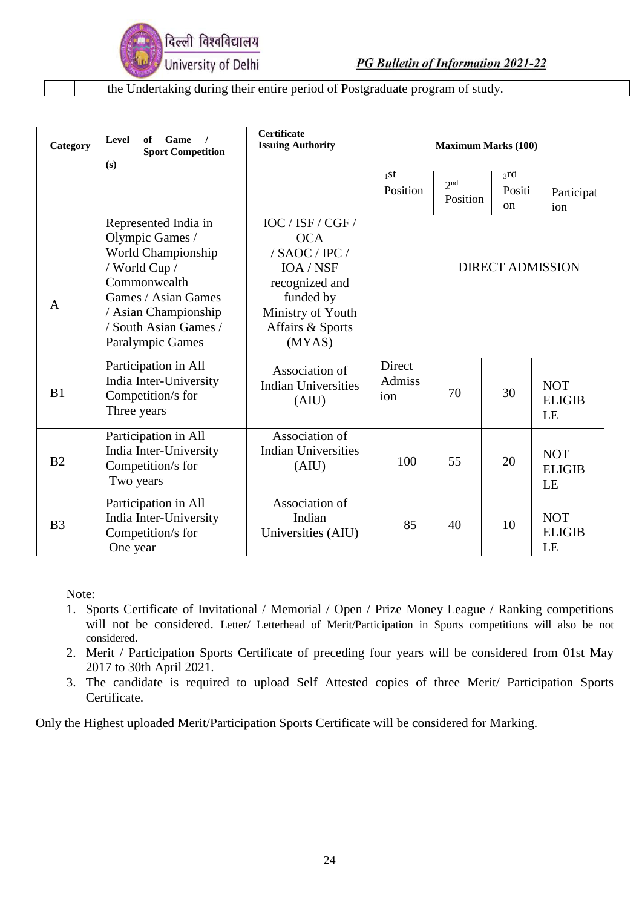the Undertaking during their entire period of Postgraduate program of study.

| Category | Level of Game / Sport Competition (s) | Certificate Issuing Authority | Maximum Marks (100) | | | |
|---|---|---|---|---|---|---|
| | | | 1st Position | 2nd Position | 3rd Position | Participation |
| A | Represented India in Olympic Games / World Championship / World Cup / Commonwealth Games / Asian Games / Asian Championship / South Asian Games / Paralympic Games | IOC / ISF / CGF / OCA / SAOC / IPC / IOA / NSF recognized and funded by Ministry of Youth Affairs & Sports (MYAS) | DIRECT ADMISSION | | | |
| B1 | Participation in All India Inter-University Competition/s for Three years | Association of Indian Universities (AIU) | Direct Admission | 70 | 30 | NOT ELIGIBLE |
| B2 | Participation in All India Inter-University Competition/s for Two years | Association of Indian Universities (AIU) | 100 | 55 | 20 | NOT ELIGIBLE |
| B3 | Participation in All India Inter-University Competition/s for One year | Association of Indian Universities (AIU) | 85 | 40 | 10 | NOT ELIGIBLE |

Note:

1. Sports Certificate of Invitational / Memorial / Open / Prize Money League / Ranking competitions will not be considered. Letter/ Letterhead of Merit/Participation in Sports competitions will also be not considered.
2. Merit / Participation Sports Certificate of preceding four years will be considered from 01st May 2017 to 30th April 2021.
3. The candidate is required to upload Self Attested copies of three Merit/ Participation Sports Certificate.

Only the Highest uploaded Merit/Participation Sports Certificate will be considered for Marking.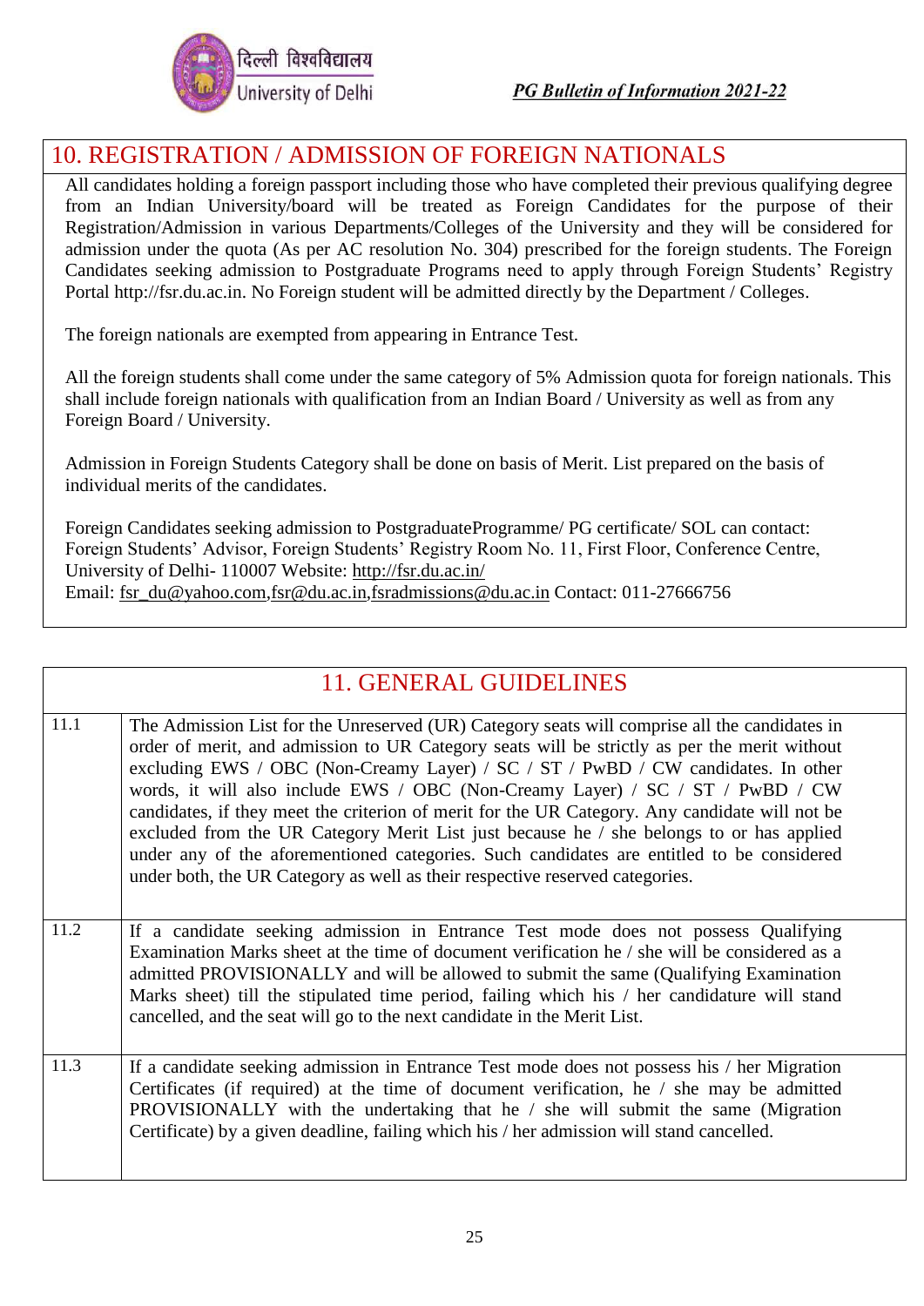## 10. REGISTRATION / ADMISSION OF FOREIGN NATIONALS

All candidates holding a foreign passport including those who have completed their previous qualifying degree from an Indian University/board will be treated as Foreign Candidates for the purpose of their Registration/Admission in various Departments/Colleges of the University and they will be considered for admission under the quota (As per AC resolution No. 304) prescribed for the foreign students. The Foreign Candidates seeking admission to Postgraduate Programs need to apply through Foreign Students' Registry Portal http://fsr.du.ac.in. No Foreign student will be admitted directly by the Department / Colleges.

The foreign nationals are exempted from appearing in Entrance Test.

All the foreign students shall come under the same category of 5% Admission quota for foreign nationals. This shall include foreign nationals with qualification from an Indian Board / University as well as from any Foreign Board / University.

Admission in Foreign Students Category shall be done on basis of Merit. List prepared on the basis of individual merits of the candidates.

Foreign Candidates seeking admission to PostgraduateProgramme/ PG certificate/ SOL can contact:
Foreign Students' Advisor, Foreign Students' Registry Room No. 11, First Floor, Conference Centre, University of Delhi- 110007 Website: http://fsr.du.ac.in/
Email: fsr_du@yahoo.com,fsr@du.ac.in,fsradmissions@du.ac.in Contact: 011-27666756

## 11. GENERAL GUIDELINES

| | |
|---|---|
| 11.1 | The Admission List for the Unreserved (UR) Category seats will comprise all the candidates in order of merit, and admission to UR Category seats will be strictly as per the merit without excluding EWS / OBC (Non-Creamy Layer) / SC / ST / PwBD / CW candidates. In other words, it will also include EWS / OBC (Non-Creamy Layer) / SC / ST / PwBD / CW candidates, if they meet the criterion of merit for the UR Category. Any candidate will not be excluded from the UR Category Merit List just because he / she belongs to or has applied under any of the aforementioned categories. Such candidates are entitled to be considered under both, the UR Category as well as their respective reserved categories. |
| 11.2 | If a candidate seeking admission in Entrance Test mode does not possess Qualifying Examination Marks sheet at the time of document verification he / she will be considered as a admitted PROVISIONALLY and will be allowed to submit the same (Qualifying Examination Marks sheet) till the stipulated time period, failing which his / her candidature will stand cancelled, and the seat will go to the next candidate in the Merit List. |
| 11.3 | If a candidate seeking admission in Entrance Test mode does not possess his / her Migration Certificates (if required) at the time of document verification, he / she may be admitted PROVISIONALLY with the undertaking that he / she will submit the same (Migration Certificate) by a given deadline, failing which his / her admission will stand cancelled. |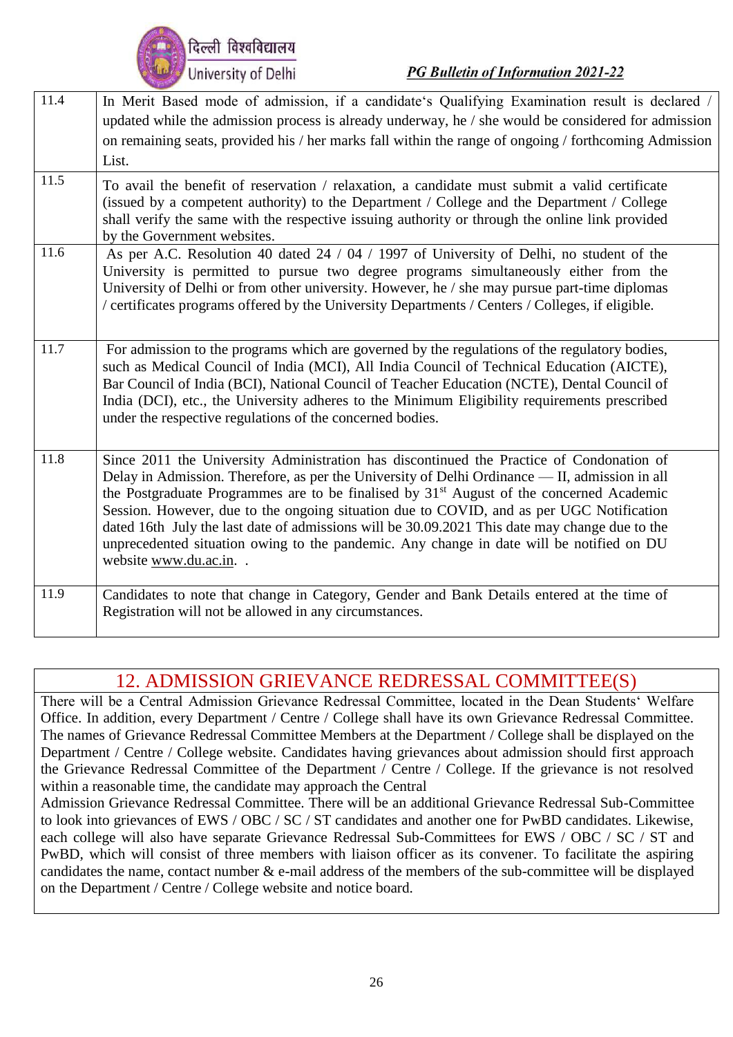| | |
|---|---|
| 11.4 | In Merit Based mode of admission, if a candidate's Qualifying Examination result is declared / updated while the admission process is already underway, he / she would be considered for admission on remaining seats, provided his / her marks fall within the range of ongoing / forthcoming Admission List. |
| 11.5 | To avail the benefit of reservation / relaxation, a candidate must submit a valid certificate (issued by a competent authority) to the Department / College and the Department / College shall verify the same with the respective issuing authority or through the online link provided by the Government websites. |
| 11.6 | As per A.C. Resolution 40 dated 24 / 04 / 1997 of University of Delhi, no student of the University is permitted to pursue two degree programs simultaneously either from the University of Delhi or from other university. However, he / she may pursue part-time diplomas / certificates programs offered by the University Departments / Centers / Colleges, if eligible. |
| 11.7 | For admission to the programs which are governed by the regulations of the regulatory bodies, such as Medical Council of India (MCI), All India Council of Technical Education (AICTE), Bar Council of India (BCI), National Council of Teacher Education (NCTE), Dental Council of India (DCI), etc., the University adheres to the Minimum Eligibility requirements prescribed under the respective regulations of the concerned bodies. |
| 11.8 | Since 2011 the University Administration has discontinued the Practice of Condonation of Delay in Admission. Therefore, as per the University of Delhi Ordinance — II, admission in all the Postgraduate Programmes are to be finalised by 31st August of the concerned Academic Session. However, due to the ongoing situation due to COVID, and as per UGC Notification dated 16th July the last date of admissions will be 30.09.2021 This date may change due to the unprecedented situation owing to the pandemic. Any change in date will be notified on DU website www.du.ac.in. . |
| 11.9 | Candidates to note that change in Category, Gender and Bank Details entered at the time of Registration will not be allowed in any circumstances. |

## 12. ADMISSION GRIEVANCE REDRESSAL COMMITTEE(S)

There will be a Central Admission Grievance Redressal Committee, located in the Dean Students' Welfare Office. In addition, every Department / Centre / College shall have its own Grievance Redressal Committee. The names of Grievance Redressal Committee Members at the Department / College shall be displayed on the Department / Centre / College website. Candidates having grievances about admission should first approach the Grievance Redressal Committee of the Department / Centre / College. If the grievance is not resolved within a reasonable time, the candidate may approach the Central Admission Grievance Redressal Committee. There will be an additional Grievance Redressal Sub-Committee to look into grievances of EWS / OBC / SC / ST candidates and another one for PwBD candidates. Likewise, each college will also have separate Grievance Redressal Sub-Committees for EWS / OBC / SC / ST and PwBD, which will consist of three members with liaison officer as its convener. To facilitate the aspiring candidates the name, contact number & e-mail address of the members of the sub-committee will be displayed on the Department / Centre / College website and notice board.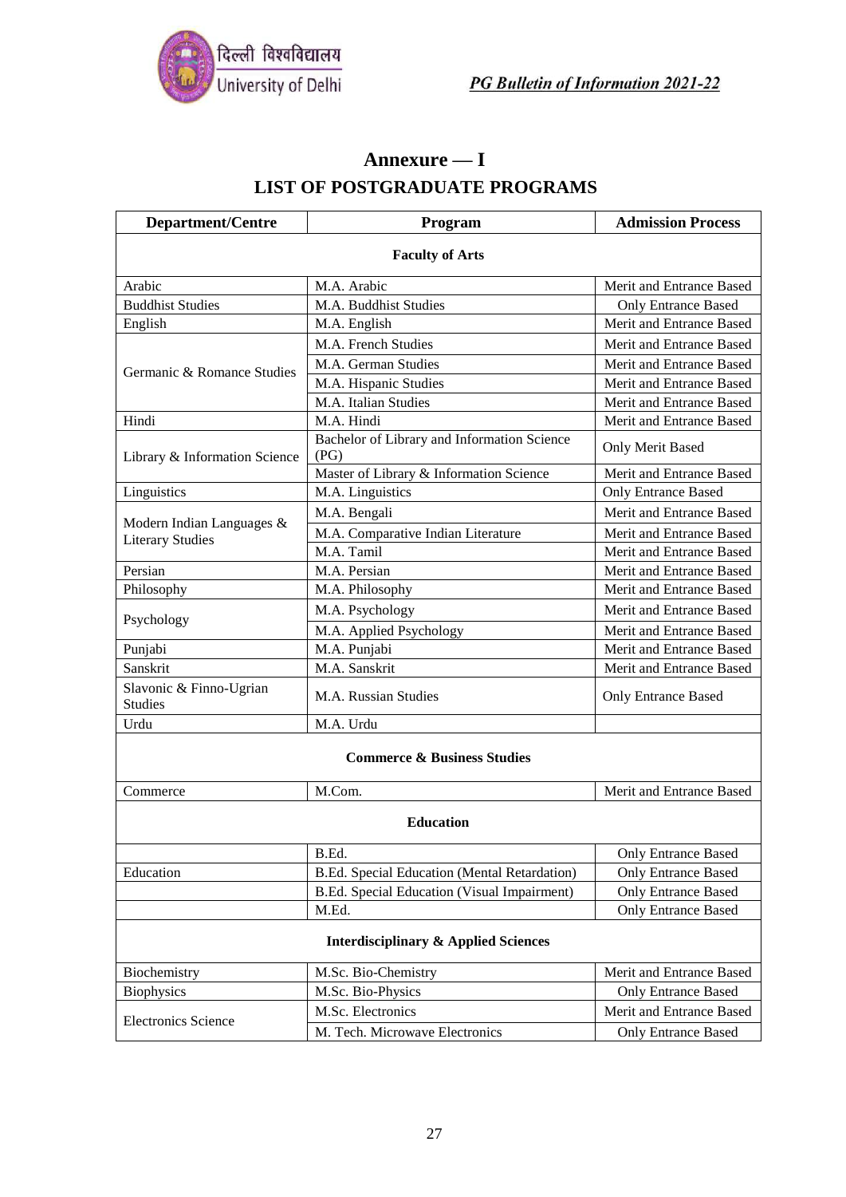# Annexure — I

## LIST OF POSTGRADUATE PROGRAMS

| Department/Centre | Program | Admission Process |
|---|---|---|
| **Faculty of Arts** | | |
| Arabic | M.A. Arabic | Merit and Entrance Based |
| Buddhist Studies | M.A. Buddhist Studies | Only Entrance Based |
| English | M.A. English | Merit and Entrance Based |
| Germanic & Romance Studies | M.A. French Studies | Merit and Entrance Based |
| | M.A. German Studies | Merit and Entrance Based |
| | M.A. Hispanic Studies | Merit and Entrance Based |
| | M.A. Italian Studies | Merit and Entrance Based |
| Hindi | M.A. Hindi | Merit and Entrance Based |
| Library & Information Science | Bachelor of Library and Information Science (PG) | Only Merit Based |
| | Master of Library & Information Science | Merit and Entrance Based |
| Linguistics | M.A. Linguistics | Only Entrance Based |
| Modern Indian Languages & Literary Studies | M.A. Bengali | Merit and Entrance Based |
| | M.A. Comparative Indian Literature | Merit and Entrance Based |
| | M.A. Tamil | Merit and Entrance Based |
| Persian | M.A. Persian | Merit and Entrance Based |
| Philosophy | M.A. Philosophy | Merit and Entrance Based |
| Psychology | M.A. Psychology | Merit and Entrance Based |
| | M.A. Applied Psychology | Merit and Entrance Based |
| Punjabi | M.A. Punjabi | Merit and Entrance Based |
| Sanskrit | M.A. Sanskrit | Merit and Entrance Based |
| Slavonic & Finno-Ugrian Studies | M.A. Russian Studies | Only Entrance Based |
| Urdu | M.A. Urdu | |
| **Commerce & Business Studies** | | |
| Commerce | M.Com. | Merit and Entrance Based |
| **Education** | | |
| Education | B.Ed. | Only Entrance Based |
| | B.Ed. Special Education (Mental Retardation) | Only Entrance Based |
| | B.Ed. Special Education (Visual Impairment) | Only Entrance Based |
| | M.Ed. | Only Entrance Based |
| **Interdisciplinary & Applied Sciences** | | |
| Biochemistry | M.Sc. Bio-Chemistry | Merit and Entrance Based |
| Biophysics | M.Sc. Bio-Physics | Only Entrance Based |
| Electronics Science | M.Sc. Electronics | Merit and Entrance Based |
| | M. Tech. Microwave Electronics | Only Entrance Based |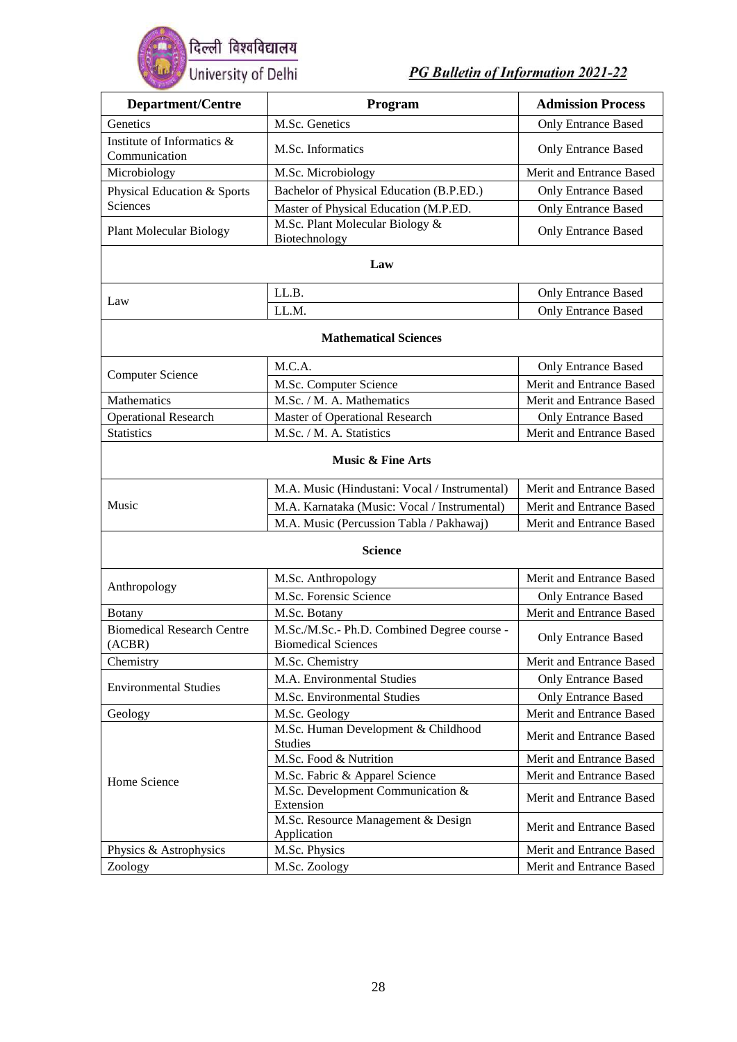| Department/Centre | Program | Admission Process |
|---|---|---|
| Genetics | M.Sc. Genetics | Only Entrance Based |
| Institute of Informatics & Communication | M.Sc. Informatics | Only Entrance Based |
| Microbiology | M.Sc. Microbiology | Merit and Entrance Based |
| Physical Education & Sports Sciences | Bachelor of Physical Education (B.P.ED.) | Only Entrance Based |
| | Master of Physical Education (M.P.ED. | Only Entrance Based |
| Plant Molecular Biology | M.Sc. Plant Molecular Biology & Biotechnology | Only Entrance Based |
| **Law** | | |
| Law | LL.B. | Only Entrance Based |
| | LL.M. | Only Entrance Based |
| **Mathematical Sciences** | | |
| Computer Science | M.C.A. | Only Entrance Based |
| | M.Sc. Computer Science | Merit and Entrance Based |
| Mathematics | M.Sc. / M. A. Mathematics | Merit and Entrance Based |
| Operational Research | Master of Operational Research | Only Entrance Based |
| Statistics | M.Sc. / M. A. Statistics | Merit and Entrance Based |
| **Music & Fine Arts** | | |
| Music | M.A. Music (Hindustani: Vocal / Instrumental) | Merit and Entrance Based |
| | M.A. Karnataka (Music: Vocal / Instrumental) | Merit and Entrance Based |
| | M.A. Music (Percussion Tabla / Pakhawaj) | Merit and Entrance Based |
| **Science** | | |
| Anthropology | M.Sc. Anthropology | Merit and Entrance Based |
| | M.Sc. Forensic Science | Only Entrance Based |
| Botany | M.Sc. Botany | Merit and Entrance Based |
| Biomedical Research Centre (ACBR) | M.Sc./M.Sc.- Ph.D. Combined Degree course - Biomedical Sciences | Only Entrance Based |
| Chemistry | M.Sc. Chemistry | Merit and Entrance Based |
| Environmental Studies | M.A. Environmental Studies | Only Entrance Based |
| | M.Sc. Environmental Studies | Only Entrance Based |
| Geology | M.Sc. Geology | Merit and Entrance Based |
| Home Science | M.Sc. Human Development & Childhood Studies | Merit and Entrance Based |
| | M.Sc. Food & Nutrition | Merit and Entrance Based |
| | M.Sc. Fabric & Apparel Science | Merit and Entrance Based |
| | M.Sc. Development Communication & Extension | Merit and Entrance Based |
| | M.Sc. Resource Management & Design Application | Merit and Entrance Based |
| Physics & Astrophysics | M.Sc. Physics | Merit and Entrance Based |
| Zoology | M.Sc. Zoology | Merit and Entrance Based |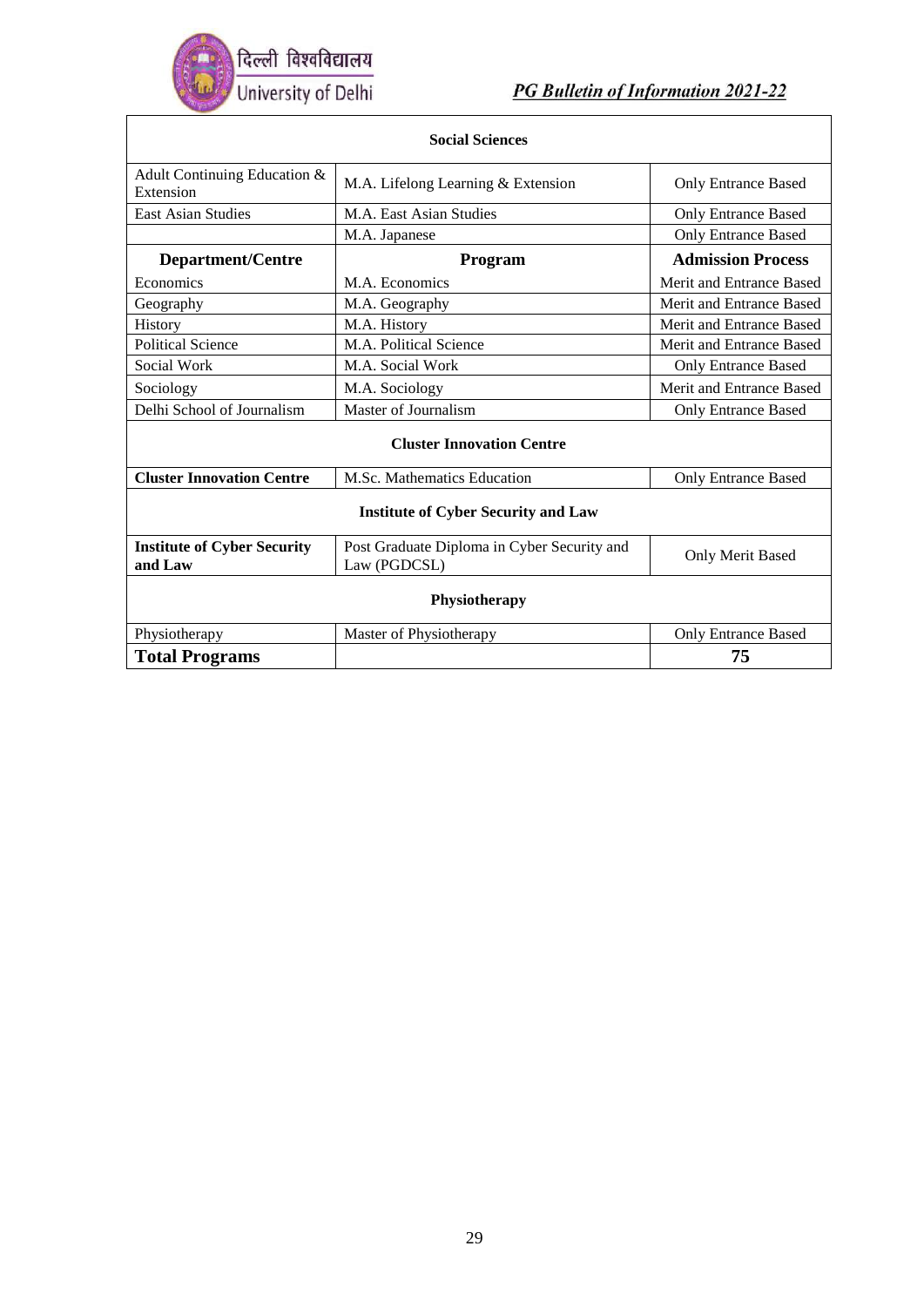| Social Sciences | | |
|---|---|---|
| Adult Continuing Education & Extension | M.A. Lifelong Learning & Extension | Only Entrance Based |
| East Asian Studies | M.A. East Asian Studies | Only Entrance Based |
| | M.A. Japanese | Only Entrance Based |
| **Department/Centre** | **Program** | **Admission Process** |
| Economics | M.A. Economics | Merit and Entrance Based |
| Geography | M.A. Geography | Merit and Entrance Based |
| History | M.A. History | Merit and Entrance Based |
| Political Science | M.A. Political Science | Merit and Entrance Based |
| Social Work | M.A. Social Work | Only Entrance Based |
| Sociology | M.A. Sociology | Merit and Entrance Based |
| Delhi School of Journalism | Master of Journalism | Only Entrance Based |
| **Cluster Innovation Centre** | | |
| **Cluster Innovation Centre** | M.Sc. Mathematics Education | Only Entrance Based |
| **Institute of Cyber Security and Law** | | |
| **Institute of Cyber Security and Law** | Post Graduate Diploma in Cyber Security and Law (PGDCSL) | Only Merit Based |
| **Physiotherapy** | | |
| Physiotherapy | Master of Physiotherapy | Only Entrance Based |
| **Total Programs** | | **75** |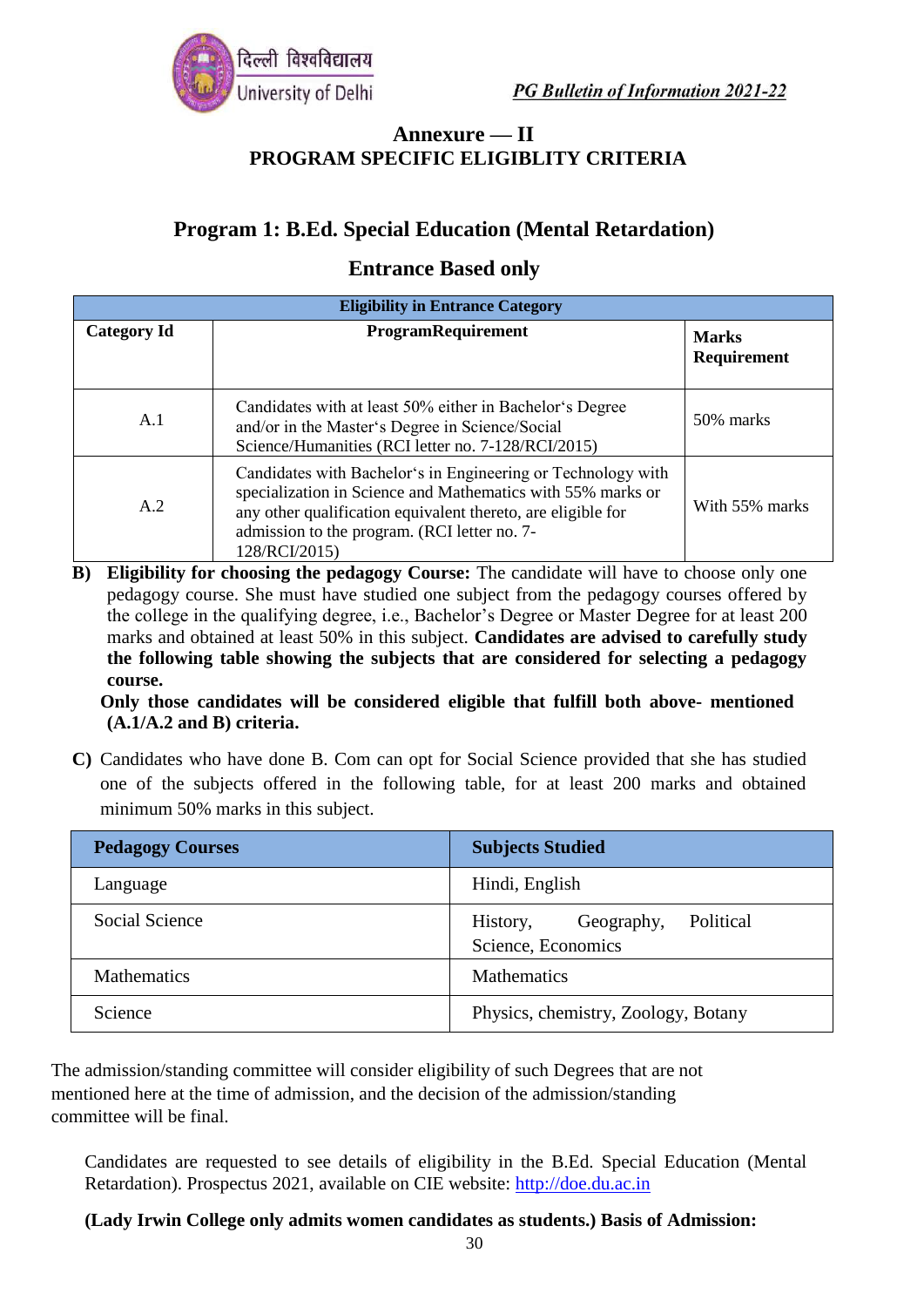## Annexure — II
## PROGRAM SPECIFIC ELIGIBLITY CRITERIA

### Program 1: B.Ed. Special Education (Mental Retardation)

### Entrance Based only

| Eligibility in Entrance Category | | |
|---|---|---|
| **Category Id** | **ProgramRequirement** | **Marks Requirement** |
| A.1 | Candidates with at least 50% either in Bachelor's Degree and/or in the Master's Degree in Science/Social Science/Humanities (RCI letter no. 7-128/RCI/2015) | 50% marks |
| A.2 | Candidates with Bachelor's in Engineering or Technology with specialization in Science and Mathematics with 55% marks or any other qualification equivalent thereto, are eligible for admission to the program. (RCI letter no. 7-128/RCI/2015) | With 55% marks |

**B) Eligibility for choosing the pedagogy Course:** The candidate will have to choose only one pedagogy course. She must have studied one subject from the pedagogy courses offered by the college in the qualifying degree, i.e., Bachelor's Degree or Master Degree for at least 200 marks and obtained at least 50% in this subject. **Candidates are advised to carefully study the following table showing the subjects that are considered for selecting a pedagogy course.**

**Only those candidates will be considered eligible that fulfill both above- mentioned (A.1/A.2 and B) criteria.**

**C)** Candidates who have done B. Com can opt for Social Science provided that she has studied one of the subjects offered in the following table, for at least 200 marks and obtained minimum 50% marks in this subject.

| Pedagogy Courses | Subjects Studied |
|---|---|
| Language | Hindi, English |
| Social Science | History, Geography, Political Science, Economics |
| Mathematics | Mathematics |
| Science | Physics, chemistry, Zoology, Botany |

The admission/standing committee will consider eligibility of such Degrees that are not mentioned here at the time of admission, and the decision of the admission/standing committee will be final.

Candidates are requested to see details of eligibility in the B.Ed. Special Education (Mental Retardation). Prospectus 2021, available on CIE website: http://doe.du.ac.in

**(Lady Irwin College only admits women candidates as students.) Basis of Admission:**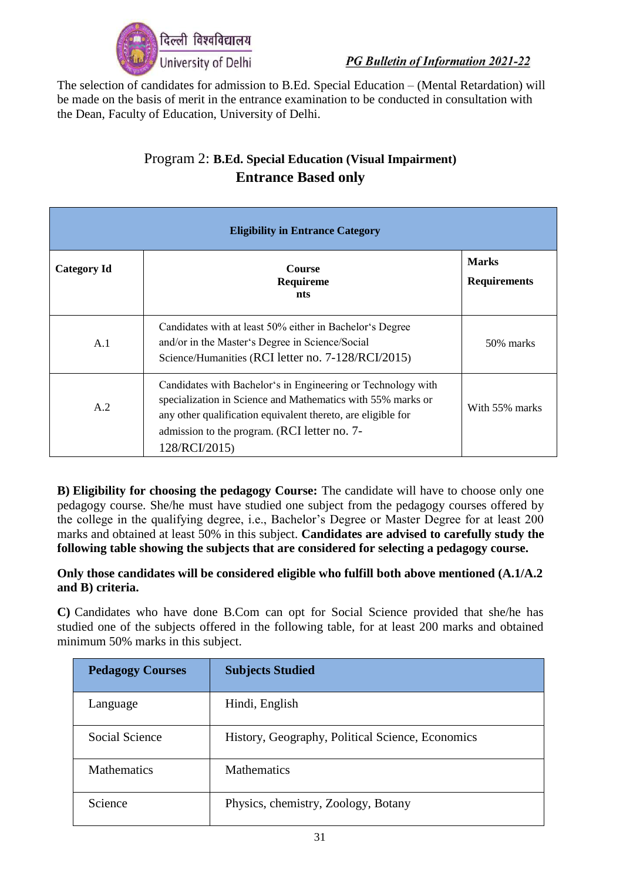The selection of candidates for admission to B.Ed. Special Education – (Mental Retardation) will be made on the basis of merit in the entrance examination to be conducted in consultation with the Dean, Faculty of Education, University of Delhi.

## Program 2: **B.Ed. Special Education (Visual Impairment)**
## Entrance Based only

| Eligibility in Entrance Category | | |
|---|---|---|
| **Category Id** | **Course Requirements** | **Marks Requirements** |
| A.1 | Candidates with at least 50% either in Bachelor's Degree and/or in the Master's Degree in Science/Social Science/Humanities (RCI letter no. 7-128/RCI/2015) | 50% marks |
| A.2 | Candidates with Bachelor's in Engineering or Technology with specialization in Science and Mathematics with 55% marks or any other qualification equivalent thereto, are eligible for admission to the program. (RCI letter no. 7-128/RCI/2015) | With 55% marks |

**B) Eligibility for choosing the pedagogy Course:** The candidate will have to choose only one pedagogy course. She/he must have studied one subject from the pedagogy courses offered by the college in the qualifying degree, i.e., Bachelor's Degree or Master Degree for at least 200 marks and obtained at least 50% in this subject. **Candidates are advised to carefully study the following table showing the subjects that are considered for selecting a pedagogy course.**

**Only those candidates will be considered eligible who fulfill both above mentioned (A.1/A.2 and B) criteria.**

**C)** Candidates who have done B.Com can opt for Social Science provided that she/he has studied one of the subjects offered in the following table, for at least 200 marks and obtained minimum 50% marks in this subject.

| Pedagogy Courses | Subjects Studied |
|---|---|
| Language | Hindi, English |
| Social Science | History, Geography, Political Science, Economics |
| Mathematics | Mathematics |
| Science | Physics, chemistry, Zoology, Botany |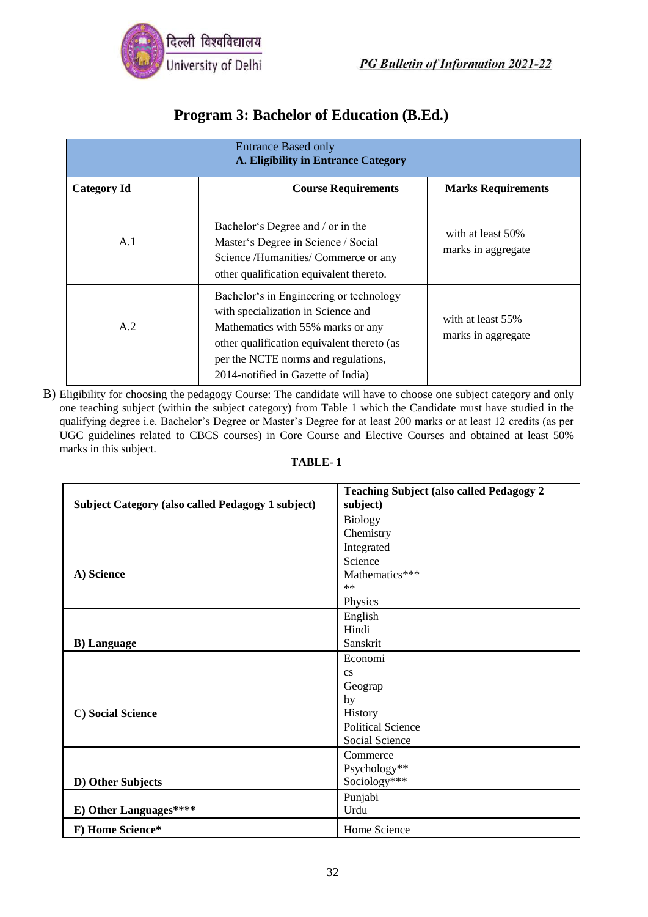# Program 3: Bachelor of Education (B.Ed.)

| Entrance Based only<br>**A. Eligibility in Entrance Category** | | |
|---|---|---|
| **Category Id** | **Course Requirements** | **Marks Requirements** |
| A.1 | Bachelor's Degree and / or in the Master's Degree in Science / Social Science /Humanities/ Commerce or any other qualification equivalent thereto. | with at least 50% marks in aggregate |
| A.2 | Bachelor's in Engineering or technology with specialization in Science and Mathematics with 55% marks or any other qualification equivalent thereto (as per the NCTE norms and regulations, 2014-notified in Gazette of India) | with at least 55% marks in aggregate |

B) Eligibility for choosing the pedagogy Course: The candidate will have to choose one subject category and only one teaching subject (within the subject category) from Table 1 which the Candidate must have studied in the qualifying degree i.e. Bachelor's Degree or Master's Degree for at least 200 marks or at least 12 credits (as per UGC guidelines related to CBCS courses) in Core Course and Elective Courses and obtained at least 50% marks in this subject.

**TABLE- 1**

| Subject Category (also called Pedagogy 1 subject) | Teaching Subject (also called Pedagogy 2 subject) |
|---|---|
| **A) Science** | Biology<br>Chemistry<br>Integrated Science<br>Mathematics*****<br>Physics |
| **B) Language** | English<br>Hindi<br>Sanskrit |
| **C) Social Science** | Economics<br>Geography<br>History<br>Political Science<br>Social Science |
| **D) Other Subjects** | Commerce<br>Psychology**<br>Sociology*** |
| **E) Other Languages******* | Punjabi<br>Urdu |
| **F) Home Science*** | Home Science |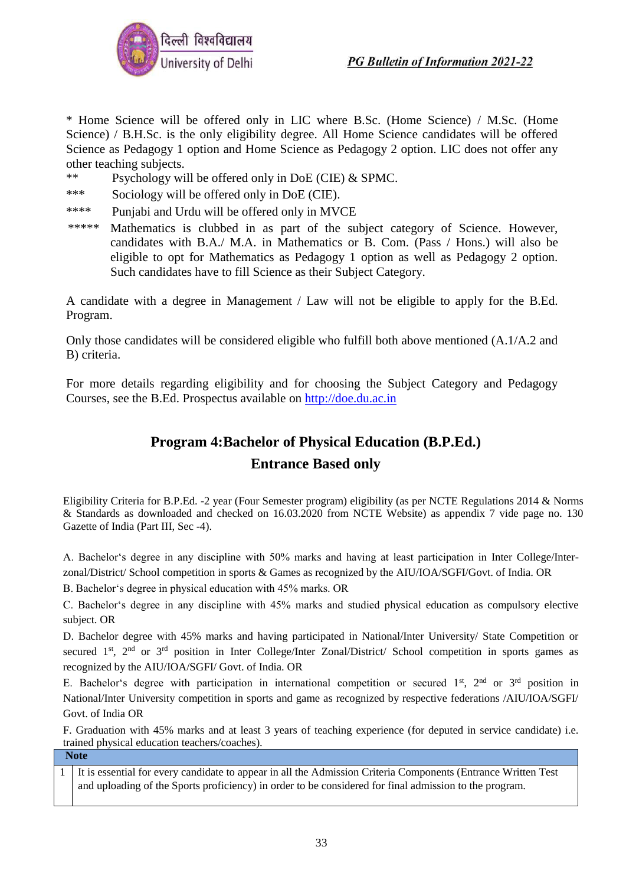* Home Science will be offered only in LIC where B.Sc. (Home Science) / M.Sc. (Home Science) / B.H.Sc. is the only eligibility degree. All Home Science candidates will be offered Science as Pedagogy 1 option and Home Science as Pedagogy 2 option. LIC does not offer any other teaching subjects.

** Psychology will be offered only in DoE (CIE) & SPMC.

*** Sociology will be offered only in DoE (CIE).

**** Punjabi and Urdu will be offered only in MVCE

***** Mathematics is clubbed in as part of the subject category of Science. However, candidates with B.A./ M.A. in Mathematics or B. Com. (Pass / Hons.) will also be eligible to opt for Mathematics as Pedagogy 1 option as well as Pedagogy 2 option. Such candidates have to fill Science as their Subject Category.

A candidate with a degree in Management / Law will not be eligible to apply for the B.Ed. Program.

Only those candidates will be considered eligible who fulfill both above mentioned (A.1/A.2 and B) criteria.

For more details regarding eligibility and for choosing the Subject Category and Pedagogy Courses, see the B.Ed. Prospectus available on http://doe.du.ac.in

## Program 4:Bachelor of Physical Education (B.P.Ed.)

## Entrance Based only

Eligibility Criteria for B.P.Ed. -2 year (Four Semester program) eligibility (as per NCTE Regulations 2014 & Norms & Standards as downloaded and checked on 16.03.2020 from NCTE Website) as appendix 7 vide page no. 130 Gazette of India (Part III, Sec -4).

A. Bachelor's degree in any discipline with 50% marks and having at least participation in Inter College/Inter-zonal/District/ School competition in sports & Games as recognized by the AIU/IOA/SGFI/Govt. of India. OR

B. Bachelor's degree in physical education with 45% marks. OR

C. Bachelor's degree in any discipline with 45% marks and studied physical education as compulsory elective subject. OR

D. Bachelor degree with 45% marks and having participated in National/Inter University/ State Competition or secured 1st, 2nd or 3rd position in Inter College/Inter Zonal/District/ School competition in sports games as recognized by the AIU/IOA/SGFI/ Govt. of India. OR

E. Bachelor's degree with participation in international competition or secured 1st, 2nd or 3rd position in National/Inter University competition in sports and game as recognized by respective federations /AIU/IOA/SGFI/ Govt. of India OR

F. Graduation with 45% marks and at least 3 years of teaching experience (for deputed in service candidate) i.e. trained physical education teachers/coaches).

| Note | |
|---|---|
| 1 | It is essential for every candidate to appear in all the Admission Criteria Components (Entrance Written Test and uploading of the Sports proficiency) in order to be considered for final admission to the program. |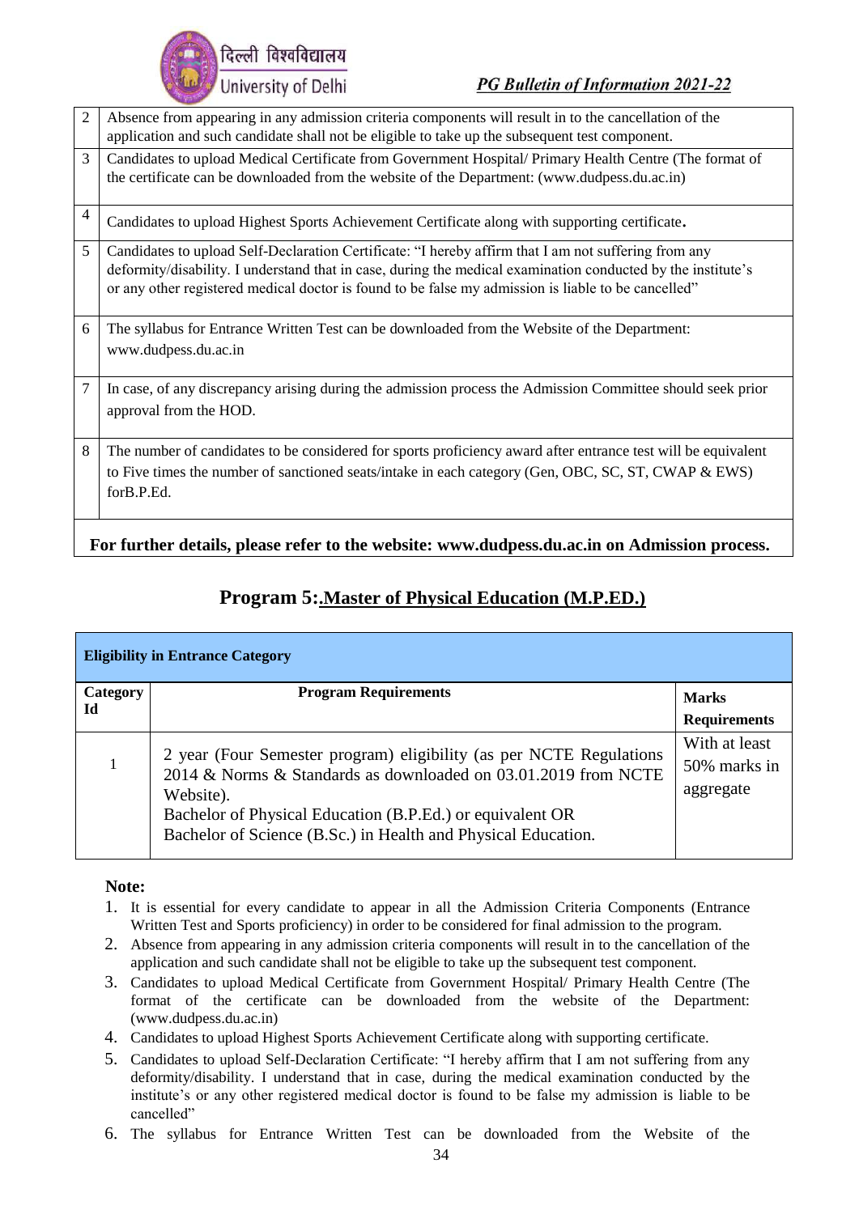| | |
|---|---|
| 2 | Absence from appearing in any admission criteria components will result in to the cancellation of the application and such candidate shall not be eligible to take up the subsequent test component. |
| 3 | Candidates to upload Medical Certificate from Government Hospital/ Primary Health Centre (The format of the certificate can be downloaded from the website of the Department: (www.dudpess.du.ac.in) |
| 4 | Candidates to upload Highest Sports Achievement Certificate along with supporting certificate. |
| 5 | Candidates to upload Self-Declaration Certificate: "I hereby affirm that I am not suffering from any deformity/disability. I understand that in case, during the medical examination conducted by the institute's or any other registered medical doctor is found to be false my admission is liable to be cancelled" |
| 6 | The syllabus for Entrance Written Test can be downloaded from the Website of the Department: www.dudpess.du.ac.in |
| 7 | In case, of any discrepancy arising during the admission process the Admission Committee should seek prior approval from the HOD. |
| 8 | The number of candidates to be considered for sports proficiency award after entrance test will be equivalent to Five times the number of sanctioned seats/intake in each category (Gen, OBC, SC, ST, CWAP & EWS) forB.P.Ed. |

**For further details, please refer to the website: www.dudpess.du.ac.in on Admission process.**

## Program 5:.Master of Physical Education (M.P.ED.)

**Eligibility in Entrance Category**

| Category Id | Program Requirements | Marks Requirements |
|---|---|---|
| 1 | 2 year (Four Semester program) eligibility (as per NCTE Regulations 2014 & Norms & Standards as downloaded on 03.01.2019 from NCTE Website).<br>Bachelor of Physical Education (B.P.Ed.) or equivalent OR<br>Bachelor of Science (B.Sc.) in Health and Physical Education. | With at least 50% marks in aggregate |

**Note:**

1. It is essential for every candidate to appear in all the Admission Criteria Components (Entrance Written Test and Sports proficiency) in order to be considered for final admission to the program.
2. Absence from appearing in any admission criteria components will result in to the cancellation of the application and such candidate shall not be eligible to take up the subsequent test component.
3. Candidates to upload Medical Certificate from Government Hospital/ Primary Health Centre (The format of the certificate can be downloaded from the website of the Department: (www.dudpess.du.ac.in)
4. Candidates to upload Highest Sports Achievement Certificate along with supporting certificate.
5. Candidates to upload Self-Declaration Certificate: "I hereby affirm that I am not suffering from any deformity/disability. I understand that in case, during the medical examination conducted by the institute's or any other registered medical doctor is found to be false my admission is liable to be cancelled"
6. The syllabus for Entrance Written Test can be downloaded from the Website of the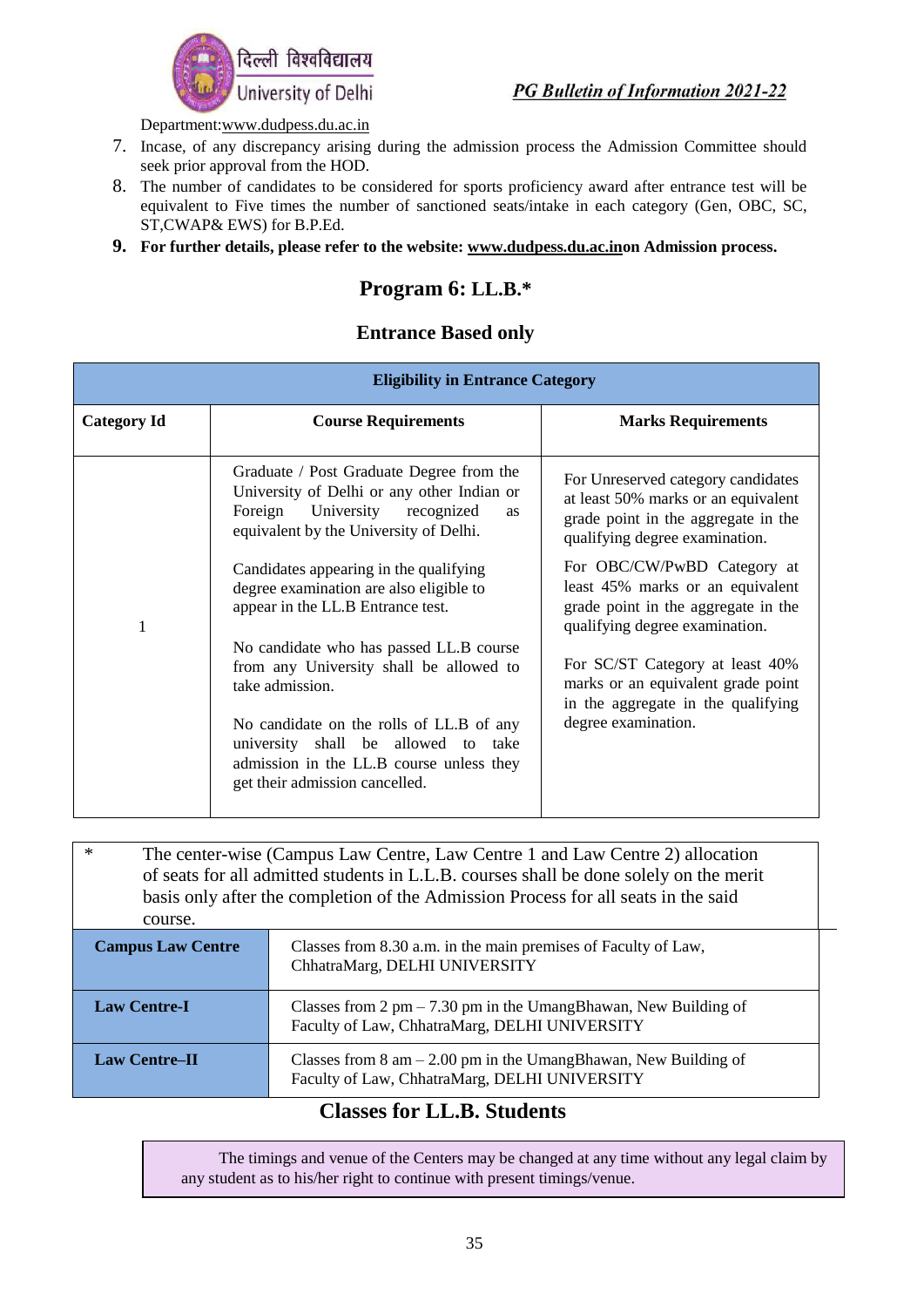Department:www.dudpess.du.ac.in

7. Incase, of any discrepancy arising during the admission process the Admission Committee should seek prior approval from the HOD.
8. The number of candidates to be considered for sports proficiency award after entrance test will be equivalent to Five times the number of sanctioned seats/intake in each category (Gen, OBC, SC, ST,CWAP& EWS) for B.P.Ed.
9. **For further details, please refer to the website: www.dudpess.du.ac.inon Admission process.**

## Program 6: LL.B.*

### Entrance Based only

| Eligibility in Entrance Category | | |
|---|---|---|
| **Category Id** | **Course Requirements** | **Marks Requirements** |
| 1 | Graduate / Post Graduate Degree from the University of Delhi or any other Indian or Foreign University recognized as equivalent by the University of Delhi.<br><br>Candidates appearing in the qualifying degree examination are also eligible to appear in the LL.B Entrance test.<br><br>No candidate who has passed LL.B course from any University shall be allowed to take admission.<br><br>No candidate on the rolls of LL.B of any university shall be allowed to take admission in the LL.B course unless they get their admission cancelled. | For Unreserved category candidates at least 50% marks or an equivalent grade point in the aggregate in the qualifying degree examination.<br><br>For OBC/CW/PwBD Category at least 45% marks or an equivalent grade point in the aggregate in the qualifying degree examination.<br><br>For SC/ST Category at least 40% marks or an equivalent grade point in the aggregate in the qualifying degree examination. |

\* The center-wise (Campus Law Centre, Law Centre 1 and Law Centre 2) allocation of seats for all admitted students in L.L.B. courses shall be done solely on the merit basis only after the completion of the Admission Process for all seats in the said course.

| | |
|---|---|
| **Campus Law Centre** | Classes from 8.30 a.m. in the main premises of Faculty of Law, ChhatraMarg, DELHI UNIVERSITY |
| **Law Centre-I** | Classes from 2 pm – 7.30 pm in the UmangBhawan, New Building of Faculty of Law, ChhatraMarg, DELHI UNIVERSITY |
| **Law Centre–II** | Classes from 8 am – 2.00 pm in the UmangBhawan, New Building of Faculty of Law, ChhatraMarg, DELHI UNIVERSITY |

### Classes for LL.B. Students

The timings and venue of the Centers may be changed at any time without any legal claim by any student as to his/her right to continue with present timings/venue.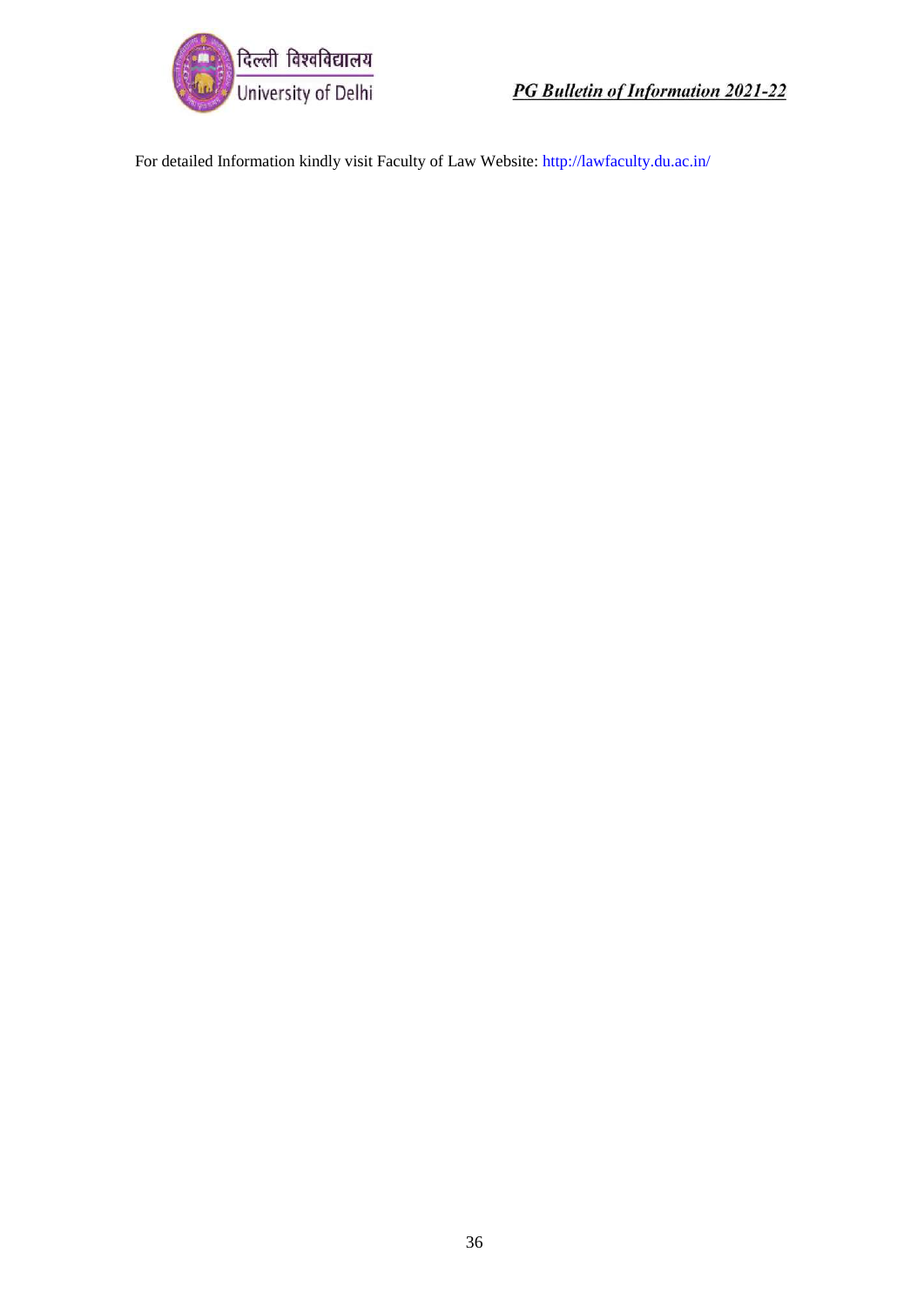For detailed Information kindly visit Faculty of Law Website: http://lawfaculty.du.ac.in/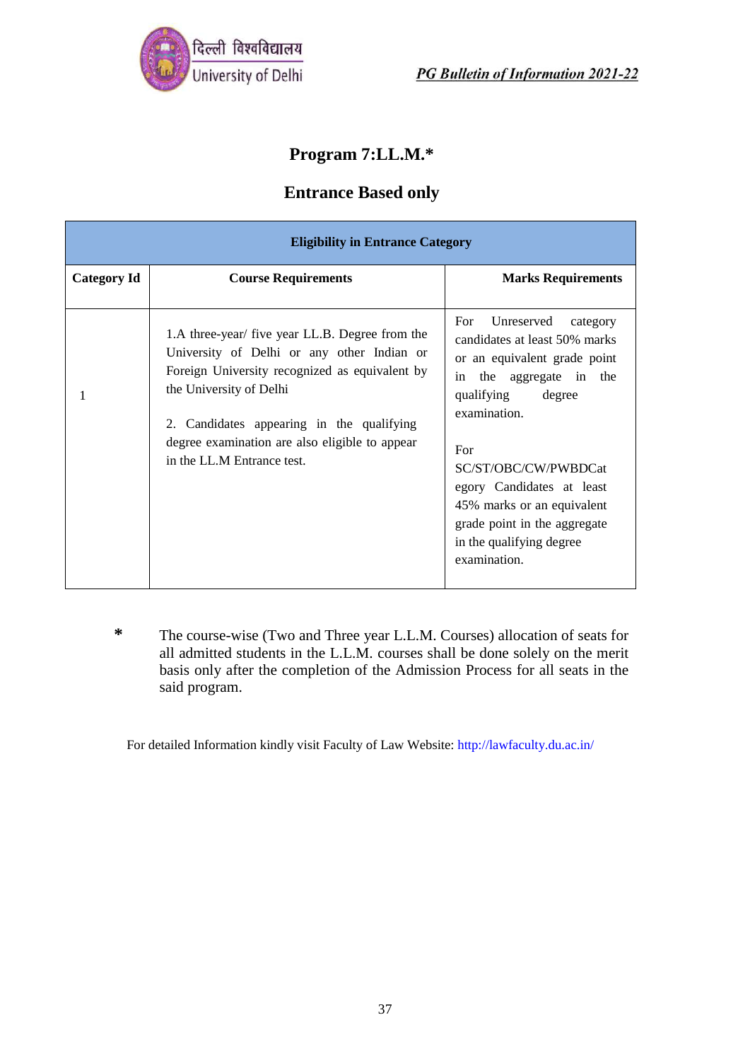# Program 7:LL.M.*

## Entrance Based only

| Eligibility in Entrance Category | | |
|---|---|---|
| **Category Id** | **Course Requirements** | **Marks Requirements** |
| 1 | 1.A three-year/ five year LL.B. Degree from the University of Delhi or any other Indian or Foreign University recognized as equivalent by the University of Delhi<br><br>2. Candidates appearing in the qualifying degree examination are also eligible to appear in the LL.M Entrance test. | For Unreserved category candidates at least 50% marks or an equivalent grade point in the aggregate in the qualifying degree examination.<br><br>For SC/ST/OBC/CW/PWBDCategory Candidates at least 45% marks or an equivalent grade point in the aggregate in the qualifying degree examination. |

\* The course-wise (Two and Three year L.L.M. Courses) allocation of seats for all admitted students in the L.L.M. courses shall be done solely on the merit basis only after the completion of the Admission Process for all seats in the said program.

For detailed Information kindly visit Faculty of Law Website: http://lawfaculty.du.ac.in/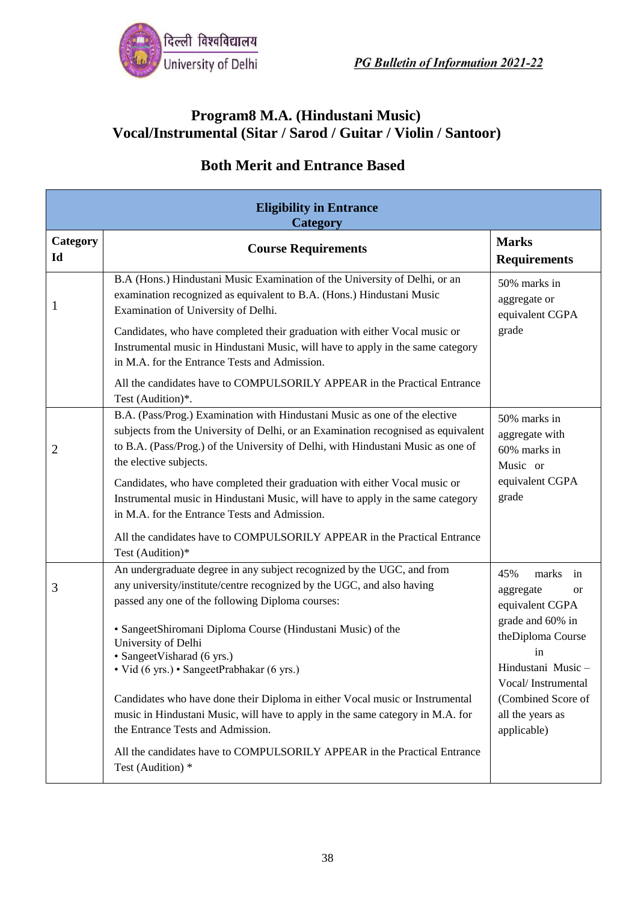# Program8 M.A. (Hindustani Music) Vocal/Instrumental (Sitar / Sarod / Guitar / Violin / Santoor)

## Both Merit and Entrance Based

| Eligibility in Entrance Category | | |
|---|---|---|
| **Category Id** | **Course Requirements** | **Marks Requirements** |
| 1 | B.A (Hons.) Hindustani Music Examination of the University of Delhi, or an examination recognized as equivalent to B.A. (Hons.) Hindustani Music Examination of University of Delhi.<br><br>Candidates, who have completed their graduation with either Vocal music or Instrumental music in Hindustani Music, will have to apply in the same category in M.A. for the Entrance Tests and Admission.<br><br>All the candidates have to COMPULSORILY APPEAR in the Practical Entrance Test (Audition)*. | 50% marks in aggregate or equivalent CGPA grade |
| 2 | B.A. (Pass/Prog.) Examination with Hindustani Music as one of the elective subjects from the University of Delhi, or an Examination recognised as equivalent to B.A. (Pass/Prog.) of the University of Delhi, with Hindustani Music as one of the elective subjects.<br><br>Candidates, who have completed their graduation with either Vocal music or Instrumental music in Hindustani Music, will have to apply in the same category in M.A. for the Entrance Tests and Admission.<br><br>All the candidates have to COMPULSORILY APPEAR in the Practical Entrance Test (Audition)* | 50% marks in aggregate with 60% marks in Music or equivalent CGPA grade |
| 3 | An undergraduate degree in any subject recognized by the UGC, and from any university/institute/centre recognized by the UGC, and also having passed any one of the following Diploma courses:<br><br>• SangeetShiromani Diploma Course (Hindustani Music) of the University of Delhi<br>• SangeetVisharad (6 yrs.)<br>• Vid (6 yrs.) • SangeetPrabhakar (6 yrs.)<br><br>Candidates who have done their Diploma in either Vocal music or Instrumental music in Hindustani Music, will have to apply in the same category in M.A. for the Entrance Tests and Admission.<br><br>All the candidates have to COMPULSORILY APPEAR in the Practical Entrance Test (Audition) * | 45% marks in aggregate or equivalent CGPA grade and 60% in theDiploma Course in Hindustani Music – Vocal/ Instrumental (Combined Score of all the years as applicable) |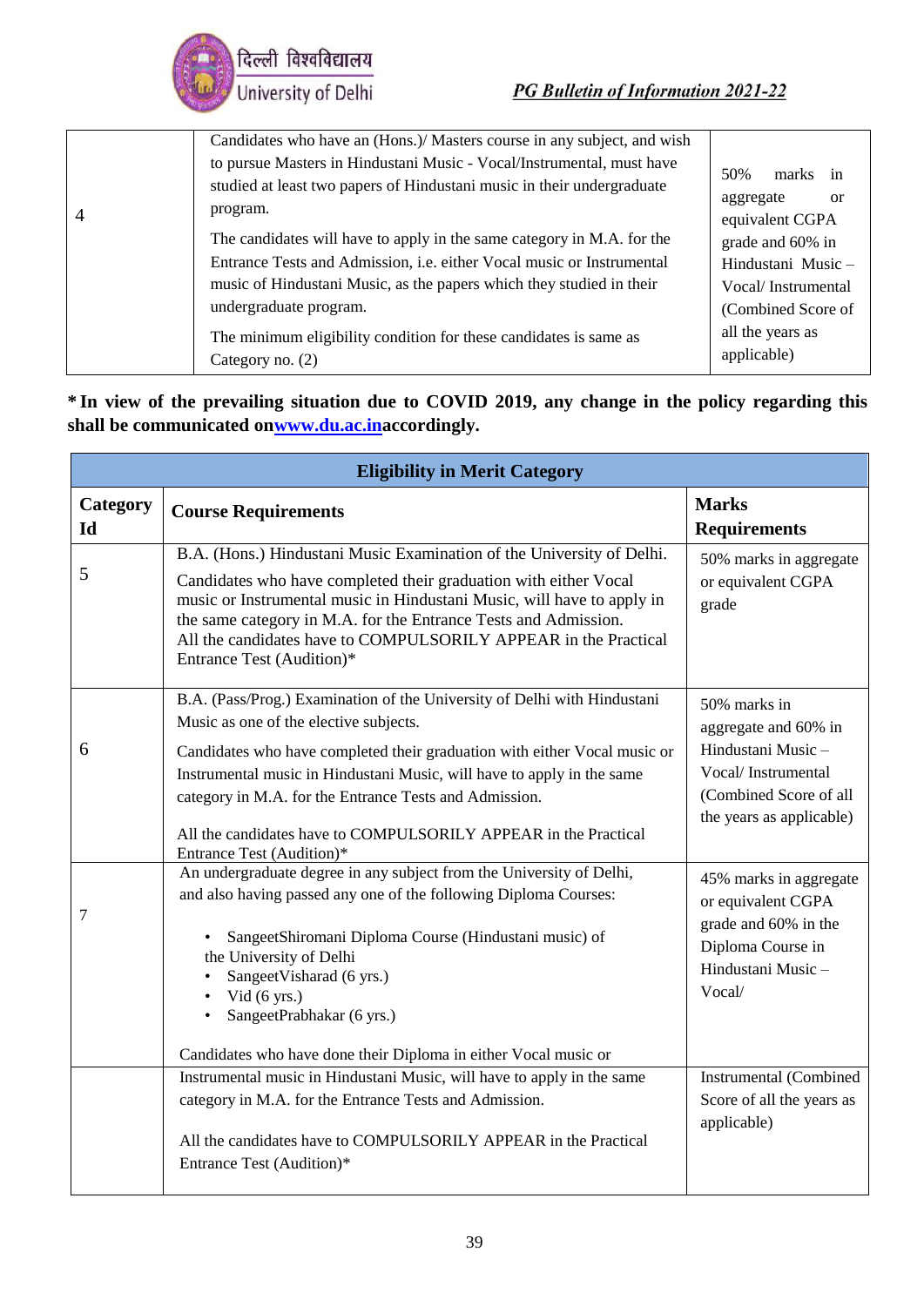| | | |
|---|---|---|
| 4 | Candidates who have an (Hons.)/ Masters course in any subject, and wish to pursue Masters in Hindustani Music - Vocal/Instrumental, must have studied at least two papers of Hindustani music in their undergraduate program.<br><br>The candidates will have to apply in the same category in M.A. for the Entrance Tests and Admission, i.e. either Vocal music or Instrumental music of Hindustani Music, as the papers which they studied in their undergraduate program.<br><br>The minimum eligibility condition for these candidates is same as Category no. (2) | 50% marks in aggregate or equivalent CGPA grade and 60% in Hindustani Music – Vocal/ Instrumental (Combined Score of all the years as applicable) |

**\* In view of the prevailing situation due to COVID 2019, any change in the policy regarding this shall be communicated on[www.du.ac.in](http://www.du.ac.in)accordingly.**

| Eligibility in Merit Category | | |
|---|---|---|
| **Category Id** | **Course Requirements** | **Marks Requirements** |
| 5 | B.A. (Hons.) Hindustani Music Examination of the University of Delhi.<br><br>Candidates who have completed their graduation with either Vocal music or Instrumental music in Hindustani Music, will have to apply in the same category in M.A. for the Entrance Tests and Admission. All the candidates have to COMPULSORILY APPEAR in the Practical Entrance Test (Audition)* | 50% marks in aggregate or equivalent CGPA grade |
| 6 | B.A. (Pass/Prog.) Examination of the University of Delhi with Hindustani Music as one of the elective subjects.<br><br>Candidates who have completed their graduation with either Vocal music or Instrumental music in Hindustani Music, will have to apply in the same category in M.A. for the Entrance Tests and Admission.<br><br>All the candidates have to COMPULSORILY APPEAR in the Practical Entrance Test (Audition)* | 50% marks in aggregate and 60% in Hindustani Music – Vocal/ Instrumental (Combined Score of all the years as applicable) |
| 7 | An undergraduate degree in any subject from the University of Delhi, and also having passed any one of the following Diploma Courses:<br><br>• SangeetShiromani Diploma Course (Hindustani music) of the University of Delhi<br>• SangeetVisharad (6 yrs.)<br>• Vid (6 yrs.)<br>• SangeetPrabhakar (6 yrs.)<br><br>Candidates who have done their Diploma in either Vocal music or Instrumental music in Hindustani Music, will have to apply in the same category in M.A. for the Entrance Tests and Admission.<br><br>All the candidates have to COMPULSORILY APPEAR in the Practical Entrance Test (Audition)* | 45% marks in aggregate or equivalent CGPA grade and 60% in the Diploma Course in Hindustani Music – Vocal/ Instrumental (Combined Score of all the years as applicable) |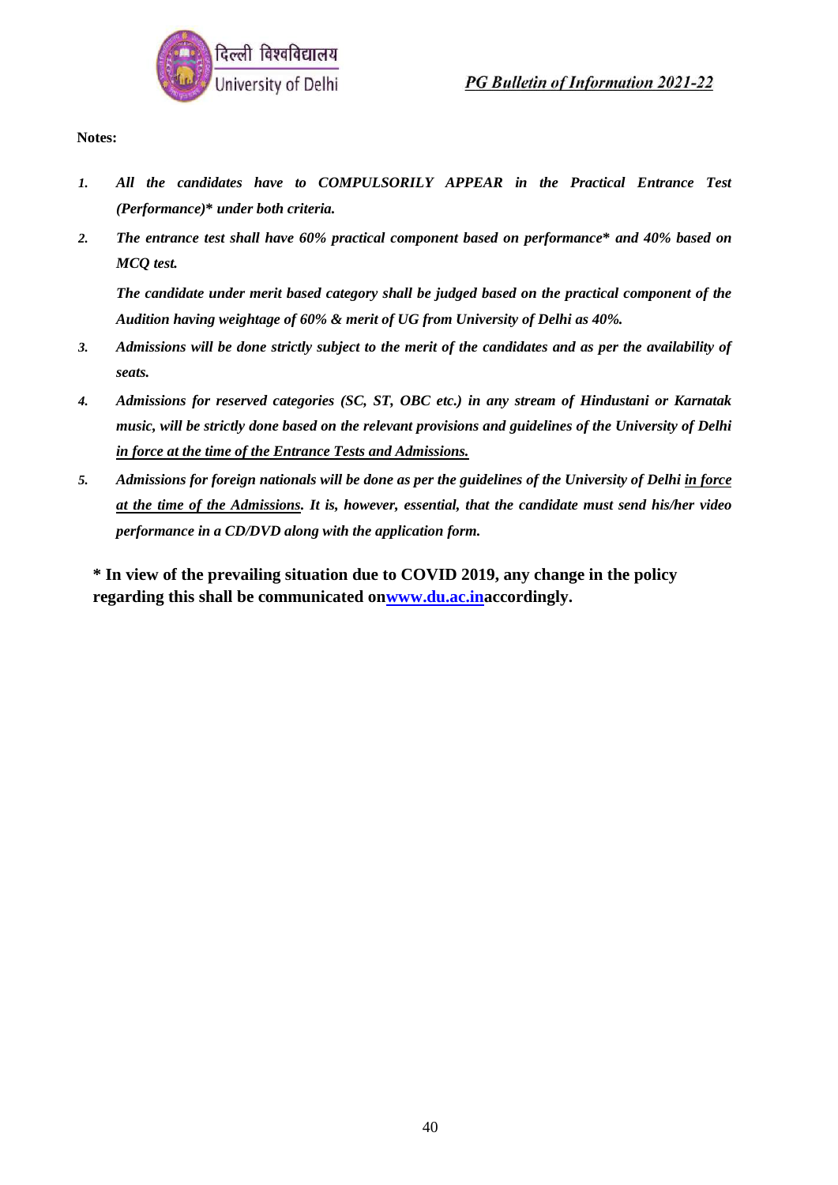**Notes:**

1. ***All the candidates have to COMPULSORILY APPEAR in the Practical Entrance Test (Performance)* under both criteria.***
2. ***The entrance test shall have 60% practical component based on performance* and 40% based on MCQ test.***

   ***The candidate under merit based category shall be judged based on the practical component of the Audition having weightage of 60% & merit of UG from University of Delhi as 40%.***
3. ***Admissions will be done strictly subject to the merit of the candidates and as per the availability of seats.***
4. ***Admissions for reserved categories (SC, ST, OBC etc.) in any stream of Hindustani or Karnatak music, will be strictly done based on the relevant provisions and guidelines of the University of Delhi in force at the time of the Entrance Tests and Admissions.***
5. ***Admissions for foreign nationals will be done as per the guidelines of the University of Delhi in force at the time of the Admissions. It is, however, essential, that the candidate must send his/her video performance in a CD/DVD along with the application form.***

**\* In view of the prevailing situation due to COVID 2019, any change in the policy regarding this shall be communicated on[www.du.ac.in](http://www.du.ac.in)accordingly.**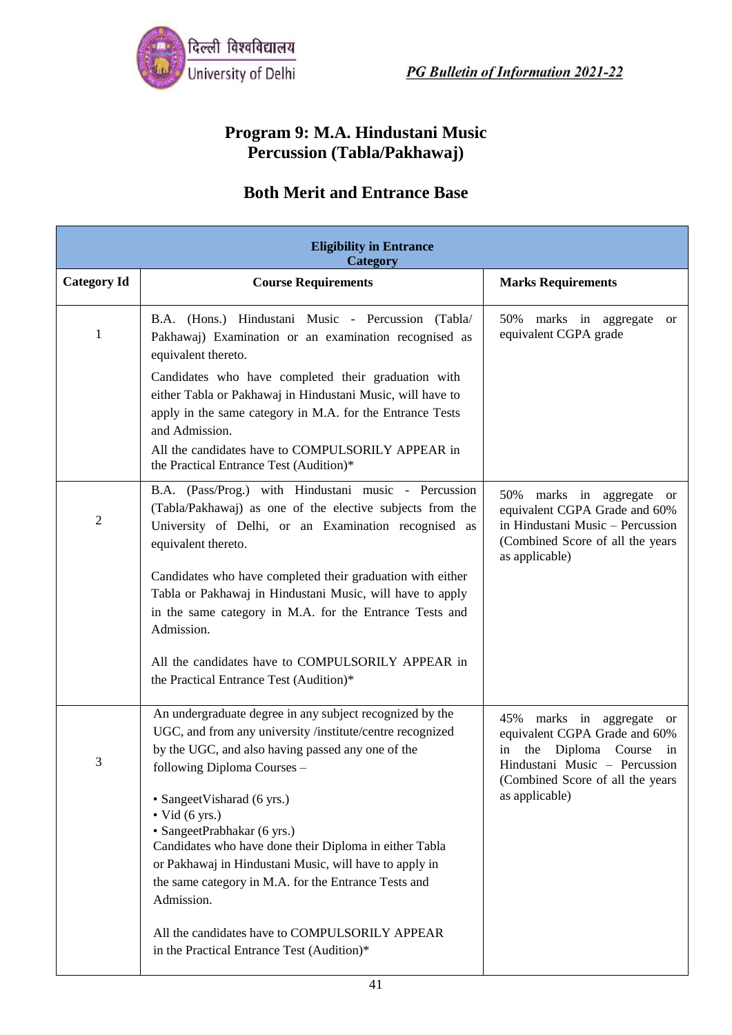# Program 9: M.A. Hindustani Music Percussion (Tabla/Pakhawaj)

## Both Merit and Entrance Base

| Eligibility in Entrance Category | | |
|---|---|---|
| **Category Id** | **Course Requirements** | **Marks Requirements** |
| 1 | B.A. (Hons.) Hindustani Music - Percussion (Tabla/ Pakhawaj) Examination or an examination recognised as equivalent thereto.<br><br>Candidates who have completed their graduation with either Tabla or Pakhawaj in Hindustani Music, will have to apply in the same category in M.A. for the Entrance Tests and Admission.<br><br>All the candidates have to COMPULSORILY APPEAR in the Practical Entrance Test (Audition)* | 50% marks in aggregate or equivalent CGPA grade |
| 2 | B.A. (Pass/Prog.) with Hindustani music - Percussion (Tabla/Pakhawaj) as one of the elective subjects from the University of Delhi, or an Examination recognised as equivalent thereto.<br><br>Candidates who have completed their graduation with either Tabla or Pakhawaj in Hindustani Music, will have to apply in the same category in M.A. for the Entrance Tests and Admission.<br><br>All the candidates have to COMPULSORILY APPEAR in the Practical Entrance Test (Audition)* | 50% marks in aggregate or equivalent CGPA Grade and 60% in Hindustani Music – Percussion (Combined Score of all the years as applicable) |
| 3 | An undergraduate degree in any subject recognized by the UGC, and from any university /institute/centre recognized by the UGC, and also having passed any one of the following Diploma Courses –<br><br>• SangeetVisharad (6 yrs.)<br>• Vid (6 yrs.)<br>• SangeetPrabhakar (6 yrs.)<br>Candidates who have done their Diploma in either Tabla or Pakhawaj in Hindustani Music, will have to apply in the same category in M.A. for the Entrance Tests and Admission.<br><br>All the candidates have to COMPULSORILY APPEAR in the Practical Entrance Test (Audition)* | 45% marks in aggregate or equivalent CGPA Grade and 60% in the Diploma Course in Hindustani Music – Percussion (Combined Score of all the years as applicable) |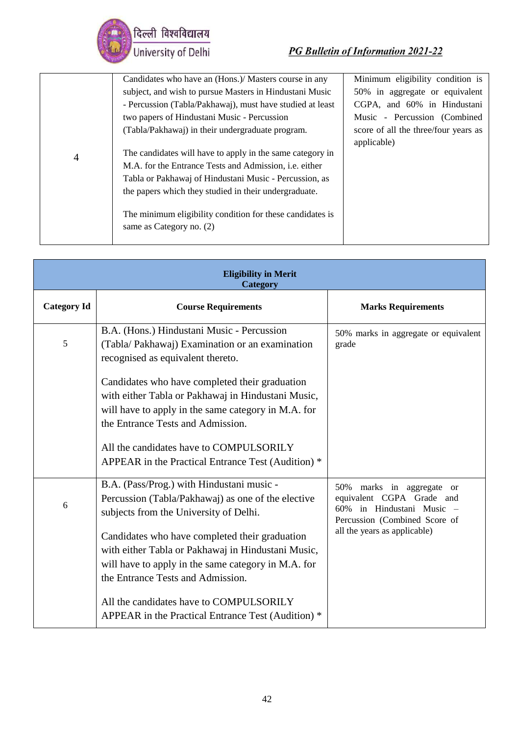| | | |
|---|---|---|
| 4 | Candidates who have an (Hons.)/ Masters course in any subject, and wish to pursue Masters in Hindustani Music - Percussion (Tabla/Pakhawaj), must have studied at least two papers of Hindustani Music - Percussion (Tabla/Pakhawaj) in their undergraduate program.<br><br>The candidates will have to apply in the same category in M.A. for the Entrance Tests and Admission, i.e. either Tabla or Pakhawaj of Hindustani Music - Percussion, as the papers which they studied in their undergraduate.<br><br>The minimum eligibility condition for these candidates is same as Category no. (2) | Minimum eligibility condition is 50% in aggregate or equivalent CGPA, and 60% in Hindustani Music - Percussion (Combined score of all the three/four years as applicable) |

| **Eligibility in Merit Category** | | |
|---|---|---|
| **Category Id** | **Course Requirements** | **Marks Requirements** |
| 5 | B.A. (Hons.) Hindustani Music - Percussion (Tabla/ Pakhawaj) Examination or an examination recognised as equivalent thereto.<br><br>Candidates who have completed their graduation with either Tabla or Pakhawaj in Hindustani Music, will have to apply in the same category in M.A. for the Entrance Tests and Admission.<br><br>All the candidates have to COMPULSORILY APPEAR in the Practical Entrance Test (Audition) * | 50% marks in aggregate or equivalent grade |
| 6 | B.A. (Pass/Prog.) with Hindustani music - Percussion (Tabla/Pakhawaj) as one of the elective subjects from the University of Delhi.<br><br>Candidates who have completed their graduation with either Tabla or Pakhawaj in Hindustani Music, will have to apply in the same category in M.A. for the Entrance Tests and Admission.<br><br>All the candidates have to COMPULSORILY APPEAR in the Practical Entrance Test (Audition) * | 50% marks in aggregate or equivalent CGPA Grade and 60% in Hindustani Music – Percussion (Combined Score of all the years as applicable) |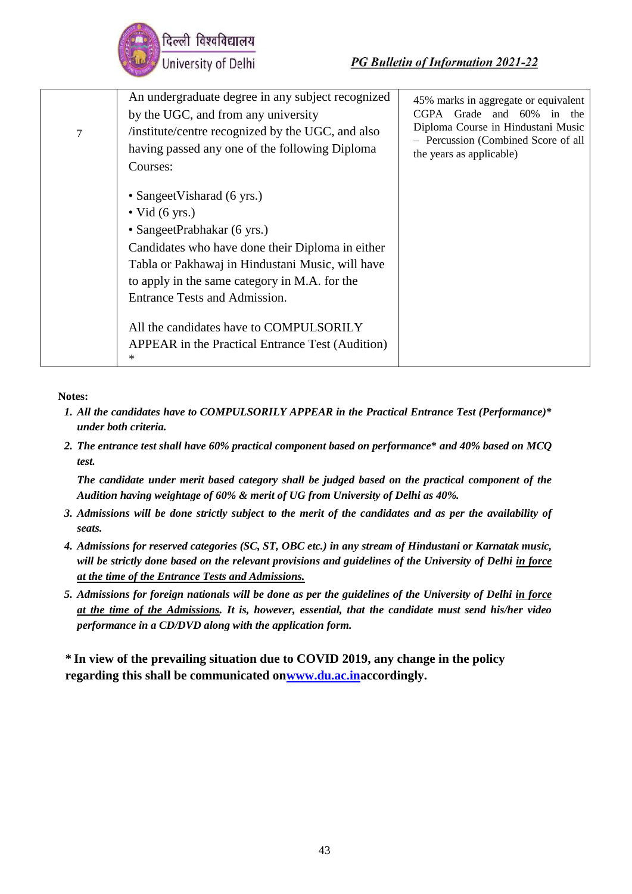| 7 | An undergraduate degree in any subject recognized by the UGC, and from any university /institute/centre recognized by the UGC, and also having passed any one of the following Diploma Courses:<br><br>• SangeetVisharad (6 yrs.)<br>• Vid (6 yrs.)<br>• SangeetPrabhakar (6 yrs.)<br>Candidates who have done their Diploma in either Tabla or Pakhawaj in Hindustani Music, will have to apply in the same category in M.A. for the Entrance Tests and Admission.<br><br>All the candidates have to COMPULSORILY APPEAR in the Practical Entrance Test (Audition) * | 45% marks in aggregate or equivalent CGPA Grade and 60% in the Diploma Course in Hindustani Music – Percussion (Combined Score of all the years as applicable) |
|---|---|---|

**Notes:**

1. ***All the candidates have to COMPULSORILY APPEAR in the Practical Entrance Test (Performance)* under both criteria.***
2. ***The entrance test shall have 60% practical component based on performance* and 40% based on MCQ test.***

   ***The candidate under merit based category shall be judged based on the practical component of the Audition having weightage of 60% & merit of UG from University of Delhi as 40%.***
3. ***Admissions will be done strictly subject to the merit of the candidates and as per the availability of seats.***
4. ***Admissions for reserved categories (SC, ST, OBC etc.) in any stream of Hindustani or Karnatak music, will be strictly done based on the relevant provisions and guidelines of the University of Delhi in force at the time of the Entrance Tests and Admissions.***
5. ***Admissions for foreign nationals will be done as per the guidelines of the University of Delhi in force at the time of the Admissions. It is, however, essential, that the candidate must send his/her video performance in a CD/DVD along with the application form.***

**\* In view of the prevailing situation due to COVID 2019, any change in the policy regarding this shall be communicated on[www.du.ac.in](http://www.du.ac.in)accordingly.**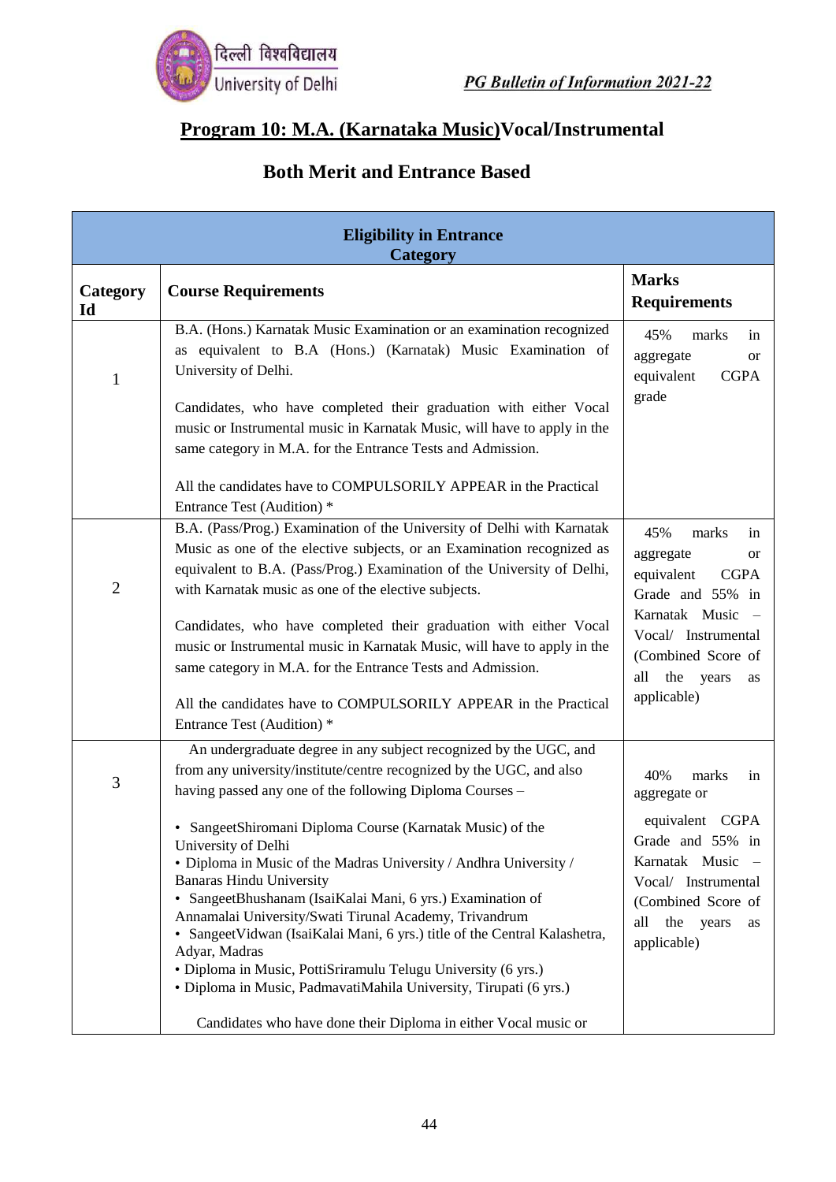## Program 10: M.A. (Karnataka Music)Vocal/Instrumental

### Both Merit and Entrance Based

| Eligibility in Entrance Category | | |
|---|---|---|
| **Category Id** | **Course Requirements** | **Marks Requirements** |
| 1 | B.A. (Hons.) Karnatak Music Examination or an examination recognized as equivalent to B.A (Hons.) (Karnatak) Music Examination of University of Delhi.<br><br>Candidates, who have completed their graduation with either Vocal music or Instrumental music in Karnatak Music, will have to apply in the same category in M.A. for the Entrance Tests and Admission.<br><br>All the candidates have to COMPULSORILY APPEAR in the Practical Entrance Test (Audition) * | 45% marks in aggregate or equivalent CGPA grade |
| 2 | B.A. (Pass/Prog.) Examination of the University of Delhi with Karnatak Music as one of the elective subjects, or an Examination recognized as equivalent to B.A. (Pass/Prog.) Examination of the University of Delhi, with Karnatak music as one of the elective subjects.<br><br>Candidates, who have completed their graduation with either Vocal music or Instrumental music in Karnatak Music, will have to apply in the same category in M.A. for the Entrance Tests and Admission.<br><br>All the candidates have to COMPULSORILY APPEAR in the Practical Entrance Test (Audition) * | 45% marks in aggregate or equivalent CGPA Grade and 55% in Karnatak Music – Vocal/ Instrumental (Combined Score of all the years as applicable) |
| 3 | An undergraduate degree in any subject recognized by the UGC, and from any university/institute/centre recognized by the UGC, and also having passed any one of the following Diploma Courses –<br><br>• SangeetShiromani Diploma Course (Karnatak Music) of the University of Delhi<br>• Diploma in Music of the Madras University / Andhra University / Banaras Hindu University<br>• SangeetBhushanam (IsaiKalai Mani, 6 yrs.) Examination of Annamalai University/Swati Tirunal Academy, Trivandrum<br>• SangeetVidwan (IsaiKalai Mani, 6 yrs.) title of the Central Kalashetra, Adyar, Madras<br>• Diploma in Music, PottiSriramulu Telugu University (6 yrs.)<br>• Diploma in Music, PadmavatiMahila University, Tirupati (6 yrs.)<br><br>Candidates who have done their Diploma in either Vocal music or | 40% marks in aggregate or equivalent CGPA Grade and 55% in Karnatak Music – Vocal/ Instrumental (Combined Score of all the years as applicable) |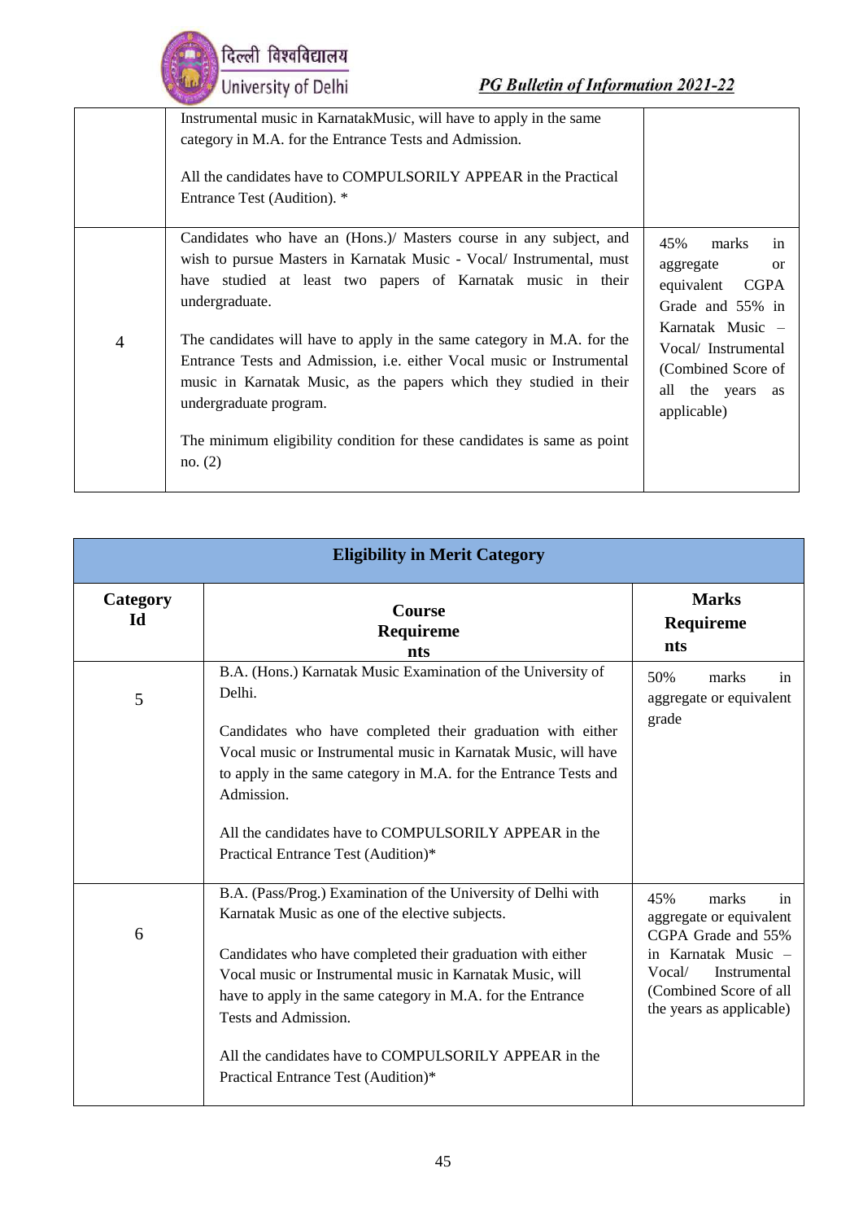| | | |
|---|---|---|
| | Instrumental music in KarnatakMusic, will have to apply in the same category in M.A. for the Entrance Tests and Admission.<br><br>All the candidates have to COMPULSORILY APPEAR in the Practical Entrance Test (Audition). * | |
| 4 | Candidates who have an (Hons.)/ Masters course in any subject, and wish to pursue Masters in Karnatak Music - Vocal/ Instrumental, must have studied at least two papers of Karnatak music in their undergraduate.<br><br>The candidates will have to apply in the same category in M.A. for the Entrance Tests and Admission, i.e. either Vocal music or Instrumental music in Karnatak Music, as the papers which they studied in their undergraduate program.<br><br>The minimum eligibility condition for these candidates is same as point no. (2) | 45% marks in aggregate or equivalent CGPA Grade and 55% in Karnatak Music – Vocal/ Instrumental (Combined Score of all the years as applicable) |

| **Eligibility in Merit Category** | | |
|---|---|---|
| **Category Id** | **Course Requirements** | **Marks Requirements** |
| 5 | B.A. (Hons.) Karnatak Music Examination of the University of Delhi.<br><br>Candidates who have completed their graduation with either Vocal music or Instrumental music in Karnatak Music, will have to apply in the same category in M.A. for the Entrance Tests and Admission.<br><br>All the candidates have to COMPULSORILY APPEAR in the Practical Entrance Test (Audition)* | 50% marks in aggregate or equivalent grade |
| 6 | B.A. (Pass/Prog.) Examination of the University of Delhi with Karnatak Music as one of the elective subjects.<br><br>Candidates who have completed their graduation with either Vocal music or Instrumental music in Karnatak Music, will have to apply in the same category in M.A. for the Entrance Tests and Admission.<br><br>All the candidates have to COMPULSORILY APPEAR in the Practical Entrance Test (Audition)* | 45% marks in aggregate or equivalent CGPA Grade and 55% in Karnatak Music – Vocal/ Instrumental (Combined Score of all the years as applicable) |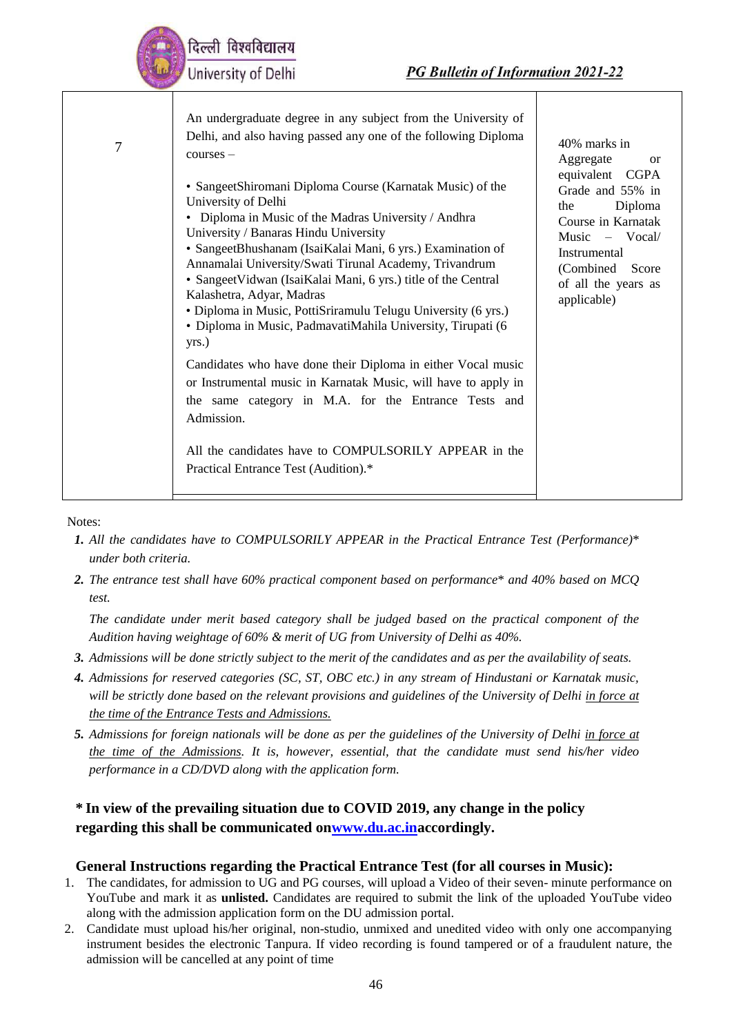| 7 | An undergraduate degree in any subject from the University of Delhi, and also having passed any one of the following Diploma courses –<br><br>• SangeetShiromani Diploma Course (Karnatak Music) of the University of Delhi<br>• Diploma in Music of the Madras University / Andhra University / Banaras Hindu University<br>• SangeetBhushanam (IsaiKalai Mani, 6 yrs.) Examination of Annamalai University/Swati Tirunal Academy, Trivandrum<br>• SangeetVidwan (IsaiKalai Mani, 6 yrs.) title of the Central Kalashetra, Adyar, Madras<br>• Diploma in Music, PottiSriramulu Telugu University (6 yrs.)<br>• Diploma in Music, PadmavatiMahila University, Tirupati (6 yrs.)<br><br>Candidates who have done their Diploma in either Vocal music or Instrumental music in Karnatak Music, will have to apply in the same category in M.A. for the Entrance Tests and Admission.<br><br>All the candidates have to COMPULSORILY APPEAR in the Practical Entrance Test (Audition).* | 40% marks in Aggregate or equivalent CGPA Grade and 55% in the Diploma Course in Karnatak Music – Vocal/ Instrumental (Combined Score of all the years as applicable) |
|---|---|---|

Notes:

1. *All the candidates have to COMPULSORILY APPEAR in the Practical Entrance Test (Performance)* under both criteria.*
2. *The entrance test shall have 60% practical component based on performance* and 40% based on MCQ test.*

   *The candidate under merit based category shall be judged based on the practical component of the Audition having weightage of 60% & merit of UG from University of Delhi as 40%.*
3. *Admissions will be done strictly subject to the merit of the candidates and as per the availability of seats.*
4. *Admissions for reserved categories (SC, ST, OBC etc.) in any stream of Hindustani or Karnatak music, will be strictly done based on the relevant provisions and guidelines of the University of Delhi in force at the time of the Entrance Tests and Admissions.*
5. *Admissions for foreign nationals will be done as per the guidelines of the University of Delhi in force at the time of the Admissions. It is, however, essential, that the candidate must send his/her video performance in a CD/DVD along with the application form.*

**\* In view of the prevailing situation due to COVID 2019, any change in the policy regarding this shall be communicated onwww.du.ac.inaccordingly.**

**General Instructions regarding the Practical Entrance Test (for all courses in Music):**

1. The candidates, for admission to UG and PG courses, will upload a Video of their seven- minute performance on YouTube and mark it as **unlisted.** Candidates are required to submit the link of the uploaded YouTube video along with the admission application form on the DU admission portal.
2. Candidate must upload his/her original, non-studio, unmixed and unedited video with only one accompanying instrument besides the electronic Tanpura. If video recording is found tampered or of a fraudulent nature, the admission will be cancelled at any point of time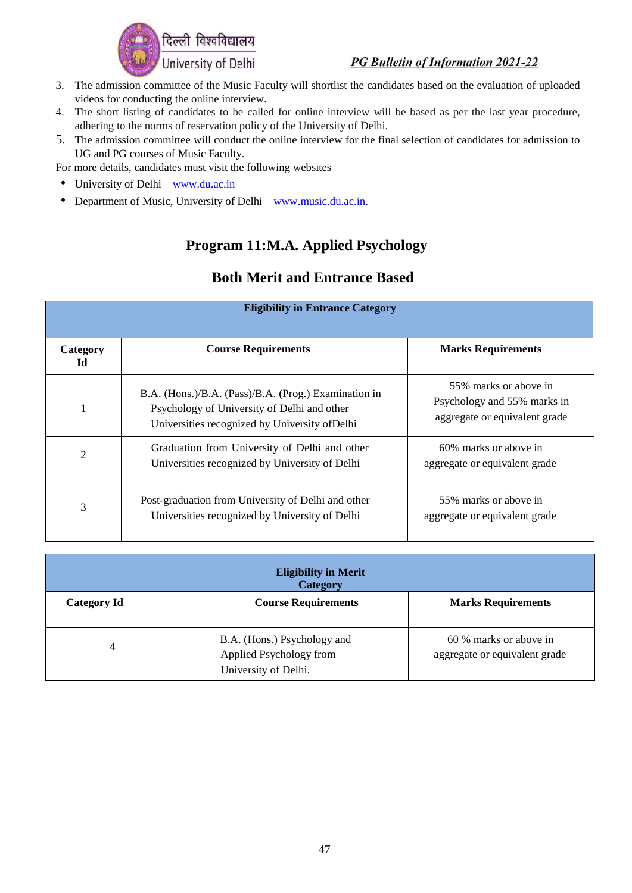3. The admission committee of the Music Faculty will shortlist the candidates based on the evaluation of uploaded videos for conducting the online interview.
4. The short listing of candidates to be called for online interview will be based as per the last year procedure, adhering to the norms of reservation policy of the University of Delhi.
5. The admission committee will conduct the online interview for the final selection of candidates for admission to UG and PG courses of Music Faculty.

For more details, candidates must visit the following websites–

- University of Delhi – www.du.ac.in
- Department of Music, University of Delhi – www.music.du.ac.in.

## Program 11:M.A. Applied Psychology

### Both Merit and Entrance Based

| **Eligibility in Entrance Category** | | |
|---|---|---|
| **Category Id** | **Course Requirements** | **Marks Requirements** |
| 1 | B.A. (Hons.)/B.A. (Pass)/B.A. (Prog.) Examination in Psychology of University of Delhi and other Universities recognized by University ofDelhi | 55% marks or above in Psychology and 55% marks in aggregate or equivalent grade |
| 2 | Graduation from University of Delhi and other Universities recognized by University of Delhi | 60% marks or above in aggregate or equivalent grade |
| 3 | Post-graduation from University of Delhi and other Universities recognized by University of Delhi | 55% marks or above in aggregate or equivalent grade |

| **Eligibility in Merit Category** | | |
|---|---|---|
| **Category Id** | **Course Requirements** | **Marks Requirements** |
| 4 | B.A. (Hons.) Psychology and Applied Psychology from University of Delhi. | 60 % marks or above in aggregate or equivalent grade |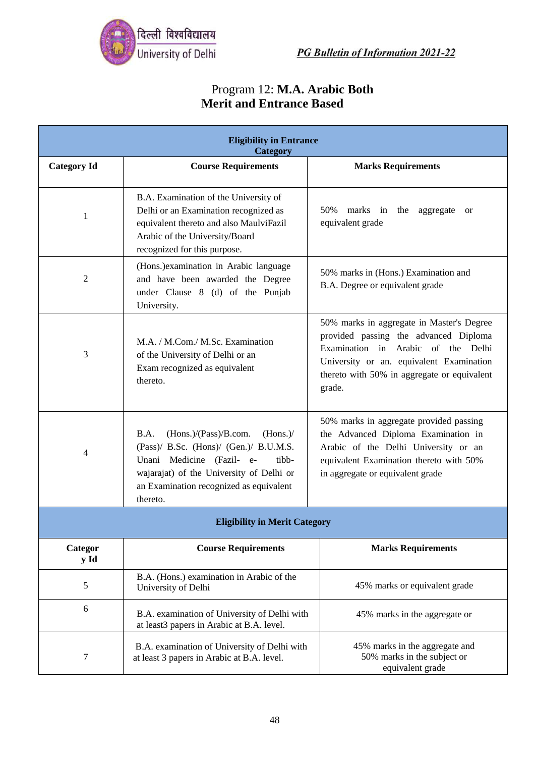# Program 12: **M.A. Arabic Both Merit and Entrance Based**

| Eligibility in Entrance Category | | |
|---|---|---|
| **Category Id** | **Course Requirements** | **Marks Requirements** |
| 1 | B.A. Examination of the University of Delhi or an Examination recognized as equivalent thereto and also MaulviFazil Arabic of the University/Board recognized for this purpose. | 50% marks in the aggregate or equivalent grade |
| 2 | (Hons.)examination in Arabic language and have been awarded the Degree under Clause 8 (d) of the Punjab University. | 50% marks in (Hons.) Examination and B.A. Degree or equivalent grade |
| 3 | M.A. / M.Com./ M.Sc. Examination of the University of Delhi or an Exam recognized as equivalent thereto. | 50% marks in aggregate in Master's Degree provided passing the advanced Diploma Examination in Arabic of the Delhi University or an. equivalent Examination thereto with 50% in aggregate or equivalent grade. |
| 4 | B.A. (Hons.)/(Pass)/B.com. (Hons.)/ (Pass)/ B.Sc. (Hons)/ (Gen.)/ B.U.M.S. Unani Medicine (Fazil- e- tibb-wajarajat) of the University of Delhi or an Examination recognized as equivalent thereto. | 50% marks in aggregate provided passing the Advanced Diploma Examination in Arabic of the Delhi University or an equivalent Examination thereto with 50% in aggregate or equivalent grade |

| Eligibility in Merit Category | | |
|---|---|---|
| **Category Id** | **Course Requirements** | **Marks Requirements** |
| 5 | B.A. (Hons.) examination in Arabic of the University of Delhi | 45% marks or equivalent grade |
| 6 | B.A. examination of University of Delhi with at least3 papers in Arabic at B.A. level. | 45% marks in the aggregate or |
| 7 | B.A. examination of University of Delhi with at least 3 papers in Arabic at B.A. level. | 45% marks in the aggregate and 50% marks in the subject or equivalent grade |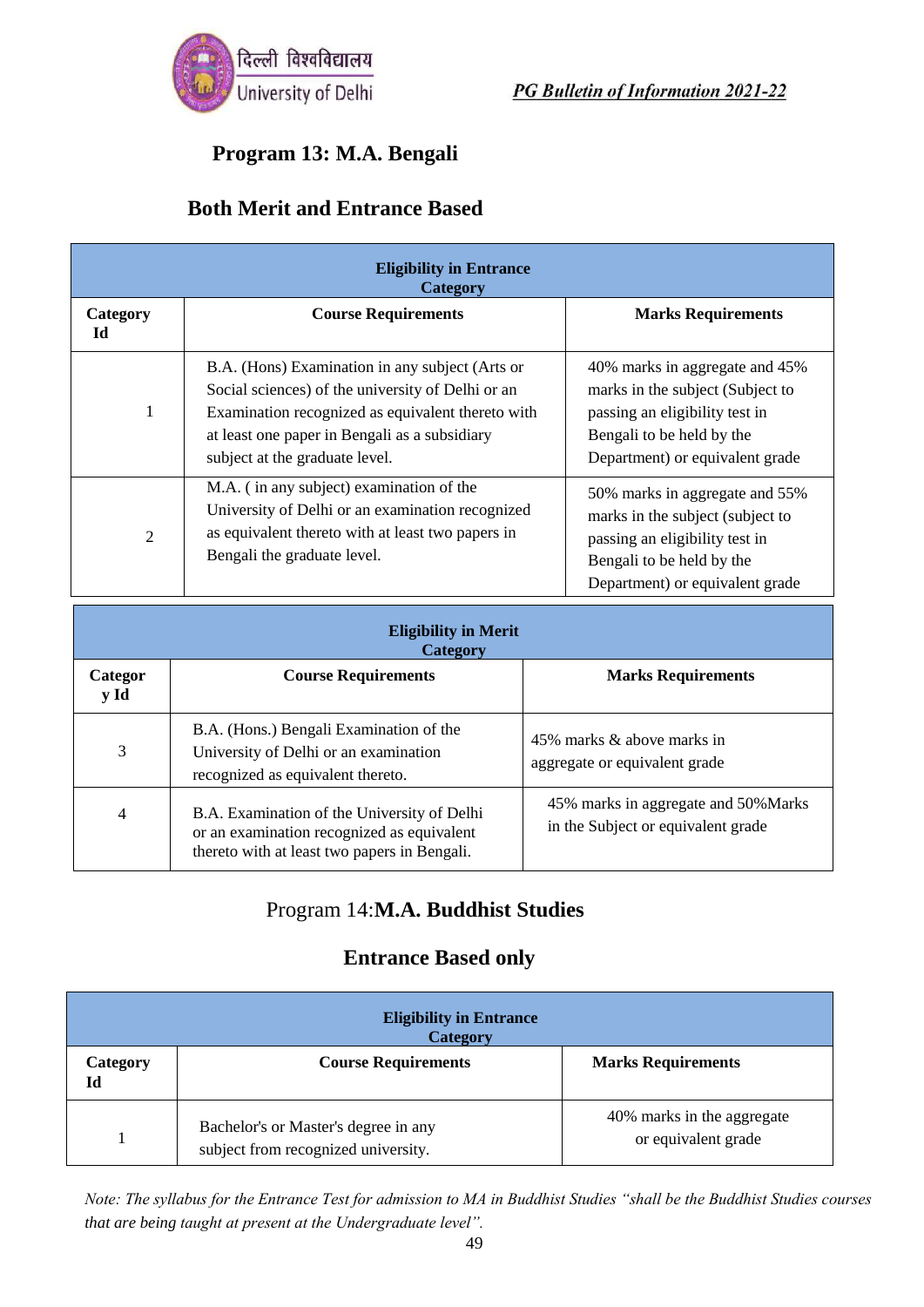## Program 13: M.A. Bengali

### Both Merit and Entrance Based

| Eligibility in Entrance Category | | |
|---|---|---|
| **Category Id** | **Course Requirements** | **Marks Requirements** |
| 1 | B.A. (Hons) Examination in any subject (Arts or Social sciences) of the university of Delhi or an Examination recognized as equivalent thereto with at least one paper in Bengali as a subsidiary subject at the graduate level. | 40% marks in aggregate and 45% marks in the subject (Subject to passing an eligibility test in Bengali to be held by the Department) or equivalent grade |
| 2 | M.A. ( in any subject) examination of the University of Delhi or an examination recognized as equivalent thereto with at least two papers in Bengali the graduate level. | 50% marks in aggregate and 55% marks in the subject (subject to passing an eligibility test in Bengali to be held by the Department) or equivalent grade |

| Eligibility in Merit Category | | |
|---|---|---|
| **Category Id** | **Course Requirements** | **Marks Requirements** |
| 3 | B.A. (Hons.) Bengali Examination of the University of Delhi or an examination recognized as equivalent thereto. | 45% marks & above marks in aggregate or equivalent grade |
| 4 | B.A. Examination of the University of Delhi or an examination recognized as equivalent thereto with at least two papers in Bengali. | 45% marks in aggregate and 50%Marks in the Subject or equivalent grade |

## Program 14:M.A. Buddhist Studies

### Entrance Based only

| Eligibility in Entrance Category | | |
|---|---|---|
| **Category Id** | **Course Requirements** | **Marks Requirements** |
| 1 | Bachelor's or Master's degree in any subject from recognized university. | 40% marks in the aggregate or equivalent grade |

*Note: The syllabus for the Entrance Test for admission to MA in Buddhist Studies "shall be the Buddhist Studies courses that are being taught at present at the Undergraduate level".*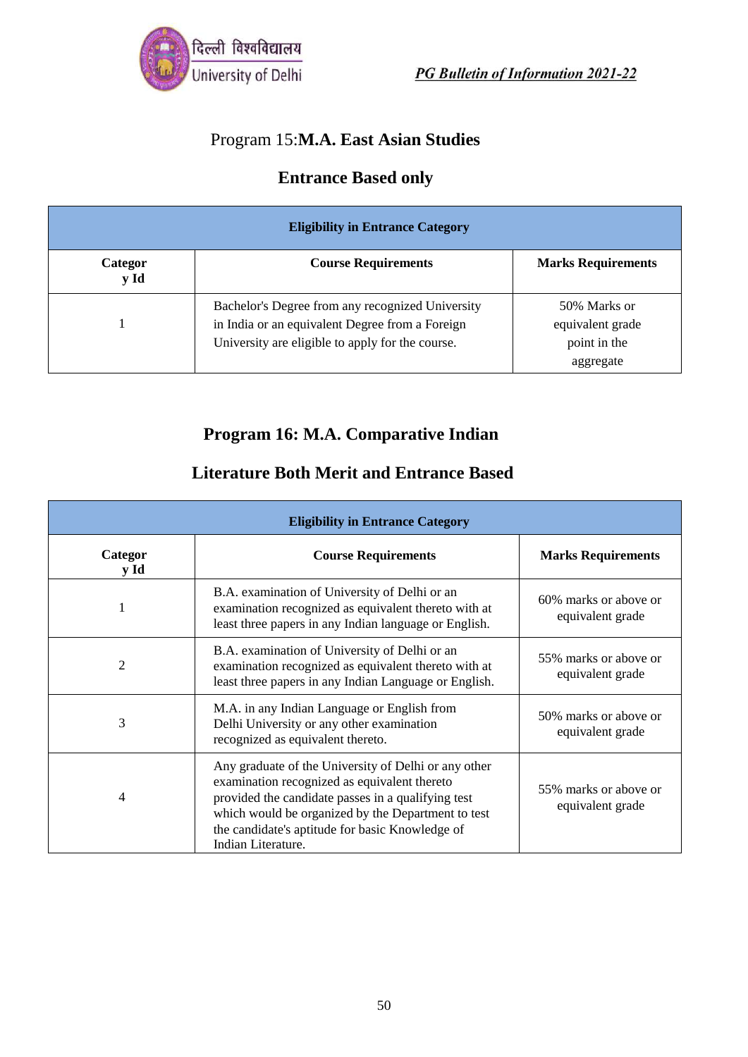## Program 15: **M.A. East Asian Studies**

### Entrance Based only

| Eligibility in Entrance Category | | |
|---|---|---|
| **Category Id** | **Course Requirements** | **Marks Requirements** |
| 1 | Bachelor's Degree from any recognized University in India or an equivalent Degree from a Foreign University are eligible to apply for the course. | 50% Marks or equivalent grade point in the aggregate |

## Program 16: M.A. Comparative Indian Literature Both Merit and Entrance Based

| Eligibility in Entrance Category | | |
|---|---|---|
| **Category Id** | **Course Requirements** | **Marks Requirements** |
| 1 | B.A. examination of University of Delhi or an examination recognized as equivalent thereto with at least three papers in any Indian language or English. | 60% marks or above or equivalent grade |
| 2 | B.A. examination of University of Delhi or an examination recognized as equivalent thereto with at least three papers in any Indian Language or English. | 55% marks or above or equivalent grade |
| 3 | M.A. in any Indian Language or English from Delhi University or any other examination recognized as equivalent thereto. | 50% marks or above or equivalent grade |
| 4 | Any graduate of the University of Delhi or any other examination recognized as equivalent thereto provided the candidate passes in a qualifying test which would be organized by the Department to test the candidate's aptitude for basic Knowledge of Indian Literature. | 55% marks or above or equivalent grade |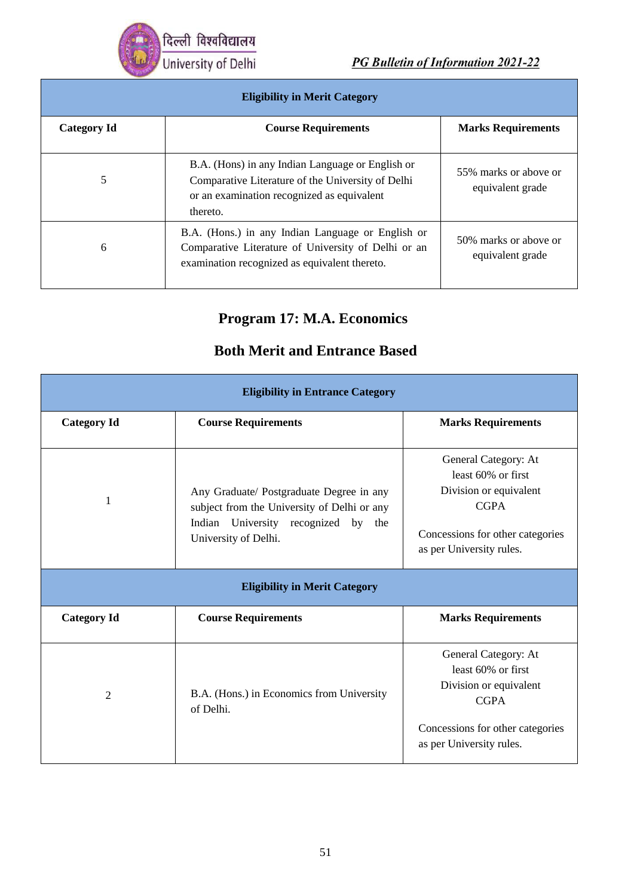| Eligibility in Merit Category | | |
|---|---|---|
| **Category Id** | **Course Requirements** | **Marks Requirements** |
| 5 | B.A. (Hons) in any Indian Language or English or Comparative Literature of the University of Delhi or an examination recognized as equivalent thereto. | 55% marks or above or equivalent grade |
| 6 | B.A. (Hons.) in any Indian Language or English or Comparative Literature of University of Delhi or an examination recognized as equivalent thereto. | 50% marks or above or equivalent grade |

## Program 17: M.A. Economics

## Both Merit and Entrance Based

| Eligibility in Entrance Category | | |
|---|---|---|
| **Category Id** | **Course Requirements** | **Marks Requirements** |
| 1 | Any Graduate/ Postgraduate Degree in any subject from the University of Delhi or any Indian University recognized by the University of Delhi. | General Category: At least 60% or first Division or equivalent CGPA<br><br>Concessions for other categories as per University rules. |

| Eligibility in Merit Category | | |
|---|---|---|
| **Category Id** | **Course Requirements** | **Marks Requirements** |
| 2 | B.A. (Hons.) in Economics from University of Delhi. | General Category: At least 60% or first Division or equivalent CGPA<br><br>Concessions for other categories as per University rules. |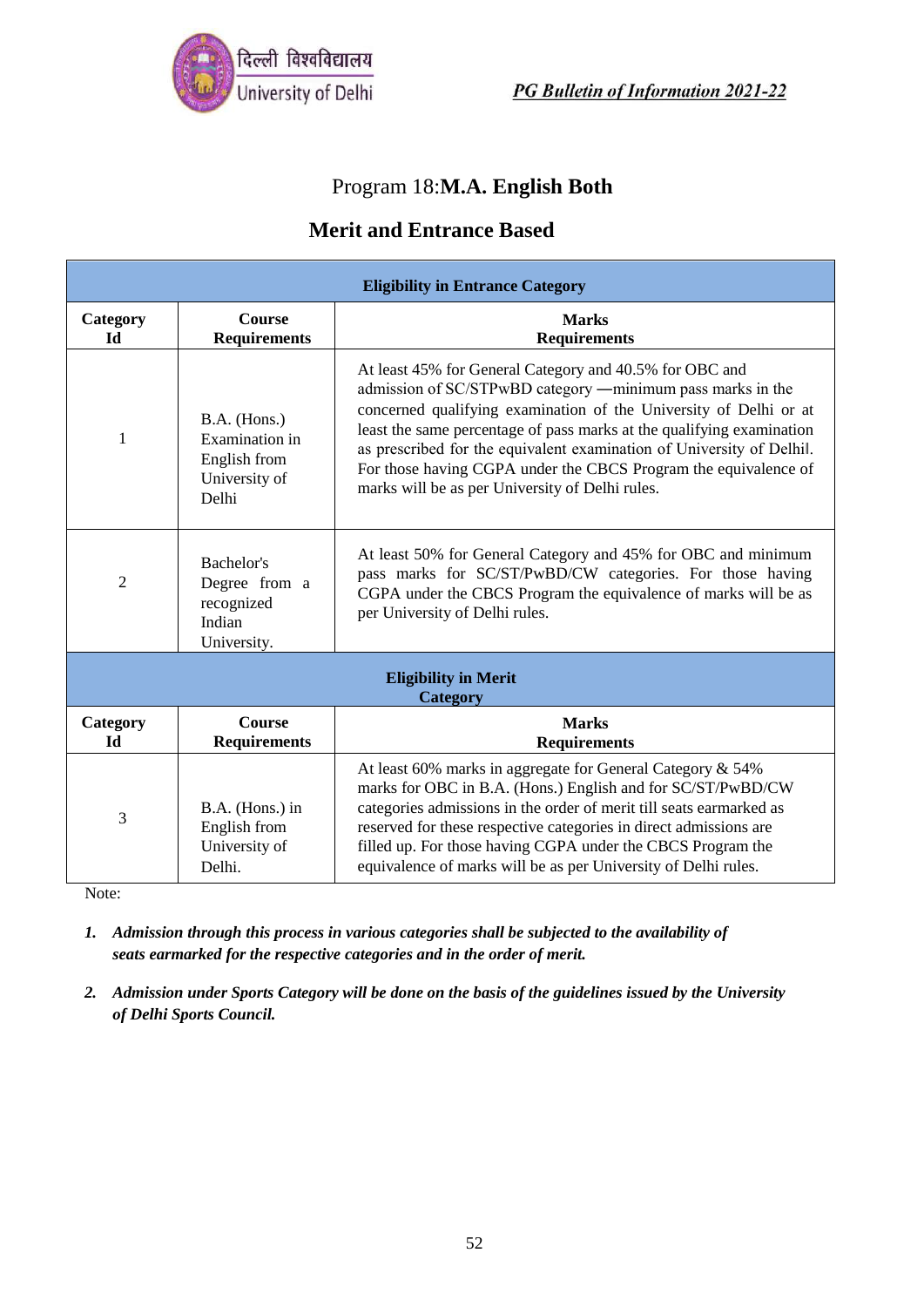# Program 18:**M.A. English Both**

## Merit and Entrance Based

| Eligibility in Entrance Category | | |
|---|---|---|
| **Category Id** | **Course Requirements** | **Marks Requirements** |
| 1 | B.A. (Hons.) Examination in English from University of Delhi | At least 45% for General Category and 40.5% for OBC and admission of SC/STPwBD category —minimum pass marks in the concerned qualifying examination of the University of Delhi or at least the same percentage of pass marks at the qualifying examination as prescribed for the equivalent examination of University of Delhil. For those having CGPA under the CBCS Program the equivalence of marks will be as per University of Delhi rules. |
| 2 | Bachelor's Degree from a recognized Indian University. | At least 50% for General Category and 45% for OBC and minimum pass marks for SC/ST/PwBD/CW categories. For those having CGPA under the CBCS Program the equivalence of marks will be as per University of Delhi rules. |
| **Eligibility in Merit Category** | | |
| **Category Id** | **Course Requirements** | **Marks Requirements** |
| 3 | B.A. (Hons.) in English from University of Delhi. | At least 60% marks in aggregate for General Category & 54% marks for OBC in B.A. (Hons.) English and for SC/ST/PwBD/CW categories admissions in the order of merit till seats earmarked as reserved for these respective categories in direct admissions are filled up. For those having CGPA under the CBCS Program the equivalence of marks will be as per University of Delhi rules. |

Note:

1. ***Admission through this process in various categories shall be subjected to the availability of seats earmarked for the respective categories and in the order of merit.***
2. ***Admission under Sports Category will be done on the basis of the guidelines issued by the University of Delhi Sports Council.***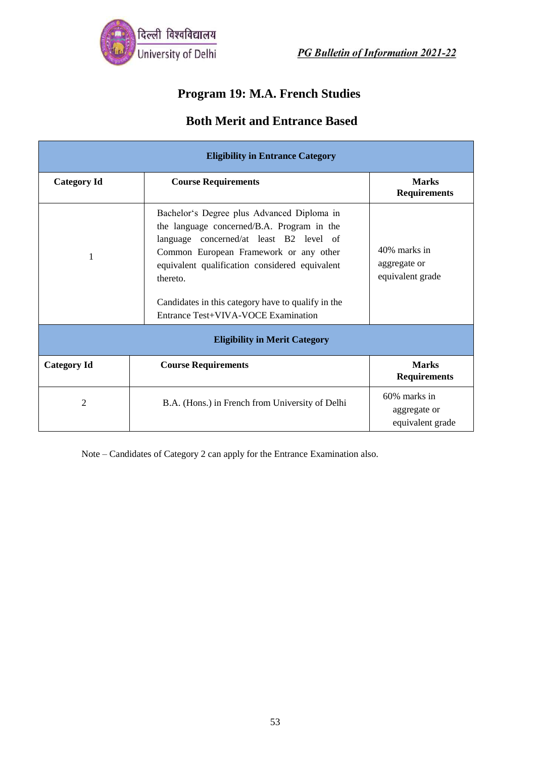# Program 19: M.A. French Studies

## Both Merit and Entrance Based

| Eligibility in Entrance Category | | |
|---|---|---|
| **Category Id** | **Course Requirements** | **Marks Requirements** |
| 1 | Bachelor's Degree plus Advanced Diploma in the language concerned/B.A. Program in the language concerned/at least B2 level of Common European Framework or any other equivalent qualification considered equivalent thereto.<br><br>Candidates in this category have to qualify in the Entrance Test+VIVA-VOCE Examination | 40% marks in aggregate or equivalent grade |
| **Eligibility in Merit Category** | | |
| **Category Id** | **Course Requirements** | **Marks Requirements** |
| 2 | B.A. (Hons.) in French from University of Delhi | 60% marks in aggregate or equivalent grade |

Note – Candidates of Category 2 can apply for the Entrance Examination also.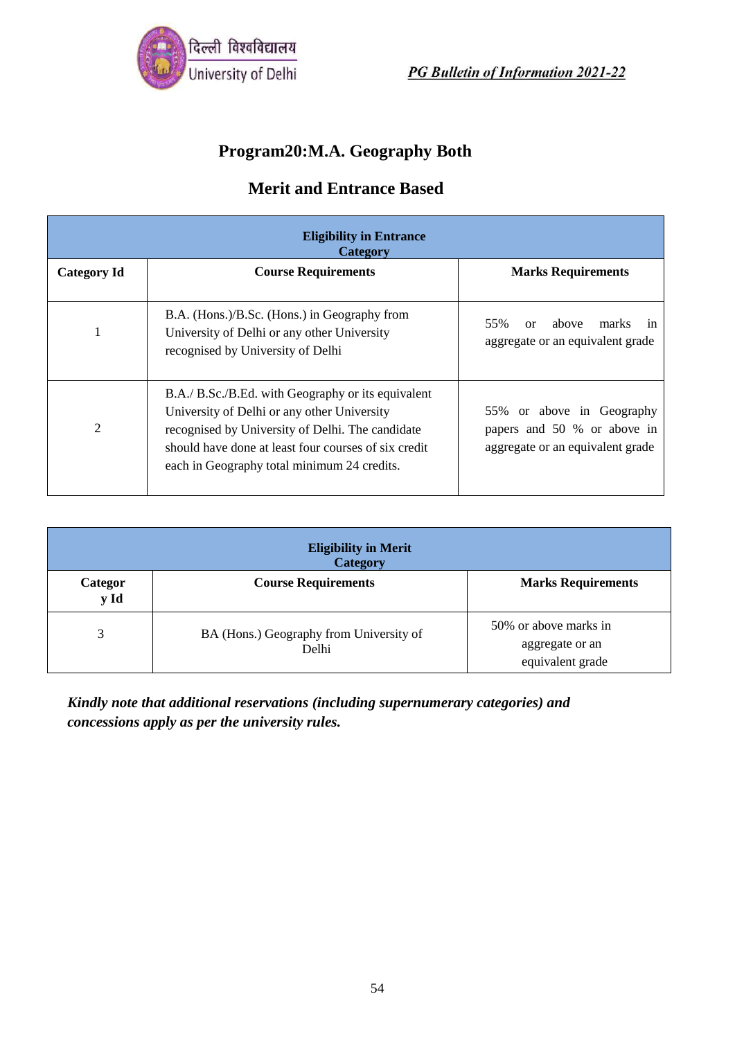# Program20:M.A. Geography Both

## Merit and Entrance Based

| Eligibility in Entrance Category | | |
|---|---|---|
| **Category Id** | **Course Requirements** | **Marks Requirements** |
| 1 | B.A. (Hons.)/B.Sc. (Hons.) in Geography from University of Delhi or any other University recognised by University of Delhi | 55% or above marks in aggregate or an equivalent grade |
| 2 | B.A./ B.Sc./B.Ed. with Geography or its equivalent University of Delhi or any other University recognised by University of Delhi. The candidate should have done at least four courses of six credit each in Geography total minimum 24 credits. | 55% or above in Geography papers and 50 % or above in aggregate or an equivalent grade |

| Eligibility in Merit Category | | |
|---|---|---|
| **Category Id** | **Course Requirements** | **Marks Requirements** |
| 3 | BA (Hons.) Geography from University of Delhi | 50% or above marks in aggregate or an equivalent grade |

***Kindly note that additional reservations (including supernumerary categories) and concessions apply as per the university rules.***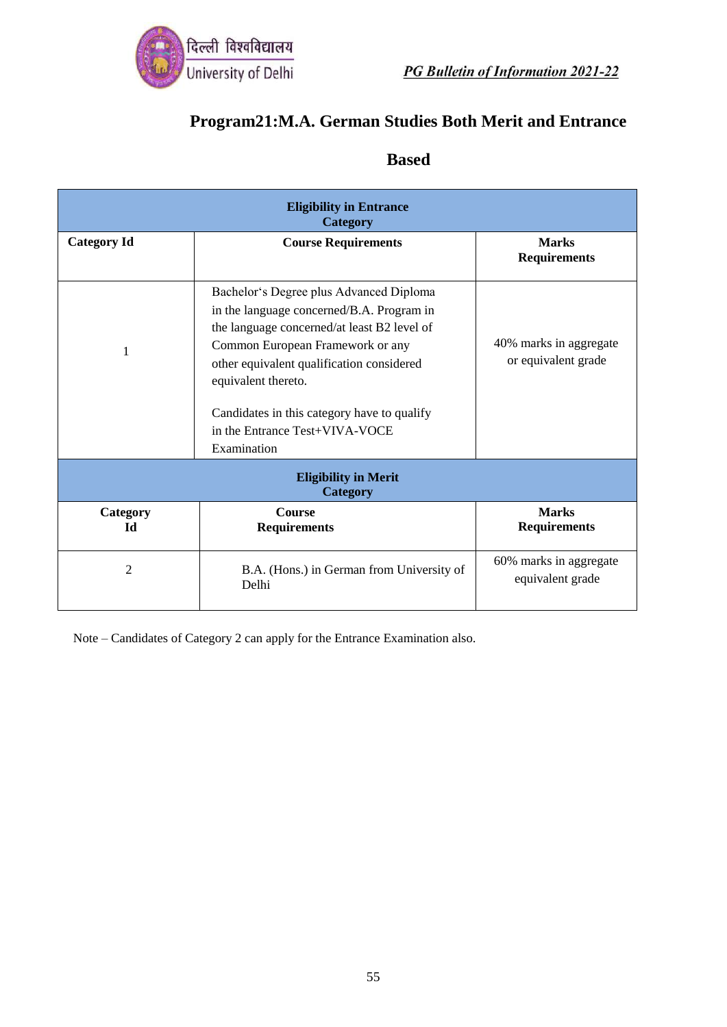# Program21:M.A. German Studies Both Merit and Entrance Based

| Eligibility in Entrance Category | | |
|---|---|---|
| **Category Id** | **Course Requirements** | **Marks Requirements** |
| 1 | Bachelor's Degree plus Advanced Diploma in the language concerned/B.A. Program in the language concerned/at least B2 level of Common European Framework or any other equivalent qualification considered equivalent thereto.<br><br>Candidates in this category have to qualify in the Entrance Test+VIVA-VOCE Examination | 40% marks in aggregate or equivalent grade |
| **Eligibility in Merit Category** | | |
| **Category Id** | **Course Requirements** | **Marks Requirements** |
| 2 | B.A. (Hons.) in German from University of Delhi | 60% marks in aggregate equivalent grade |

Note – Candidates of Category 2 can apply for the Entrance Examination also.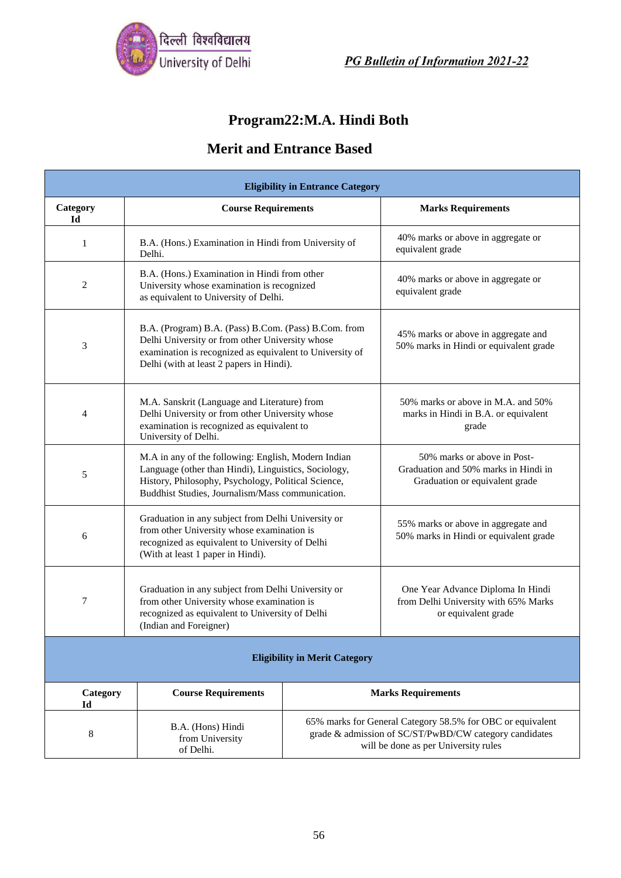# Program22:M.A. Hindi Both

## Merit and Entrance Based

| Eligibility in Entrance Category | | |
|---|---|---|
| **Category Id** | **Course Requirements** | **Marks Requirements** |
| 1 | B.A. (Hons.) Examination in Hindi from University of Delhi. | 40% marks or above in aggregate or equivalent grade |
| 2 | B.A. (Hons.) Examination in Hindi from other University whose examination is recognized as equivalent to University of Delhi. | 40% marks or above in aggregate or equivalent grade |
| 3 | B.A. (Program) B.A. (Pass) B.Com. (Pass) B.Com. from Delhi University or from other University whose examination is recognized as equivalent to University of Delhi (with at least 2 papers in Hindi). | 45% marks or above in aggregate and 50% marks in Hindi or equivalent grade |
| 4 | M.A. Sanskrit (Language and Literature) from Delhi University or from other University whose examination is recognized as equivalent to University of Delhi. | 50% marks or above in M.A. and 50% marks in Hindi in B.A. or equivalent grade |
| 5 | M.A in any of the following: English, Modern Indian Language (other than Hindi), Linguistics, Sociology, History, Philosophy, Psychology, Political Science, Buddhist Studies, Journalism/Mass communication. | 50% marks or above in Post-Graduation and 50% marks in Hindi in Graduation or equivalent grade |
| 6 | Graduation in any subject from Delhi University or from other University whose examination is recognized as equivalent to University of Delhi (With at least 1 paper in Hindi). | 55% marks or above in aggregate and 50% marks in Hindi or equivalent grade |
| 7 | Graduation in any subject from Delhi University or from other University whose examination is recognized as equivalent to University of Delhi (Indian and Foreigner) | One Year Advance Diploma In Hindi from Delhi University with 65% Marks or equivalent grade |

| Eligibility in Merit Category | | |
|---|---|---|
| **Category Id** | **Course Requirements** | **Marks Requirements** |
| 8 | B.A. (Hons) Hindi from University of Delhi. | 65% marks for General Category 58.5% for OBC or equivalent grade & admission of SC/ST/PwBD/CW category candidates will be done as per University rules |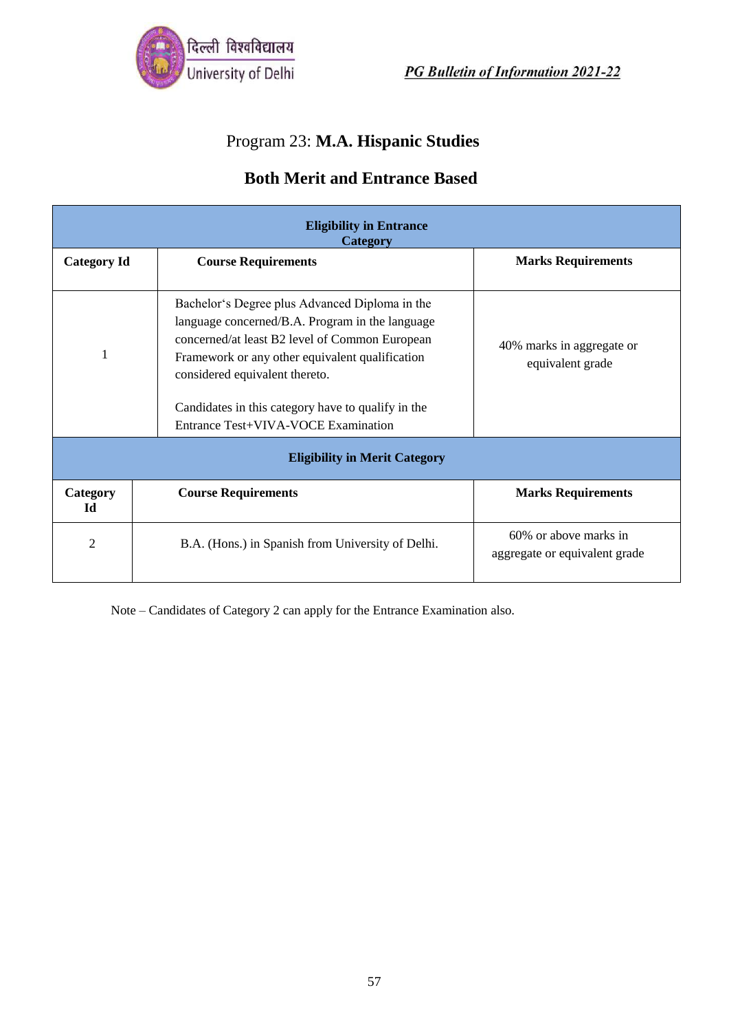## Program 23: **M.A. Hispanic Studies**

### Both Merit and Entrance Based

| Eligibility in Entrance Category | | |
|---|---|---|
| **Category Id** | **Course Requirements** | **Marks Requirements** |
| 1 | Bachelor's Degree plus Advanced Diploma in the language concerned/B.A. Program in the language concerned/at least B2 level of Common European Framework or any other equivalent qualification considered equivalent thereto.<br><br>Candidates in this category have to qualify in the Entrance Test+VIVA-VOCE Examination | 40% marks in aggregate or equivalent grade |
| **Eligibility in Merit Category** | | |
| **Category Id** | **Course Requirements** | **Marks Requirements** |
| 2 | B.A. (Hons.) in Spanish from University of Delhi. | 60% or above marks in aggregate or equivalent grade |

Note – Candidates of Category 2 can apply for the Entrance Examination also.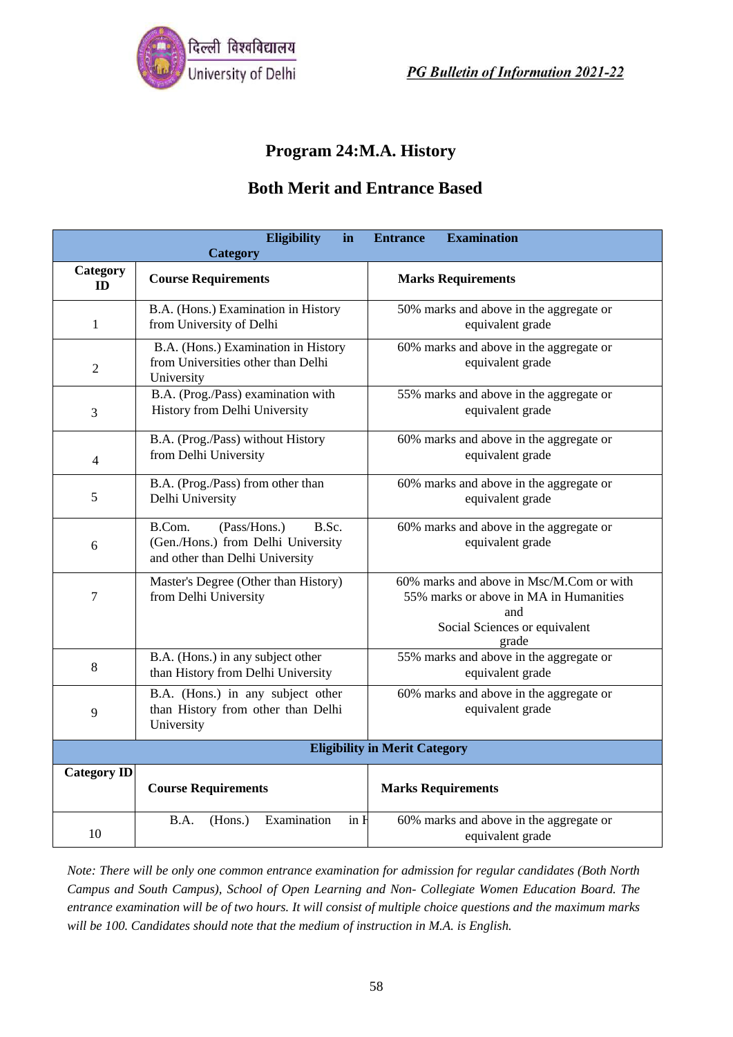# Program 24:M.A. History

## Both Merit and Entrance Based

| Eligibility in Entrance Examination Category | | |
|---|---|---|
| **Category ID** | **Course Requirements** | **Marks Requirements** |
| 1 | B.A. (Hons.) Examination in History from University of Delhi | 50% marks and above in the aggregate or equivalent grade |
| 2 | B.A. (Hons.) Examination in History from Universities other than Delhi University | 60% marks and above in the aggregate or equivalent grade |
| 3 | B.A. (Prog./Pass) examination with History from Delhi University | 55% marks and above in the aggregate or equivalent grade |
| 4 | B.A. (Prog./Pass) without History from Delhi University | 60% marks and above in the aggregate or equivalent grade |
| 5 | B.A. (Prog./Pass) from other than Delhi University | 60% marks and above in the aggregate or equivalent grade |
| 6 | B.Com. (Pass/Hons.) B.Sc. (Gen./Hons.) from Delhi University and other than Delhi University | 60% marks and above in the aggregate or equivalent grade |
| 7 | Master's Degree (Other than History) from Delhi University | 60% marks and above in Msc/M.Com or with 55% marks or above in MA in Humanities and Social Sciences or equivalent grade |
| 8 | B.A. (Hons.) in any subject other than History from Delhi University | 55% marks and above in the aggregate or equivalent grade |
| 9 | B.A. (Hons.) in any subject other than History from other than Delhi University | 60% marks and above in the aggregate or equivalent grade |
| **Eligibility in Merit Category** | | |
| **Category ID** | **Course Requirements** | **Marks Requirements** |
| 10 | B.A. (Hons.) Examination in H | 60% marks and above in the aggregate or equivalent grade |

*Note: There will be only one common entrance examination for admission for regular candidates (Both North Campus and South Campus), School of Open Learning and Non- Collegiate Women Education Board. The entrance examination will be of two hours. It will consist of multiple choice questions and the maximum marks will be 100. Candidates should note that the medium of instruction in M.A. is English.*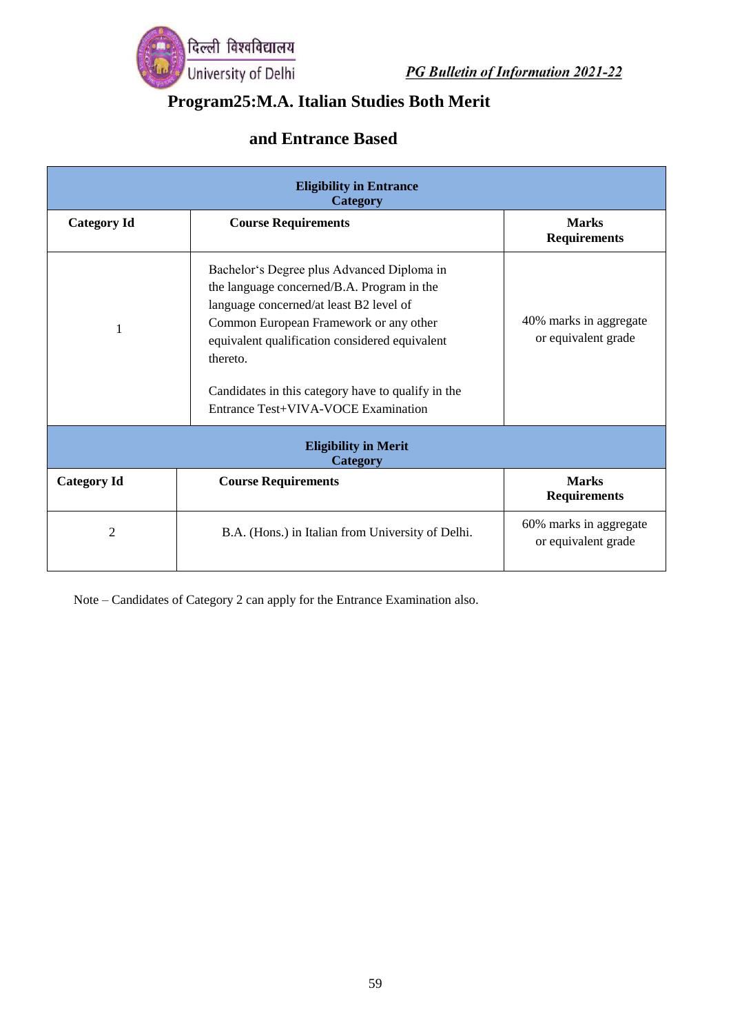# Program25:M.A. Italian Studies Both Merit and Entrance Based

| Eligibility in Entrance Category | | |
|---|---|---|
| **Category Id** | **Course Requirements** | **Marks Requirements** |
| 1 | Bachelor's Degree plus Advanced Diploma in the language concerned/B.A. Program in the language concerned/at least B2 level of Common European Framework or any other equivalent qualification considered equivalent thereto.<br><br>Candidates in this category have to qualify in the Entrance Test+VIVA-VOCE Examination | 40% marks in aggregate or equivalent grade |

| Eligibility in Merit Category | | |
|---|---|---|
| **Category Id** | **Course Requirements** | **Marks Requirements** |
| 2 | B.A. (Hons.) in Italian from University of Delhi. | 60% marks in aggregate or equivalent grade |

Note – Candidates of Category 2 can apply for the Entrance Examination also.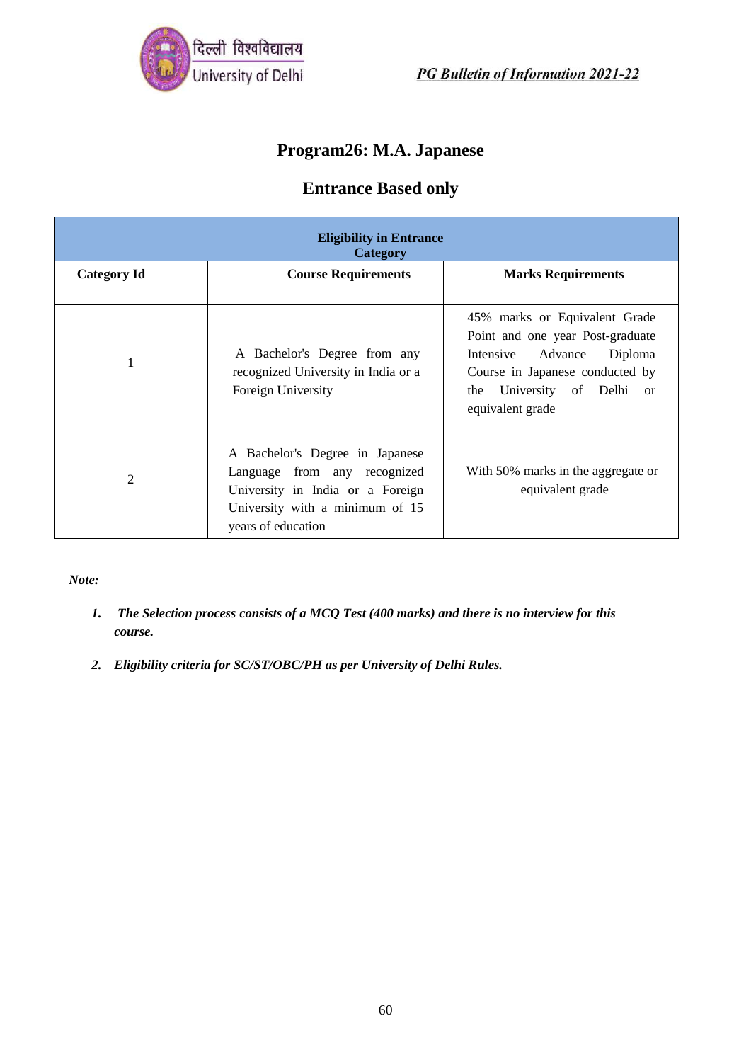## Program26: M.A. Japanese

## Entrance Based only

| Eligibility in Entrance Category | | |
|---|---|---|
| **Category Id** | **Course Requirements** | **Marks Requirements** |
| 1 | A Bachelor's Degree from any recognized University in India or a Foreign University | 45% marks or Equivalent Grade Point and one year Post-graduate Intensive Advance Diploma Course in Japanese conducted by the University of Delhi or equivalent grade |
| 2 | A Bachelor's Degree in Japanese Language from any recognized University in India or a Foreign University with a minimum of 15 years of education | With 50% marks in the aggregate or equivalent grade |

***Note:***

1. ***The Selection process consists of a MCQ Test (400 marks) and there is no interview for this course.***
2. ***Eligibility criteria for SC/ST/OBC/PH as per University of Delhi Rules.***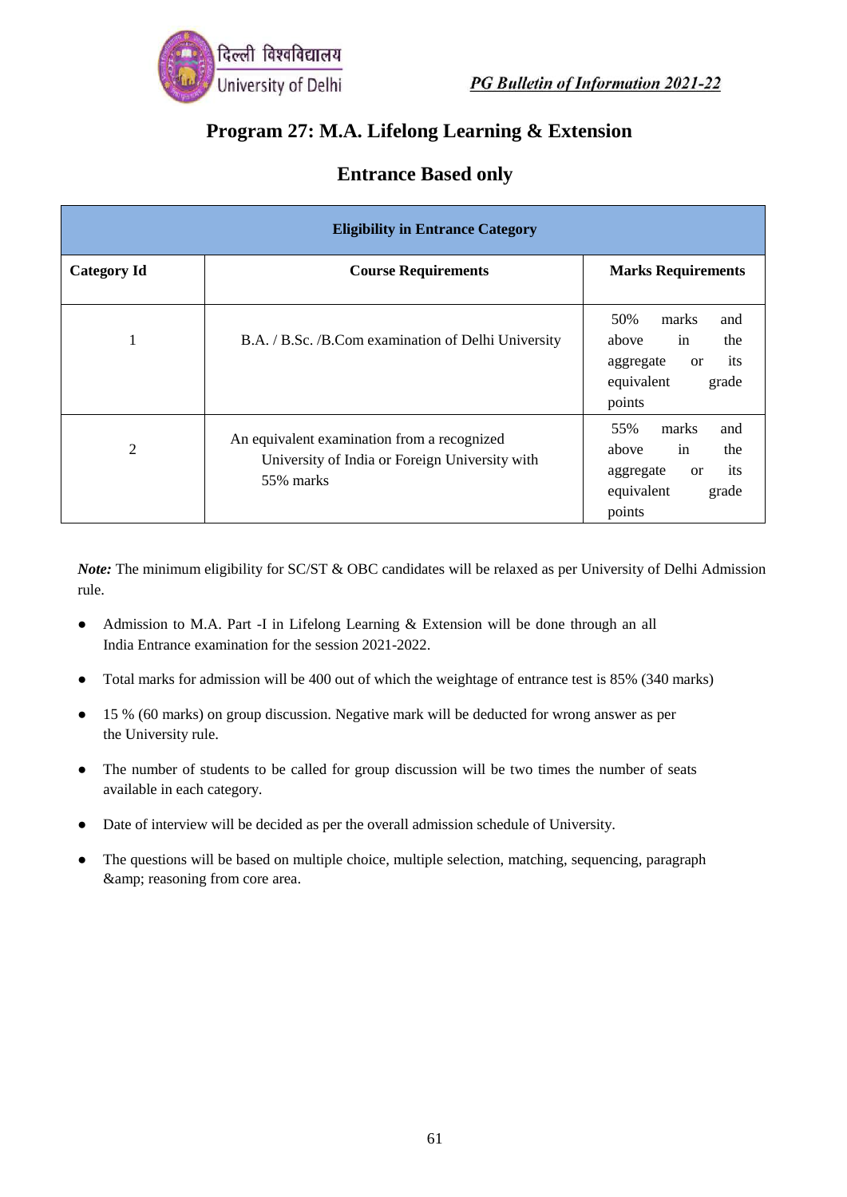## Program 27: M.A. Lifelong Learning & Extension

### Entrance Based only

| Eligibility in Entrance Category | | |
|---|---|---|
| **Category Id** | **Course Requirements** | **Marks Requirements** |
| 1 | B.A. / B.Sc. /B.Com examination of Delhi University | 50% marks and above in the aggregate or its equivalent grade points |
| 2 | An equivalent examination from a recognized University of India or Foreign University with 55% marks | 55% marks and above in the aggregate or its equivalent grade points |

***Note:*** The minimum eligibility for SC/ST & OBC candidates will be relaxed as per University of Delhi Admission rule.

- Admission to M.A. Part -I in Lifelong Learning & Extension will be done through an all India Entrance examination for the session 2021-2022.
- Total marks for admission will be 400 out of which the weightage of entrance test is 85% (340 marks)
- 15 % (60 marks) on group discussion. Negative mark will be deducted for wrong answer as per the University rule.
- The number of students to be called for group discussion will be two times the number of seats available in each category.
- Date of interview will be decided as per the overall admission schedule of University.
- The questions will be based on multiple choice, multiple selection, matching, sequencing, paragraph &amp; reasoning from core area.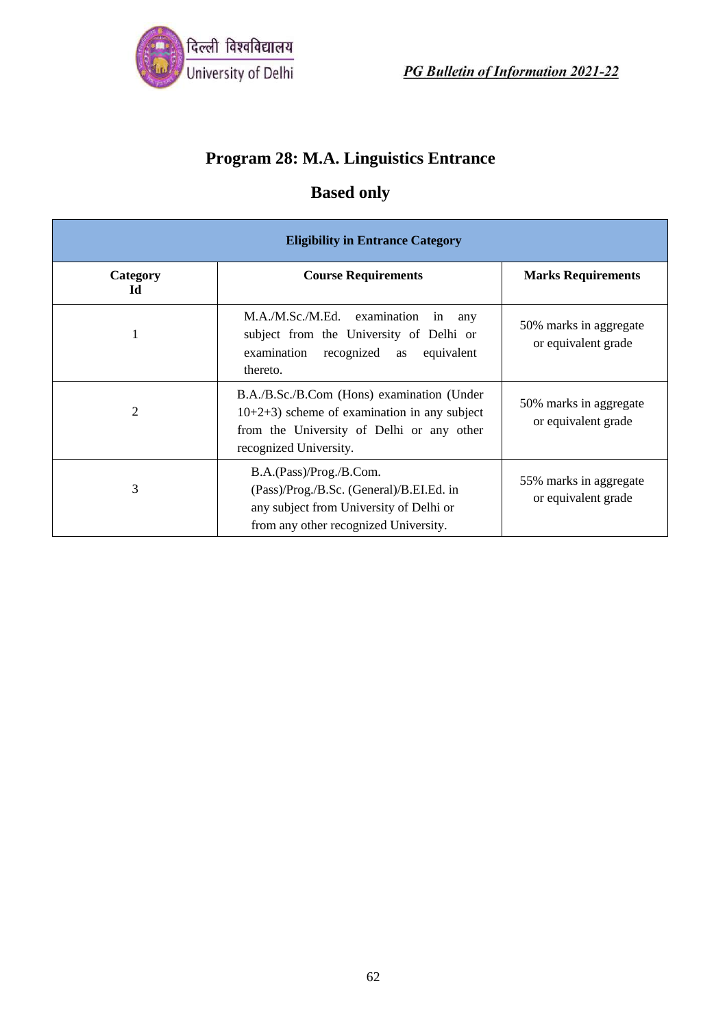# Program 28: M.A. Linguistics Entrance

# Based only

| Eligibility in Entrance Category | | |
|---|---|---|
| **Category Id** | **Course Requirements** | **Marks Requirements** |
| 1 | M.A./M.Sc./M.Ed. examination in any subject from the University of Delhi or examination recognized as equivalent thereto. | 50% marks in aggregate or equivalent grade |
| 2 | B.A./B.Sc./B.Com (Hons) examination (Under 10+2+3) scheme of examination in any subject from the University of Delhi or any other recognized University. | 50% marks in aggregate or equivalent grade |
| 3 | B.A.(Pass)/Prog./B.Com. (Pass)/Prog./B.Sc. (General)/B.EI.Ed. in any subject from University of Delhi or from any other recognized University. | 55% marks in aggregate or equivalent grade |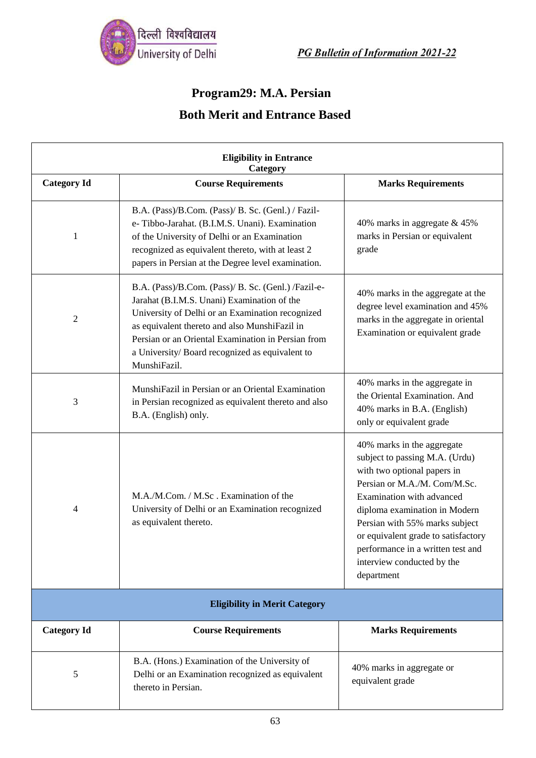# Program29: M.A. Persian

## Both Merit and Entrance Based

| Eligibility in Entrance Category | | |
|---|---|---|
| **Category Id** | **Course Requirements** | **Marks Requirements** |
| 1 | B.A. (Pass)/B.Com. (Pass)/ B. Sc. (Genl.) / Fazil-e- Tibbo-Jarahat. (B.I.M.S. Unani). Examination of the University of Delhi or an Examination recognized as equivalent thereto, with at least 2 papers in Persian at the Degree level examination. | 40% marks in aggregate & 45% marks in Persian or equivalent grade |
| 2 | B.A. (Pass)/B.Com. (Pass)/ B. Sc. (Genl.) /Fazil-e-Jarahat (B.I.M.S. Unani) Examination of the University of Delhi or an Examination recognized as equivalent thereto and also MunshiFazil in Persian or an Oriental Examination in Persian from a University/ Board recognized as equivalent to MunshiFazil. | 40% marks in the aggregate at the degree level examination and 45% marks in the aggregate in oriental Examination or equivalent grade |
| 3 | MunshiFazil in Persian or an Oriental Examination in Persian recognized as equivalent thereto and also B.A. (English) only. | 40% marks in the aggregate in the Oriental Examination. And 40% marks in B.A. (English) only or equivalent grade |
| 4 | M.A./M.Com. / M.Sc . Examination of the University of Delhi or an Examination recognized as equivalent thereto. | 40% marks in the aggregate subject to passing M.A. (Urdu) with two optional papers in Persian or M.A./M. Com/M.Sc. Examination with advanced diploma examination in Modern Persian with 55% marks subject or equivalent grade to satisfactory performance in a written test and interview conducted by the department |
| **Eligibility in Merit Category** | | |
| **Category Id** | **Course Requirements** | **Marks Requirements** |
| 5 | B.A. (Hons.) Examination of the University of Delhi or an Examination recognized as equivalent thereto in Persian. | 40% marks in aggregate or equivalent grade |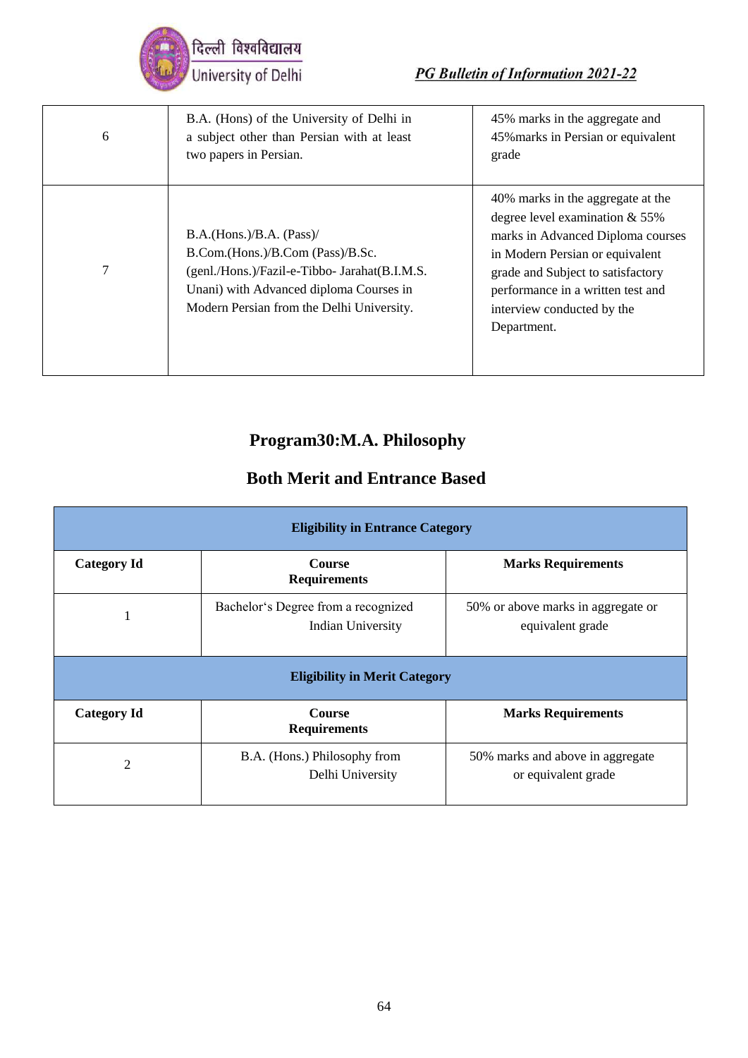| | | |
|---|---|---|
| 6 | B.A. (Hons) of the University of Delhi in a subject other than Persian with at least two papers in Persian. | 45% marks in the aggregate and 45%marks in Persian or equivalent grade |
| 7 | B.A.(Hons.)/B.A. (Pass)/ B.Com.(Hons.)/B.Com (Pass)/B.Sc. (genl./Hons.)/Fazil-e-Tibbo- Jarahat(B.I.M.S. Unani) with Advanced diploma Courses in Modern Persian from the Delhi University. | 40% marks in the aggregate at the degree level examination & 55% marks in Advanced Diploma courses in Modern Persian or equivalent grade and Subject to satisfactory performance in a written test and interview conducted by the Department. |

## Program30:M.A. Philosophy

### Both Merit and Entrance Based

| **Eligibility in Entrance Category** | | |
|---|---|---|
| **Category Id** | **Course Requirements** | **Marks Requirements** |
| 1 | Bachelor's Degree from a recognized Indian University | 50% or above marks in aggregate or equivalent grade |
| **Eligibility in Merit Category** | | |
| **Category Id** | **Course Requirements** | **Marks Requirements** |
| 2 | B.A. (Hons.) Philosophy from Delhi University | 50% marks and above in aggregate or equivalent grade |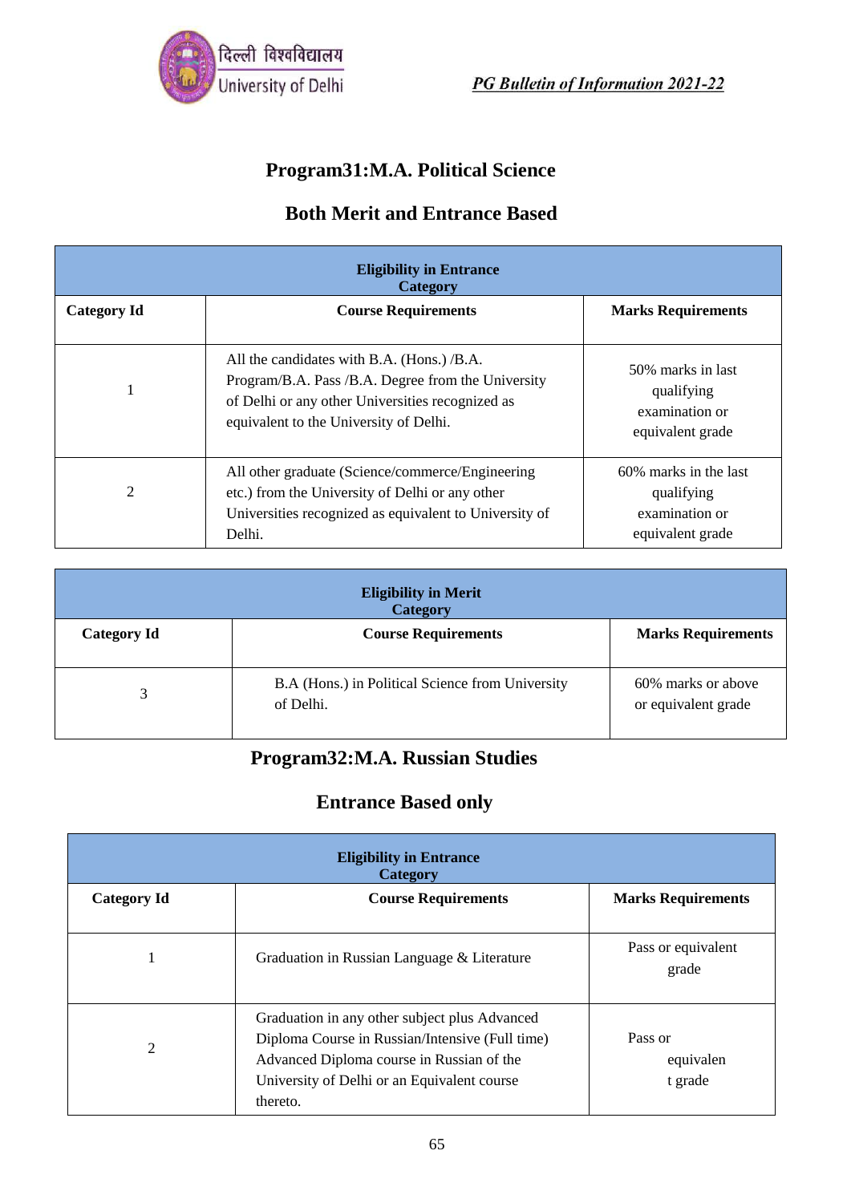## Program31:M.A. Political Science

### Both Merit and Entrance Based

| Eligibility in Entrance Category | | |
|---|---|---|
| **Category Id** | **Course Requirements** | **Marks Requirements** |
| 1 | All the candidates with B.A. (Hons.) /B.A. Program/B.A. Pass /B.A. Degree from the University of Delhi or any other Universities recognized as equivalent to the University of Delhi. | 50% marks in last qualifying examination or equivalent grade |
| 2 | All other graduate (Science/commerce/Engineering etc.) from the University of Delhi or any other Universities recognized as equivalent to University of Delhi. | 60% marks in the last qualifying examination or equivalent grade |

| Eligibility in Merit Category | | |
|---|---|---|
| **Category Id** | **Course Requirements** | **Marks Requirements** |
| 3 | B.A (Hons.) in Political Science from University of Delhi. | 60% marks or above or equivalent grade |

## Program32:M.A. Russian Studies

### Entrance Based only

| Eligibility in Entrance Category | | |
|---|---|---|
| **Category Id** | **Course Requirements** | **Marks Requirements** |
| 1 | Graduation in Russian Language & Literature | Pass or equivalent grade |
| 2 | Graduation in any other subject plus Advanced Diploma Course in Russian/Intensive (Full time) Advanced Diploma course in Russian of the University of Delhi or an Equivalent course thereto. | Pass or equivalent grade |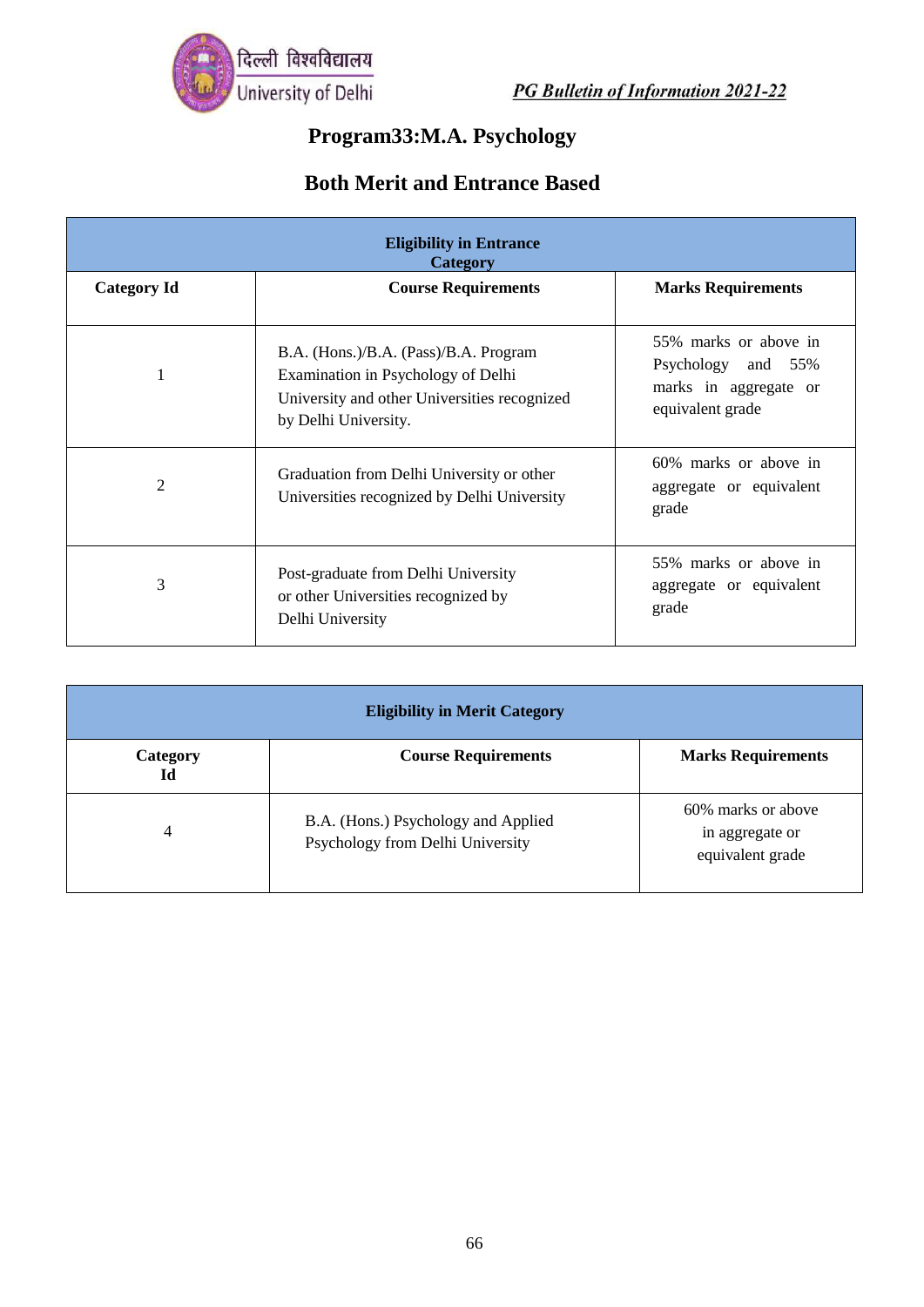# Program33:M.A. Psychology

## Both Merit and Entrance Based

| Eligibility in Entrance Category | | |
|---|---|---|
| **Category Id** | **Course Requirements** | **Marks Requirements** |
| 1 | B.A. (Hons.)/B.A. (Pass)/B.A. Program Examination in Psychology of Delhi University and other Universities recognized by Delhi University. | 55% marks or above in Psychology and 55% marks in aggregate or equivalent grade |
| 2 | Graduation from Delhi University or other Universities recognized by Delhi University | 60% marks or above in aggregate or equivalent grade |
| 3 | Post-graduate from Delhi University or other Universities recognized by Delhi University | 55% marks or above in aggregate or equivalent grade |

| Eligibility in Merit Category | | |
|---|---|---|
| **Category Id** | **Course Requirements** | **Marks Requirements** |
| 4 | B.A. (Hons.) Psychology and Applied Psychology from Delhi University | 60% marks or above in aggregate or equivalent grade |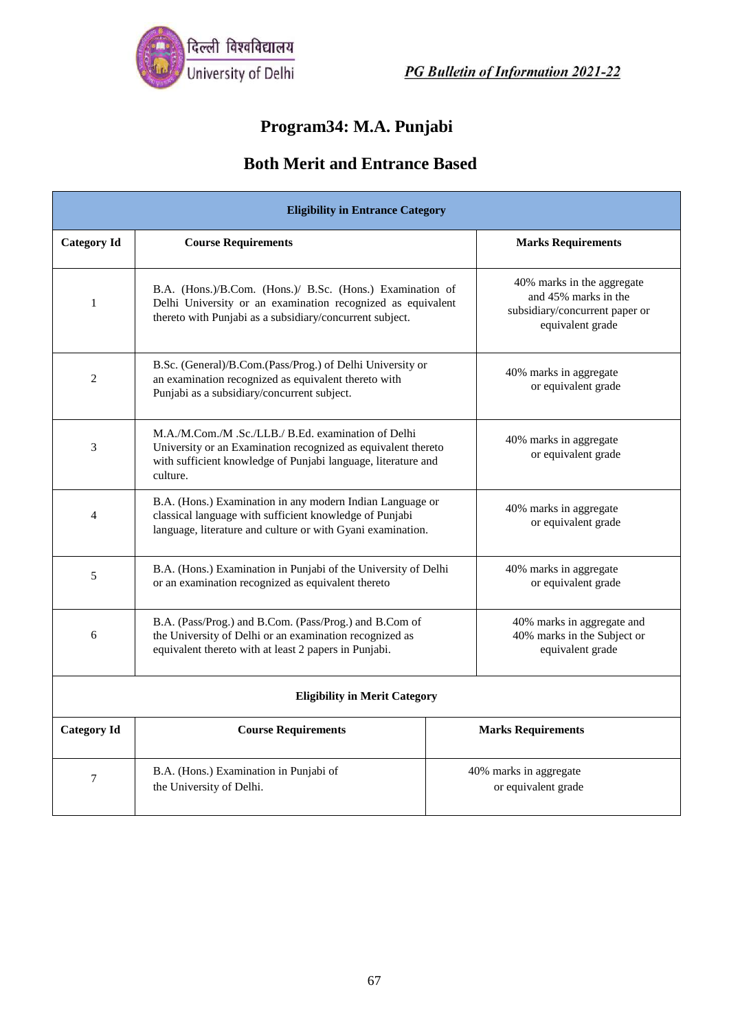# Program34: M.A. Punjabi

## Both Merit and Entrance Based

| Eligibility in Entrance Category | | |
|---|---|---|
| **Category Id** | **Course Requirements** | **Marks Requirements** |
| 1 | B.A. (Hons.)/B.Com. (Hons.)/ B.Sc. (Hons.) Examination of Delhi University or an examination recognized as equivalent thereto with Punjabi as a subsidiary/concurrent subject. | 40% marks in the aggregate and 45% marks in the subsidiary/concurrent paper or equivalent grade |
| 2 | B.Sc. (General)/B.Com.(Pass/Prog.) of Delhi University or an examination recognized as equivalent thereto with Punjabi as a subsidiary/concurrent subject. | 40% marks in aggregate or equivalent grade |
| 3 | M.A./M.Com./M .Sc./LLB./ B.Ed. examination of Delhi University or an Examination recognized as equivalent thereto with sufficient knowledge of Punjabi language, literature and culture. | 40% marks in aggregate or equivalent grade |
| 4 | B.A. (Hons.) Examination in any modern Indian Language or classical language with sufficient knowledge of Punjabi language, literature and culture or with Gyani examination. | 40% marks in aggregate or equivalent grade |
| 5 | B.A. (Hons.) Examination in Punjabi of the University of Delhi or an examination recognized as equivalent thereto | 40% marks in aggregate or equivalent grade |
| 6 | B.A. (Pass/Prog.) and B.Com. (Pass/Prog.) and B.Com of the University of Delhi or an examination recognized as equivalent thereto with at least 2 papers in Punjabi. | 40% marks in aggregate and 40% marks in the Subject or equivalent grade |

| Eligibility in Merit Category | | |
|---|---|---|
| **Category Id** | **Course Requirements** | **Marks Requirements** |
| 7 | B.A. (Hons.) Examination in Punjabi of the University of Delhi. | 40% marks in aggregate or equivalent grade |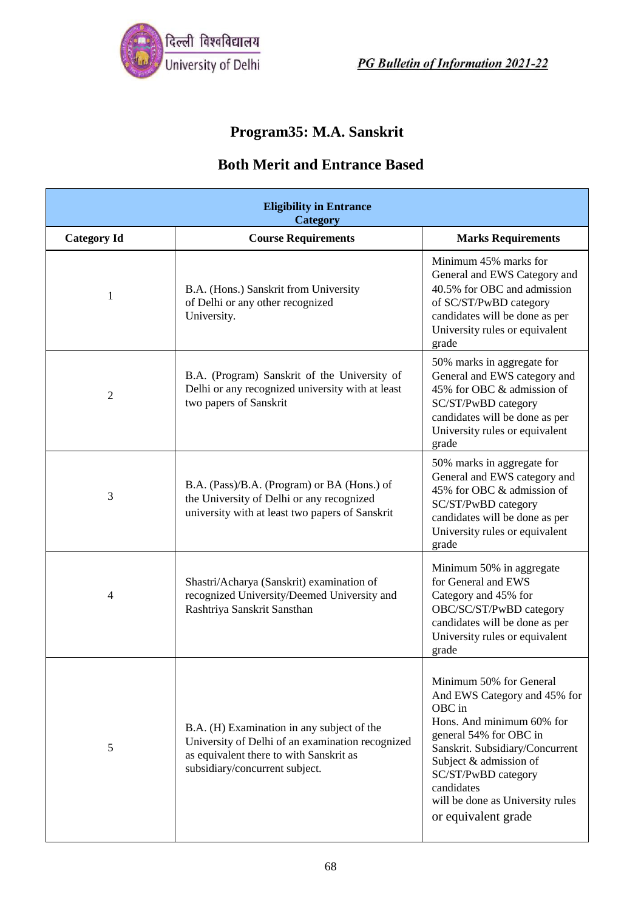# Program35: M.A. Sanskrit

## Both Merit and Entrance Based

| Eligibility in Entrance Category | | |
|---|---|---|
| **Category Id** | **Course Requirements** | **Marks Requirements** |
| 1 | B.A. (Hons.) Sanskrit from University of Delhi or any other recognized University. | Minimum 45% marks for General and EWS Category and 40.5% for OBC and admission of SC/ST/PwBD category candidates will be done as per University rules or equivalent grade |
| 2 | B.A. (Program) Sanskrit of the University of Delhi or any recognized university with at least two papers of Sanskrit | 50% marks in aggregate for General and EWS category and 45% for OBC & admission of SC/ST/PwBD category candidates will be done as per University rules or equivalent grade |
| 3 | B.A. (Pass)/B.A. (Program) or BA (Hons.) of the University of Delhi or any recognized university with at least two papers of Sanskrit | 50% marks in aggregate for General and EWS category and 45% for OBC & admission of SC/ST/PwBD category candidates will be done as per University rules or equivalent grade |
| 4 | Shastri/Acharya (Sanskrit) examination of recognized University/Deemed University and Rashtriya Sanskrit Sansthan | Minimum 50% in aggregate for General and EWS Category and 45% for OBC/SC/ST/PwBD category candidates will be done as per University rules or equivalent grade |
| 5 | B.A. (H) Examination in any subject of the University of Delhi of an examination recognized as equivalent there to with Sanskrit as subsidiary/concurrent subject. | Minimum 50% for General And EWS Category and 45% for OBC in Hons. And minimum 60% for general 54% for OBC in Sanskrit. Subsidiary/Concurrent Subject & admission of SC/ST/PwBD category candidates will be done as University rules or equivalent grade |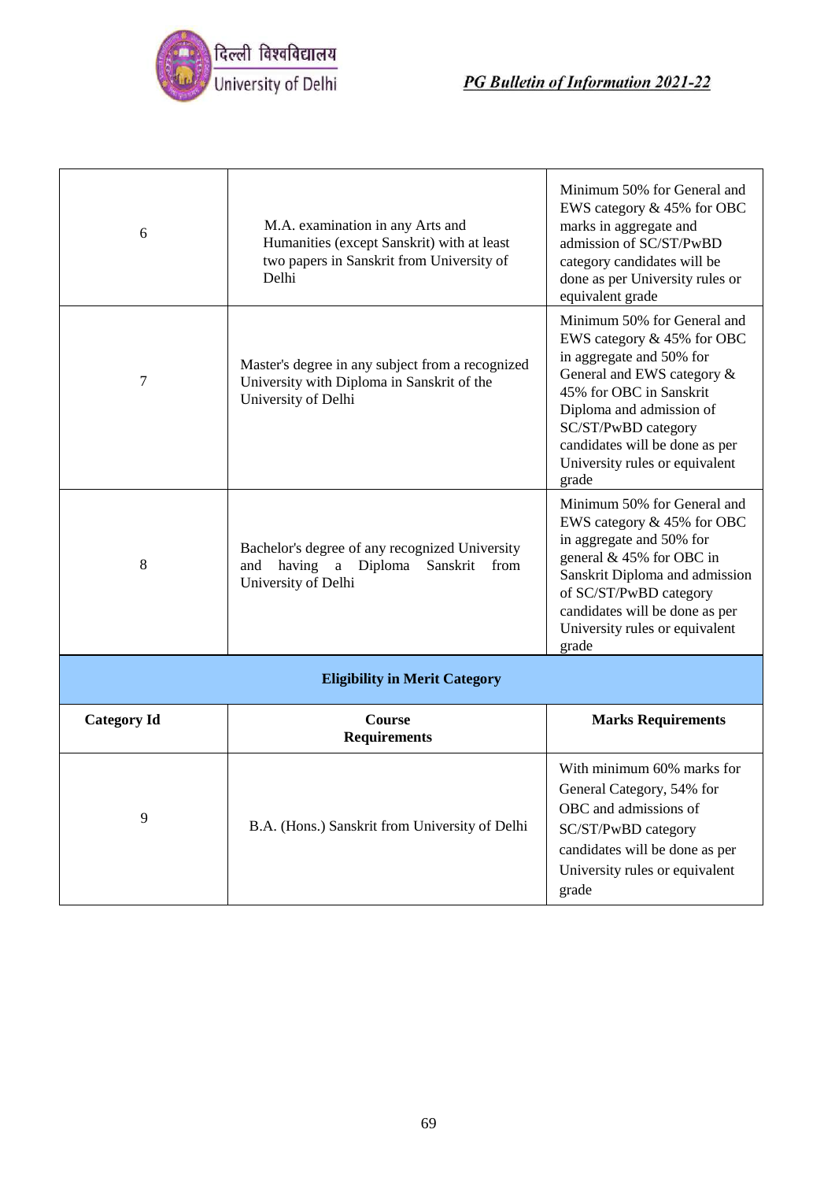| | | |
|---|---|---|
| 6 | M.A. examination in any Arts and Humanities (except Sanskrit) with at least two papers in Sanskrit from University of Delhi | Minimum 50% for General and EWS category & 45% for OBC marks in aggregate and admission of SC/ST/PwBD category candidates will be done as per University rules or equivalent grade |
| 7 | Master's degree in any subject from a recognized University with Diploma in Sanskrit of the University of Delhi | Minimum 50% for General and EWS category & 45% for OBC in aggregate and 50% for General and EWS category & 45% for OBC in Sanskrit Diploma and admission of SC/ST/PwBD category candidates will be done as per University rules or equivalent grade |
| 8 | Bachelor's degree of any recognized University and having a Diploma Sanskrit from University of Delhi | Minimum 50% for General and EWS category & 45% for OBC in aggregate and 50% for general & 45% for OBC in Sanskrit Diploma and admission of SC/ST/PwBD category candidates will be done as per University rules or equivalent grade |

**Eligibility in Merit Category**

| Category Id | Course Requirements | Marks Requirements |
|---|---|---|
| 9 | B.A. (Hons.) Sanskrit from University of Delhi | With minimum 60% marks for General Category, 54% for OBC and admissions of SC/ST/PwBD category candidates will be done as per University rules or equivalent grade |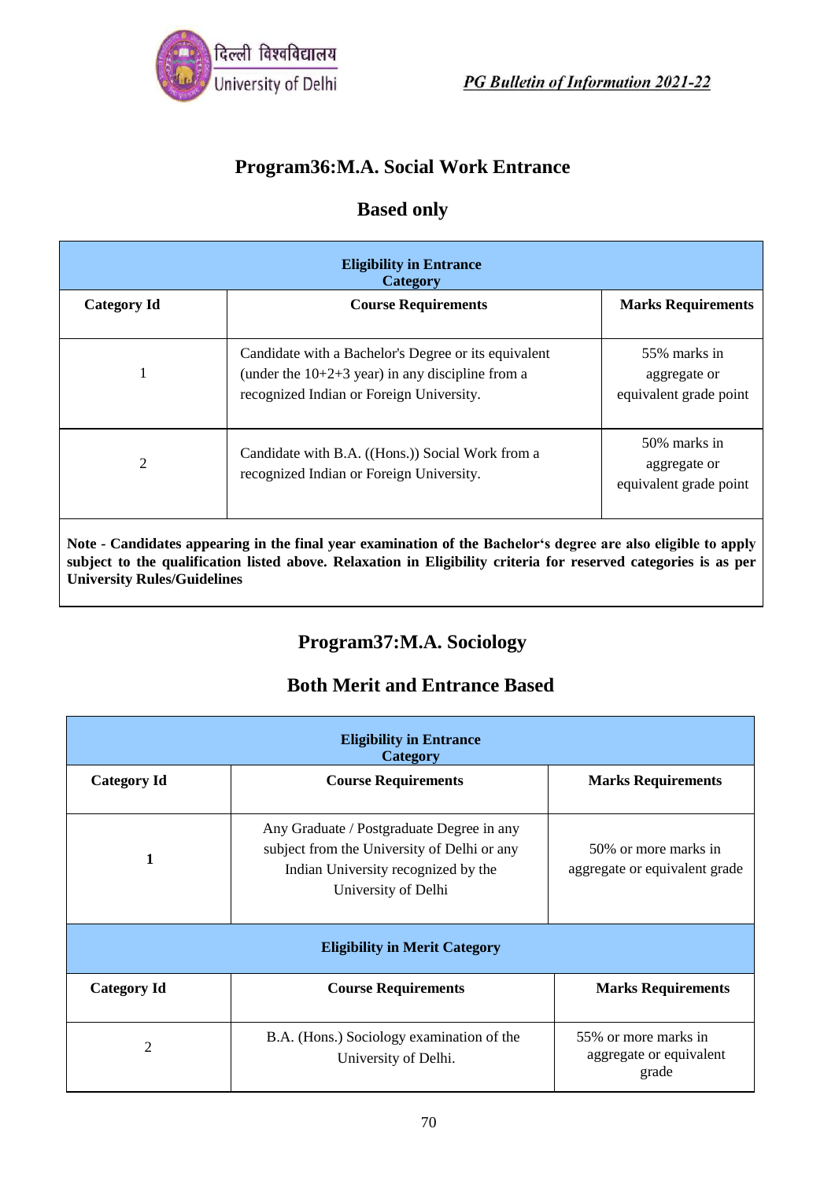## Program36:M.A. Social Work Entrance

## Based only

| Eligibility in Entrance Category | | |
|---|---|---|
| **Category Id** | **Course Requirements** | **Marks Requirements** |
| 1 | Candidate with a Bachelor's Degree or its equivalent (under the 10+2+3 year) in any discipline from a recognized Indian or Foreign University. | 55% marks in aggregate or equivalent grade point |
| 2 | Candidate with B.A. ((Hons.)) Social Work from a recognized Indian or Foreign University. | 50% marks in aggregate or equivalent grade point |

**Note - Candidates appearing in the final year examination of the Bachelor‘s degree are also eligible to apply subject to the qualification listed above. Relaxation in Eligibility criteria for reserved categories is as per University Rules/Guidelines**

## Program37:M.A. Sociology

## Both Merit and Entrance Based

| Eligibility in Entrance Category | | |
|---|---|---|
| **Category Id** | **Course Requirements** | **Marks Requirements** |
| **1** | Any Graduate / Postgraduate Degree in any subject from the University of Delhi or any Indian University recognized by the University of Delhi | 50% or more marks in aggregate or equivalent grade |
| **Eligibility in Merit Category** | | |
| **Category Id** | **Course Requirements** | **Marks Requirements** |
| 2 | B.A. (Hons.) Sociology examination of the University of Delhi. | 55% or more marks in aggregate or equivalent grade |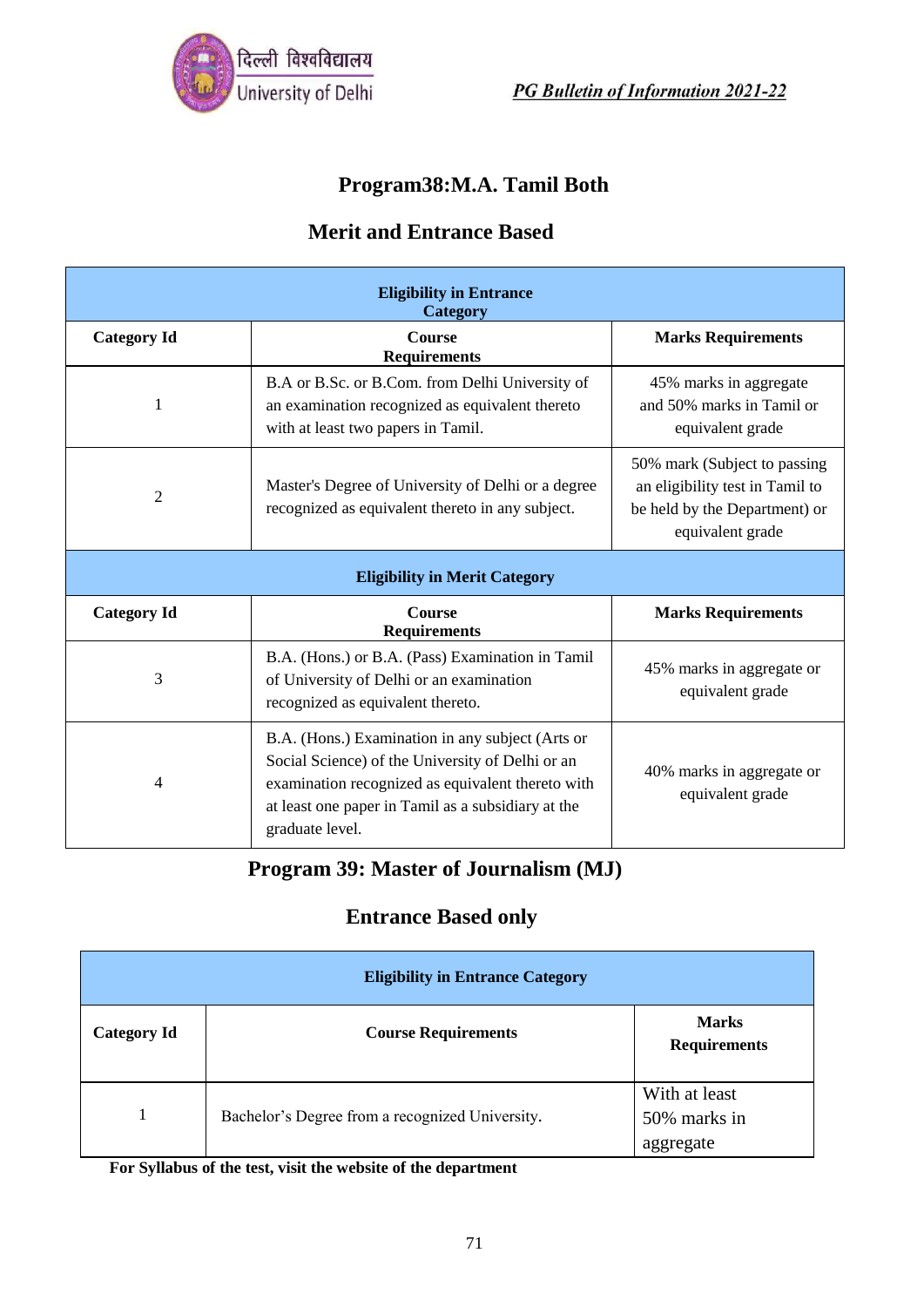## Program38:M.A. Tamil Both

## Merit and Entrance Based

| Eligibility in Entrance Category | | |
|---|---|---|
| **Category Id** | **Course Requirements** | **Marks Requirements** |
| 1 | B.A or B.Sc. or B.Com. from Delhi University of an examination recognized as equivalent thereto with at least two papers in Tamil. | 45% marks in aggregate and 50% marks in Tamil or equivalent grade |
| 2 | Master's Degree of University of Delhi or a degree recognized as equivalent thereto in any subject. | 50% mark (Subject to passing an eligibility test in Tamil to be held by the Department) or equivalent grade |
| **Eligibility in Merit Category** | | |
| **Category Id** | **Course Requirements** | **Marks Requirements** |
| 3 | B.A. (Hons.) or B.A. (Pass) Examination in Tamil of University of Delhi or an examination recognized as equivalent thereto. | 45% marks in aggregate or equivalent grade |
| 4 | B.A. (Hons.) Examination in any subject (Arts or Social Science) of the University of Delhi or an examination recognized as equivalent thereto with at least one paper in Tamil as a subsidiary at the graduate level. | 40% marks in aggregate or equivalent grade |

## Program 39: Master of Journalism (MJ)

## Entrance Based only

| Eligibility in Entrance Category | | |
|---|---|---|
| **Category Id** | **Course Requirements** | **Marks Requirements** |
| 1 | Bachelor's Degree from a recognized University. | With at least 50% marks in aggregate |

**For Syllabus of the test, visit the website of the department**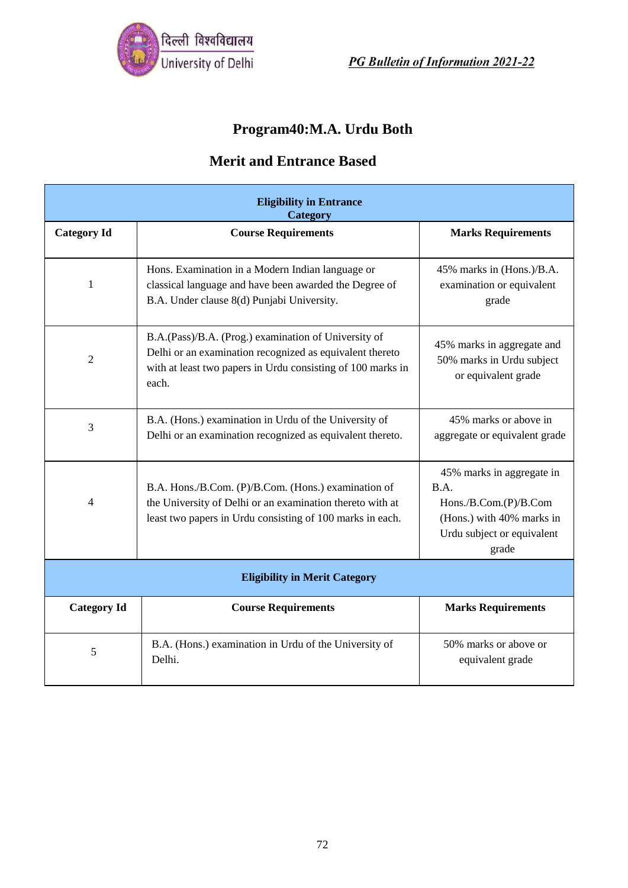# Program40:M.A. Urdu Both

## Merit and Entrance Based

| Eligibility in Entrance Category | | |
|---|---|---|
| **Category Id** | **Course Requirements** | **Marks Requirements** |
| 1 | Hons. Examination in a Modern Indian language or classical language and have been awarded the Degree of B.A. Under clause 8(d) Punjabi University. | 45% marks in (Hons.)/B.A. examination or equivalent grade |
| 2 | B.A.(Pass)/B.A. (Prog.) examination of University of Delhi or an examination recognized as equivalent thereto with at least two papers in Urdu consisting of 100 marks in each. | 45% marks in aggregate and 50% marks in Urdu subject or equivalent grade |
| 3 | B.A. (Hons.) examination in Urdu of the University of Delhi or an examination recognized as equivalent thereto. | 45% marks or above in aggregate or equivalent grade |
| 4 | B.A. Hons./B.Com. (P)/B.Com. (Hons.) examination of the University of Delhi or an examination thereto with at least two papers in Urdu consisting of 100 marks in each. | 45% marks in aggregate in B.A. Hons./B.Com.(P)/B.Com (Hons.) with 40% marks in Urdu subject or equivalent grade |
| **Eligibility in Merit Category** | | |
| **Category Id** | **Course Requirements** | **Marks Requirements** |
| 5 | B.A. (Hons.) examination in Urdu of the University of Delhi. | 50% marks or above or equivalent grade |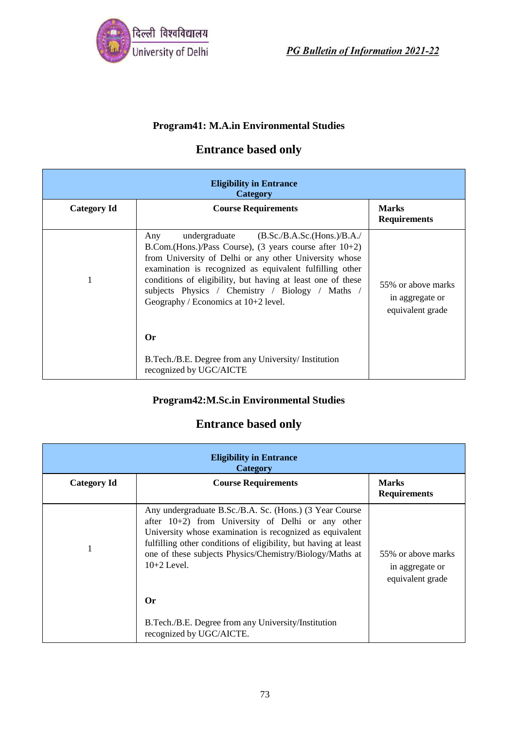## Program41: M.A.in Environmental Studies

## Entrance based only

| Eligibility in Entrance Category | | |
|---|---|---|
| **Category Id** | **Course Requirements** | **Marks Requirements** |
| 1 | Any undergraduate (B.Sc./B.A.Sc.(Hons.)/B.A./ B.Com.(Hons.)/Pass Course), (3 years course after 10+2) from University of Delhi or any other University whose examination is recognized as equivalent fulfilling other conditions of eligibility, but having at least one of these subjects Physics / Chemistry / Biology / Maths / Geography / Economics at 10+2 level.<br><br>**Or**<br><br>B.Tech./B.E. Degree from any University/ Institution recognized by UGC/AICTE | 55% or above marks in aggregate or equivalent grade |

## Program42:M.Sc.in Environmental Studies

## Entrance based only

| Eligibility in Entrance Category | | |
|---|---|---|
| **Category Id** | **Course Requirements** | **Marks Requirements** |
| 1 | Any undergraduate B.Sc./B.A. Sc. (Hons.) (3 Year Course after 10+2) from University of Delhi or any other University whose examination is recognized as equivalent fulfilling other conditions of eligibility, but having at least one of these subjects Physics/Chemistry/Biology/Maths at 10+2 Level.<br><br>**Or**<br><br>B.Tech./B.E. Degree from any University/Institution recognized by UGC/AICTE. | 55% or above marks in aggregate or equivalent grade |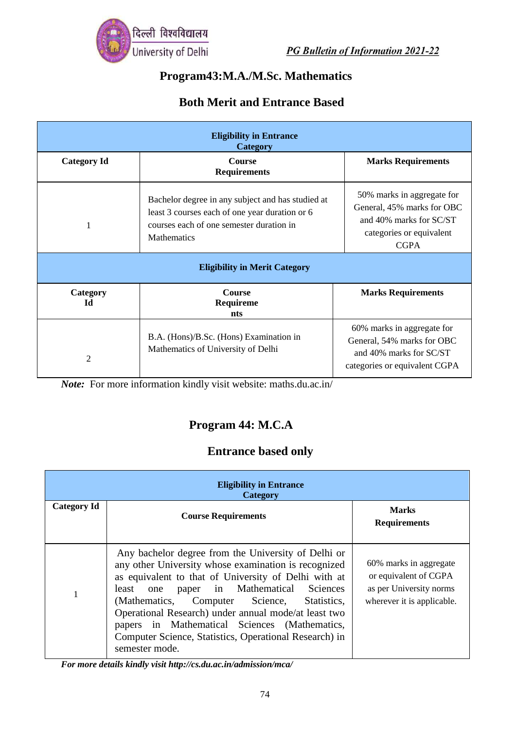## Program43:M.A./M.Sc. Mathematics

### Both Merit and Entrance Based

| Eligibility in Entrance Category | | |
|---|---|---|
| **Category Id** | **Course Requirements** | **Marks Requirements** |
| 1 | Bachelor degree in any subject and has studied at least 3 courses each of one year duration or 6 courses each of one semester duration in Mathematics | 50% marks in aggregate for General, 45% marks for OBC and 40% marks for SC/ST categories or equivalent CGPA |
| **Eligibility in Merit Category** | | |
| **Category Id** | **Course Requirements** | **Marks Requirements** |
| 2 | B.A. (Hons)/B.Sc. (Hons) Examination in Mathematics of University of Delhi | 60% marks in aggregate for General, 54% marks for OBC and 40% marks for SC/ST categories or equivalent CGPA |

***Note:*** For more information kindly visit website: maths.du.ac.in/

## Program 44: M.C.A

### Entrance based only

| Eligibility in Entrance Category | | |
|---|---|---|
| **Category Id** | **Course Requirements** | **Marks Requirements** |
| 1 | Any bachelor degree from the University of Delhi or any other University whose examination is recognized as equivalent to that of University of Delhi with at least one paper in Mathematical Sciences (Mathematics, Computer Science, Statistics, Operational Research) under annual mode/at least two papers in Mathematical Sciences (Mathematics, Computer Science, Statistics, Operational Research) in semester mode. | 60% marks in aggregate or equivalent of CGPA as per University norms wherever it is applicable. |

***For more details kindly visit http://cs.du.ac.in/admission/mca/***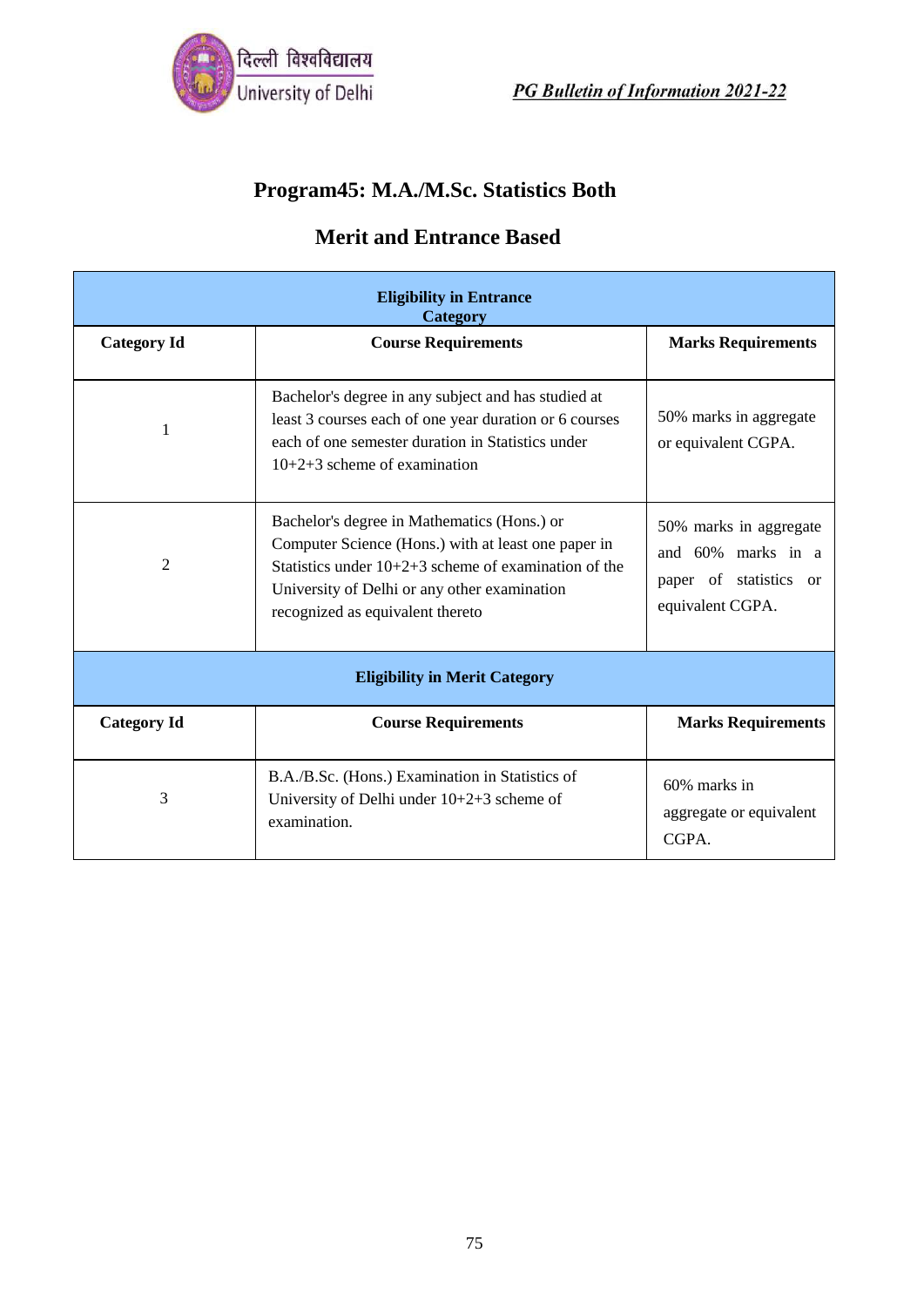## Program45: M.A./M.Sc. Statistics Both

### Merit and Entrance Based

| Eligibility in Entrance Category | | |
|---|---|---|
| **Category Id** | **Course Requirements** | **Marks Requirements** |
| 1 | Bachelor's degree in any subject and has studied at least 3 courses each of one year duration or 6 courses each of one semester duration in Statistics under 10+2+3 scheme of examination | 50% marks in aggregate or equivalent CGPA. |
| 2 | Bachelor's degree in Mathematics (Hons.) or Computer Science (Hons.) with at least one paper in Statistics under 10+2+3 scheme of examination of the University of Delhi or any other examination recognized as equivalent thereto | 50% marks in aggregate and 60% marks in a paper of statistics or equivalent CGPA. |
| **Eligibility in Merit Category** | | |
| **Category Id** | **Course Requirements** | **Marks Requirements** |
| 3 | B.A./B.Sc. (Hons.) Examination in Statistics of University of Delhi under 10+2+3 scheme of examination. | 60% marks in aggregate or equivalent CGPA. |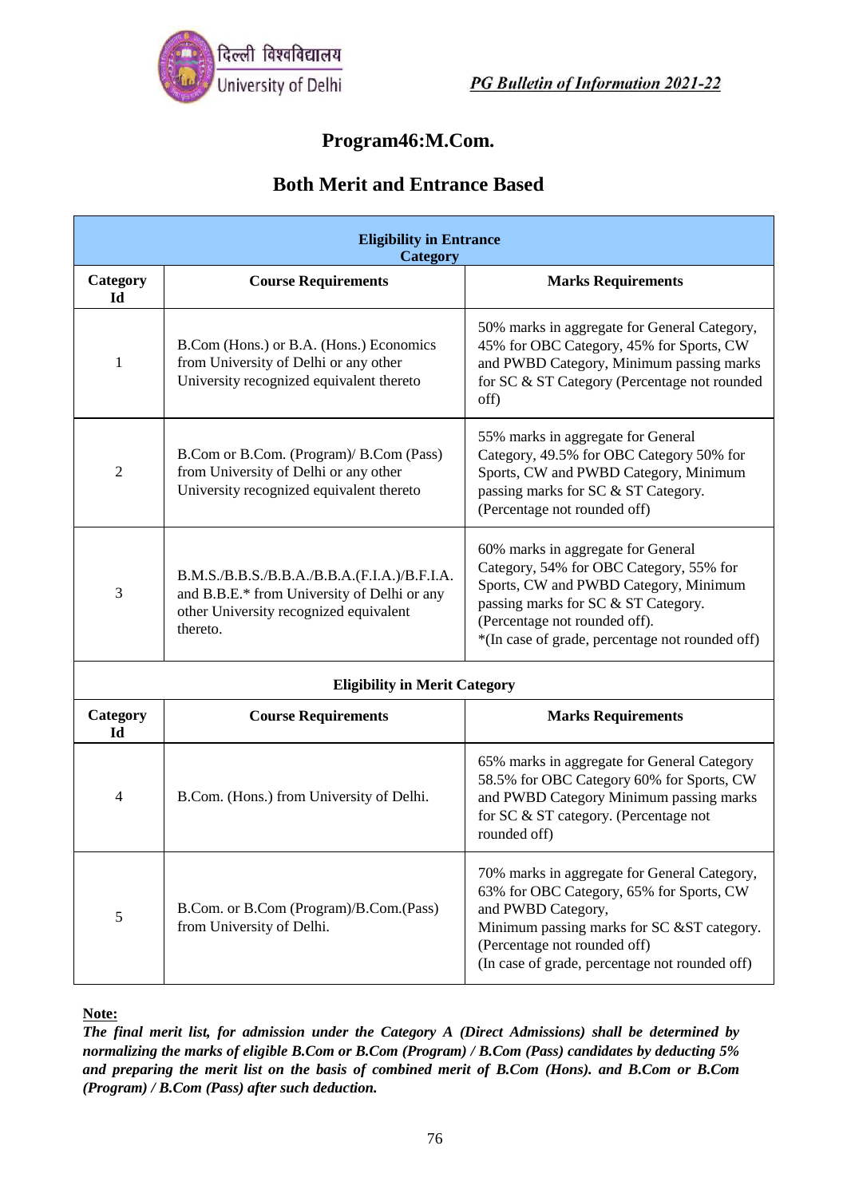## Program46:M.Com.

### Both Merit and Entrance Based

| Eligibility in Entrance Category | | |
|---|---|---|
| **Category Id** | **Course Requirements** | **Marks Requirements** |
| 1 | B.Com (Hons.) or B.A. (Hons.) Economics from University of Delhi or any other University recognized equivalent thereto | 50% marks in aggregate for General Category, 45% for OBC Category, 45% for Sports, CW and PWBD Category, Minimum passing marks for SC & ST Category (Percentage not rounded off) |
| 2 | B.Com or B.Com. (Program)/ B.Com (Pass) from University of Delhi or any other University recognized equivalent thereto | 55% marks in aggregate for General Category, 49.5% for OBC Category 50% for Sports, CW and PWBD Category, Minimum passing marks for SC & ST Category. (Percentage not rounded off) |
| 3 | B.M.S./B.B.S./B.B.A./B.B.A.(F.I.A.)/B.F.I.A. and B.B.E.* from University of Delhi or any other University recognized equivalent thereto. | 60% marks in aggregate for General Category, 54% for OBC Category, 55% for Sports, CW and PWBD Category, Minimum passing marks for SC & ST Category. (Percentage not rounded off). *(In case of grade, percentage not rounded off) |
| **Eligibility in Merit Category** | | |
| **Category Id** | **Course Requirements** | **Marks Requirements** |
| 4 | B.Com. (Hons.) from University of Delhi. | 65% marks in aggregate for General Category 58.5% for OBC Category 60% for Sports, CW and PWBD Category Minimum passing marks for SC & ST category. (Percentage not rounded off) |
| 5 | B.Com. or B.Com (Program)/B.Com.(Pass) from University of Delhi. | 70% marks in aggregate for General Category, 63% for OBC Category, 65% for Sports, CW and PWBD Category, Minimum passing marks for SC &ST category. (Percentage not rounded off) (In case of grade, percentage not rounded off) |

**Note:**

***The final merit list, for admission under the Category A (Direct Admissions) shall be determined by normalizing the marks of eligible B.Com or B.Com (Program) / B.Com (Pass) candidates by deducting 5% and preparing the merit list on the basis of combined merit of B.Com (Hons). and B.Com or B.Com (Program) / B.Com (Pass) after such deduction.***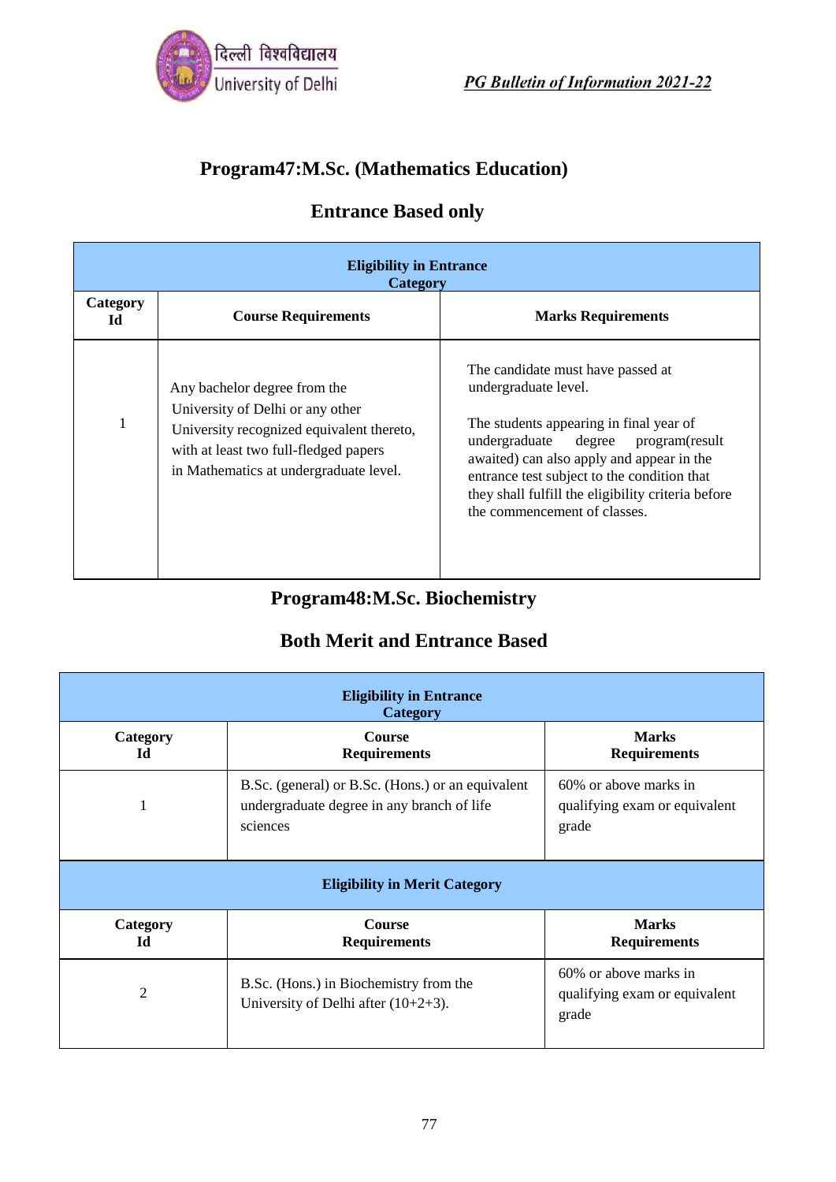## Program47:M.Sc. (Mathematics Education)

### Entrance Based only

| Eligibility in Entrance Category | | |
|---|---|---|
| **Category Id** | **Course Requirements** | **Marks Requirements** |
| 1 | Any bachelor degree from the University of Delhi or any other University recognized equivalent thereto, with at least two full-fledged papers in Mathematics at undergraduate level. | The candidate must have passed at undergraduate level.<br><br>The students appearing in final year of undergraduate degree program(result awaited) can also apply and appear in the entrance test subject to the condition that they shall fulfill the eligibility criteria before the commencement of classes. |

## Program48:M.Sc. Biochemistry

### Both Merit and Entrance Based

| Eligibility in Entrance Category | | |
|---|---|---|
| **Category Id** | **Course Requirements** | **Marks Requirements** |
| 1 | B.Sc. (general) or B.Sc. (Hons.) or an equivalent undergraduate degree in any branch of life sciences | 60% or above marks in qualifying exam or equivalent grade |
| **Eligibility in Merit Category** | | |
| **Category Id** | **Course Requirements** | **Marks Requirements** |
| 2 | B.Sc. (Hons.) in Biochemistry from the University of Delhi after (10+2+3). | 60% or above marks in qualifying exam or equivalent grade |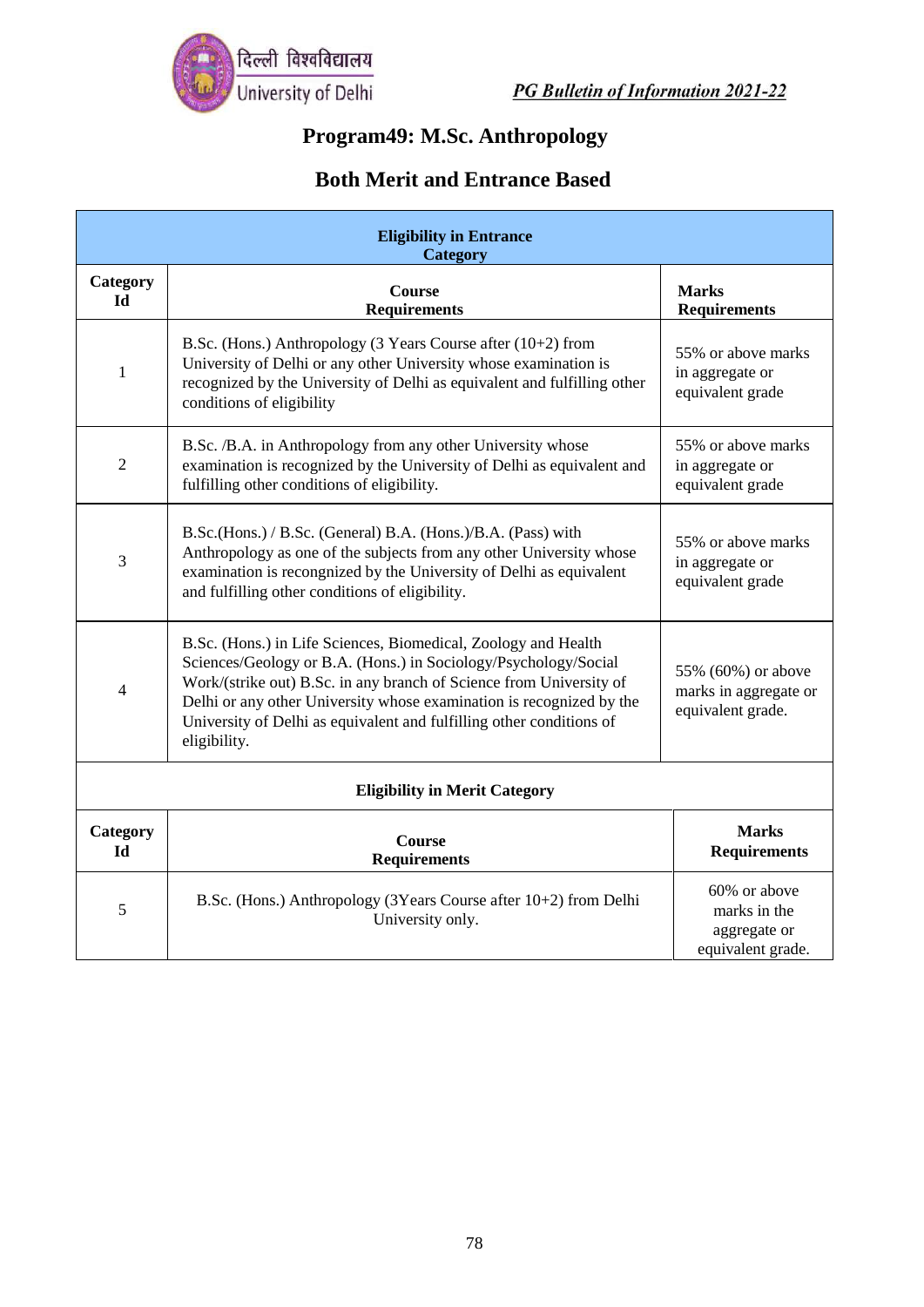# Program49: M.Sc. Anthropology

## Both Merit and Entrance Based

| Eligibility in Entrance Category | | |
|---|---|---|
| **Category Id** | **Course Requirements** | **Marks Requirements** |
| 1 | B.Sc. (Hons.) Anthropology (3 Years Course after (10+2) from University of Delhi or any other University whose examination is recognized by the University of Delhi as equivalent and fulfilling other conditions of eligibility | 55% or above marks in aggregate or equivalent grade |
| 2 | B.Sc. /B.A. in Anthropology from any other University whose examination is recognized by the University of Delhi as equivalent and fulfilling other conditions of eligibility. | 55% or above marks in aggregate or equivalent grade |
| 3 | B.Sc.(Hons.) / B.Sc. (General) B.A. (Hons.)/B.A. (Pass) with Anthropology as one of the subjects from any other University whose examination is recongnized by the University of Delhi as equivalent and fulfilling other conditions of eligibility. | 55% or above marks in aggregate or equivalent grade |
| 4 | B.Sc. (Hons.) in Life Sciences, Biomedical, Zoology and Health Sciences/Geology or B.A. (Hons.) in Sociology/Psychology/Social Work/(strike out) B.Sc. in any branch of Science from University of Delhi or any other University whose examination is recognized by the University of Delhi as equivalent and fulfilling other conditions of eligibility. | 55% (60%) or above marks in aggregate or equivalent grade. |

| Eligibility in Merit Category | | |
|---|---|---|
| **Category Id** | **Course Requirements** | **Marks Requirements** |
| 5 | B.Sc. (Hons.) Anthropology (3Years Course after 10+2) from Delhi University only. | 60% or above marks in the aggregate or equivalent grade. |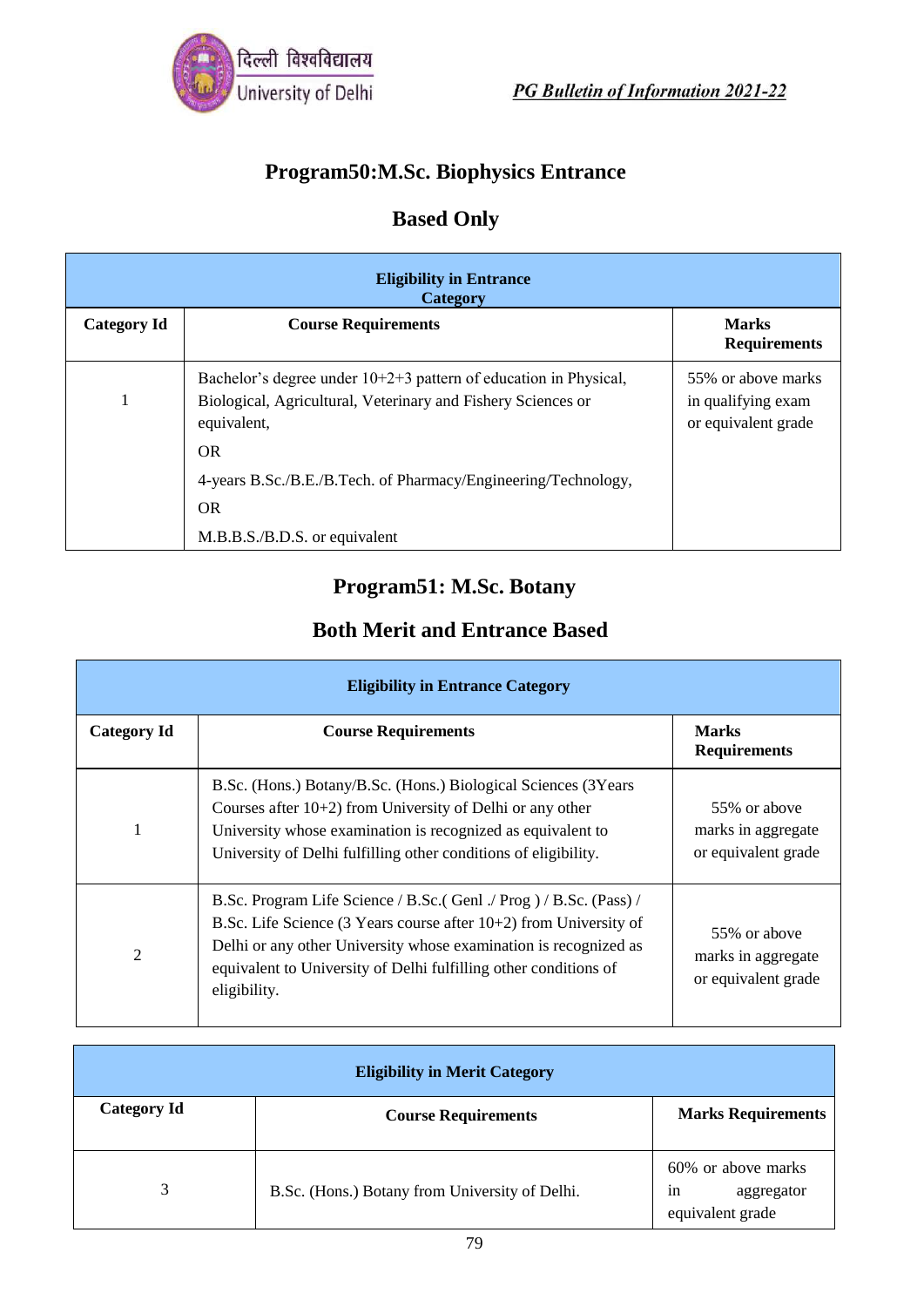## Program50:M.Sc. Biophysics Entrance Based Only

| Eligibility in Entrance Category | | |
|---|---|---|
| **Category Id** | **Course Requirements** | **Marks Requirements** |
| 1 | Bachelor's degree under 10+2+3 pattern of education in Physical, Biological, Agricultural, Veterinary and Fishery Sciences or equivalent,<br>OR<br>4-years B.Sc./B.E./B.Tech. of Pharmacy/Engineering/Technology,<br>OR<br>M.B.B.S./B.D.S. or equivalent | 55% or above marks in qualifying exam or equivalent grade |

## Program51: M.Sc. Botany

## Both Merit and Entrance Based

| Eligibility in Entrance Category | | |
|---|---|---|
| **Category Id** | **Course Requirements** | **Marks Requirements** |
| 1 | B.Sc. (Hons.) Botany/B.Sc. (Hons.) Biological Sciences (3Years Courses after 10+2) from University of Delhi or any other University whose examination is recognized as equivalent to University of Delhi fulfilling other conditions of eligibility. | 55% or above marks in aggregate or equivalent grade |
| 2 | B.Sc. Program Life Science / B.Sc.( Genl ./ Prog ) / B.Sc. (Pass) / B.Sc. Life Science (3 Years course after 10+2) from University of Delhi or any other University whose examination is recognized as equivalent to University of Delhi fulfilling other conditions of eligibility. | 55% or above marks in aggregate or equivalent grade |

| Eligibility in Merit Category | | |
|---|---|---|
| **Category Id** | **Course Requirements** | **Marks Requirements** |
| 3 | B.Sc. (Hons.) Botany from University of Delhi. | 60% or above marks in aggregator equivalent grade |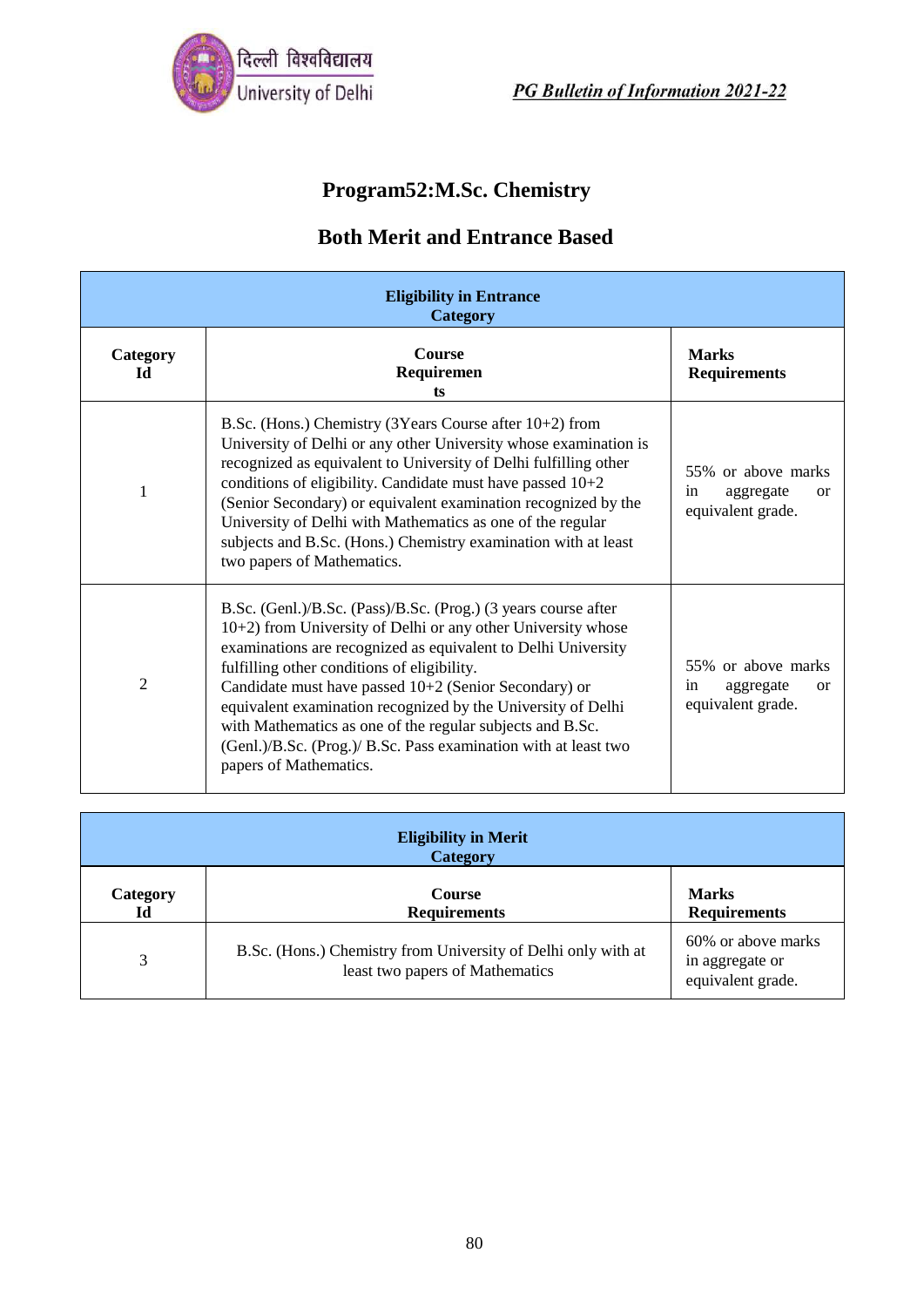# Program52:M.Sc. Chemistry

## Both Merit and Entrance Based

| Eligibility in Entrance Category | | |
|---|---|---|
| **Category Id** | **Course Requirements** | **Marks Requirements** |
| 1 | B.Sc. (Hons.) Chemistry (3Years Course after 10+2) from University of Delhi or any other University whose examination is recognized as equivalent to University of Delhi fulfilling other conditions of eligibility. Candidate must have passed 10+2 (Senior Secondary) or equivalent examination recognized by the University of Delhi with Mathematics as one of the regular subjects and B.Sc. (Hons.) Chemistry examination with at least two papers of Mathematics. | 55% or above marks in aggregate or equivalent grade. |
| 2 | B.Sc. (Genl.)/B.Sc. (Pass)/B.Sc. (Prog.) (3 years course after 10+2) from University of Delhi or any other University whose examinations are recognized as equivalent to Delhi University fulfilling other conditions of eligibility. Candidate must have passed 10+2 (Senior Secondary) or equivalent examination recognized by the University of Delhi with Mathematics as one of the regular subjects and B.Sc. (Genl.)/B.Sc. (Prog.)/ B.Sc. Pass examination with at least two papers of Mathematics. | 55% or above marks in aggregate or equivalent grade. |

| Eligibility in Merit Category | | |
|---|---|---|
| **Category Id** | **Course Requirements** | **Marks Requirements** |
| 3 | B.Sc. (Hons.) Chemistry from University of Delhi only with at least two papers of Mathematics | 60% or above marks in aggregate or equivalent grade. |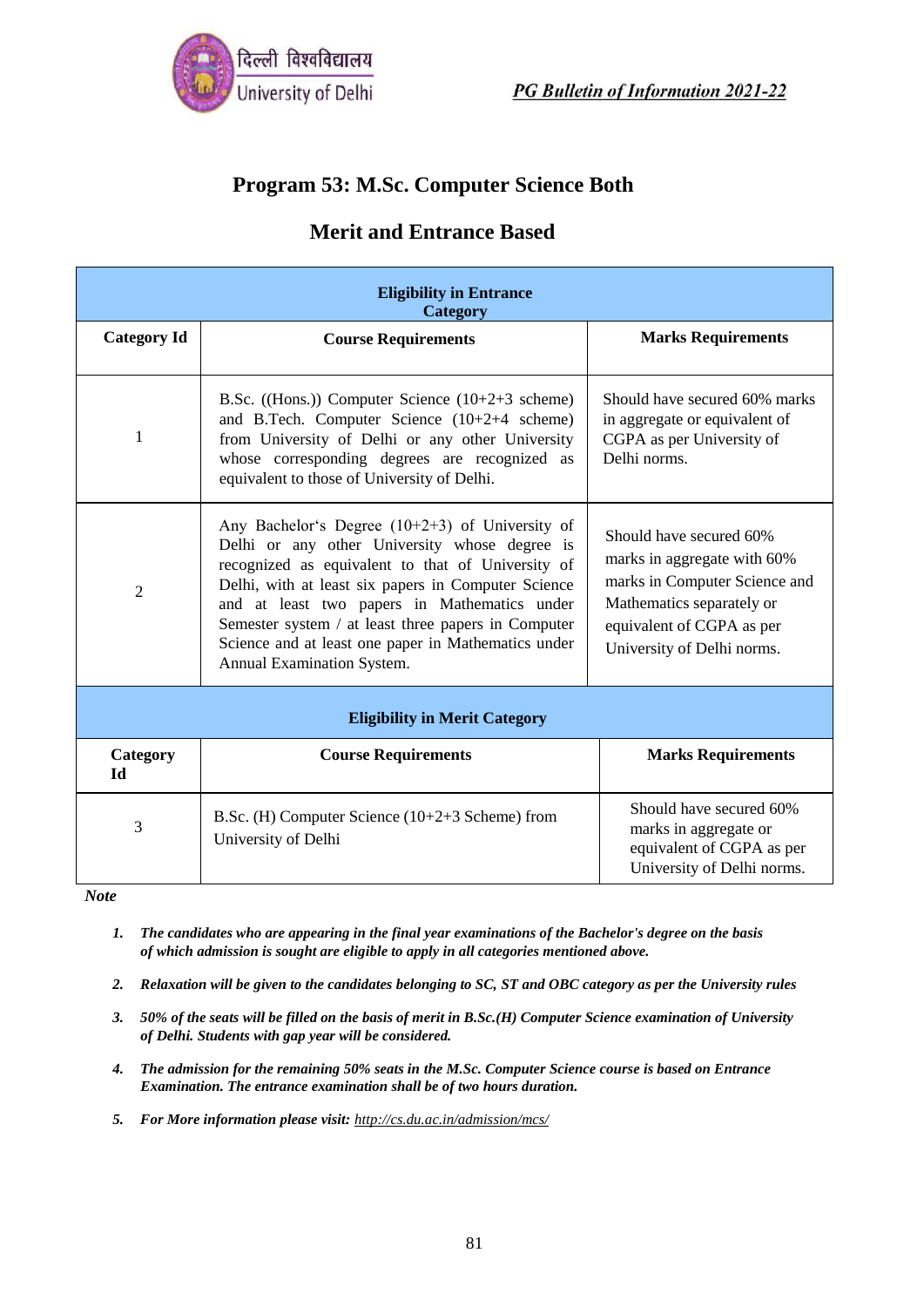# Program 53: M.Sc. Computer Science Both

## Merit and Entrance Based

| Eligibility in Entrance Category | | |
|---|---|---|
| **Category Id** | **Course Requirements** | **Marks Requirements** |
| 1 | B.Sc. ((Hons.)) Computer Science (10+2+3 scheme) and B.Tech. Computer Science (10+2+4 scheme) from University of Delhi or any other University whose corresponding degrees are recognized as equivalent to those of University of Delhi. | Should have secured 60% marks in aggregate or equivalent of CGPA as per University of Delhi norms. |
| 2 | Any Bachelor's Degree (10+2+3) of University of Delhi or any other University whose degree is recognized as equivalent to that of University of Delhi, with at least six papers in Computer Science and at least two papers in Mathematics under Semester system / at least three papers in Computer Science and at least one paper in Mathematics under Annual Examination System. | Should have secured 60% marks in aggregate with 60% marks in Computer Science and Mathematics separately or equivalent of CGPA as per University of Delhi norms. |
| **Eligibility in Merit Category** | | |
| **Category Id** | **Course Requirements** | **Marks Requirements** |
| 3 | B.Sc. (H) Computer Science (10+2+3 Scheme) from University of Delhi | Should have secured 60% marks in aggregate or equivalent of CGPA as per University of Delhi norms. |

***Note***

1. ***The candidates who are appearing in the final year examinations of the Bachelor's degree on the basis of which admission is sought are eligible to apply in all categories mentioned above.***
2. ***Relaxation will be given to the candidates belonging to SC, ST and OBC category as per the University rules***
3. ***50% of the seats will be filled on the basis of merit in B.Sc.(H) Computer Science examination of University of Delhi. Students with gap year will be considered.***
4. ***The admission for the remaining 50% seats in the M.Sc. Computer Science course is based on Entrance Examination. The entrance examination shall be of two hours duration.***
5. ***For More information please visit:*** *http://cs.du.ac.in/admission/mcs/*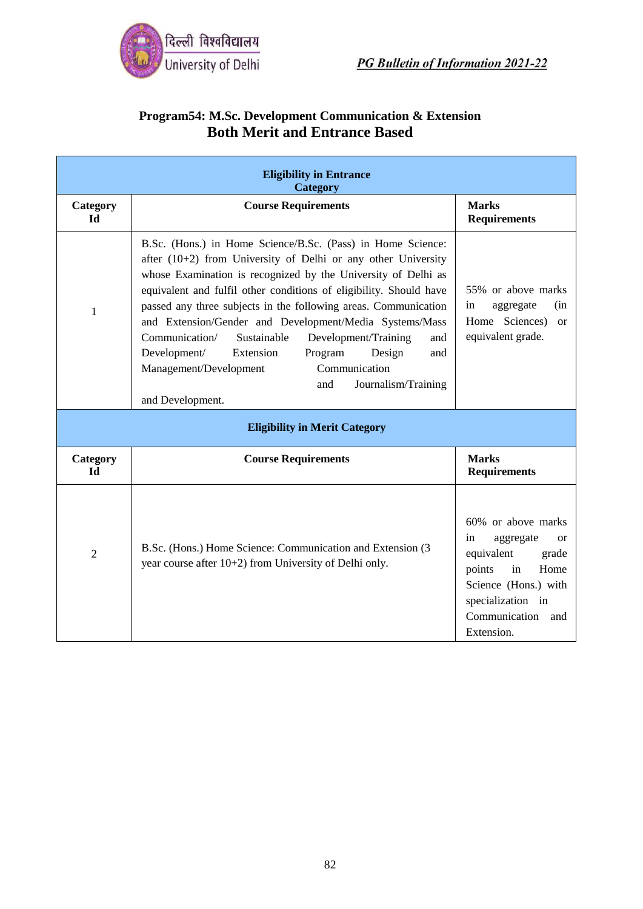## Program54: M.Sc. Development Communication & Extension
## Both Merit and Entrance Based

| Eligibility in Entrance Category | | |
|---|---|---|
| **Category Id** | **Course Requirements** | **Marks Requirements** |
| 1 | B.Sc. (Hons.) in Home Science/B.Sc. (Pass) in Home Science: after (10+2) from University of Delhi or any other University whose Examination is recognized by the University of Delhi as equivalent and fulfil other conditions of eligibility. Should have passed any three subjects in the following areas. Communication and Extension/Gender and Development/Media Systems/Mass Communication/ Sustainable Development/Training and Development/ Extension Program Design and Management/Development Communication and Journalism/Training and Development. | 55% or above marks in aggregate (in Home Sciences) or equivalent grade. |
| **Eligibility in Merit Category** | | |
| **Category Id** | **Course Requirements** | **Marks Requirements** |
| 2 | B.Sc. (Hons.) Home Science: Communication and Extension (3 year course after 10+2) from University of Delhi only. | 60% or above marks in aggregate or equivalent grade points in Home Science (Hons.) with specialization in Communication and Extension. |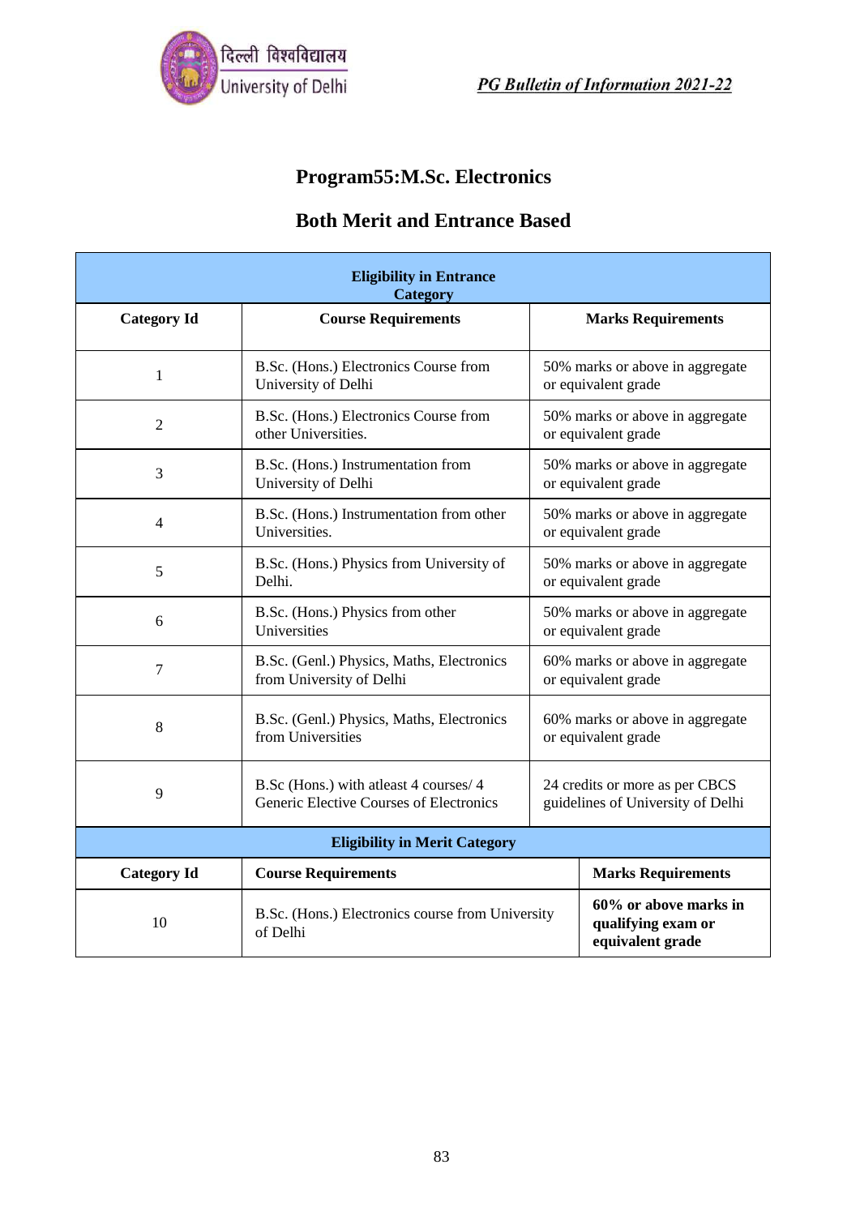# Program55:M.Sc. Electronics

## Both Merit and Entrance Based

| Eligibility in Entrance Category | | |
|---|---|---|
| **Category Id** | **Course Requirements** | **Marks Requirements** |
| 1 | B.Sc. (Hons.) Electronics Course from University of Delhi | 50% marks or above in aggregate or equivalent grade |
| 2 | B.Sc. (Hons.) Electronics Course from other Universities. | 50% marks or above in aggregate or equivalent grade |
| 3 | B.Sc. (Hons.) Instrumentation from University of Delhi | 50% marks or above in aggregate or equivalent grade |
| 4 | B.Sc. (Hons.) Instrumentation from other Universities. | 50% marks or above in aggregate or equivalent grade |
| 5 | B.Sc. (Hons.) Physics from University of Delhi. | 50% marks or above in aggregate or equivalent grade |
| 6 | B.Sc. (Hons.) Physics from other Universities | 50% marks or above in aggregate or equivalent grade |
| 7 | B.Sc. (Genl.) Physics, Maths, Electronics from University of Delhi | 60% marks or above in aggregate or equivalent grade |
| 8 | B.Sc. (Genl.) Physics, Maths, Electronics from Universities | 60% marks or above in aggregate or equivalent grade |
| 9 | B.Sc (Hons.) with atleast 4 courses/ 4 Generic Elective Courses of Electronics | 24 credits or more as per CBCS guidelines of University of Delhi |

| Eligibility in Merit Category | | |
|---|---|---|
| **Category Id** | **Course Requirements** | **Marks Requirements** |
| 10 | B.Sc. (Hons.) Electronics course from University of Delhi | **60% or above marks in qualifying exam or equivalent grade** |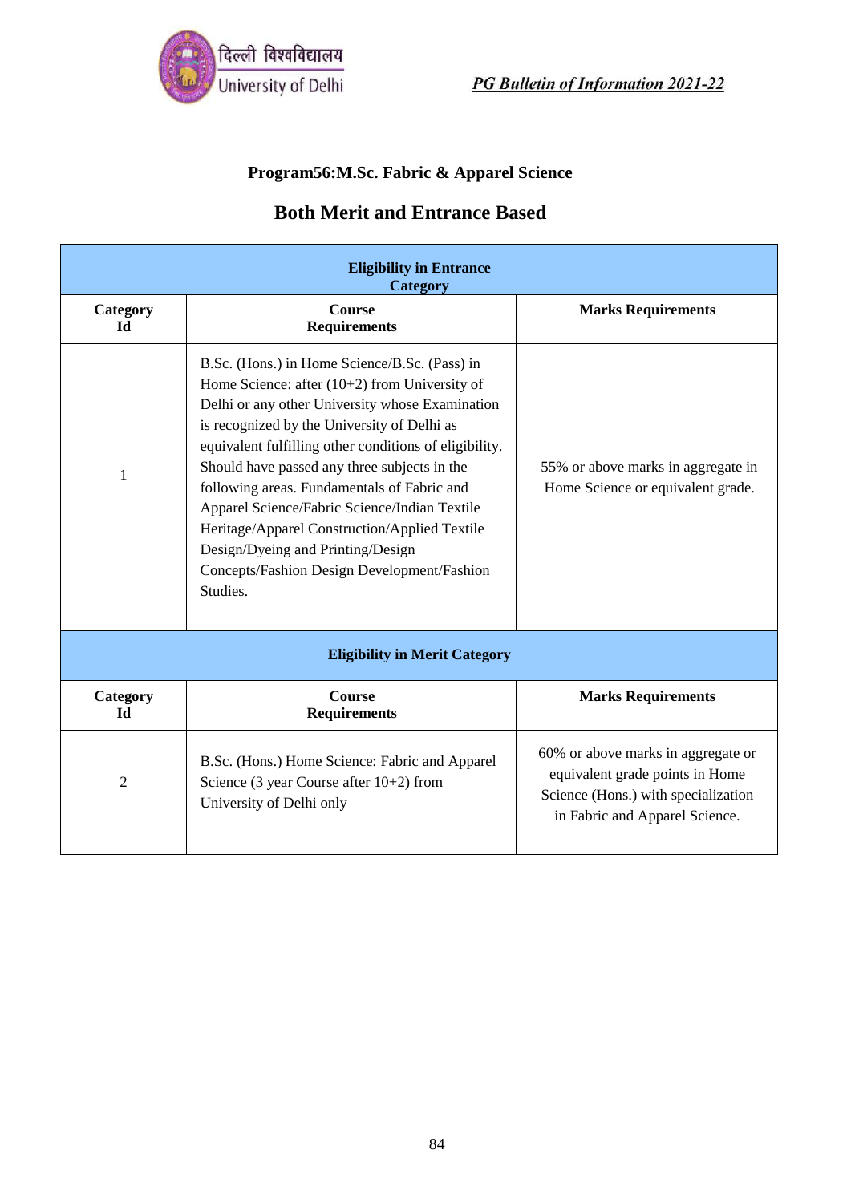## Program56:M.Sc. Fabric & Apparel Science

## Both Merit and Entrance Based

| Eligibility in Entrance Category | | |
|---|---|---|
| **Category Id** | **Course Requirements** | **Marks Requirements** |
| 1 | B.Sc. (Hons.) in Home Science/B.Sc. (Pass) in Home Science: after (10+2) from University of Delhi or any other University whose Examination is recognized by the University of Delhi as equivalent fulfilling other conditions of eligibility. Should have passed any three subjects in the following areas. Fundamentals of Fabric and Apparel Science/Fabric Science/Indian Textile Heritage/Apparel Construction/Applied Textile Design/Dyeing and Printing/Design Concepts/Fashion Design Development/Fashion Studies. | 55% or above marks in aggregate in Home Science or equivalent grade. |
| **Eligibility in Merit Category** | | |
| **Category Id** | **Course Requirements** | **Marks Requirements** |
| 2 | B.Sc. (Hons.) Home Science: Fabric and Apparel Science (3 year Course after 10+2) from University of Delhi only | 60% or above marks in aggregate or equivalent grade points in Home Science (Hons.) with specialization in Fabric and Apparel Science. |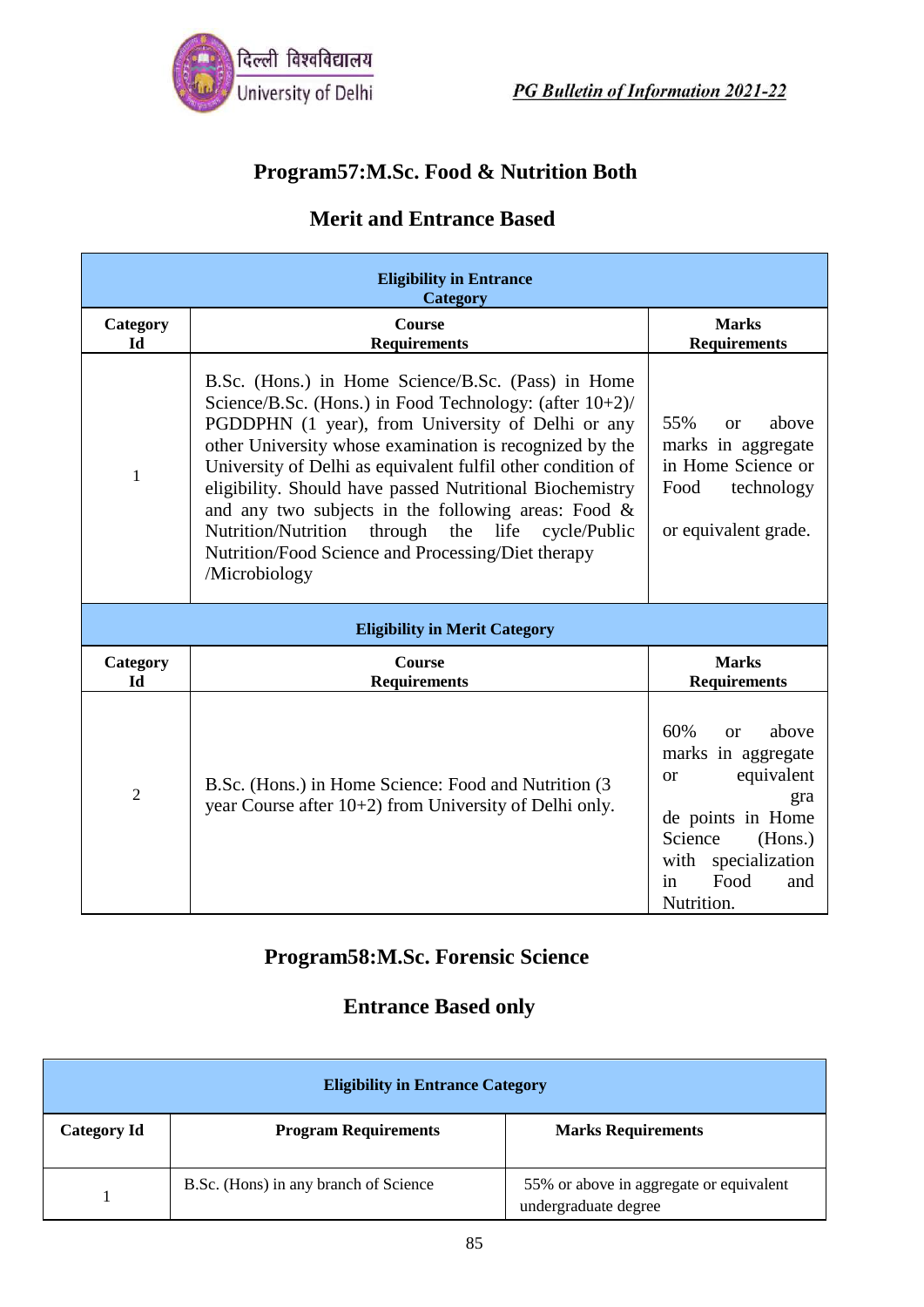## Program57:M.Sc. Food & Nutrition Both

### Merit and Entrance Based

| Eligibility in Entrance Category | | |
|---|---|---|
| **Category Id** | **Course Requirements** | **Marks Requirements** |
| 1 | B.Sc. (Hons.) in Home Science/B.Sc. (Pass) in Home Science/B.Sc. (Hons.) in Food Technology: (after 10+2)/ PGDDPHN (1 year), from University of Delhi or any other University whose examination is recognized by the University of Delhi as equivalent fulfil other condition of eligibility. Should have passed Nutritional Biochemistry and any two subjects in the following areas: Food & Nutrition/Nutrition through the life cycle/Public Nutrition/Food Science and Processing/Diet therapy /Microbiology | 55% or above marks in aggregate in Home Science or Food technology or equivalent grade. |

| Eligibility in Merit Category | | |
|---|---|---|
| **Category Id** | **Course Requirements** | **Marks Requirements** |
| 2 | B.Sc. (Hons.) in Home Science: Food and Nutrition (3 year Course after 10+2) from University of Delhi only. | 60% or above marks in aggregate or equivalent grade points in Home Science (Hons.) with specialization in Food and Nutrition. |

## Program58:M.Sc. Forensic Science

### Entrance Based only

| Eligibility in Entrance Category | | |
|---|---|---|
| **Category Id** | **Program Requirements** | **Marks Requirements** |
| 1 | B.Sc. (Hons) in any branch of Science | 55% or above in aggregate or equivalent undergraduate degree |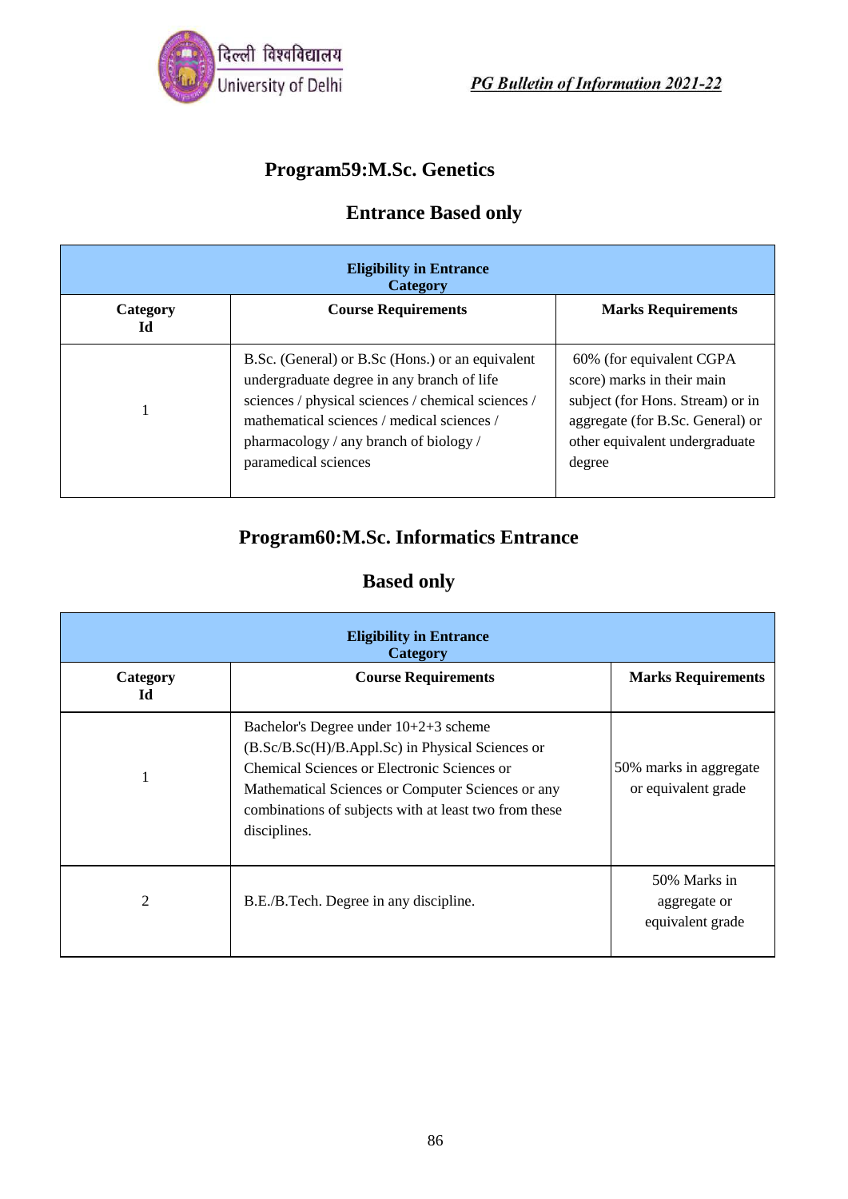## Program59:M.Sc. Genetics

### Entrance Based only

| Eligibility in Entrance Category | | |
|---|---|---|
| **Category Id** | **Course Requirements** | **Marks Requirements** |
| 1 | B.Sc. (General) or B.Sc (Hons.) or an equivalent undergraduate degree in any branch of life sciences / physical sciences / chemical sciences / mathematical sciences / medical sciences / pharmacology / any branch of biology / paramedical sciences | 60% (for equivalent CGPA score) marks in their main subject (for Hons. Stream) or in aggregate (for B.Sc. General) or other equivalent undergraduate degree |

## Program60:M.Sc. Informatics Entrance

### Based only

| Eligibility in Entrance Category | | |
|---|---|---|
| **Category Id** | **Course Requirements** | **Marks Requirements** |
| 1 | Bachelor's Degree under 10+2+3 scheme (B.Sc/B.Sc(H)/B.Appl.Sc) in Physical Sciences or Chemical Sciences or Electronic Sciences or Mathematical Sciences or Computer Sciences or any combinations of subjects with at least two from these disciplines. | 50% marks in aggregate or equivalent grade |
| 2 | B.E./B.Tech. Degree in any discipline. | 50% Marks in aggregate or equivalent grade |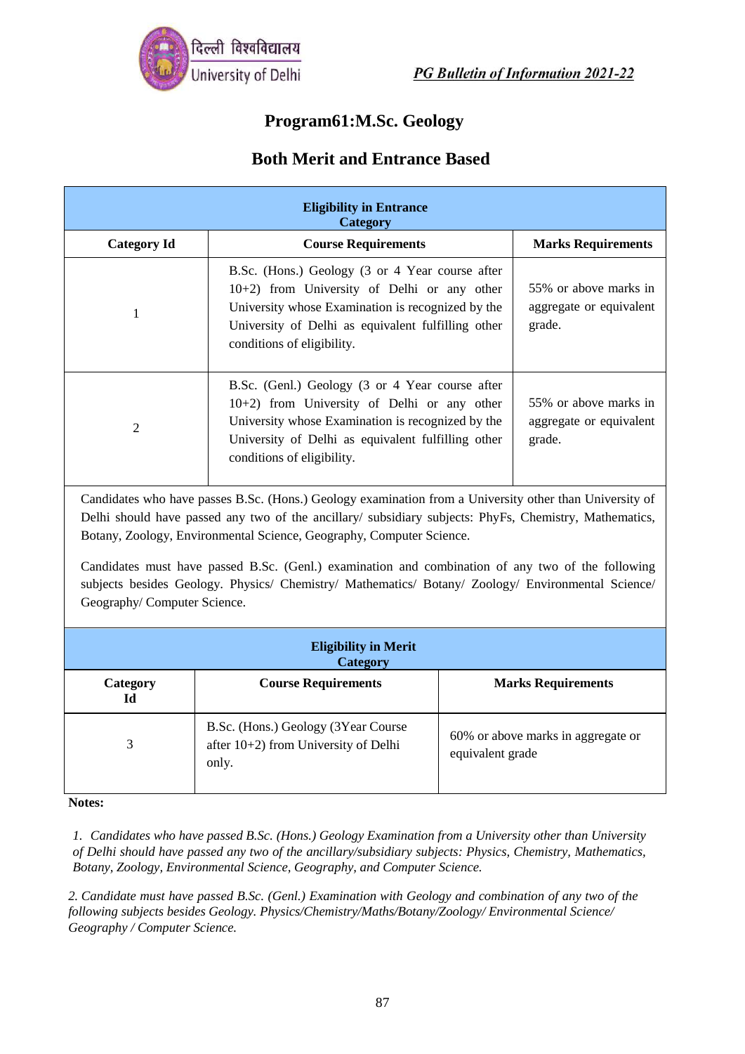# Program61:M.Sc. Geology

## Both Merit and Entrance Based

| Eligibility in Entrance Category | | |
|---|---|---|
| **Category Id** | **Course Requirements** | **Marks Requirements** |
| 1 | B.Sc. (Hons.) Geology (3 or 4 Year course after 10+2) from University of Delhi or any other University whose Examination is recognized by the University of Delhi as equivalent fulfilling other conditions of eligibility. | 55% or above marks in aggregate or equivalent grade. |
| 2 | B.Sc. (Genl.) Geology (3 or 4 Year course after 10+2) from University of Delhi or any other University whose Examination is recognized by the University of Delhi as equivalent fulfilling other conditions of eligibility. | 55% or above marks in aggregate or equivalent grade. |

Candidates who have passes B.Sc. (Hons.) Geology examination from a University other than University of Delhi should have passed any two of the ancillary/ subsidiary subjects: PhyFs, Chemistry, Mathematics, Botany, Zoology, Environmental Science, Geography, Computer Science.

Candidates must have passed B.Sc. (Genl.) examination and combination of any two of the following subjects besides Geology. Physics/ Chemistry/ Mathematics/ Botany/ Zoology/ Environmental Science/ Geography/ Computer Science.

| Eligibility in Merit Category | | |
|---|---|---|
| **Category Id** | **Course Requirements** | **Marks Requirements** |
| 3 | B.Sc. (Hons.) Geology (3Year Course after 10+2) from University of Delhi only. | 60% or above marks in aggregate or equivalent grade |

**Notes:**

*1. Candidates who have passed B.Sc. (Hons.) Geology Examination from a University other than University of Delhi should have passed any two of the ancillary/subsidiary subjects: Physics, Chemistry, Mathematics, Botany, Zoology, Environmental Science, Geography, and Computer Science.*

*2. Candidate must have passed B.Sc. (Genl.) Examination with Geology and combination of any two of the following subjects besides Geology. Physics/Chemistry/Maths/Botany/Zoology/ Environmental Science/ Geography / Computer Science.*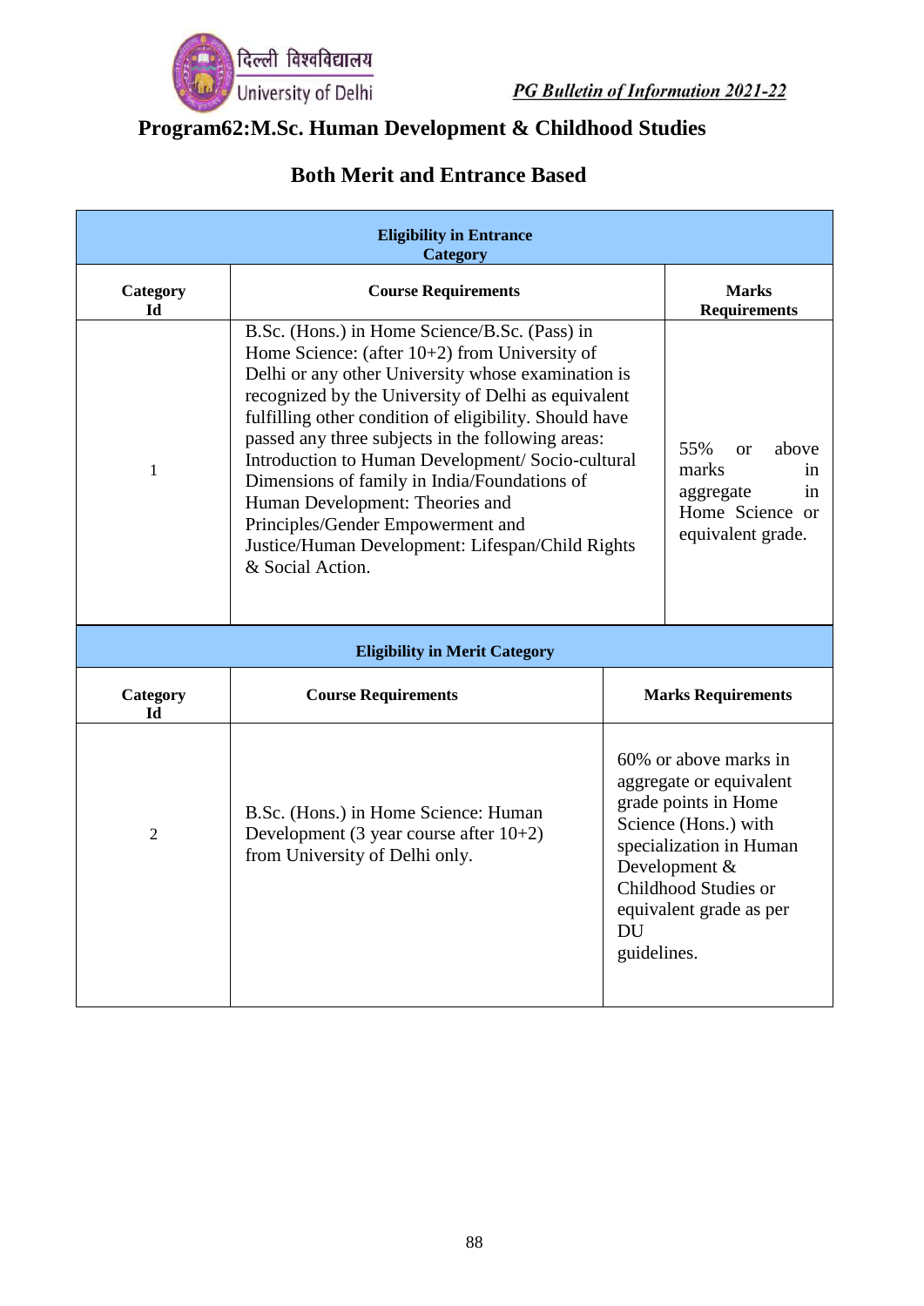## Program62:M.Sc. Human Development & Childhood Studies

### Both Merit and Entrance Based

| Eligibility in Entrance Category | | |
|---|---|---|
| **Category Id** | **Course Requirements** | **Marks Requirements** |
| 1 | B.Sc. (Hons.) in Home Science/B.Sc. (Pass) in Home Science: (after 10+2) from University of Delhi or any other University whose examination is recognized by the University of Delhi as equivalent fulfilling other condition of eligibility. Should have passed any three subjects in the following areas: Introduction to Human Development/ Socio-cultural Dimensions of family in India/Foundations of Human Development: Theories and Principles/Gender Empowerment and Justice/Human Development: Lifespan/Child Rights & Social Action. | 55% or above marks in aggregate in Home Science or equivalent grade. |
| **Eligibility in Merit Category** | | |
| **Category Id** | **Course Requirements** | **Marks Requirements** |
| 2 | B.Sc. (Hons.) in Home Science: Human Development (3 year course after 10+2) from University of Delhi only. | 60% or above marks in aggregate or equivalent grade points in Home Science (Hons.) with specialization in Human Development & Childhood Studies or equivalent grade as per DU guidelines. |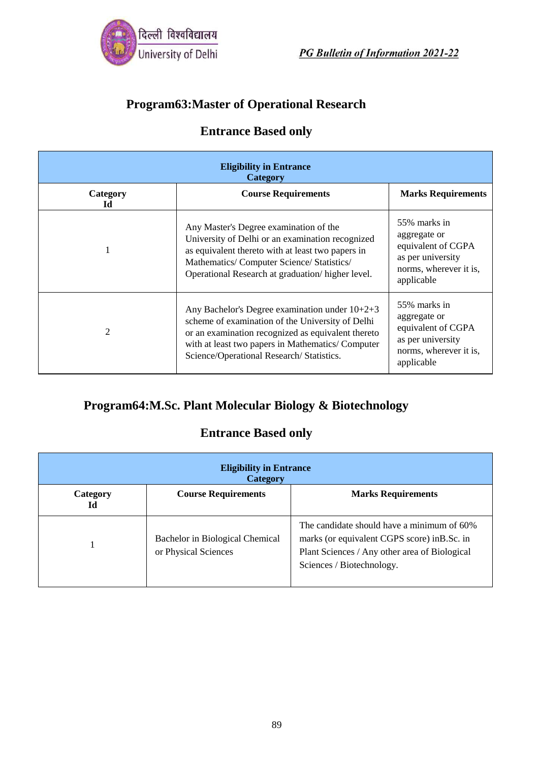## Program63:Master of Operational Research

### Entrance Based only

| Eligibility in Entrance Category | | |
|---|---|---|
| **Category Id** | **Course Requirements** | **Marks Requirements** |
| 1 | Any Master's Degree examination of the University of Delhi or an examination recognized as equivalent thereto with at least two papers in Mathematics/ Computer Science/ Statistics/ Operational Research at graduation/ higher level. | 55% marks in aggregate or equivalent of CGPA as per university norms, wherever it is, applicable |
| 2 | Any Bachelor's Degree examination under 10+2+3 scheme of examination of the University of Delhi or an examination recognized as equivalent thereto with at least two papers in Mathematics/ Computer Science/Operational Research/ Statistics. | 55% marks in aggregate or equivalent of CGPA as per university norms, wherever it is, applicable |

## Program64:M.Sc. Plant Molecular Biology & Biotechnology

### Entrance Based only

| Eligibility in Entrance Category | | |
|---|---|---|
| **Category Id** | **Course Requirements** | **Marks Requirements** |
| 1 | Bachelor in Biological Chemical or Physical Sciences | The candidate should have a minimum of 60% marks (or equivalent CGPS score) inB.Sc. in Plant Sciences / Any other area of Biological Sciences / Biotechnology. |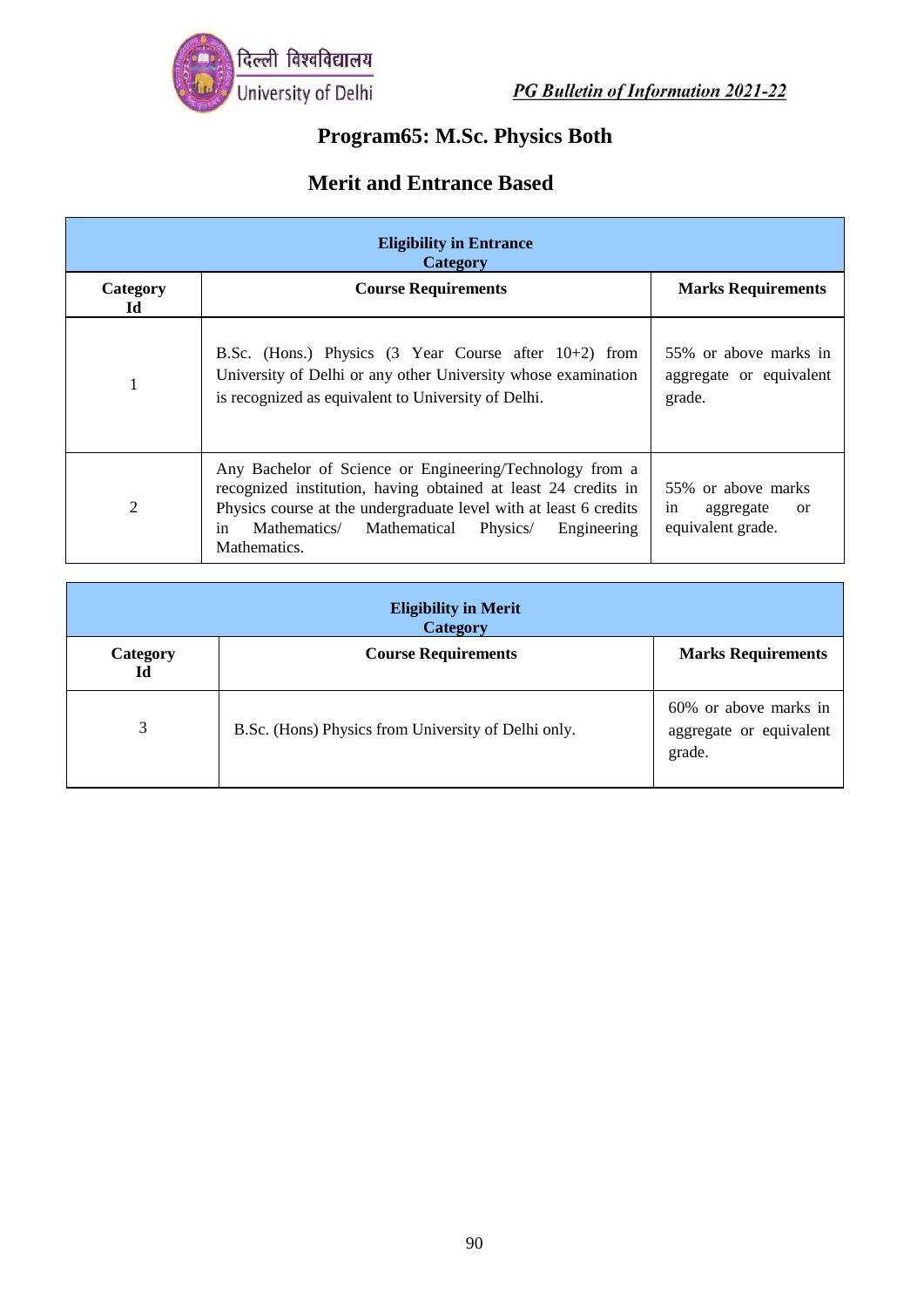# Program65: M.Sc. Physics Both

## Merit and Entrance Based

| Eligibility in Entrance Category | | |
|---|---|---|
| **Category Id** | **Course Requirements** | **Marks Requirements** |
| 1 | B.Sc. (Hons.) Physics (3 Year Course after 10+2) from University of Delhi or any other University whose examination is recognized as equivalent to University of Delhi. | 55% or above marks in aggregate or equivalent grade. |
| 2 | Any Bachelor of Science or Engineering/Technology from a recognized institution, having obtained at least 24 credits in Physics course at the undergraduate level with at least 6 credits in Mathematics/ Mathematical Physics/ Engineering Mathematics. | 55% or above marks in aggregate or equivalent grade. |

| Eligibility in Merit Category | | |
|---|---|---|
| **Category Id** | **Course Requirements** | **Marks Requirements** |
| 3 | B.Sc. (Hons) Physics from University of Delhi only. | 60% or above marks in aggregate or equivalent grade. |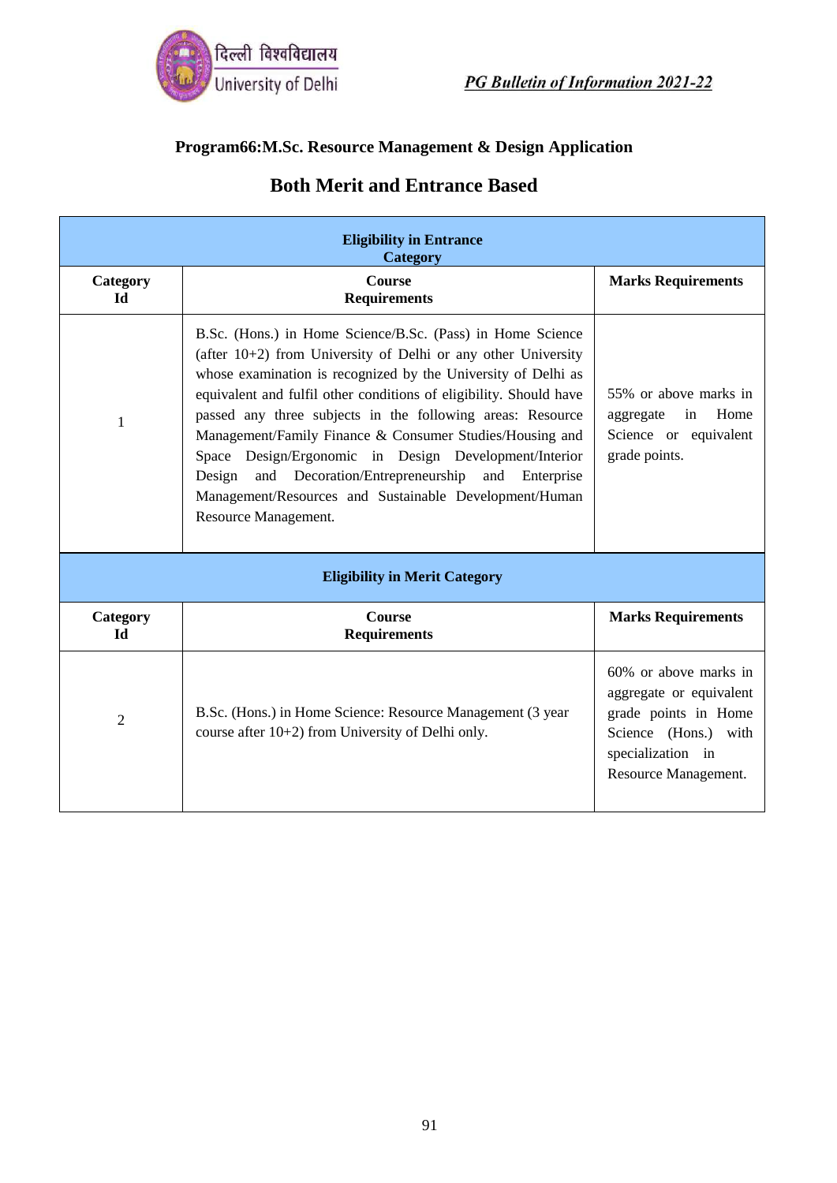## Program66:M.Sc. Resource Management & Design Application

## Both Merit and Entrance Based

| Eligibility in Entrance Category | | |
|---|---|---|
| **Category Id** | **Course Requirements** | **Marks Requirements** |
| 1 | B.Sc. (Hons.) in Home Science/B.Sc. (Pass) in Home Science (after 10+2) from University of Delhi or any other University whose examination is recognized by the University of Delhi as equivalent and fulfil other conditions of eligibility. Should have passed any three subjects in the following areas: Resource Management/Family Finance & Consumer Studies/Housing and Space Design/Ergonomic in Design Development/Interior Design and Decoration/Entrepreneurship and Enterprise Management/Resources and Sustainable Development/Human Resource Management. | 55% or above marks in aggregate in Home Science or equivalent grade points. |

| Eligibility in Merit Category | | |
|---|---|---|
| **Category Id** | **Course Requirements** | **Marks Requirements** |
| 2 | B.Sc. (Hons.) in Home Science: Resource Management (3 year course after 10+2) from University of Delhi only. | 60% or above marks in aggregate or equivalent grade points in Home Science (Hons.) with specialization in Resource Management. |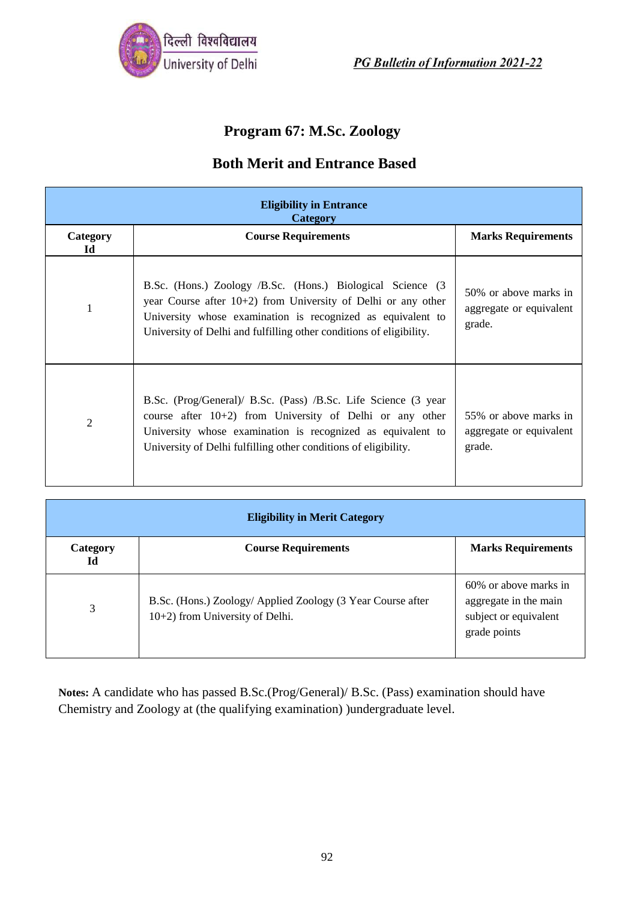# Program 67: M.Sc. Zoology

## Both Merit and Entrance Based

| Eligibility in Entrance Category | | |
|---|---|---|
| **Category Id** | **Course Requirements** | **Marks Requirements** |
| 1 | B.Sc. (Hons.) Zoology /B.Sc. (Hons.) Biological Science (3 year Course after 10+2) from University of Delhi or any other University whose examination is recognized as equivalent to University of Delhi and fulfilling other conditions of eligibility. | 50% or above marks in aggregate or equivalent grade. |
| 2 | B.Sc. (Prog/General)/ B.Sc. (Pass) /B.Sc. Life Science (3 year course after 10+2) from University of Delhi or any other University whose examination is recognized as equivalent to University of Delhi fulfilling other conditions of eligibility. | 55% or above marks in aggregate or equivalent grade. |

| Eligibility in Merit Category | | |
|---|---|---|
| **Category Id** | **Course Requirements** | **Marks Requirements** |
| 3 | B.Sc. (Hons.) Zoology/ Applied Zoology (3 Year Course after 10+2) from University of Delhi. | 60% or above marks in aggregate in the main subject or equivalent grade points |

**Notes:** A candidate who has passed B.Sc.(Prog/General)/ B.Sc. (Pass) examination should have Chemistry and Zoology at (the qualifying examination) )undergraduate level.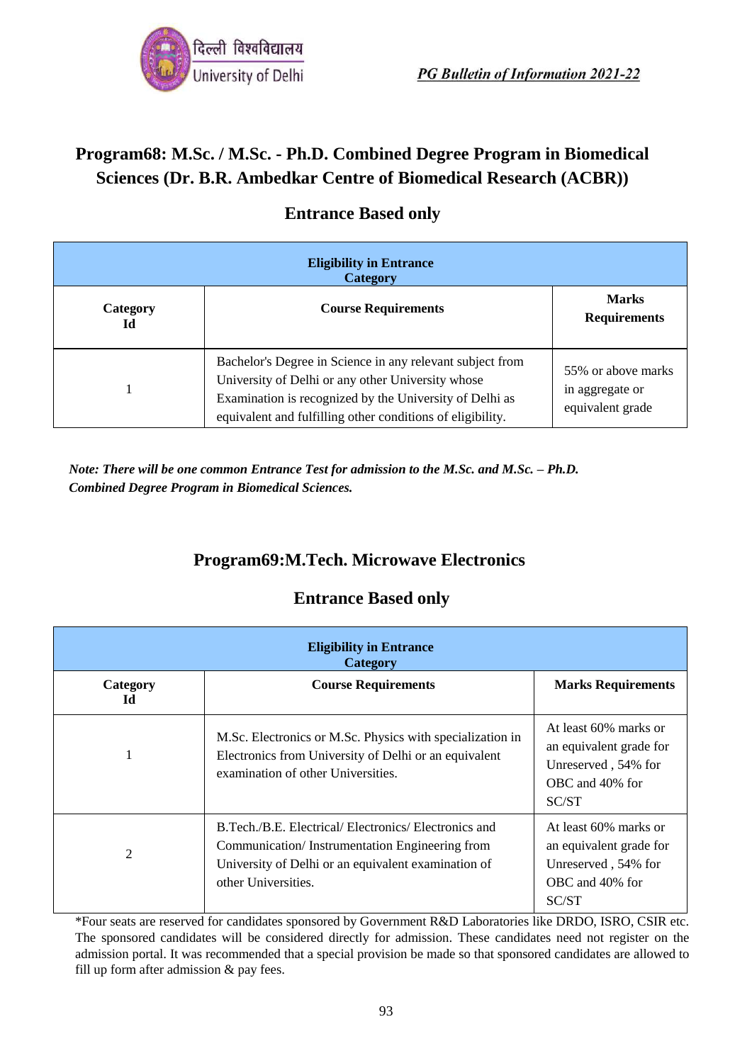## Program68: M.Sc. / M.Sc. - Ph.D. Combined Degree Program in Biomedical Sciences (Dr. B.R. Ambedkar Centre of Biomedical Research (ACBR))

### Entrance Based only

| Eligibility in Entrance Category | | |
|---|---|---|
| **Category Id** | **Course Requirements** | **Marks Requirements** |
| 1 | Bachelor's Degree in Science in any relevant subject from University of Delhi or any other University whose Examination is recognized by the University of Delhi as equivalent and fulfilling other conditions of eligibility. | 55% or above marks in aggregate or equivalent grade |

***Note: There will be one common Entrance Test for admission to the M.Sc. and M.Sc. – Ph.D. Combined Degree Program in Biomedical Sciences.***

## Program69:M.Tech. Microwave Electronics

### Entrance Based only

| Eligibility in Entrance Category | | |
|---|---|---|
| **Category Id** | **Course Requirements** | **Marks Requirements** |
| 1 | M.Sc. Electronics or M.Sc. Physics with specialization in Electronics from University of Delhi or an equivalent examination of other Universities. | At least 60% marks or an equivalent grade for Unreserved , 54% for OBC and 40% for SC/ST |
| 2 | B.Tech./B.E. Electrical/ Electronics/ Electronics and Communication/ Instrumentation Engineering from University of Delhi or an equivalent examination of other Universities. | At least 60% marks or an equivalent grade for Unreserved , 54% for OBC and 40% for SC/ST |

*Four seats are reserved for candidates sponsored by Government R&D Laboratories like DRDO, ISRO, CSIR etc. The sponsored candidates will be considered directly for admission. These candidates need not register on the admission portal. It was recommended that a special provision be made so that sponsored candidates are allowed to fill up form after admission & pay fees.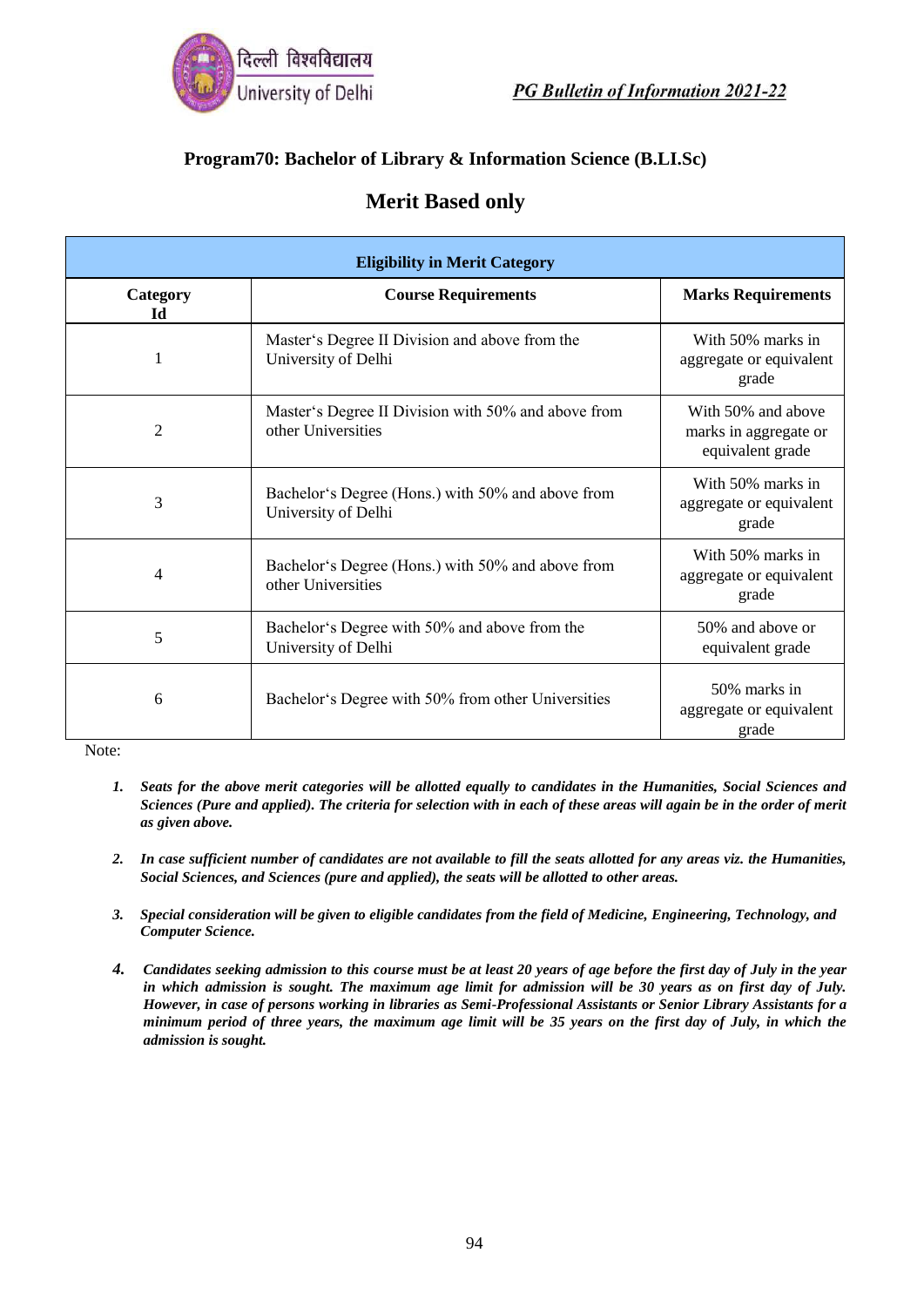## Program70: Bachelor of Library & Information Science (B.LI.Sc)

## Merit Based only

| Eligibility in Merit Category | | |
|---|---|---|
| **Category Id** | **Course Requirements** | **Marks Requirements** |
| 1 | Master‘s Degree II Division and above from the University of Delhi | With 50% marks in aggregate or equivalent grade |
| 2 | Master‘s Degree II Division with 50% and above from other Universities | With 50% and above marks in aggregate or equivalent grade |
| 3 | Bachelor‘s Degree (Hons.) with 50% and above from University of Delhi | With 50% marks in aggregate or equivalent grade |
| 4 | Bachelor‘s Degree (Hons.) with 50% and above from other Universities | With 50% marks in aggregate or equivalent grade |
| 5 | Bachelor‘s Degree with 50% and above from the University of Delhi | 50% and above or equivalent grade |
| 6 | Bachelor‘s Degree with 50% from other Universities | 50% marks in aggregate or equivalent grade |

Note:

1. ***Seats for the above merit categories will be allotted equally to candidates in the Humanities, Social Sciences and Sciences (Pure and applied). The criteria for selection with in each of these areas will again be in the order of merit as given above.***

2. ***In case sufficient number of candidates are not available to fill the seats allotted for any areas viz. the Humanities, Social Sciences, and Sciences (pure and applied), the seats will be allotted to other areas.***

3. ***Special consideration will be given to eligible candidates from the field of Medicine, Engineering, Technology, and Computer Science.***

4. ***Candidates seeking admission to this course must be at least 20 years of age before the first day of July in the year in which admission is sought. The maximum age limit for admission will be 30 years as on first day of July. However, in case of persons working in libraries as Semi-Professional Assistants or Senior Library Assistants for a minimum period of three years, the maximum age limit will be 35 years on the first day of July, in which the admission is sought.***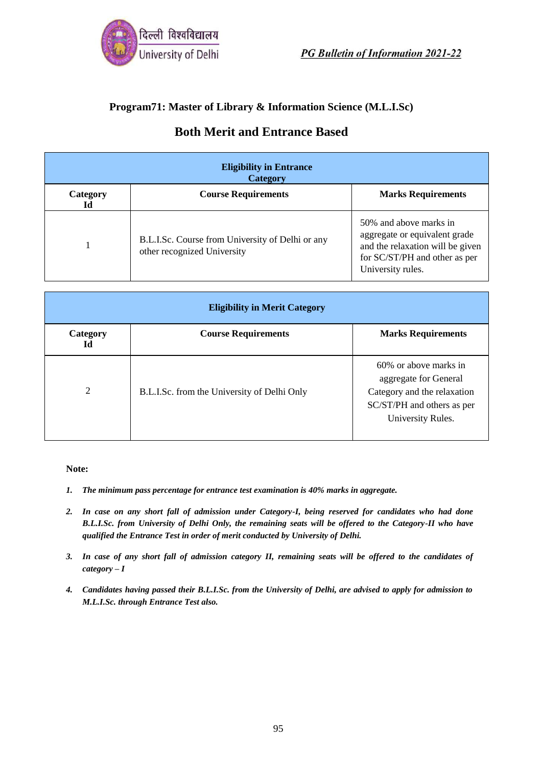## Program71: Master of Library & Information Science (M.L.I.Sc)

## Both Merit and Entrance Based

| Eligibility in Entrance Category | | |
|---|---|---|
| **Category Id** | **Course Requirements** | **Marks Requirements** |
| 1 | B.L.I.Sc. Course from University of Delhi or any other recognized University | 50% and above marks in aggregate or equivalent grade and the relaxation will be given for SC/ST/PH and other as per University rules. |

| Eligibility in Merit Category | | |
|---|---|---|
| **Category Id** | **Course Requirements** | **Marks Requirements** |
| 2 | B.L.I.Sc. from the University of Delhi Only | 60% or above marks in aggregate for General Category and the relaxation SC/ST/PH and others as per University Rules. |

**Note:**

1. ***The minimum pass percentage for entrance test examination is 40% marks in aggregate.***
2. ***In case on any short fall of admission under Category-I, being reserved for candidates who had done B.L.I.Sc. from University of Delhi Only, the remaining seats will be offered to the Category-II who have qualified the Entrance Test in order of merit conducted by University of Delhi.***
3. ***In case of any short fall of admission category II, remaining seats will be offered to the candidates of category – I***
4. ***Candidates having passed their B.L.I.Sc. from the University of Delhi, are advised to apply for admission to M.L.I.Sc. through Entrance Test also.***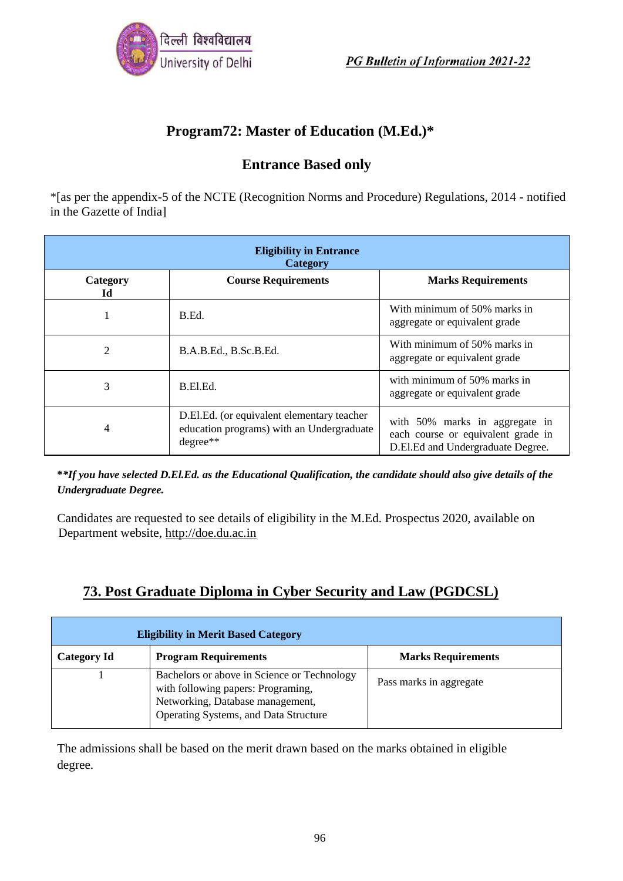## Program72: Master of Education (M.Ed.)*

### Entrance Based only

*[as per the appendix-5 of the NCTE (Recognition Norms and Procedure) Regulations, 2014 - notified in the Gazette of India]

| Eligibility in Entrance Category | | |
|---|---|---|
| **Category Id** | **Course Requirements** | **Marks Requirements** |
| 1 | B.Ed. | With minimum of 50% marks in aggregate or equivalent grade |
| 2 | B.A.B.Ed., B.Sc.B.Ed. | With minimum of 50% marks in aggregate or equivalent grade |
| 3 | B.El.Ed. | with minimum of 50% marks in aggregate or equivalent grade |
| 4 | D.El.Ed. (or equivalent elementary teacher education programs) with an Undergraduate degree** | with 50% marks in aggregate in each course or equivalent grade in D.El.Ed and Undergraduate Degree. |

***\*If you have selected D.El.Ed. as the Educational Qualification, the candidate should also give details of the Undergraduate Degree.***

Candidates are requested to see details of eligibility in the M.Ed. Prospectus 2020, available on Department website, http://doe.du.ac.in

## 73. Post Graduate Diploma in Cyber Security and Law (PGDCSL)

| Eligibility in Merit Based Category | | |
|---|---|---|
| **Category Id** | **Program Requirements** | **Marks Requirements** |
| 1 | Bachelors or above in Science or Technology with following papers: Programing, Networking, Database management, Operating Systems, and Data Structure | Pass marks in aggregate |

The admissions shall be based on the merit drawn based on the marks obtained in eligible degree.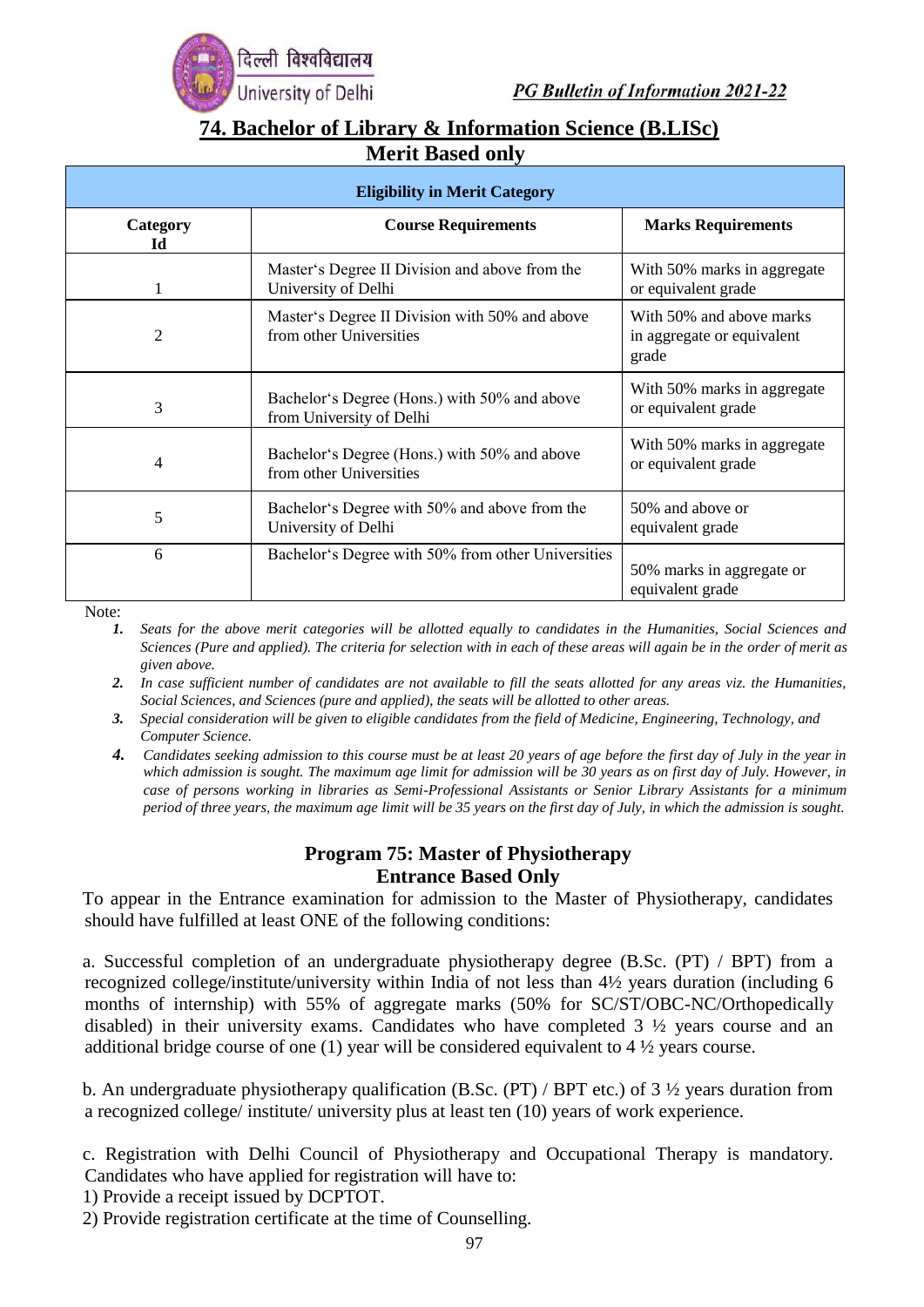## 74. Bachelor of Library & Information Science (B.LISc)

### Merit Based only

| Eligibility in Merit Category | | |
|---|---|---|
| **Category Id** | **Course Requirements** | **Marks Requirements** |
| 1 | Master's Degree II Division and above from the University of Delhi | With 50% marks in aggregate or equivalent grade |
| 2 | Master's Degree II Division with 50% and above from other Universities | With 50% and above marks in aggregate or equivalent grade |
| 3 | Bachelor's Degree (Hons.) with 50% and above from University of Delhi | With 50% marks in aggregate or equivalent grade |
| 4 | Bachelor's Degree (Hons.) with 50% and above from other Universities | With 50% marks in aggregate or equivalent grade |
| 5 | Bachelor's Degree with 50% and above from the University of Delhi | 50% and above or equivalent grade |
| 6 | Bachelor's Degree with 50% from other Universities | 50% marks in aggregate or equivalent grade |

Note:

1. *Seats for the above merit categories will be allotted equally to candidates in the Humanities, Social Sciences and Sciences (Pure and applied). The criteria for selection with in each of these areas will again be in the order of merit as given above.*
2. *In case sufficient number of candidates are not available to fill the seats allotted for any areas viz. the Humanities, Social Sciences, and Sciences (pure and applied), the seats will be allotted to other areas.*
3. *Special consideration will be given to eligible candidates from the field of Medicine, Engineering, Technology, and Computer Science.*
4. *Candidates seeking admission to this course must be at least 20 years of age before the first day of July in the year in which admission is sought. The maximum age limit for admission will be 30 years as on first day of July. However, in case of persons working in libraries as Semi-Professional Assistants or Senior Library Assistants for a minimum period of three years, the maximum age limit will be 35 years on the first day of July, in which the admission is sought.*

## Program 75: Master of Physiotherapy

### Entrance Based Only

To appear in the Entrance examination for admission to the Master of Physiotherapy, candidates should have fulfilled at least ONE of the following conditions:

a. Successful completion of an undergraduate physiotherapy degree (B.Sc. (PT) / BPT) from a recognized college/institute/university within India of not less than 4½ years duration (including 6 months of internship) with 55% of aggregate marks (50% for SC/ST/OBC-NC/Orthopedically disabled) in their university exams. Candidates who have completed 3 ½ years course and an additional bridge course of one (1) year will be considered equivalent to 4 ½ years course.

b. An undergraduate physiotherapy qualification (B.Sc. (PT) / BPT etc.) of 3 ½ years duration from a recognized college/ institute/ university plus at least ten (10) years of work experience.

c. Registration with Delhi Council of Physiotherapy and Occupational Therapy is mandatory. Candidates who have applied for registration will have to:

1) Provide a receipt issued by DCPTOT.
2) Provide registration certificate at the time of Counselling.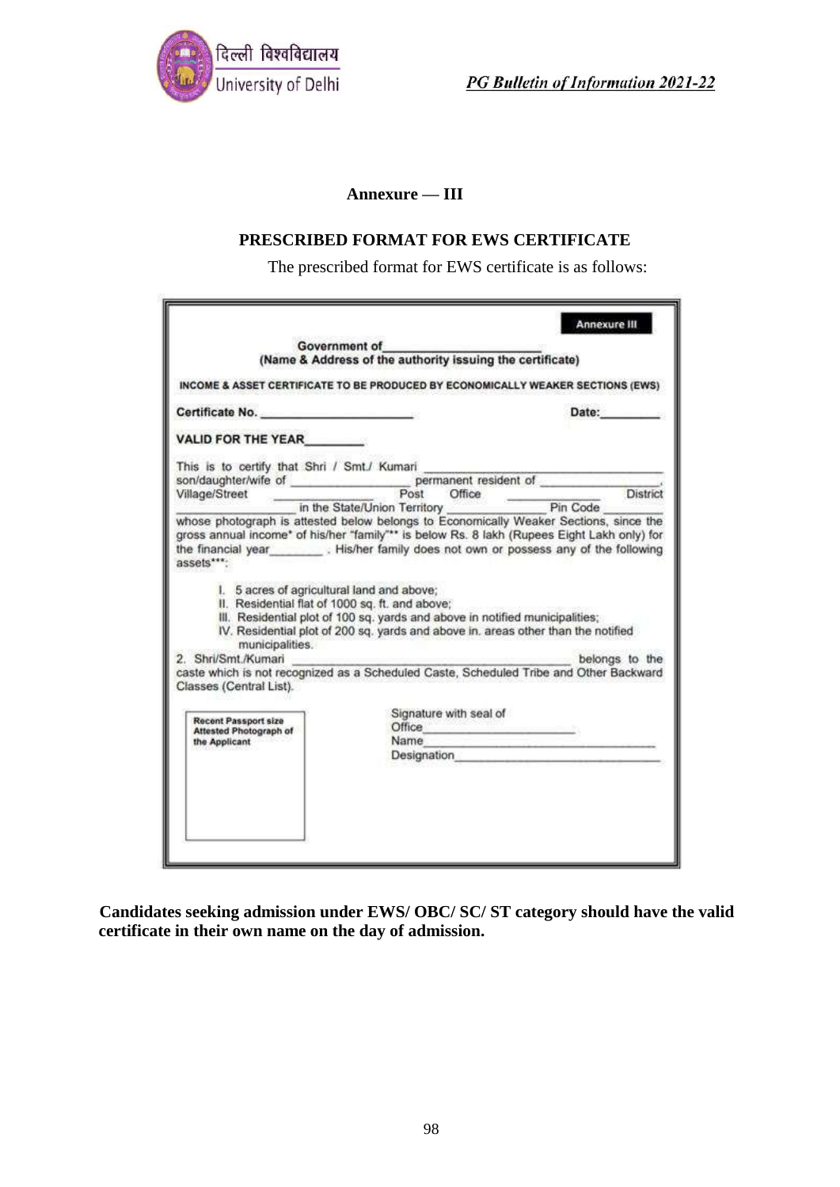## Annexure — III

## PRESCRIBED FORMAT FOR EWS CERTIFICATE

The prescribed format for EWS certificate is as follows:

**Annexure III**

**Government of\_\_\_\_\_\_\_\_\_\_\_\_\_\_\_\_\_\_\_\_\_\_\_**
**(Name & Address of the authority issuing the certificate)**

**INCOME & ASSET CERTIFICATE TO BE PRODUCED BY ECONOMICALLY WEAKER SECTIONS (EWS)**

**Certificate No.** \_\_\_\_\_\_\_\_\_\_\_\_\_\_\_\_\_\_\_\_\_\_ **Date:**\_\_\_\_\_\_\_\_\_

**VALID FOR THE YEAR**\_\_\_\_\_\_\_\_\_

This is to certify that Shri / Smt./ Kumari \_\_\_\_\_\_\_\_\_\_\_\_\_\_\_\_\_\_\_\_\_\_\_\_\_\_\_\_\_\_\_\_ son/daughter/wife of \_\_\_\_\_\_\_\_\_\_\_\_\_\_\_\_\_\_ permanent resident of \_\_\_\_\_\_\_\_\_\_\_\_\_\_\_\_\_\_, Village/Street \_\_\_\_\_\_\_\_\_\_\_\_\_\_\_\_ Post Office \_\_\_\_\_\_\_\_\_\_\_\_\_\_\_ District \_\_\_\_\_\_\_\_\_\_\_\_\_\_\_\_\_\_ in the State/Union Territory \_\_\_\_\_\_\_\_\_\_\_\_\_\_\_ Pin Code \_\_\_\_\_\_\_\_\_ whose photograph is attested below belongs to Economically Weaker Sections, since the gross annual income* of his/her "family"** is below Rs. 8 lakh (Rupees Eight Lakh only) for the financial year\_\_\_\_\_\_\_\_. His/her family does not own or possess any of the following assets***:

I. 5 acres of agricultural land and above;
II. Residential flat of 1000 sq. ft. and above;
III. Residential plot of 100 sq. yards and above in notified municipalities;
IV. Residential plot of 200 sq. yards and above in. areas other than the notified municipalities.

2. Shri/Smt./Kumari \_\_\_\_\_\_\_\_\_\_\_\_\_\_\_\_\_\_\_\_\_\_\_\_\_\_\_\_\_\_\_\_\_\_\_\_\_\_\_\_\_\_ belongs to the caste which is not recognized as a Scheduled Caste, Scheduled Tribe and Other Backward Classes (Central List).

**Recent Passport size Attested Photograph of the Applicant**

Signature with seal of
Office\_\_\_\_\_\_\_\_\_\_\_\_\_\_\_\_\_\_\_\_\_\_\_\_\_
Name\_\_\_\_\_\_\_\_\_\_\_\_\_\_\_\_\_\_\_\_\_\_\_\_\_\_\_\_\_\_\_\_\_\_\_\_
Designation\_\_\_\_\_\_\_\_\_\_\_\_\_\_\_\_\_\_\_\_\_\_\_\_\_\_\_\_\_\_

**Candidates seeking admission under EWS/ OBC/ SC/ ST category should have the valid certificate in their own name on the day of admission.**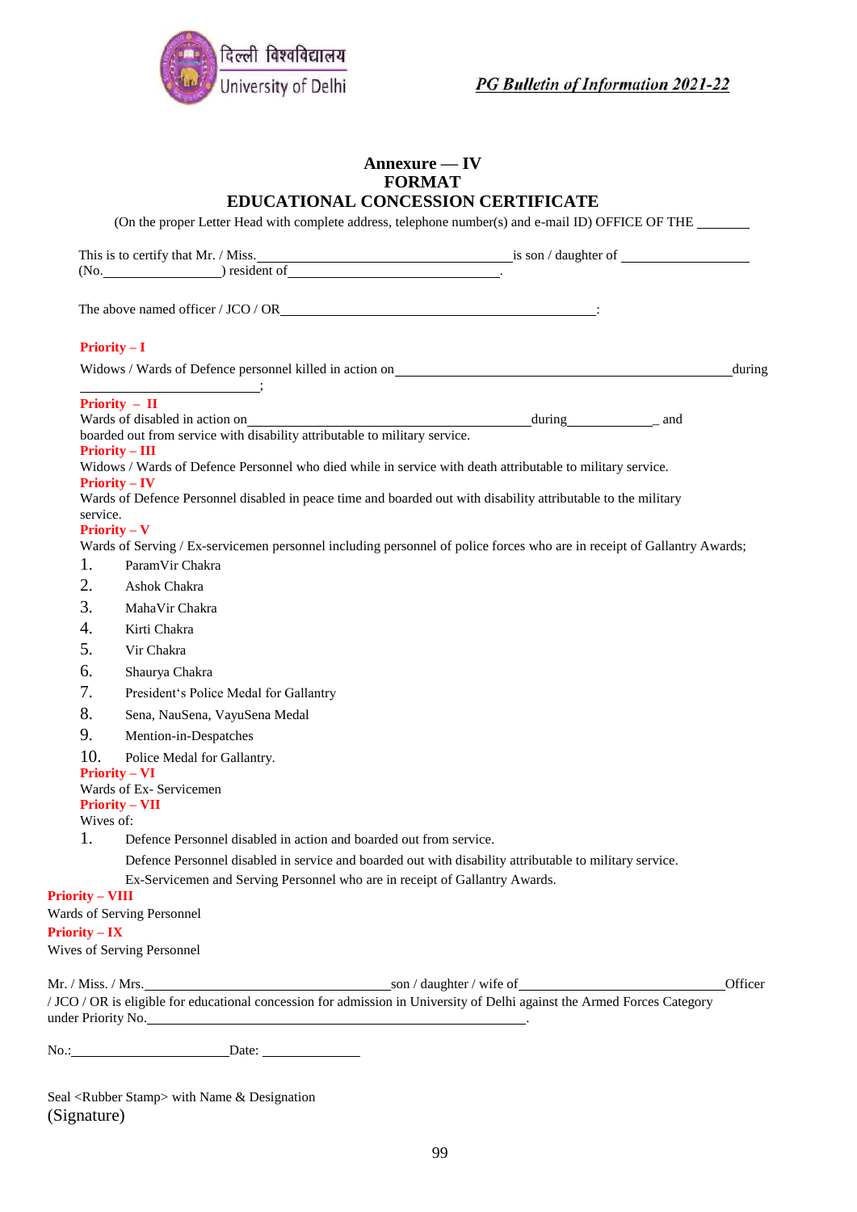# Annexure — IV
## FORMAT
## EDUCATIONAL CONCESSION CERTIFICATE

(On the proper Letter Head with complete address, telephone number(s) and e-mail ID) OFFICE OF THE ________

This is to certify that Mr. / Miss.________________________________ is son / daughter of ________________ (No.________________) resident of ________________________________.

The above named officer / JCO / OR________________________________________________:

**Priority – I**

Widows / Wards of Defence personnel killed in action on ____________________________________________ during ______________________;

**Priority – II**

Wards of disabled in action on ____________________________________ during ____________ and boarded out from service with disability attributable to military service.

**Priority – III**

Widows / Wards of Defence Personnel who died while in service with death attributable to military service.

**Priority – IV**

Wards of Defence Personnel disabled in peace time and boarded out with disability attributable to the military service.

**Priority – V**

Wards of Serving / Ex-servicemen personnel including personnel of police forces who are in receipt of Gallantry Awards;

1. ParamVir Chakra
2. Ashok Chakra
3. MahaVir Chakra
4. Kirti Chakra
5. Vir Chakra
6. Shaurya Chakra
7. President's Police Medal for Gallantry
8. Sena, NauSena, VayuSena Medal
9. Mention-in-Despatches
10. Police Medal for Gallantry.

**Priority – VI**

Wards of Ex- Servicemen

**Priority – VII**

Wives of:

1. Defence Personnel disabled in action and boarded out from service.

   Defence Personnel disabled in service and boarded out with disability attributable to military service.

   Ex-Servicemen and Serving Personnel who are in receipt of Gallantry Awards.

**Priority – VIII**

Wards of Serving Personnel

**Priority – IX**

Wives of Serving Personnel

Mr. / Miss. / Mrs.________________________________son / daughter / wife of ____________________________Officer / JCO / OR is eligible for educational concession for admission in University of Delhi against the Armed Forces Category under Priority No.__________________________________________________.

No.:______________________Date: ______________

Seal <Rubber Stamp> with Name & Designation
(Signature)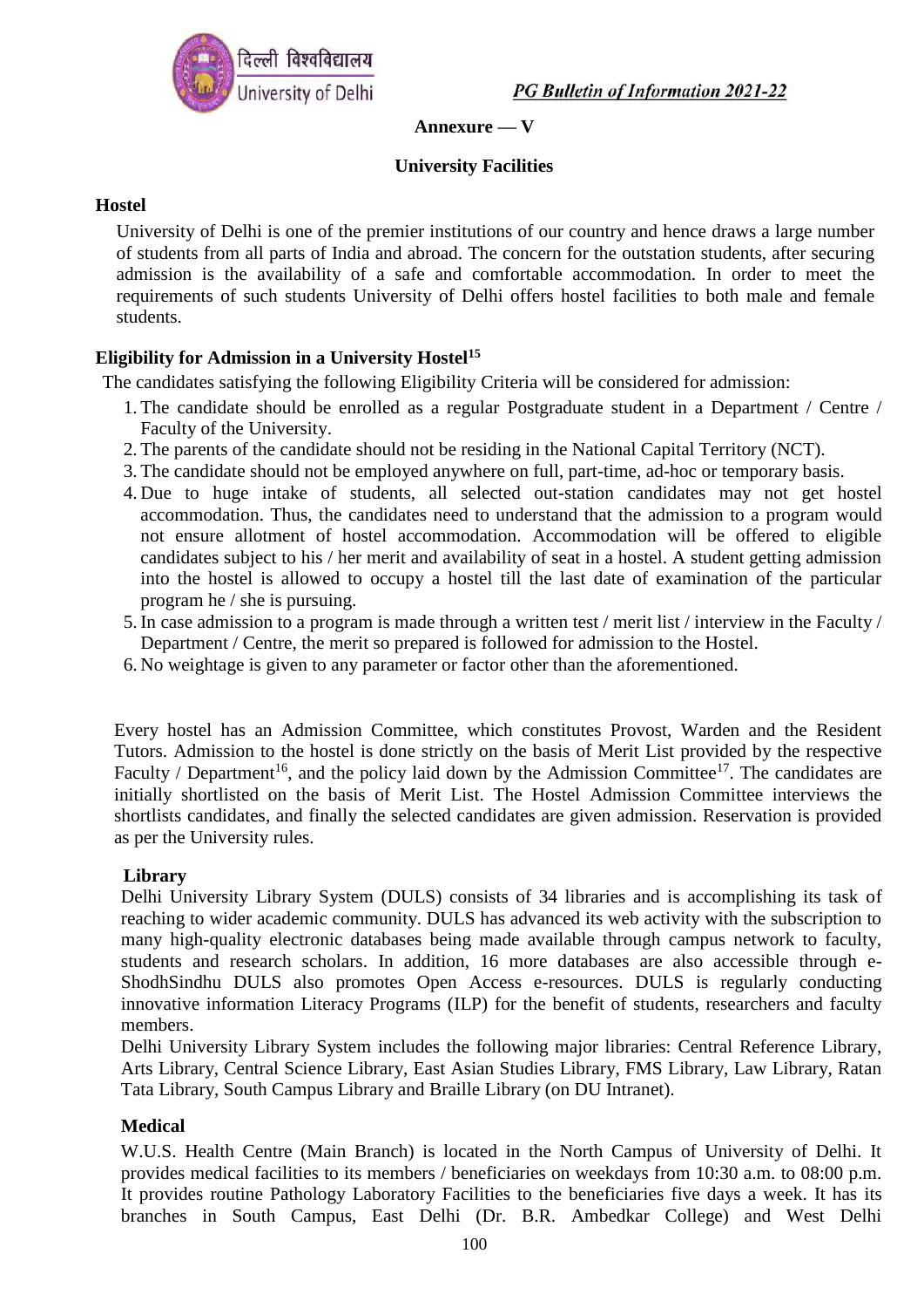## Annexure — V

## University Facilities

### Hostel

University of Delhi is one of the premier institutions of our country and hence draws a large number of students from all parts of India and abroad. The concern for the outstation students, after securing admission is the availability of a safe and comfortable accommodation. In order to meet the requirements of such students University of Delhi offers hostel facilities to both male and female students.

### Eligibility for Admission in a University Hostel[15]

The candidates satisfying the following Eligibility Criteria will be considered for admission:

1. The candidate should be enrolled as a regular Postgraduate student in a Department / Centre / Faculty of the University.
2. The parents of the candidate should not be residing in the National Capital Territory (NCT).
3. The candidate should not be employed anywhere on full, part-time, ad-hoc or temporary basis.
4. Due to huge intake of students, all selected out-station candidates may not get hostel accommodation. Thus, the candidates need to understand that the admission to a program would not ensure allotment of hostel accommodation. Accommodation will be offered to eligible candidates subject to his / her merit and availability of seat in a hostel. A student getting admission into the hostel is allowed to occupy a hostel till the last date of examination of the particular program he / she is pursuing.
5. In case admission to a program is made through a written test / merit list / interview in the Faculty / Department / Centre, the merit so prepared is followed for admission to the Hostel.
6. No weightage is given to any parameter or factor other than the aforementioned.

Every hostel has an Admission Committee, which constitutes Provost, Warden and the Resident Tutors. Admission to the hostel is done strictly on the basis of Merit List provided by the respective Faculty / Department[16], and the policy laid down by the Admission Committee[17]. The candidates are initially shortlisted on the basis of Merit List. The Hostel Admission Committee interviews the shortlists candidates, and finally the selected candidates are given admission. Reservation is provided as per the University rules.

### Library

Delhi University Library System (DULS) consists of 34 libraries and is accomplishing its task of reaching to wider academic community. DULS has advanced its web activity with the subscription to many high-quality electronic databases being made available through campus network to faculty, students and research scholars. In addition, 16 more databases are also accessible through e-ShodhSindhu DULS also promotes Open Access e-resources. DULS is regularly conducting innovative information Literacy Programs (ILP) for the benefit of students, researchers and faculty members.

Delhi University Library System includes the following major libraries: Central Reference Library, Arts Library, Central Science Library, East Asian Studies Library, FMS Library, Law Library, Ratan Tata Library, South Campus Library and Braille Library (on DU Intranet).

### Medical

W.U.S. Health Centre (Main Branch) is located in the North Campus of University of Delhi. It provides medical facilities to its members / beneficiaries on weekdays from 10:30 a.m. to 08:00 p.m. It provides routine Pathology Laboratory Facilities to the beneficiaries five days a week. It has its branches in South Campus, East Delhi (Dr. B.R. Ambedkar College) and West Delhi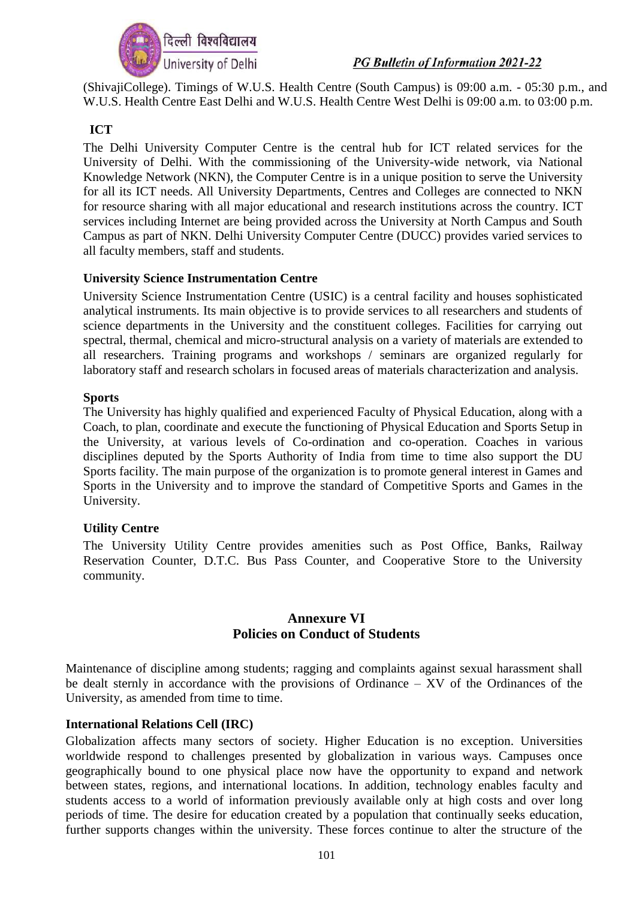(ShivajiCollege). Timings of W.U.S. Health Centre (South Campus) is 09:00 a.m. - 05:30 p.m., and W.U.S. Health Centre East Delhi and W.U.S. Health Centre West Delhi is 09:00 a.m. to 03:00 p.m.

**ICT**

The Delhi University Computer Centre is the central hub for ICT related services for the University of Delhi. With the commissioning of the University-wide network, via National Knowledge Network (NKN), the Computer Centre is in a unique position to serve the University for all its ICT needs. All University Departments, Centres and Colleges are connected to NKN for resource sharing with all major educational and research institutions across the country. ICT services including Internet are being provided across the University at North Campus and South Campus as part of NKN. Delhi University Computer Centre (DUCC) provides varied services to all faculty members, staff and students.

**University Science Instrumentation Centre**

University Science Instrumentation Centre (USIC) is a central facility and houses sophisticated analytical instruments. Its main objective is to provide services to all researchers and students of science departments in the University and the constituent colleges. Facilities for carrying out spectral, thermal, chemical and micro-structural analysis on a variety of materials are extended to all researchers. Training programs and workshops / seminars are organized regularly for laboratory staff and research scholars in focused areas of materials characterization and analysis.

**Sports**

The University has highly qualified and experienced Faculty of Physical Education, along with a Coach, to plan, coordinate and execute the functioning of Physical Education and Sports Setup in the University, at various levels of Co-ordination and co-operation. Coaches in various disciplines deputed by the Sports Authority of India from time to time also support the DU Sports facility. The main purpose of the organization is to promote general interest in Games and Sports in the University and to improve the standard of Competitive Sports and Games in the University.

**Utility Centre**

The University Utility Centre provides amenities such as Post Office, Banks, Railway Reservation Counter, D.T.C. Bus Pass Counter, and Cooperative Store to the University community.

## Annexure VI
## Policies on Conduct of Students

Maintenance of discipline among students; ragging and complaints against sexual harassment shall be dealt sternly in accordance with the provisions of Ordinance – XV of the Ordinances of the University, as amended from time to time.

**International Relations Cell (IRC)**

Globalization affects many sectors of society. Higher Education is no exception. Universities worldwide respond to challenges presented by globalization in various ways. Campuses once geographically bound to one physical place now have the opportunity to expand and network between states, regions, and international locations. In addition, technology enables faculty and students access to a world of information previously available only at high costs and over long periods of time. The desire for education created by a population that continually seeks education, further supports changes within the university. These forces continue to alter the structure of the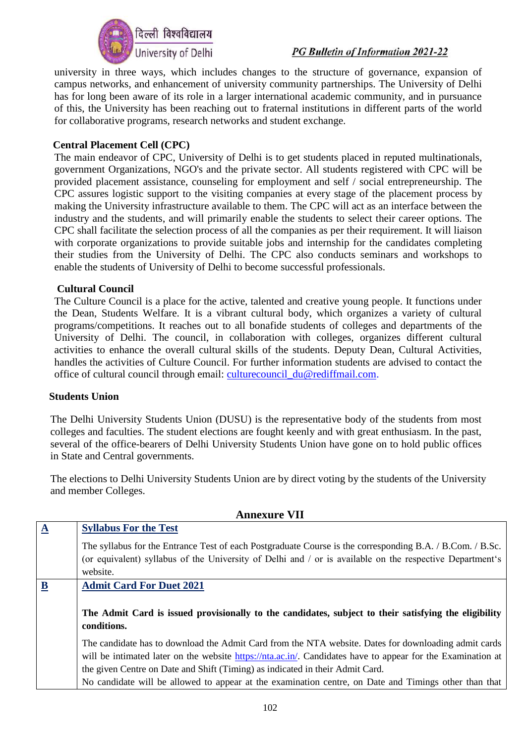university in three ways, which includes changes to the structure of governance, expansion of campus networks, and enhancement of university community partnerships. The University of Delhi has for long been aware of its role in a larger international academic community, and in pursuance of this, the University has been reaching out to fraternal institutions in different parts of the world for collaborative programs, research networks and student exchange.

### Central Placement Cell (CPC)

The main endeavor of CPC, University of Delhi is to get students placed in reputed multinationals, government Organizations, NGO's and the private sector. All students registered with CPC will be provided placement assistance, counseling for employment and self / social entrepreneurship. The CPC assures logistic support to the visiting companies at every stage of the placement process by making the University infrastructure available to them. The CPC will act as an interface between the industry and the students, and will primarily enable the students to select their career options. The CPC shall facilitate the selection process of all the companies as per their requirement. It will liaison with corporate organizations to provide suitable jobs and internship for the candidates completing their studies from the University of Delhi. The CPC also conducts seminars and workshops to enable the students of University of Delhi to become successful professionals.

### Cultural Council

The Culture Council is a place for the active, talented and creative young people. It functions under the Dean, Students Welfare. It is a vibrant cultural body, which organizes a variety of cultural programs/competitions. It reaches out to all bonafide students of colleges and departments of the University of Delhi. The council, in collaboration with colleges, organizes different cultural activities to enhance the overall cultural skills of the students. Deputy Dean, Cultural Activities, handles the activities of Culture Council. For further information students are advised to contact the office of cultural council through email: culturecouncil_du@rediffmail.com.

### Students Union

The Delhi University Students Union (DUSU) is the representative body of the students from most colleges and faculties. The student elections are fought keenly and with great enthusiasm. In the past, several of the office-bearers of Delhi University Students Union have gone on to hold public offices in State and Central governments.

The elections to Delhi University Students Union are by direct voting by the students of the University and member Colleges.

## Annexure VII

| | |
|---|---|
| **A** | **Syllabus For the Test**<br><br>The syllabus for the Entrance Test of each Postgraduate Course is the corresponding B.A. / B.Com. / B.Sc. (or equivalent) syllabus of the University of Delhi and / or is available on the respective Department's website. |
| **B** | **Admit Card For Duet 2021**<br><br>**The Admit Card is issued provisionally to the candidates, subject to their satisfying the eligibility conditions.**<br><br>The candidate has to download the Admit Card from the NTA website. Dates for downloading admit cards will be intimated later on the website https://nta.ac.in/. Candidates have to appear for the Examination at the given Centre on Date and Shift (Timing) as indicated in their Admit Card.<br>No candidate will be allowed to appear at the examination centre, on Date and Timings other than that |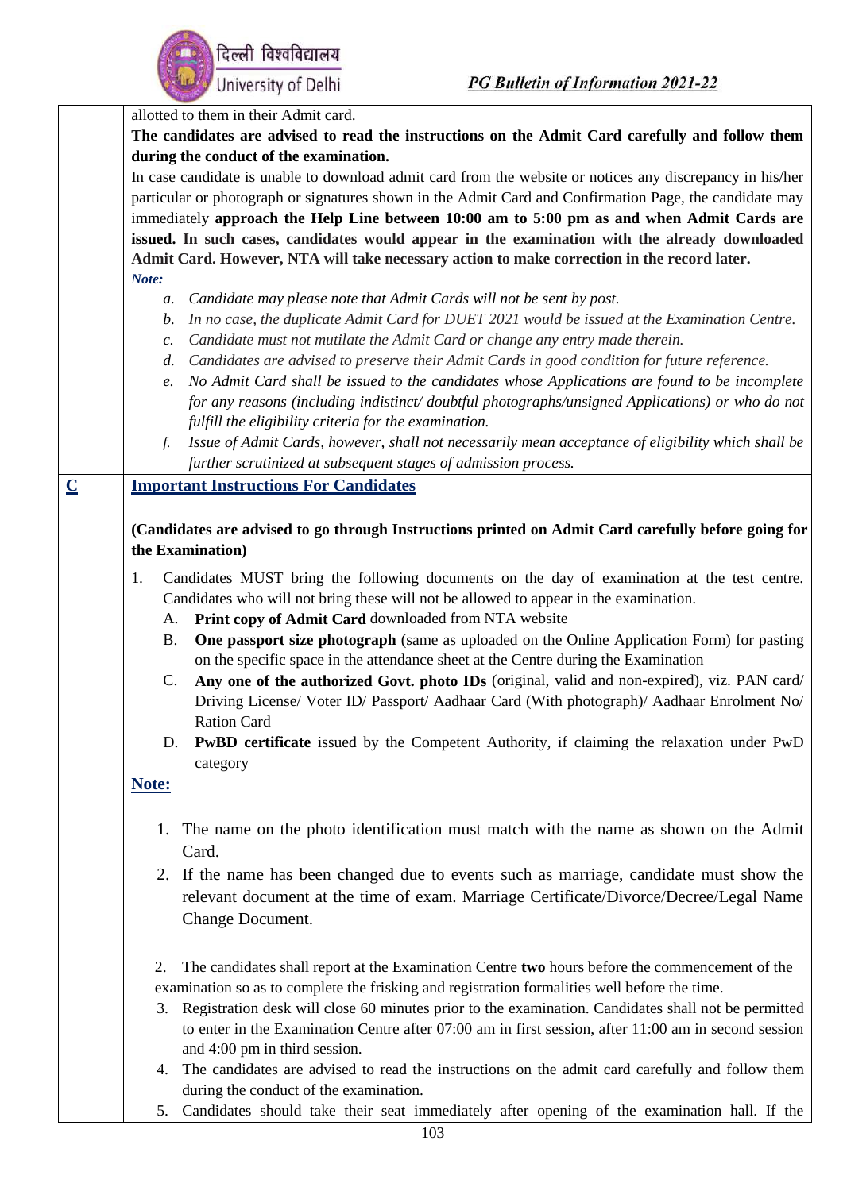allotted to them in their Admit card.

**The candidates are advised to read the instructions on the Admit Card carefully and follow them during the conduct of the examination.**

In case candidate is unable to download admit card from the website or notices any discrepancy in his/her particular or photograph or signatures shown in the Admit Card and Confirmation Page, the candidate may immediately **approach the Help Line between 10:00 am to 5:00 pm as and when Admit Cards are issued. In such cases, candidates would appear in the examination with the already downloaded Admit Card. However, NTA will take necessary action to make correction in the record later.**

***Note:***

a. *Candidate may please note that Admit Cards will not be sent by post.*
b. *In no case, the duplicate Admit Card for DUET 2021 would be issued at the Examination Centre.*
c. *Candidate must not mutilate the Admit Card or change any entry made therein.*
d. *Candidates are advised to preserve their Admit Cards in good condition for future reference.*
e. *No Admit Card shall be issued to the candidates whose Applications are found to be incomplete for any reasons (including indistinct/ doubtful photographs/unsigned Applications) or who do not fulfill the eligibility criteria for the examination.*
f. *Issue of Admit Cards, however, shall not necessarily mean acceptance of eligibility which shall be further scrutinized at subsequent stages of admission process.*

## C Important Instructions For Candidates

**(Candidates are advised to go through Instructions printed on Admit Card carefully before going for the Examination)**

1. Candidates MUST bring the following documents on the day of examination at the test centre. Candidates who will not bring these will not be allowed to appear in the examination.
   A. **Print copy of Admit Card** downloaded from NTA website
   B. **One passport size photograph** (same as uploaded on the Online Application Form) for pasting on the specific space in the attendance sheet at the Centre during the Examination
   C. **Any one of the authorized Govt. photo IDs** (original, valid and non-expired), viz. PAN card/ Driving License/ Voter ID/ Passport/ Aadhaar Card (With photograph)/ Aadhaar Enrolment No/ Ration Card
   D. **PwBD certificate** issued by the Competent Authority, if claiming the relaxation under PwD category

**Note:**

1. The name on the photo identification must match with the name as shown on the Admit Card.
2. If the name has been changed due to events such as marriage, candidate must show the relevant document at the time of exam. Marriage Certificate/Divorce/Decree/Legal Name Change Document.

2. The candidates shall report at the Examination Centre **two** hours before the commencement of the examination so as to complete the frisking and registration formalities well before the time.
3. Registration desk will close 60 minutes prior to the examination. Candidates shall not be permitted to enter in the Examination Centre after 07:00 am in first session, after 11:00 am in second session and 4:00 pm in third session.
4. The candidates are advised to read the instructions on the admit card carefully and follow them during the conduct of the examination.
5. Candidates should take their seat immediately after opening of the examination hall. If the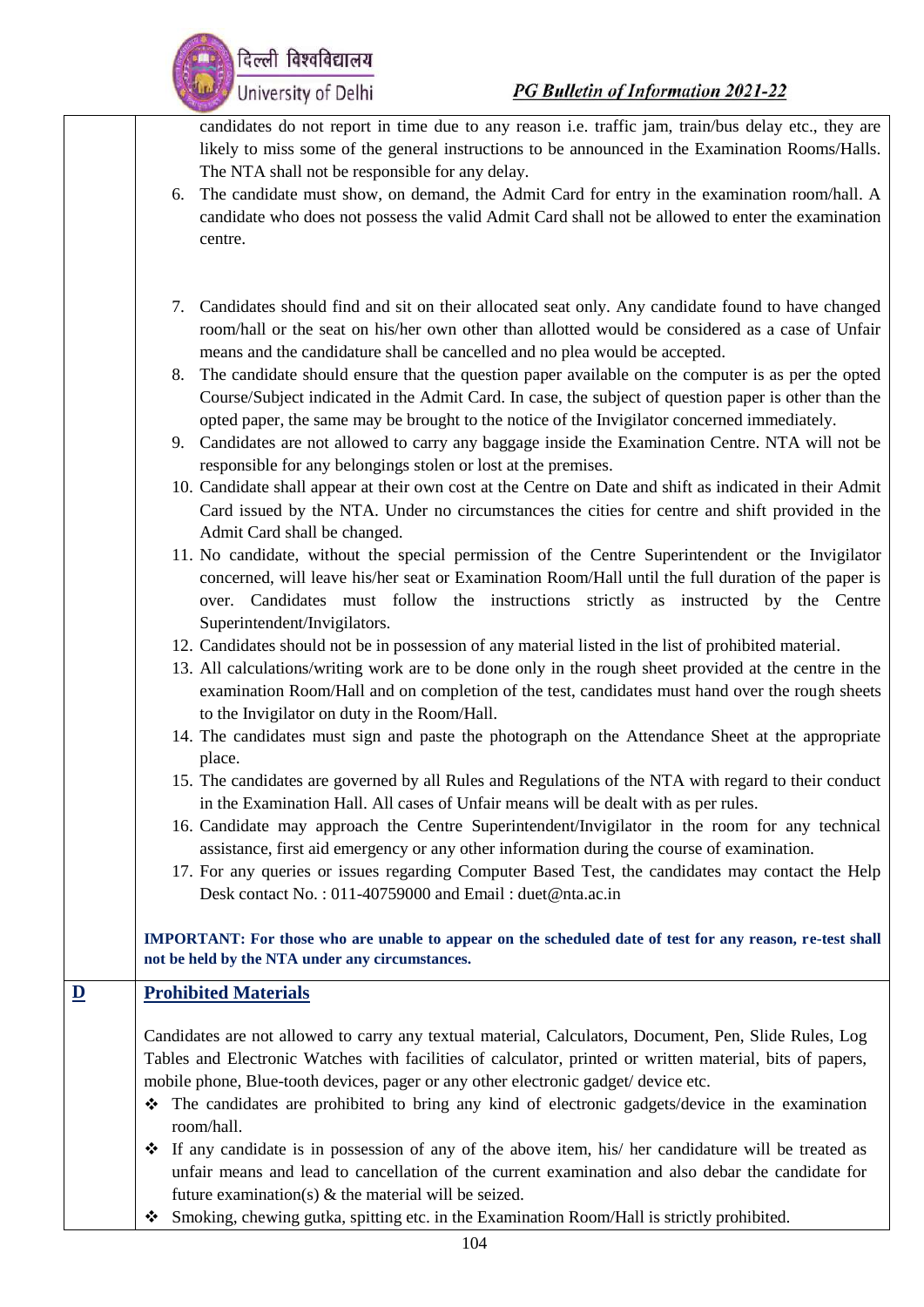candidates do not report in time due to any reason i.e. traffic jam, train/bus delay etc., they are likely to miss some of the general instructions to be announced in the Examination Rooms/Halls. The NTA shall not be responsible for any delay.

6. The candidate must show, on demand, the Admit Card for entry in the examination room/hall. A candidate who does not possess the valid Admit Card shall not be allowed to enter the examination centre.
7. Candidates should find and sit on their allocated seat only. Any candidate found to have changed room/hall or the seat on his/her own other than allotted would be considered as a case of Unfair means and the candidature shall be cancelled and no plea would be accepted.
8. The candidate should ensure that the question paper available on the computer is as per the opted Course/Subject indicated in the Admit Card. In case, the subject of question paper is other than the opted paper, the same may be brought to the notice of the Invigilator concerned immediately.
9. Candidates are not allowed to carry any baggage inside the Examination Centre. NTA will not be responsible for any belongings stolen or lost at the premises.
10. Candidate shall appear at their own cost at the Centre on Date and shift as indicated in their Admit Card issued by the NTA. Under no circumstances the cities for centre and shift provided in the Admit Card shall be changed.
11. No candidate, without the special permission of the Centre Superintendent or the Invigilator concerned, will leave his/her seat or Examination Room/Hall until the full duration of the paper is over. Candidates must follow the instructions strictly as instructed by the Centre Superintendent/Invigilators.
12. Candidates should not be in possession of any material listed in the list of prohibited material.
13. All calculations/writing work are to be done only in the rough sheet provided at the centre in the examination Room/Hall and on completion of the test, candidates must hand over the rough sheets to the Invigilator on duty in the Room/Hall.
14. The candidates must sign and paste the photograph on the Attendance Sheet at the appropriate place.
15. The candidates are governed by all Rules and Regulations of the NTA with regard to their conduct in the Examination Hall. All cases of Unfair means will be dealt with as per rules.
16. Candidate may approach the Centre Superintendent/Invigilator in the room for any technical assistance, first aid emergency or any other information during the course of examination.
17. For any queries or issues regarding Computer Based Test, the candidates may contact the Help Desk contact No. : 011-40759000 and Email : duet@nta.ac.in

**IMPORTANT: For those who are unable to appear on the scheduled date of test for any reason, re-test shall not be held by the NTA under any circumstances.**

## D Prohibited Materials

Candidates are not allowed to carry any textual material, Calculators, Document, Pen, Slide Rules, Log Tables and Electronic Watches with facilities of calculator, printed or written material, bits of papers, mobile phone, Blue-tooth devices, pager or any other electronic gadget/ device etc.

- The candidates are prohibited to bring any kind of electronic gadgets/device in the examination room/hall.
- If any candidate is in possession of any of the above item, his/ her candidature will be treated as unfair means and lead to cancellation of the current examination and also debar the candidate for future examination(s) & the material will be seized.
- Smoking, chewing gutka, spitting etc. in the Examination Room/Hall is strictly prohibited.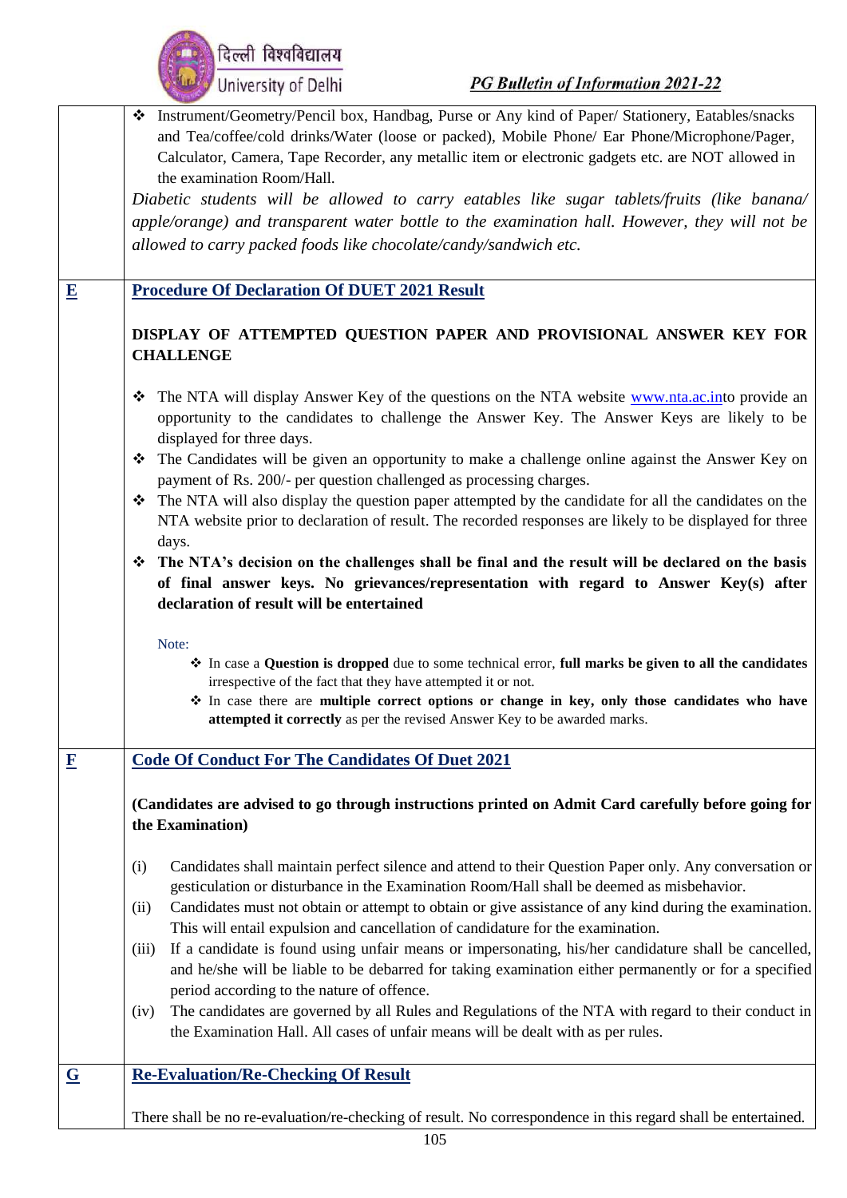- Instrument/Geometry/Pencil box, Handbag, Purse or Any kind of Paper/ Stationery, Eatables/snacks and Tea/coffee/cold drinks/Water (loose or packed), Mobile Phone/ Ear Phone/Microphone/Pager, Calculator, Camera, Tape Recorder, any metallic item or electronic gadgets etc. are NOT allowed in the examination Room/Hall.

*Diabetic students will be allowed to carry eatables like sugar tablets/fruits (like banana/ apple/orange) and transparent water bottle to the examination hall. However, they will not be allowed to carry packed foods like chocolate/candy/sandwich etc.*

## E. Procedure Of Declaration Of DUET 2021 Result

**DISPLAY OF ATTEMPTED QUESTION PAPER AND PROVISIONAL ANSWER KEY FOR CHALLENGE**

- The NTA will display Answer Key of the questions on the NTA website www.nta.ac.into provide an opportunity to the candidates to challenge the Answer Key. The Answer Keys are likely to be displayed for three days.
- The Candidates will be given an opportunity to make a challenge online against the Answer Key on payment of Rs. 200/- per question challenged as processing charges.
- The NTA will also display the question paper attempted by the candidate for all the candidates on the NTA website prior to declaration of result. The recorded responses are likely to be displayed for three days.
- **The NTA's decision on the challenges shall be final and the result will be declared on the basis of final answer keys. No grievances/representation with regard to Answer Key(s) after declaration of result will be entertained**

Note:

- In case a **Question is dropped** due to some technical error, **full marks be given to all the candidates** irrespective of the fact that they have attempted it or not.
- In case there are **multiple correct options or change in key, only those candidates who have attempted it correctly** as per the revised Answer Key to be awarded marks.

## F. Code Of Conduct For The Candidates Of Duet 2021

**(Candidates are advised to go through instructions printed on Admit Card carefully before going for the Examination)**

(i) Candidates shall maintain perfect silence and attend to their Question Paper only. Any conversation or gesticulation or disturbance in the Examination Room/Hall shall be deemed as misbehavior.

(ii) Candidates must not obtain or attempt to obtain or give assistance of any kind during the examination. This will entail expulsion and cancellation of candidature for the examination.

(iii) If a candidate is found using unfair means or impersonating, his/her candidature shall be cancelled, and he/she will be liable to be debarred for taking examination either permanently or for a specified period according to the nature of offence.

(iv) The candidates are governed by all Rules and Regulations of the NTA with regard to their conduct in the Examination Hall. All cases of unfair means will be dealt with as per rules.

## G. Re-Evaluation/Re-Checking Of Result

There shall be no re-evaluation/re-checking of result. No correspondence in this regard shall be entertained.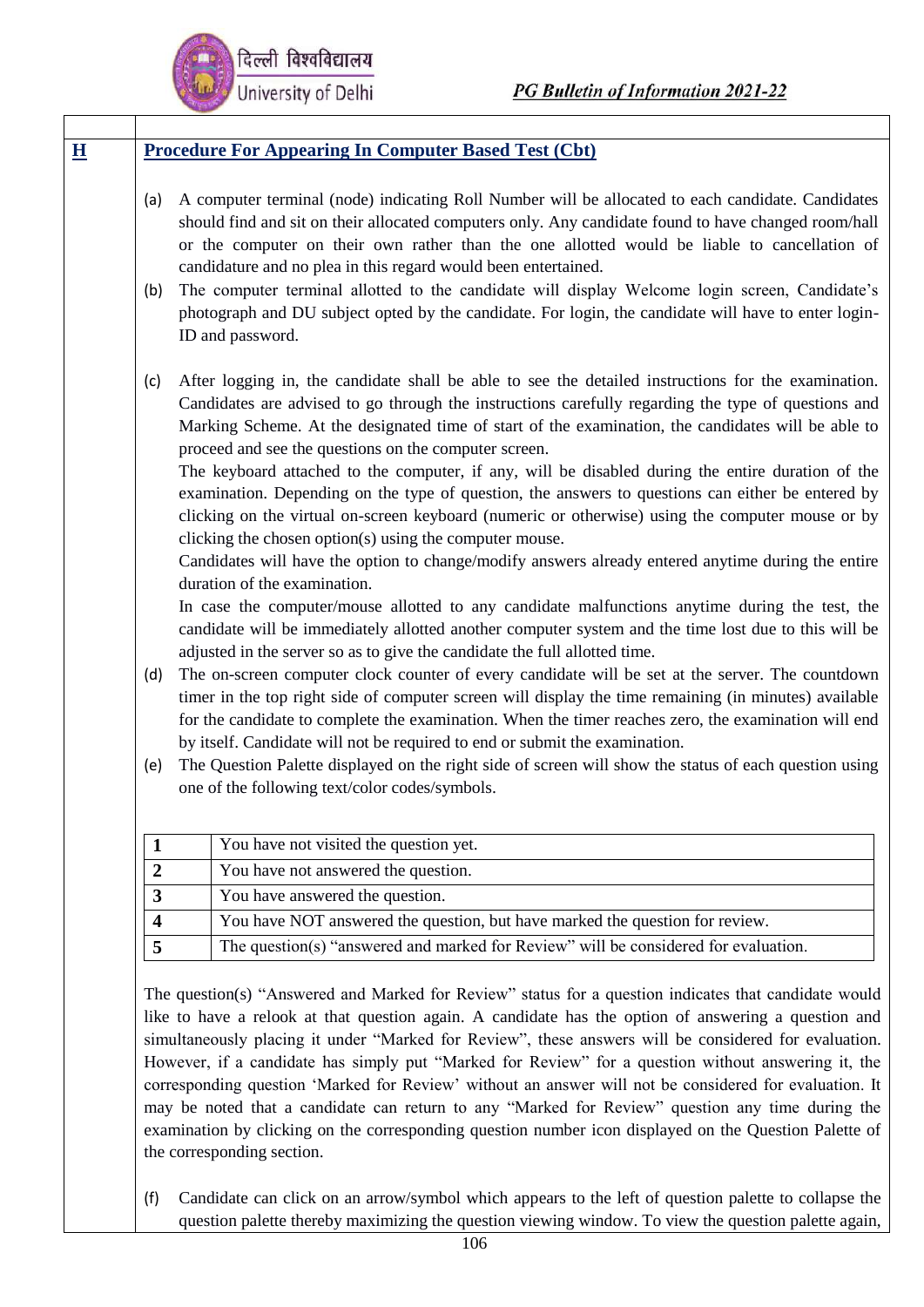**H**

## Procedure For Appearing In Computer Based Test (Cbt)

(a) A computer terminal (node) indicating Roll Number will be allocated to each candidate. Candidates should find and sit on their allocated computers only. Any candidate found to have changed room/hall or the computer on their own rather than the one allotted would be liable to cancellation of candidature and no plea in this regard would been entertained.

(b) The computer terminal allotted to the candidate will display Welcome login screen, Candidate's photograph and DU subject opted by the candidate. For login, the candidate will have to enter login-ID and password.

(c) After logging in, the candidate shall be able to see the detailed instructions for the examination. Candidates are advised to go through the instructions carefully regarding the type of questions and Marking Scheme. At the designated time of start of the examination, the candidates will be able to proceed and see the questions on the computer screen.

The keyboard attached to the computer, if any, will be disabled during the entire duration of the examination. Depending on the type of question, the answers to questions can either be entered by clicking on the virtual on-screen keyboard (numeric or otherwise) using the computer mouse or by clicking the chosen option(s) using the computer mouse.

Candidates will have the option to change/modify answers already entered anytime during the entire duration of the examination.

In case the computer/mouse allotted to any candidate malfunctions anytime during the test, the candidate will be immediately allotted another computer system and the time lost due to this will be adjusted in the server so as to give the candidate the full allotted time.

(d) The on-screen computer clock counter of every candidate will be set at the server. The countdown timer in the top right side of computer screen will display the time remaining (in minutes) available for the candidate to complete the examination. When the timer reaches zero, the examination will end by itself. Candidate will not be required to end or submit the examination.

(e) The Question Palette displayed on the right side of screen will show the status of each question using one of the following text/color codes/symbols.

| | |
|---|---|
| **1** | You have not visited the question yet. |
| **2** | You have not answered the question. |
| **3** | You have answered the question. |
| **4** | You have NOT answered the question, but have marked the question for review. |
| **5** | The question(s) "answered and marked for Review" will be considered for evaluation. |

The question(s) "Answered and Marked for Review" status for a question indicates that candidate would like to have a relook at that question again. A candidate has the option of answering a question and simultaneously placing it under "Marked for Review", these answers will be considered for evaluation. However, if a candidate has simply put "Marked for Review" for a question without answering it, the corresponding question 'Marked for Review' without an answer will not be considered for evaluation. It may be noted that a candidate can return to any "Marked for Review" question any time during the examination by clicking on the corresponding question number icon displayed on the Question Palette of the corresponding section.

(f) Candidate can click on an arrow/symbol which appears to the left of question palette to collapse the question palette thereby maximizing the question viewing window. To view the question palette again,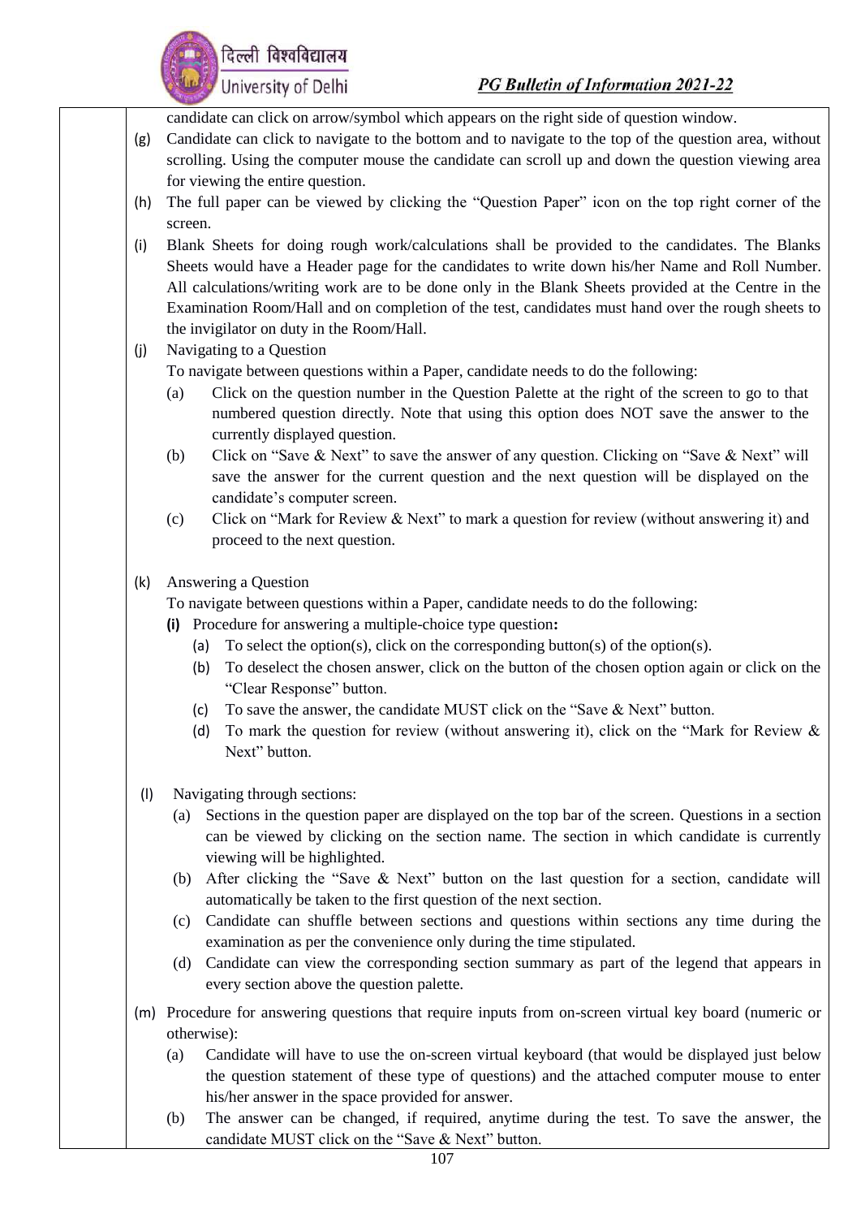candidate can click on arrow/symbol which appears on the right side of question window.

(g) Candidate can click to navigate to the bottom and to navigate to the top of the question area, without scrolling. Using the computer mouse the candidate can scroll up and down the question viewing area for viewing the entire question.

(h) The full paper can be viewed by clicking the "Question Paper" icon on the top right corner of the screen.

(i) Blank Sheets for doing rough work/calculations shall be provided to the candidates. The Blanks Sheets would have a Header page for the candidates to write down his/her Name and Roll Number. All calculations/writing work are to be done only in the Blank Sheets provided at the Centre in the Examination Room/Hall and on completion of the test, candidates must hand over the rough sheets to the invigilator on duty in the Room/Hall.

(j) Navigating to a Question

To navigate between questions within a Paper, candidate needs to do the following:

(a) Click on the question number in the Question Palette at the right of the screen to go to that numbered question directly. Note that using this option does NOT save the answer to the currently displayed question.

(b) Click on "Save & Next" to save the answer of any question. Clicking on "Save & Next" will save the answer for the current question and the next question will be displayed on the candidate's computer screen.

(c) Click on "Mark for Review & Next" to mark a question for review (without answering it) and proceed to the next question.

(k) Answering a Question

To navigate between questions within a Paper, candidate needs to do the following:

**(i)** Procedure for answering a multiple-choice type question**:**

(a) To select the option(s), click on the corresponding button(s) of the option(s).

(b) To deselect the chosen answer, click on the button of the chosen option again or click on the "Clear Response" button.

(c) To save the answer, the candidate MUST click on the "Save & Next" button.

(d) To mark the question for review (without answering it), click on the "Mark for Review & Next" button.

(l) Navigating through sections:

(a) Sections in the question paper are displayed on the top bar of the screen. Questions in a section can be viewed by clicking on the section name. The section in which candidate is currently viewing will be highlighted.

(b) After clicking the "Save & Next" button on the last question for a section, candidate will automatically be taken to the first question of the next section.

(c) Candidate can shuffle between sections and questions within sections any time during the examination as per the convenience only during the time stipulated.

(d) Candidate can view the corresponding section summary as part of the legend that appears in every section above the question palette.

(m) Procedure for answering questions that require inputs from on-screen virtual key board (numeric or otherwise):

(a) Candidate will have to use the on-screen virtual keyboard (that would be displayed just below the question statement of these type of questions) and the attached computer mouse to enter his/her answer in the space provided for answer.

(b) The answer can be changed, if required, anytime during the test. To save the answer, the candidate MUST click on the "Save & Next" button.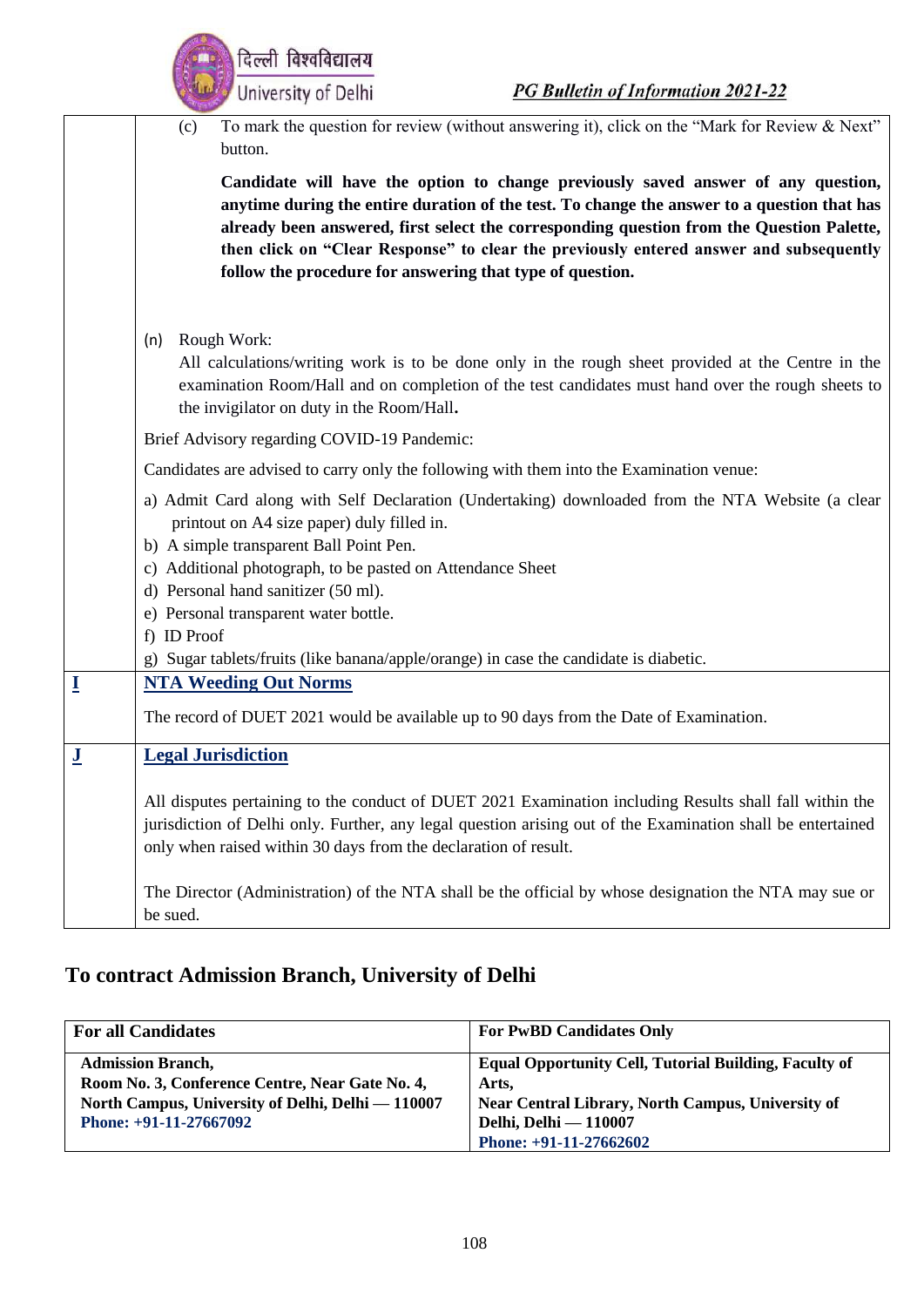(c) To mark the question for review (without answering it), click on the "Mark for Review & Next" button.

**Candidate will have the option to change previously saved answer of any question, anytime during the entire duration of the test. To change the answer to a question that has already been answered, first select the corresponding question from the Question Palette, then click on "Clear Response" to clear the previously entered answer and subsequently follow the procedure for answering that type of question.**

(n) Rough Work:
All calculations/writing work is to be done only in the rough sheet provided at the Centre in the examination Room/Hall and on completion of the test candidates must hand over the rough sheets to the invigilator on duty in the Room/Hall**.**

Brief Advisory regarding COVID-19 Pandemic:

Candidates are advised to carry only the following with them into the Examination venue:

a) Admit Card along with Self Declaration (Undertaking) downloaded from the NTA Website (a clear printout on A4 size paper) duly filled in.
b) A simple transparent Ball Point Pen.
c) Additional photograph, to be pasted on Attendance Sheet
d) Personal hand sanitizer (50 ml).
e) Personal transparent water bottle.
f) ID Proof
g) Sugar tablets/fruits (like banana/apple/orange) in case the candidate is diabetic.

## I NTA Weeding Out Norms

The record of DUET 2021 would be available up to 90 days from the Date of Examination.

## J Legal Jurisdiction

All disputes pertaining to the conduct of DUET 2021 Examination including Results shall fall within the jurisdiction of Delhi only. Further, any legal question arising out of the Examination shall be entertained only when raised within 30 days from the declaration of result.

The Director (Administration) of the NTA shall be the official by whose designation the NTA may sue or be sued.

## To contract Admission Branch, University of Delhi

| For all Candidates | For PwBD Candidates Only |
| --- | --- |
| **Admission Branch,**<br>**Room No. 3, Conference Centre, Near Gate No. 4,**<br>**North Campus, University of Delhi, Delhi — 110007**<br>**Phone: +91-11-27667092** | **Equal Opportunity Cell, Tutorial Building, Faculty of Arts,**<br>**Near Central Library, North Campus, University of Delhi, Delhi — 110007**<br>**Phone: +91-11-27662602** |